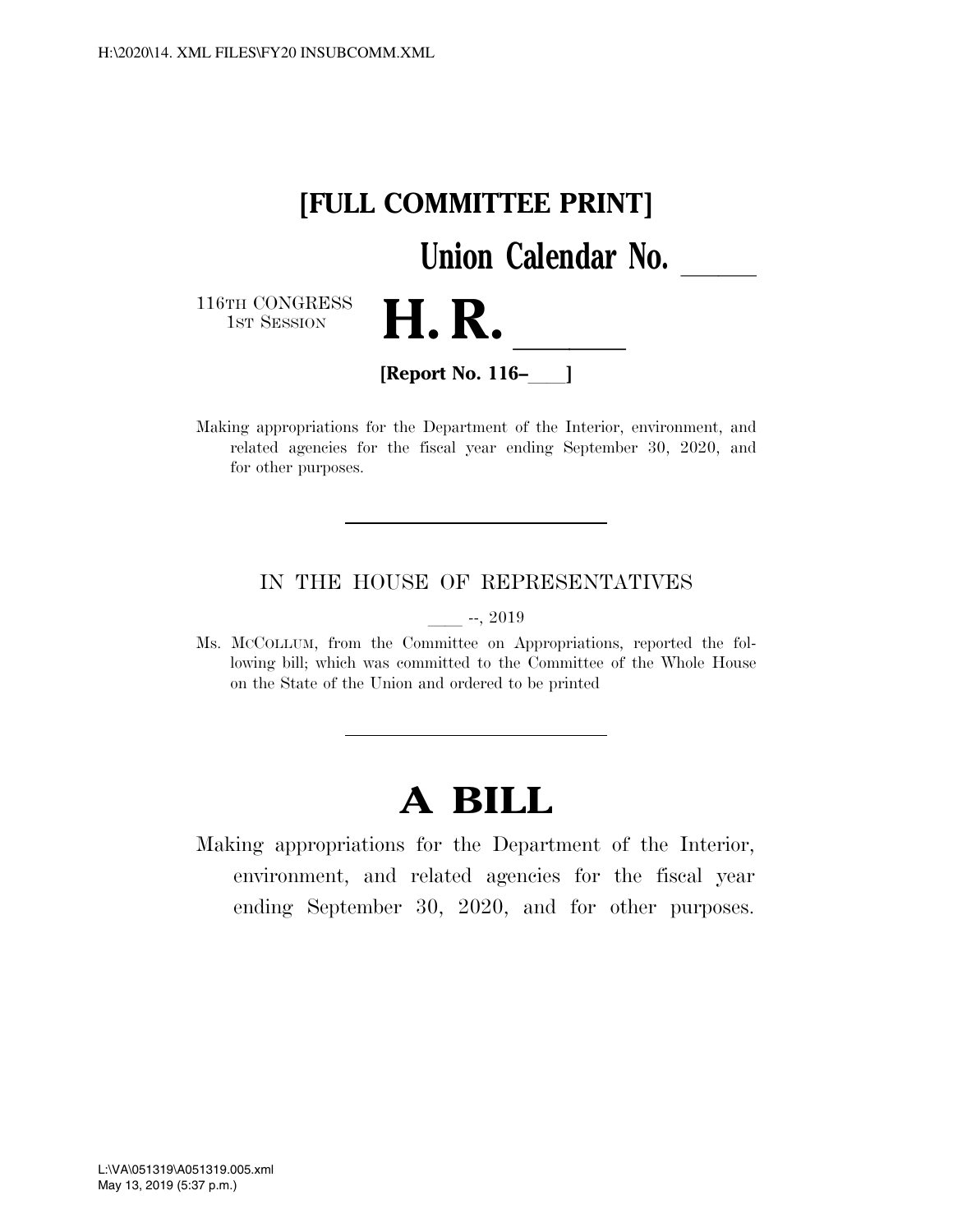**[FULL COMMITTEE PRINT]**

**Union Calendar No. \_\_\_\_\_**

116TH CONGRESS
1ST SESSION

# H. R. \_\_\_\_\_\_

**[Report No. 116–\_\_\_\_]**

Making appropriations for the Department of the Interior, environment, and related agencies for the fiscal year ending September 30, 2020, and for other purposes.

---

IN THE HOUSE OF REPRESENTATIVES

\_\_\_\_ --, 2019

Ms. MCCOLLUM, from the Committee on Appropriations, reported the following bill; which was committed to the Committee of the Whole House on the State of the Union and ordered to be printed

---

# A BILL

Making appropriations for the Department of the Interior, environment, and related agencies for the fiscal year ending September 30, 2020, and for other purposes.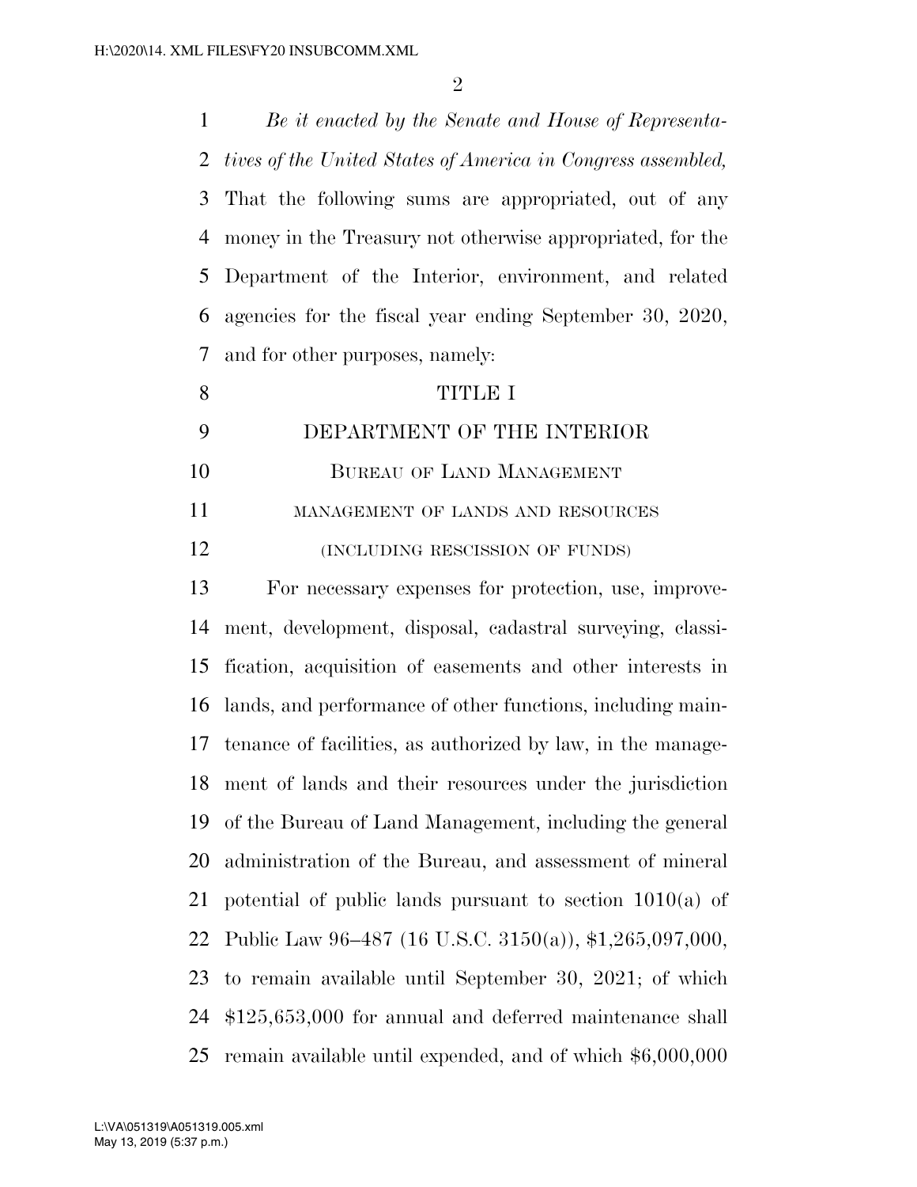*Be it enacted by the Senate and House of Representatives of the United States of America in Congress assembled,* That the following sums are appropriated, out of any money in the Treasury not otherwise appropriated, for the Department of the Interior, environment, and related agencies for the fiscal year ending September 30, 2020, and for other purposes, namely:

# TITLE I

# DEPARTMENT OF THE INTERIOR

## BUREAU OF LAND MANAGEMENT

### MANAGEMENT OF LANDS AND RESOURCES

### (INCLUDING RESCISSION OF FUNDS)

For necessary expenses for protection, use, improvement, development, disposal, cadastral surveying, classification, acquisition of easements and other interests in lands, and performance of other functions, including maintenance of facilities, as authorized by law, in the management of lands and their resources under the jurisdiction of the Bureau of Land Management, including the general administration of the Bureau, and assessment of mineral potential of public lands pursuant to section 1010(a) of Public Law 96–487 (16 U.S.C. 3150(a)), $1,265,097,000, to remain available until September 30, 2021; of which $125,653,000 for annual and deferred maintenance shall remain available until expended, and of which $6,000,000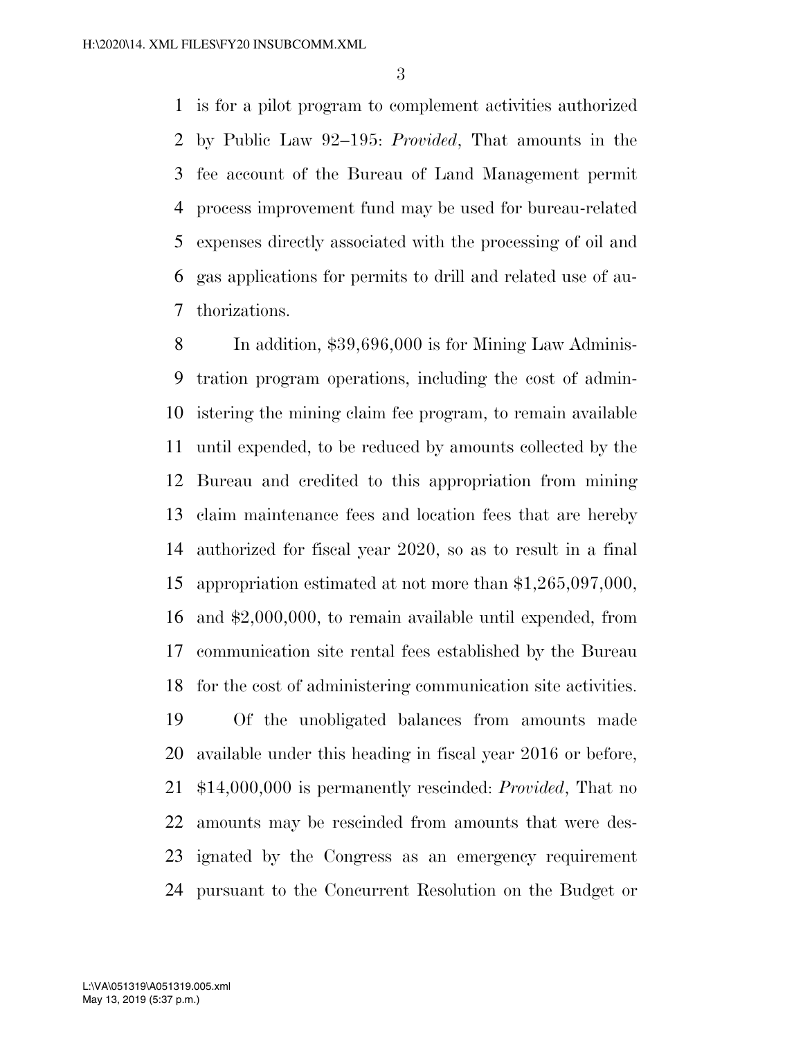is for a pilot program to complement activities authorized by Public Law 92–195: *Provided*, That amounts in the fee account of the Bureau of Land Management permit process improvement fund may be used for bureau-related expenses directly associated with the processing of oil and gas applications for permits to drill and related use of authorizations.

In addition, $39,696,000 is for Mining Law Administration program operations, including the cost of administering the mining claim fee program, to remain available until expended, to be reduced by amounts collected by the Bureau and credited to this appropriation from mining claim maintenance fees and location fees that are hereby authorized for fiscal year 2020, so as to result in a final appropriation estimated at not more than $1,265,097,000, and $2,000,000, to remain available until expended, from communication site rental fees established by the Bureau for the cost of administering communication site activities.

Of the unobligated balances from amounts made available under this heading in fiscal year 2016 or before, $14,000,000 is permanently rescinded: *Provided*, That no amounts may be rescinded from amounts that were designated by the Congress as an emergency requirement pursuant to the Concurrent Resolution on the Budget or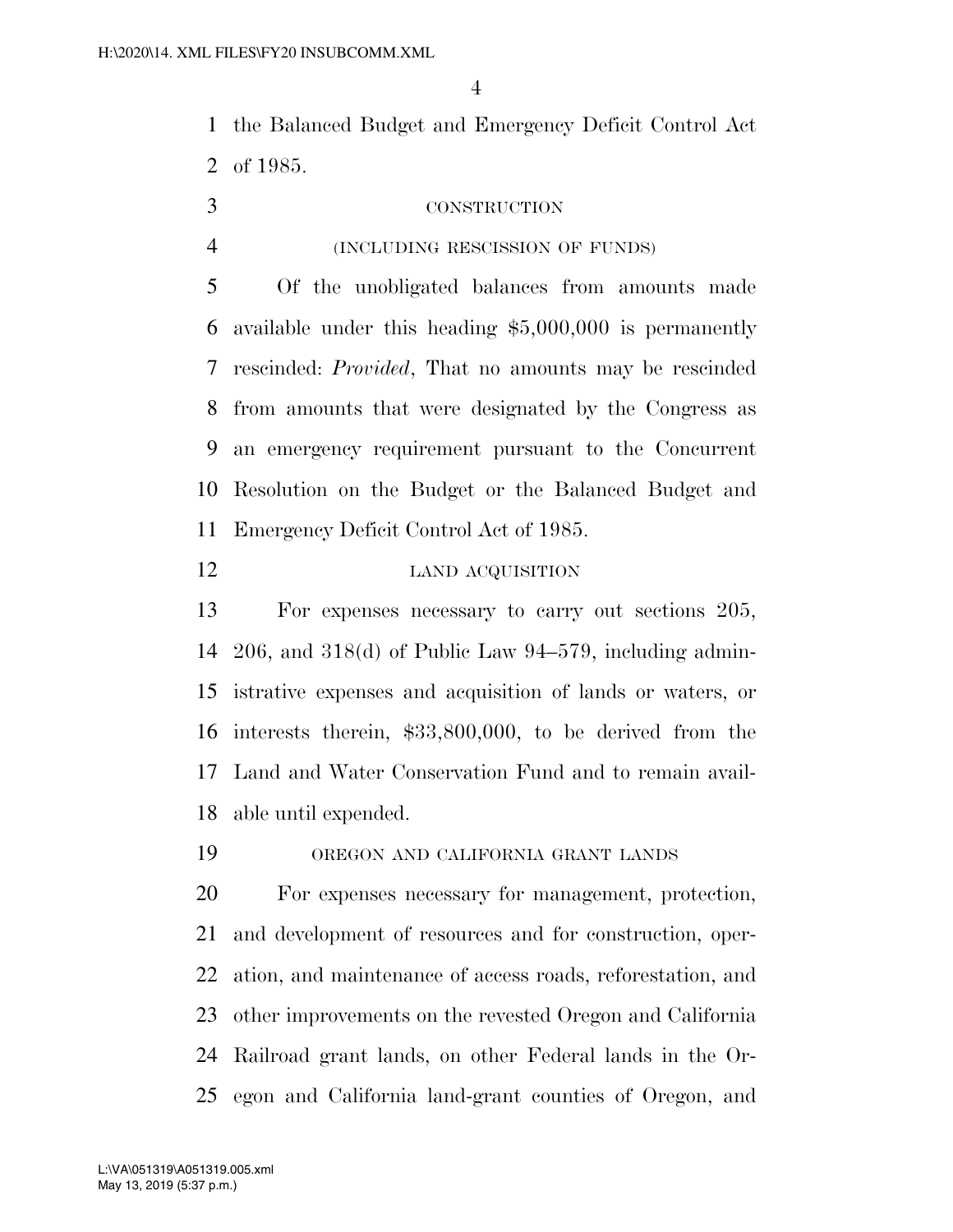the Balanced Budget and Emergency Deficit Control Act of 1985.

CONSTRUCTION

(INCLUDING RESCISSION OF FUNDS)

Of the unobligated balances from amounts made available under this heading $5,000,000 is permanently rescinded: *Provided*, That no amounts may be rescinded from amounts that were designated by the Congress as an emergency requirement pursuant to the Concurrent Resolution on the Budget or the Balanced Budget and Emergency Deficit Control Act of 1985.

LAND ACQUISITION

For expenses necessary to carry out sections 205, 206, and 318(d) of Public Law 94–579, including administrative expenses and acquisition of lands or waters, or interests therein, $33,800,000, to be derived from the Land and Water Conservation Fund and to remain available until expended.

OREGON AND CALIFORNIA GRANT LANDS

For expenses necessary for management, protection, and development of resources and for construction, operation, and maintenance of access roads, reforestation, and other improvements on the revested Oregon and California Railroad grant lands, on other Federal lands in the Oregon and California land-grant counties of Oregon, and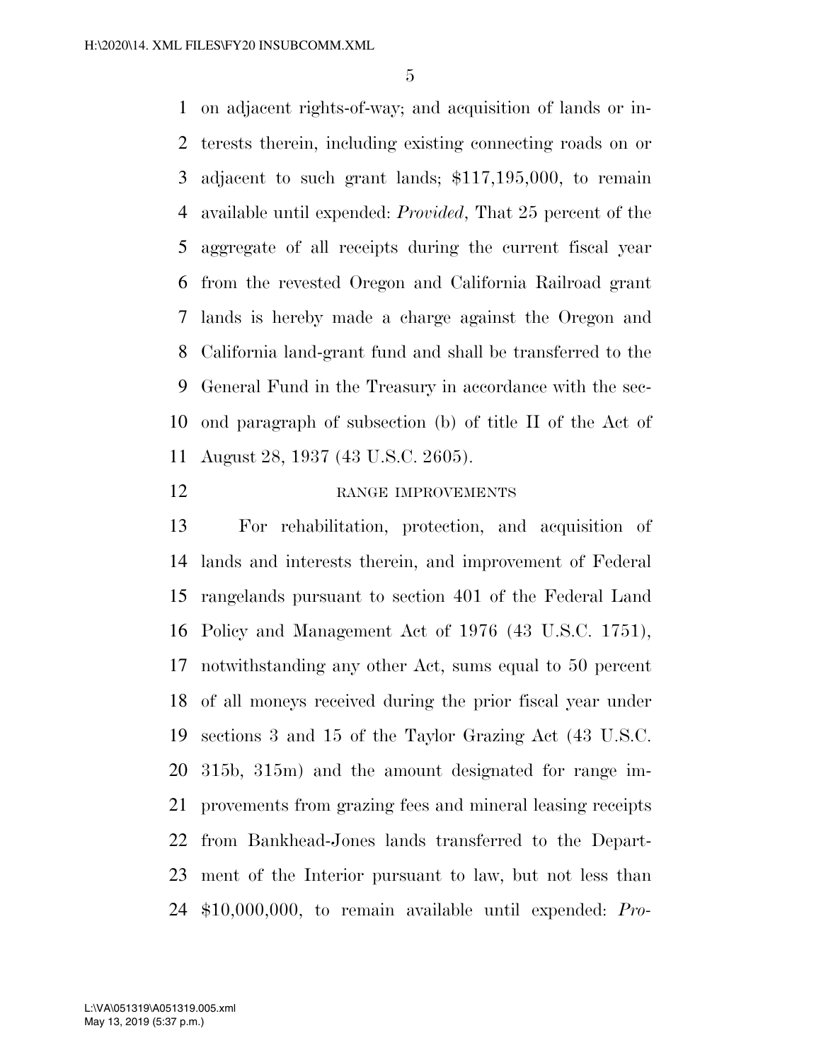on adjacent rights-of-way; and acquisition of lands or interests therein, including existing connecting roads on or adjacent to such grant lands; $117,195,000, to remain available until expended: *Provided*, That 25 percent of the aggregate of all receipts during the current fiscal year from the revested Oregon and California Railroad grant lands is hereby made a charge against the Oregon and California land-grant fund and shall be transferred to the General Fund in the Treasury in accordance with the second paragraph of subsection (b) of title II of the Act of August 28, 1937 (43 U.S.C. 2605).

RANGE IMPROVEMENTS

For rehabilitation, protection, and acquisition of lands and interests therein, and improvement of Federal rangelands pursuant to section 401 of the Federal Land Policy and Management Act of 1976 (43 U.S.C. 1751), notwithstanding any other Act, sums equal to 50 percent of all moneys received during the prior fiscal year under sections 3 and 15 of the Taylor Grazing Act (43 U.S.C. 315b, 315m) and the amount designated for range improvements from grazing fees and mineral leasing receipts from Bankhead-Jones lands transferred to the Department of the Interior pursuant to law, but not less than $10,000,000, to remain available until expended: *Pro-*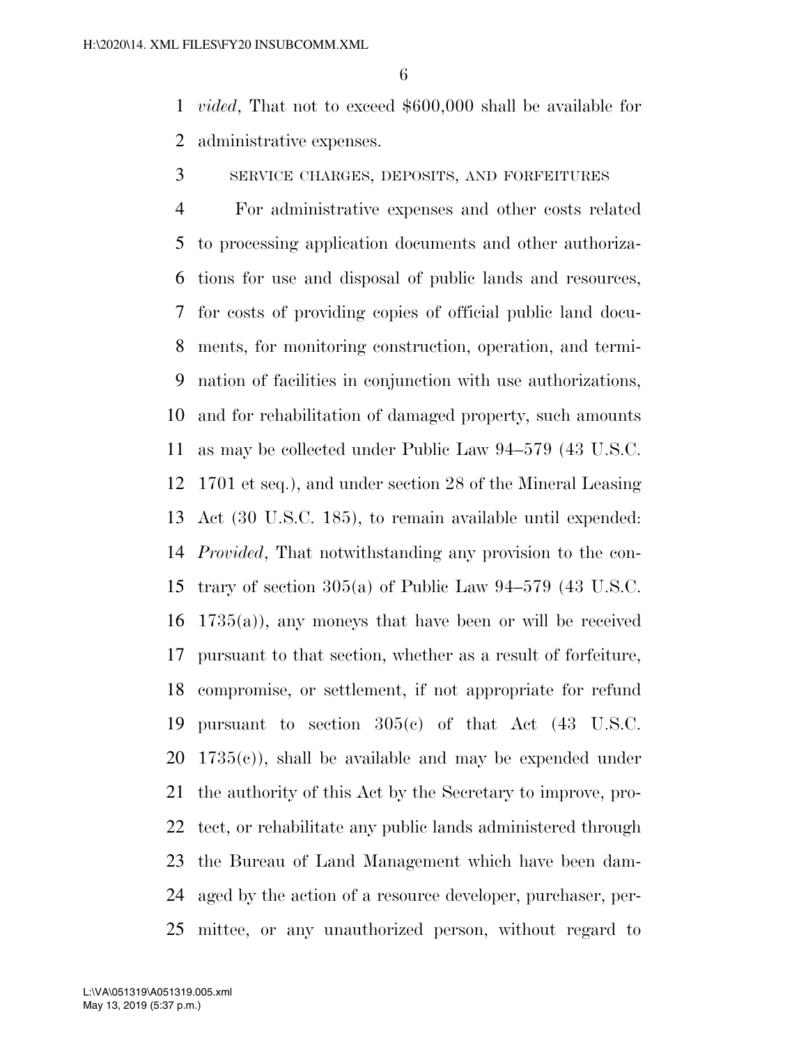*vided*, That not to exceed $600,000 shall be available for administrative expenses.

SERVICE CHARGES, DEPOSITS, AND FORFEITURES

For administrative expenses and other costs related to processing application documents and other authorizations for use and disposal of public lands and resources, for costs of providing copies of official public land documents, for monitoring construction, operation, and termination of facilities in conjunction with use authorizations, and for rehabilitation of damaged property, such amounts as may be collected under Public Law 94–579 (43 U.S.C. 1701 et seq.), and under section 28 of the Mineral Leasing Act (30 U.S.C. 185), to remain available until expended: *Provided*, That notwithstanding any provision to the contrary of section 305(a) of Public Law 94–579 (43 U.S.C. 1735(a)), any moneys that have been or will be received pursuant to that section, whether as a result of forfeiture, compromise, or settlement, if not appropriate for refund pursuant to section 305(c) of that Act (43 U.S.C. 1735(c)), shall be available and may be expended under the authority of this Act by the Secretary to improve, protect, or rehabilitate any public lands administered through the Bureau of Land Management which have been damaged by the action of a resource developer, purchaser, permittee, or any unauthorized person, without regard to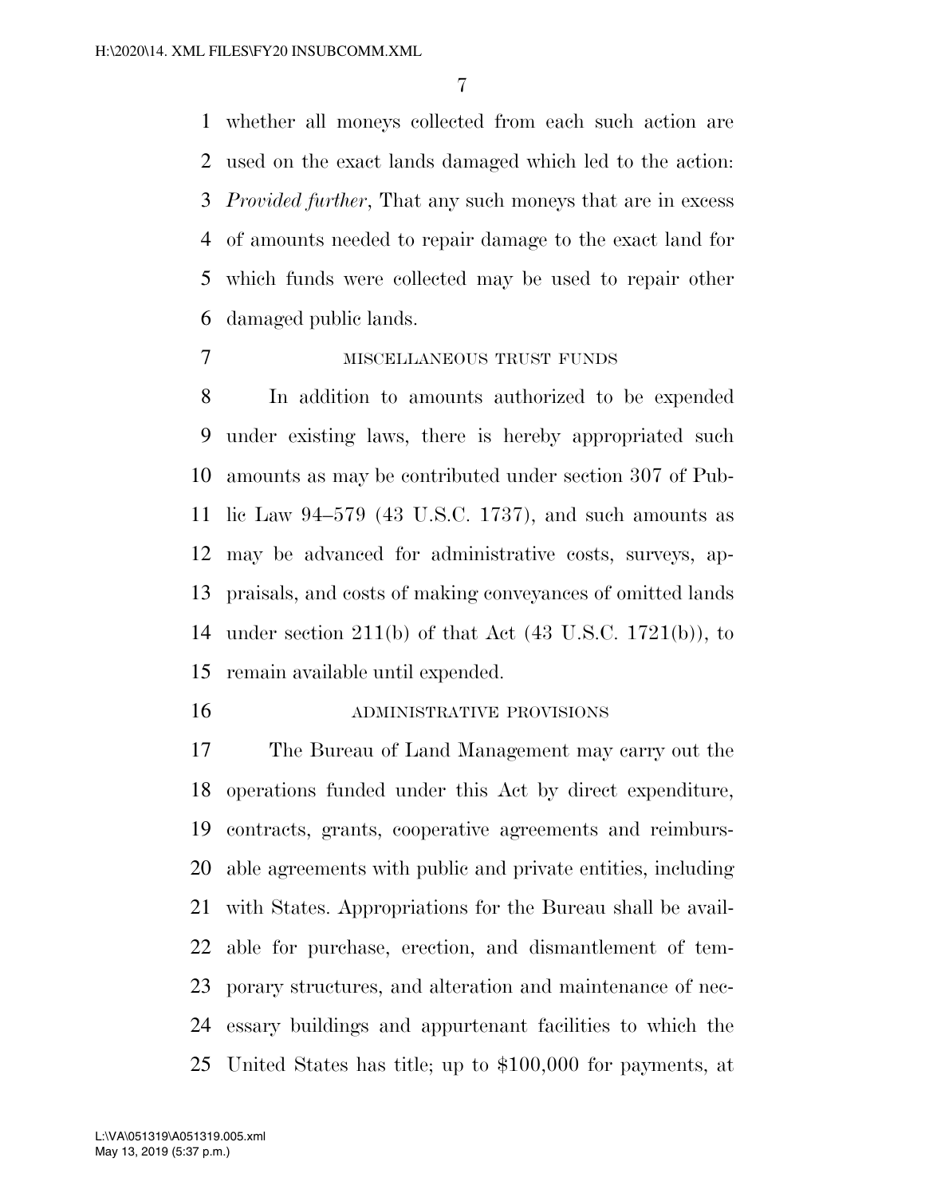whether all moneys collected from each such action are used on the exact lands damaged which led to the action: *Provided further*, That any such moneys that are in excess of amounts needed to repair damage to the exact land for which funds were collected may be used to repair other damaged public lands.

MISCELLANEOUS TRUST FUNDS

In addition to amounts authorized to be expended under existing laws, there is hereby appropriated such amounts as may be contributed under section 307 of Public Law 94–579 (43 U.S.C. 1737), and such amounts as may be advanced for administrative costs, surveys, appraisals, and costs of making conveyances of omitted lands under section 211(b) of that Act (43 U.S.C. 1721(b)), to remain available until expended.

ADMINISTRATIVE PROVISIONS

The Bureau of Land Management may carry out the operations funded under this Act by direct expenditure, contracts, grants, cooperative agreements and reimbursable agreements with public and private entities, including with States. Appropriations for the Bureau shall be available for purchase, erection, and dismantlement of temporary structures, and alteration and maintenance of necessary buildings and appurtenant facilities to which the United States has title; up to $100,000 for payments, at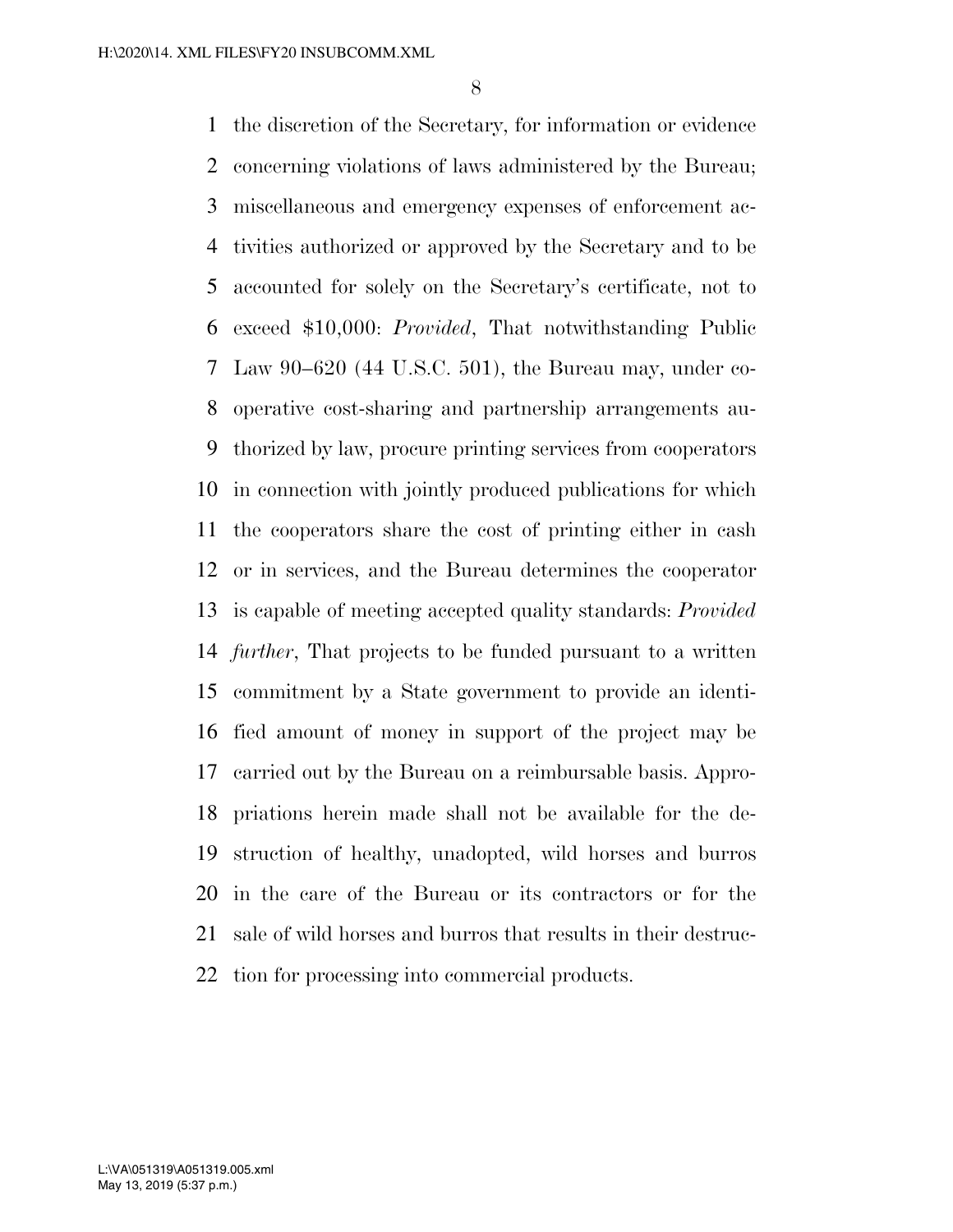the discretion of the Secretary, for information or evidence concerning violations of laws administered by the Bureau; miscellaneous and emergency expenses of enforcement activities authorized or approved by the Secretary and to be accounted for solely on the Secretary's certificate, not to exceed $10,000: *Provided*, That notwithstanding Public Law 90–620 (44 U.S.C. 501), the Bureau may, under cooperative cost-sharing and partnership arrangements authorized by law, procure printing services from cooperators in connection with jointly produced publications for which the cooperators share the cost of printing either in cash or in services, and the Bureau determines the cooperator is capable of meeting accepted quality standards: *Provided further*, That projects to be funded pursuant to a written commitment by a State government to provide an identified amount of money in support of the project may be carried out by the Bureau on a reimbursable basis. Appropriations herein made shall not be available for the destruction of healthy, unadopted, wild horses and burros in the care of the Bureau or its contractors or for the sale of wild horses and burros that results in their destruction for processing into commercial products.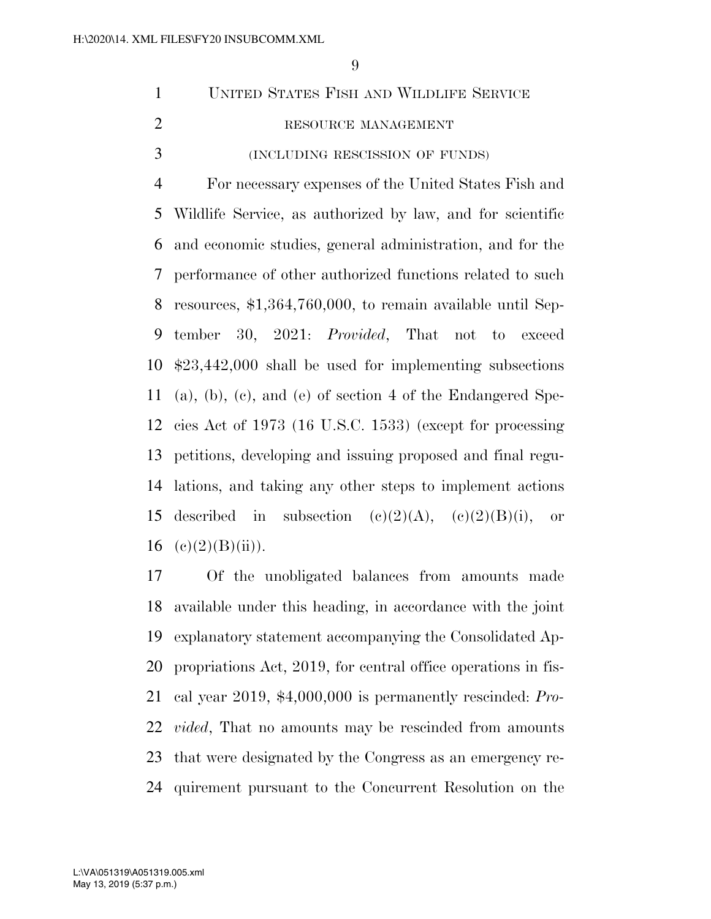UNITED STATES FISH AND WILDLIFE SERVICE

RESOURCE MANAGEMENT

(INCLUDING RESCISSION OF FUNDS)

For necessary expenses of the United States Fish and Wildlife Service, as authorized by law, and for scientific and economic studies, general administration, and for the performance of other authorized functions related to such resources, $1,364,760,000, to remain available until September 30, 2021: *Provided*, That not to exceed $23,442,000 shall be used for implementing subsections (a), (b), (c), and (e) of section 4 of the Endangered Species Act of 1973 (16 U.S.C. 1533) (except for processing petitions, developing and issuing proposed and final regulations, and taking any other steps to implement actions described in subsection (c)(2)(A), (c)(2)(B)(i), or (c)(2)(B)(ii)).

Of the unobligated balances from amounts made available under this heading, in accordance with the joint explanatory statement accompanying the Consolidated Appropriations Act, 2019, for central office operations in fiscal year 2019, $4,000,000 is permanently rescinded: *Provided*, That no amounts may be rescinded from amounts that were designated by the Congress as an emergency requirement pursuant to the Concurrent Resolution on the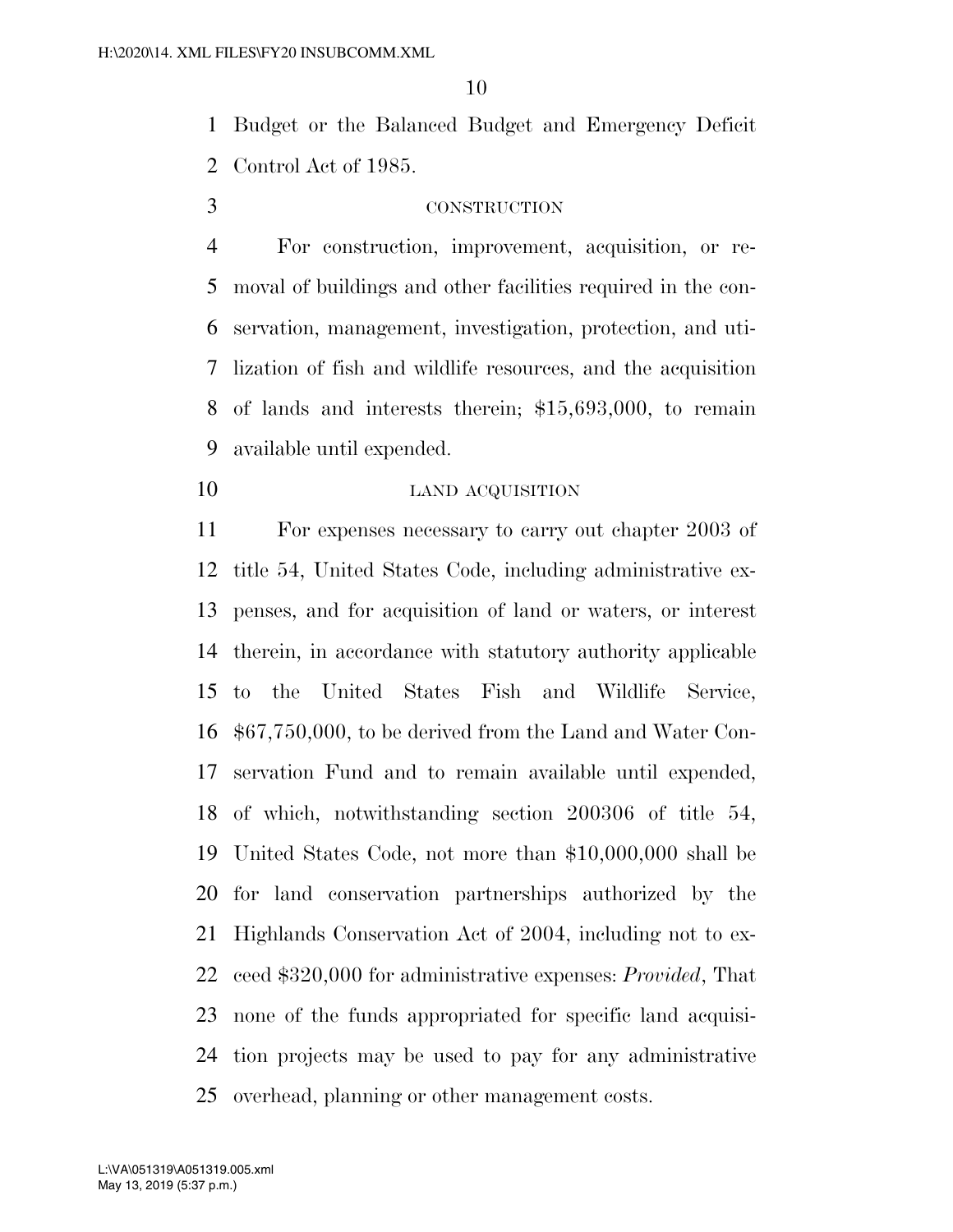Budget or the Balanced Budget and Emergency Deficit Control Act of 1985.

### CONSTRUCTION

For construction, improvement, acquisition, or removal of buildings and other facilities required in the conservation, management, investigation, protection, and utilization of fish and wildlife resources, and the acquisition of lands and interests therein; $15,693,000, to remain available until expended.

### LAND ACQUISITION

For expenses necessary to carry out chapter 2003 of title 54, United States Code, including administrative expenses, and for acquisition of land or waters, or interest therein, in accordance with statutory authority applicable to the United States Fish and Wildlife Service, $67,750,000, to be derived from the Land and Water Conservation Fund and to remain available until expended, of which, notwithstanding section 200306 of title 54, United States Code, not more than $10,000,000 shall be for land conservation partnerships authorized by the Highlands Conservation Act of 2004, including not to exceed $320,000 for administrative expenses: *Provided*, That none of the funds appropriated for specific land acquisition projects may be used to pay for any administrative overhead, planning or other management costs.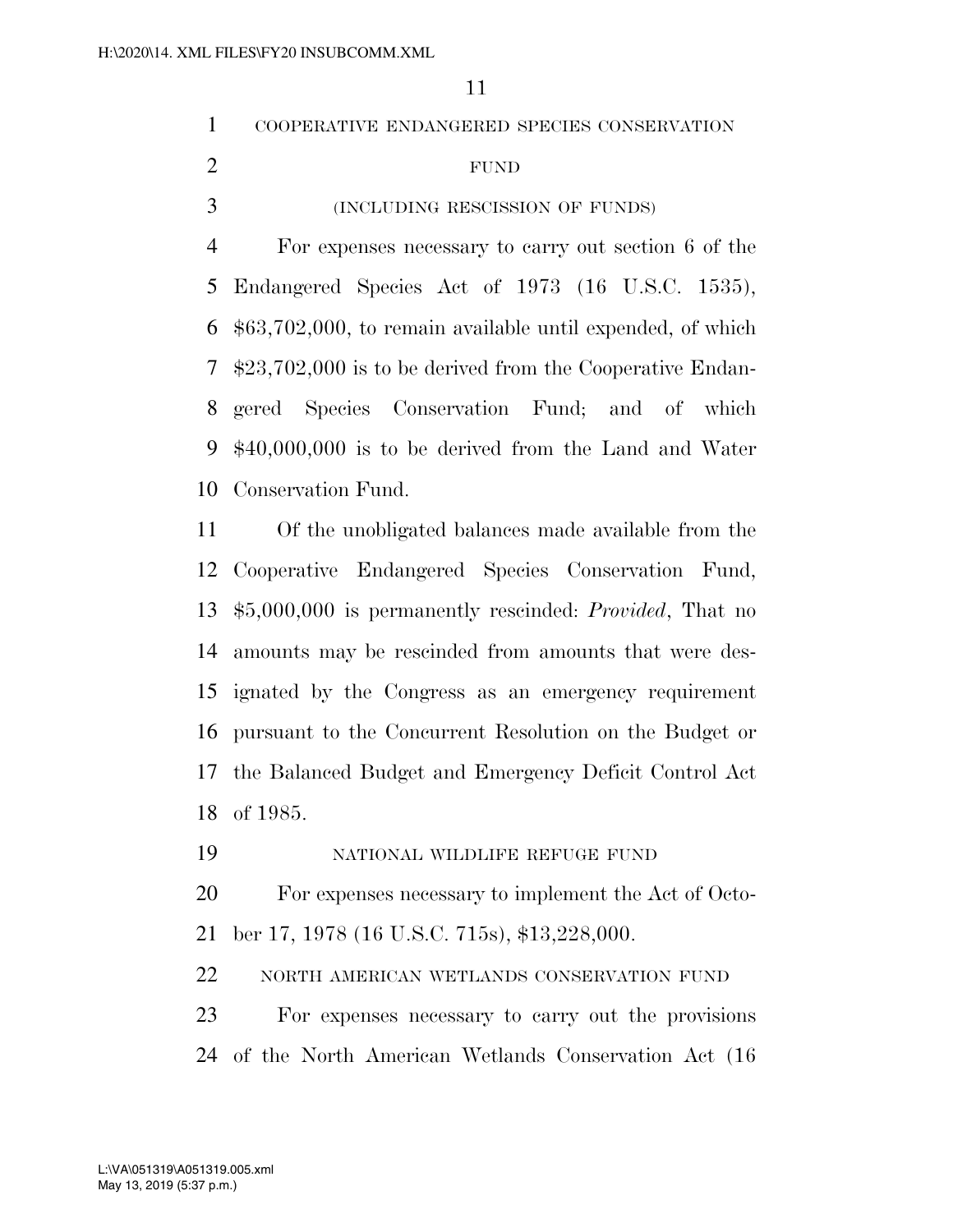COOPERATIVE ENDANGERED SPECIES CONSERVATION FUND

(INCLUDING RESCISSION OF FUNDS)

For expenses necessary to carry out section 6 of the Endangered Species Act of 1973 (16 U.S.C. 1535), $63,702,000, to remain available until expended, of which $23,702,000 is to be derived from the Cooperative Endangered Species Conservation Fund; and of which $40,000,000 is to be derived from the Land and Water Conservation Fund.

Of the unobligated balances made available from the Cooperative Endangered Species Conservation Fund, $5,000,000 is permanently rescinded: *Provided*, That no amounts may be rescinded from amounts that were designated by the Congress as an emergency requirement pursuant to the Concurrent Resolution on the Budget or the Balanced Budget and Emergency Deficit Control Act of 1985.

NATIONAL WILDLIFE REFUGE FUND

For expenses necessary to implement the Act of October 17, 1978 (16 U.S.C. 715s), $13,228,000.

NORTH AMERICAN WETLANDS CONSERVATION FUND

For expenses necessary to carry out the provisions of the North American Wetlands Conservation Act (16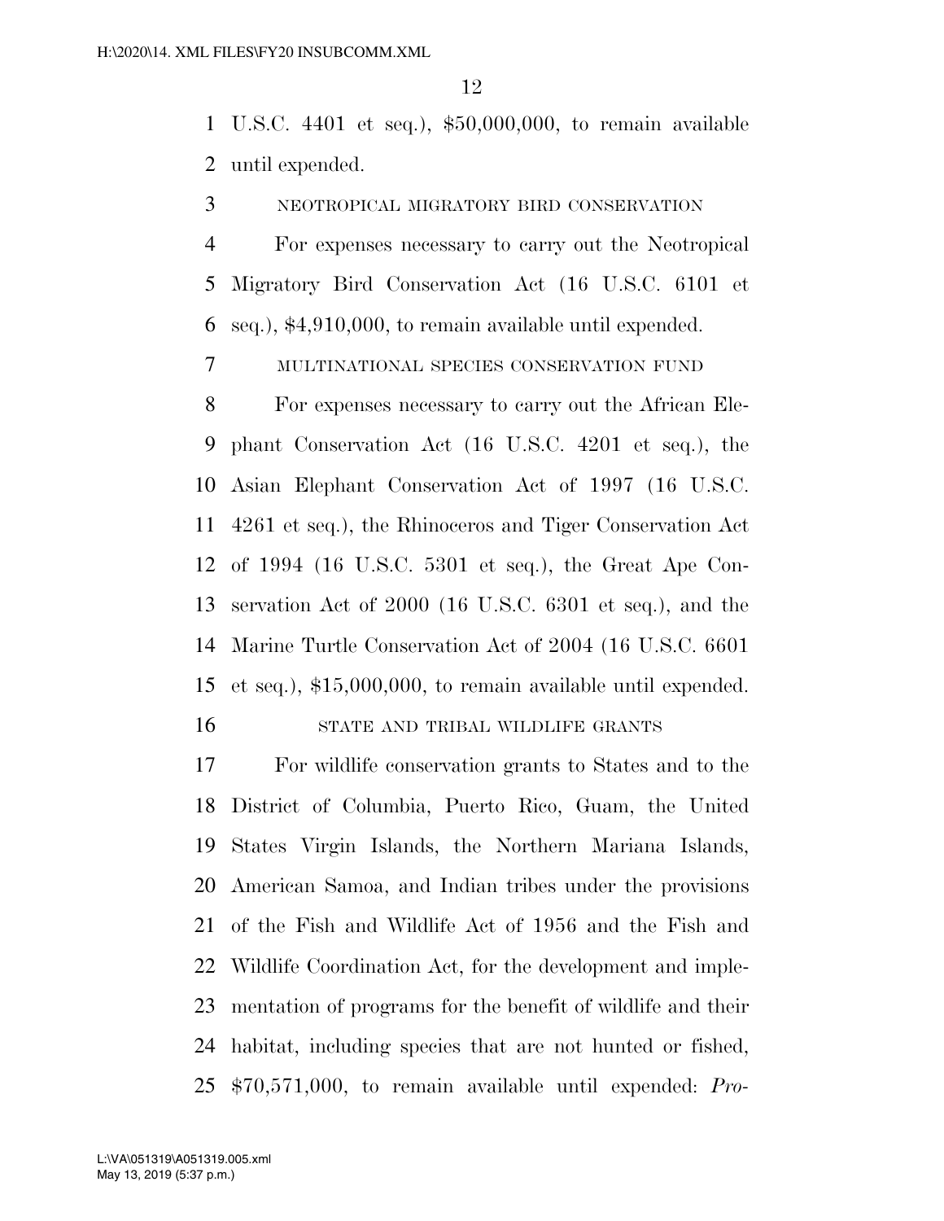U.S.C. 4401 et seq.), $50,000,000, to remain available until expended.

NEOTROPICAL MIGRATORY BIRD CONSERVATION

For expenses necessary to carry out the Neotropical Migratory Bird Conservation Act (16 U.S.C. 6101 et seq.), $4,910,000, to remain available until expended.

MULTINATIONAL SPECIES CONSERVATION FUND

For expenses necessary to carry out the African Elephant Conservation Act (16 U.S.C. 4201 et seq.), the Asian Elephant Conservation Act of 1997 (16 U.S.C. 4261 et seq.), the Rhinoceros and Tiger Conservation Act of 1994 (16 U.S.C. 5301 et seq.), the Great Ape Conservation Act of 2000 (16 U.S.C. 6301 et seq.), and the Marine Turtle Conservation Act of 2004 (16 U.S.C. 6601 et seq.), $15,000,000, to remain available until expended.

STATE AND TRIBAL WILDLIFE GRANTS

For wildlife conservation grants to States and to the District of Columbia, Puerto Rico, Guam, the United States Virgin Islands, the Northern Mariana Islands, American Samoa, and Indian tribes under the provisions of the Fish and Wildlife Act of 1956 and the Fish and Wildlife Coordination Act, for the development and implementation of programs for the benefit of wildlife and their habitat, including species that are not hunted or fished, $70,571,000, to remain available until expended: *Pro-*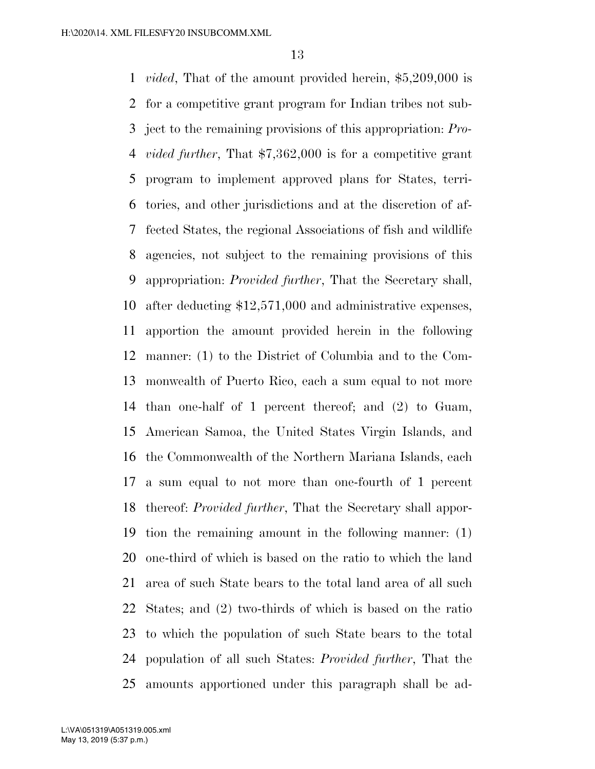*vided*, That of the amount provided herein, $5,209,000 is for a competitive grant program for Indian tribes not subject to the remaining provisions of this appropriation: *Provided further*, That $7,362,000 is for a competitive grant program to implement approved plans for States, territories, and other jurisdictions and at the discretion of affected States, the regional Associations of fish and wildlife agencies, not subject to the remaining provisions of this appropriation: *Provided further*, That the Secretary shall, after deducting $12,571,000 and administrative expenses, apportion the amount provided herein in the following manner: (1) to the District of Columbia and to the Commonwealth of Puerto Rico, each a sum equal to not more than one-half of 1 percent thereof; and (2) to Guam, American Samoa, the United States Virgin Islands, and the Commonwealth of the Northern Mariana Islands, each a sum equal to not more than one-fourth of 1 percent thereof: *Provided further*, That the Secretary shall apportion the remaining amount in the following manner: (1) one-third of which is based on the ratio to which the land area of such State bears to the total land area of all such States; and (2) two-thirds of which is based on the ratio to which the population of such State bears to the total population of all such States: *Provided further*, That the amounts apportioned under this paragraph shall be ad-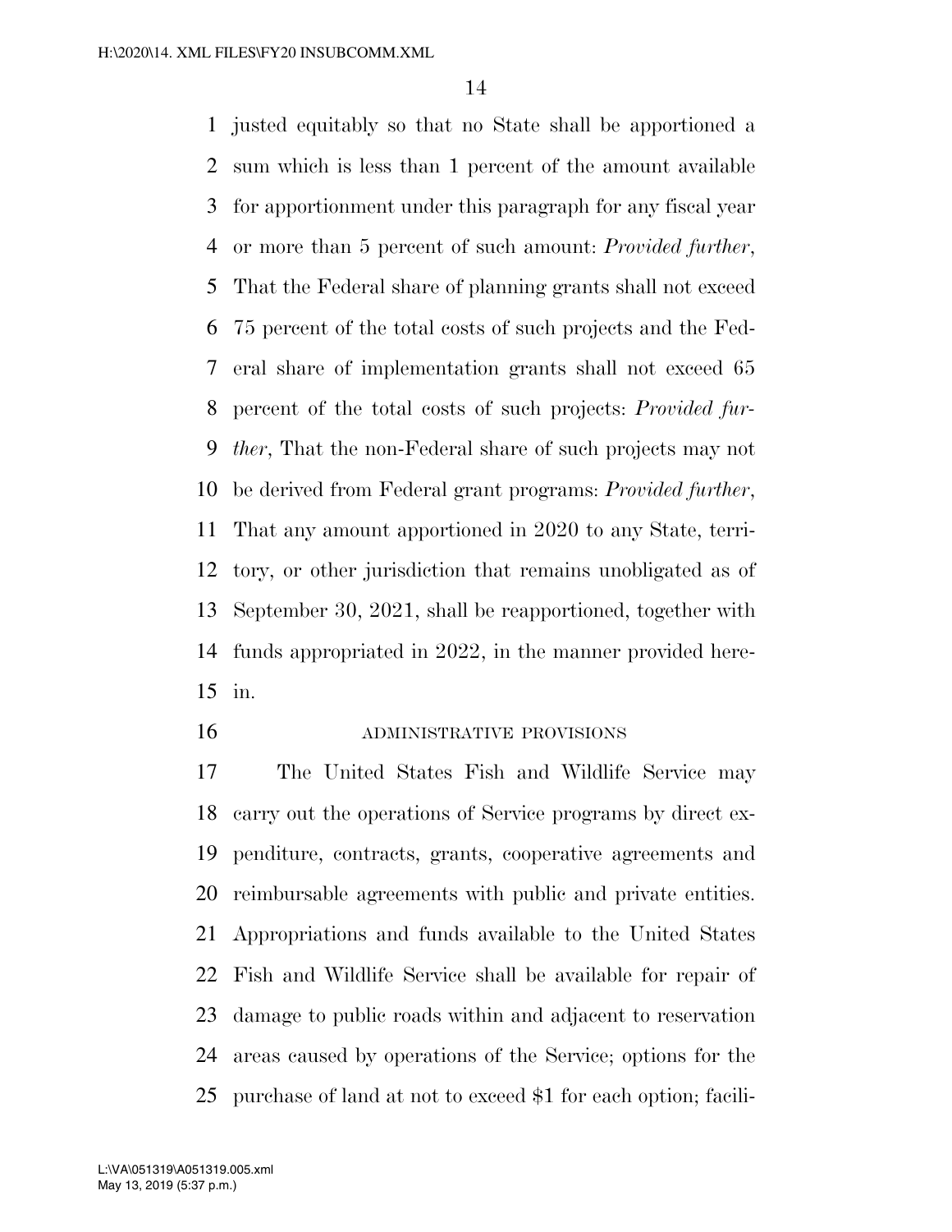justed equitably so that no State shall be apportioned a sum which is less than 1 percent of the amount available for apportionment under this paragraph for any fiscal year or more than 5 percent of such amount: *Provided further*, That the Federal share of planning grants shall not exceed 75 percent of the total costs of such projects and the Federal share of implementation grants shall not exceed 65 percent of the total costs of such projects: *Provided further*, That the non-Federal share of such projects may not be derived from Federal grant programs: *Provided further*, That any amount apportioned in 2020 to any State, territory, or other jurisdiction that remains unobligated as of September 30, 2021, shall be reapportioned, together with funds appropriated in 2022, in the manner provided herein.

ADMINISTRATIVE PROVISIONS

The United States Fish and Wildlife Service may carry out the operations of Service programs by direct expenditure, contracts, grants, cooperative agreements and reimbursable agreements with public and private entities. Appropriations and funds available to the United States Fish and Wildlife Service shall be available for repair of damage to public roads within and adjacent to reservation areas caused by operations of the Service; options for the purchase of land at not to exceed $1 for each option; facili-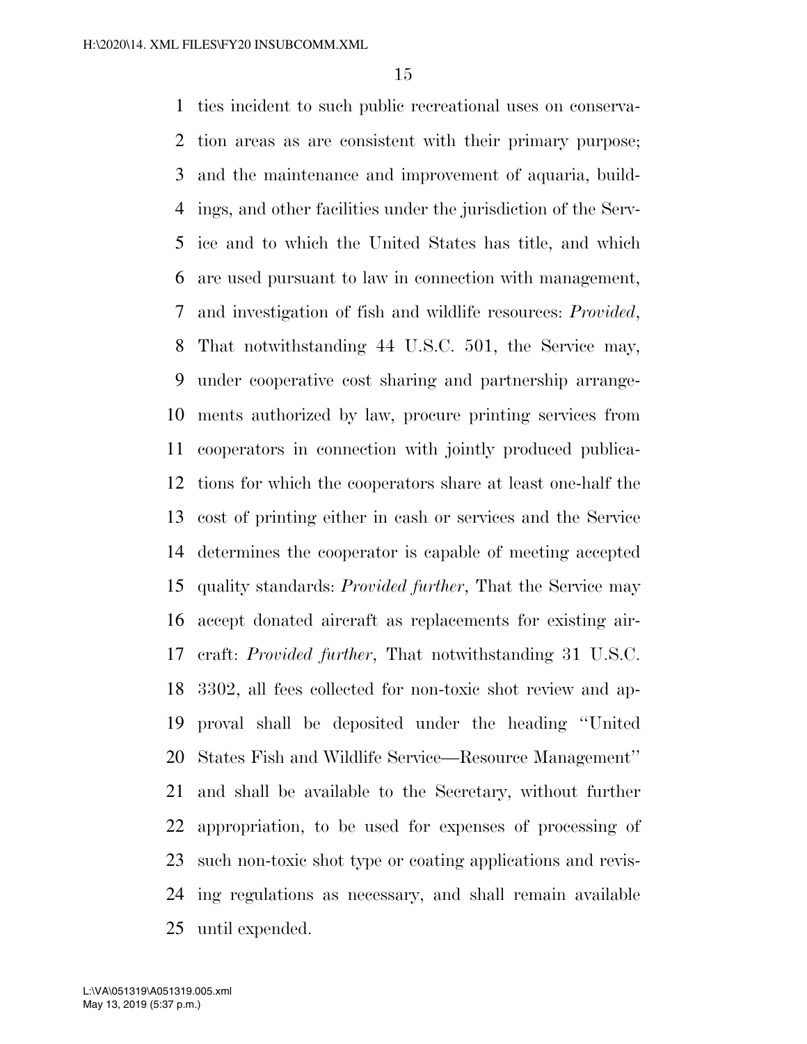ties incident to such public recreational uses on conservation areas as are consistent with their primary purpose; and the maintenance and improvement of aquaria, buildings, and other facilities under the jurisdiction of the Service and to which the United States has title, and which are used pursuant to law in connection with management, and investigation of fish and wildlife resources: *Provided*, That notwithstanding 44 U.S.C. 501, the Service may, under cooperative cost sharing and partnership arrangements authorized by law, procure printing services from cooperators in connection with jointly produced publications for which the cooperators share at least one-half the cost of printing either in cash or services and the Service determines the cooperator is capable of meeting accepted quality standards: *Provided further*, That the Service may accept donated aircraft as replacements for existing aircraft: *Provided further*, That notwithstanding 31 U.S.C. 3302, all fees collected for non-toxic shot review and approval shall be deposited under the heading ''United States Fish and Wildlife Service—Resource Management'' and shall be available to the Secretary, without further appropriation, to be used for expenses of processing of such non-toxic shot type or coating applications and revising regulations as necessary, and shall remain available until expended.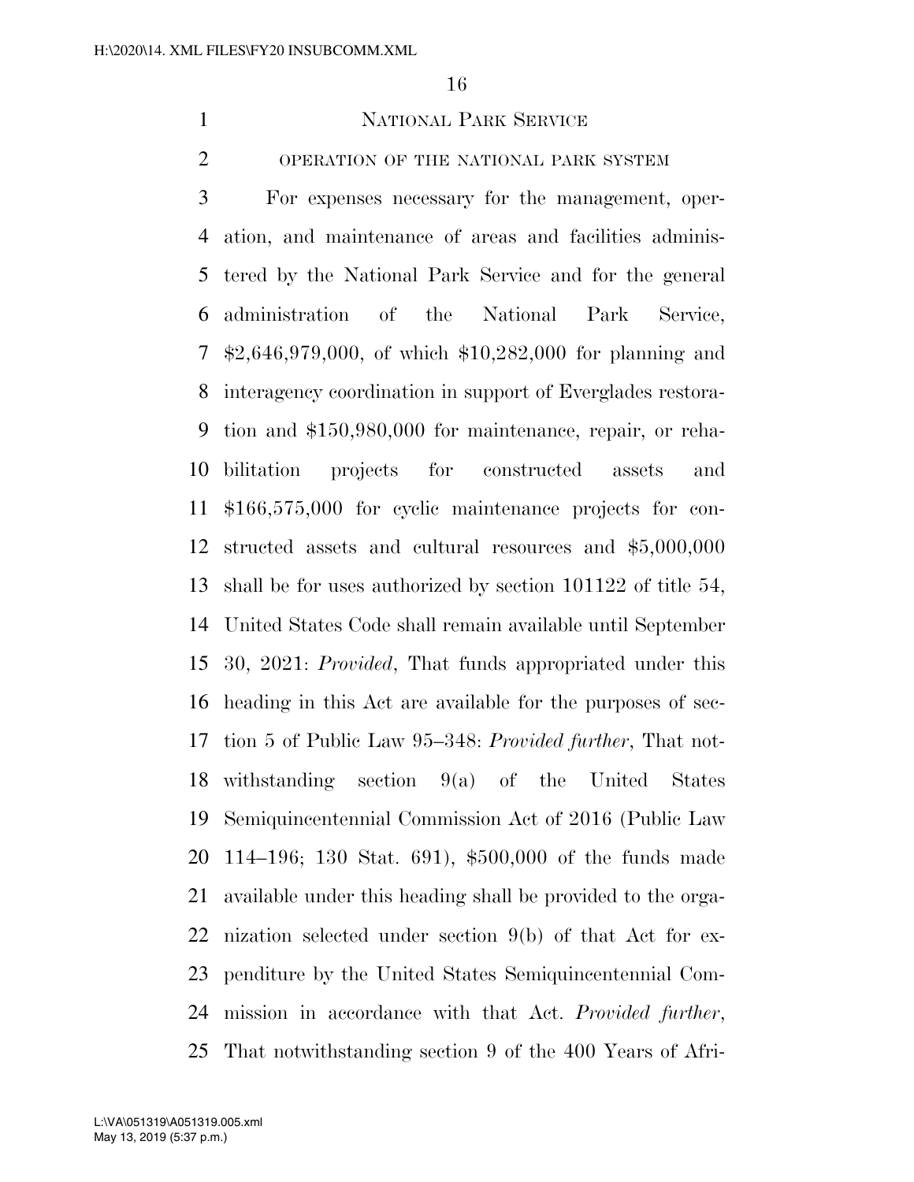## National Park Service

### operation of the national park system

For expenses necessary for the management, operation, and maintenance of areas and facilities administered by the National Park Service and for the general administration of the National Park Service, $2,646,979,000, of which $10,282,000 for planning and interagency coordination in support of Everglades restoration and $150,980,000 for maintenance, repair, or rehabilitation projects for constructed assets and $166,575,000 for cyclic maintenance projects for constructed assets and cultural resources and $5,000,000 shall be for uses authorized by section 101122 of title 54, United States Code shall remain available until September 30, 2021: *Provided*, That funds appropriated under this heading in this Act are available for the purposes of section 5 of Public Law 95–348: *Provided further*, That notwithstanding section 9(a) of the United States Semiquincentennial Commission Act of 2016 (Public Law 114–196; 130 Stat. 691), $500,000 of the funds made available under this heading shall be provided to the organization selected under section 9(b) of that Act for expenditure by the United States Semiquincentennial Commission in accordance with that Act. *Provided further*, That notwithstanding section 9 of the 400 Years of Afri-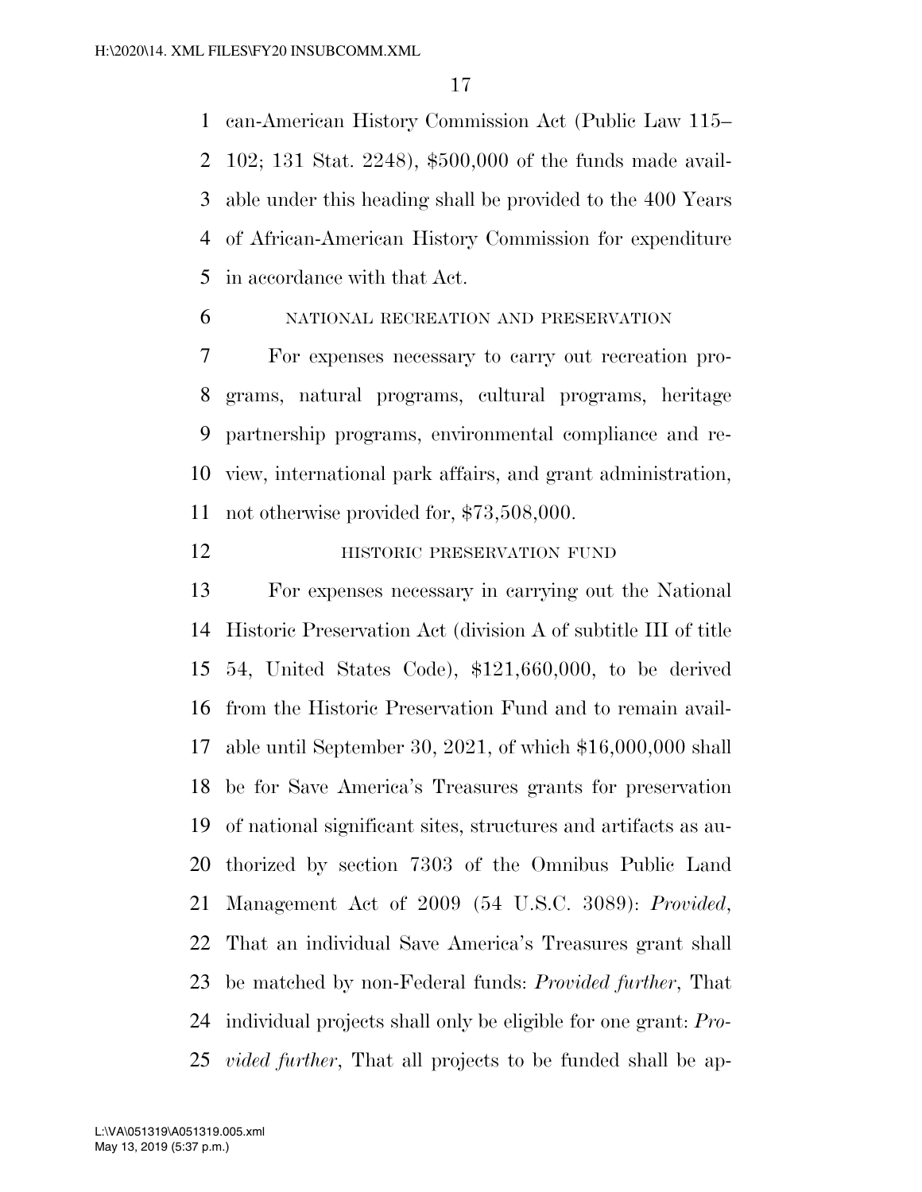can-American History Commission Act (Public Law 115–102; 131 Stat. 2248), $500,000 of the funds made available under this heading shall be provided to the 400 Years of African-American History Commission for expenditure in accordance with that Act.

NATIONAL RECREATION AND PRESERVATION

For expenses necessary to carry out recreation programs, natural programs, cultural programs, heritage partnership programs, environmental compliance and review, international park affairs, and grant administration, not otherwise provided for, $73,508,000.

HISTORIC PRESERVATION FUND

For expenses necessary in carrying out the National Historic Preservation Act (division A of subtitle III of title 54, United States Code), $121,660,000, to be derived from the Historic Preservation Fund and to remain available until September 30, 2021, of which $16,000,000 shall be for Save America's Treasures grants for preservation of national significant sites, structures and artifacts as authorized by section 7303 of the Omnibus Public Land Management Act of 2009 (54 U.S.C. 3089): *Provided*, That an individual Save America's Treasures grant shall be matched by non-Federal funds: *Provided further*, That individual projects shall only be eligible for one grant: *Provided further*, That all projects to be funded shall be ap-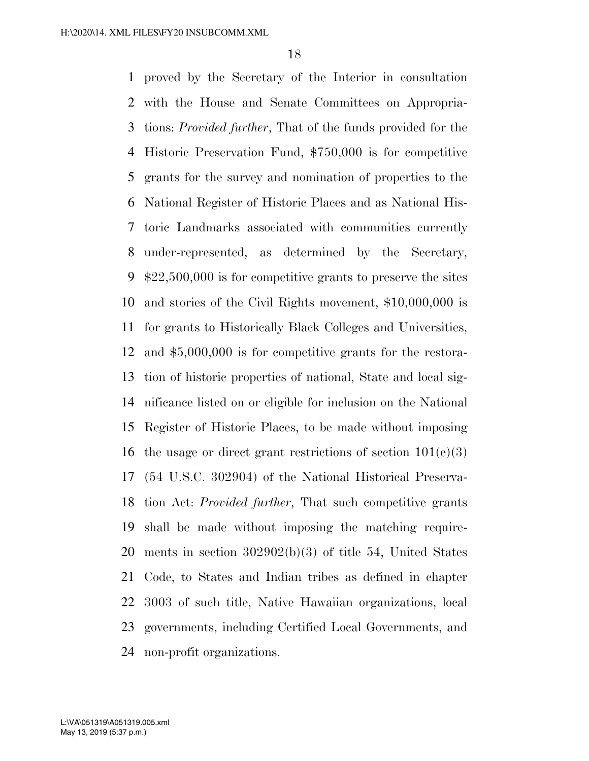proved by the Secretary of the Interior in consultation with the House and Senate Committees on Appropriations: *Provided further*, That of the funds provided for the Historic Preservation Fund, $750,000 is for competitive grants for the survey and nomination of properties to the National Register of Historic Places and as National Historic Landmarks associated with communities currently under-represented, as determined by the Secretary, $22,500,000 is for competitive grants to preserve the sites and stories of the Civil Rights movement, $10,000,000 is for grants to Historically Black Colleges and Universities, and $5,000,000 is for competitive grants for the restoration of historic properties of national, State and local significance listed on or eligible for inclusion on the National Register of Historic Places, to be made without imposing the usage or direct grant restrictions of section 101(e)(3) (54 U.S.C. 302904) of the National Historical Preservation Act: *Provided further*, That such competitive grants shall be made without imposing the matching requirements in section 302902(b)(3) of title 54, United States Code, to States and Indian tribes as defined in chapter 3003 of such title, Native Hawaiian organizations, local governments, including Certified Local Governments, and non-profit organizations.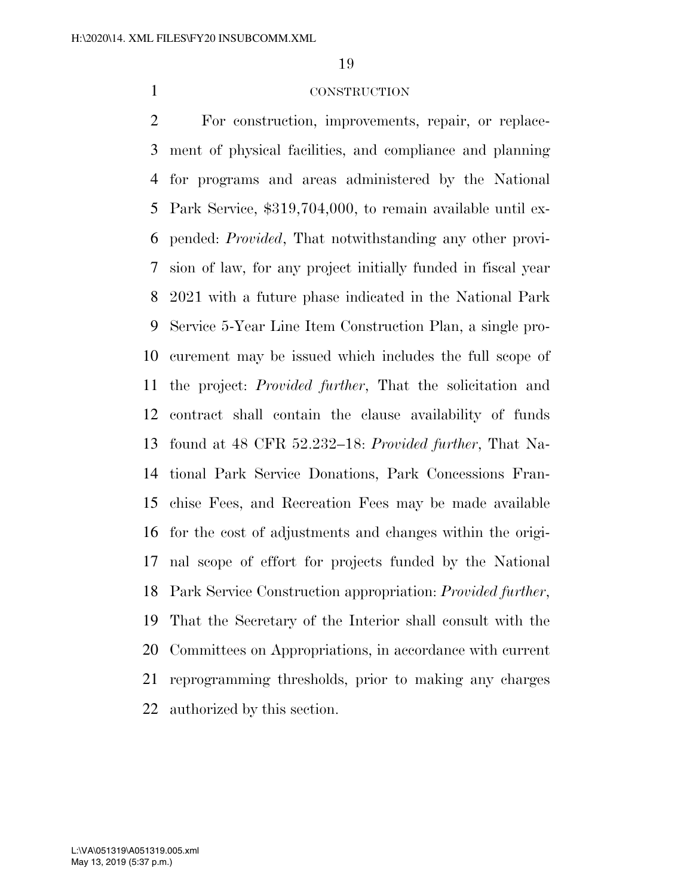CONSTRUCTION

For construction, improvements, repair, or replacement of physical facilities, and compliance and planning for programs and areas administered by the National Park Service, $319,704,000, to remain available until expended: *Provided*, That notwithstanding any other provision of law, for any project initially funded in fiscal year 2021 with a future phase indicated in the National Park Service 5-Year Line Item Construction Plan, a single procurement may be issued which includes the full scope of the project: *Provided further*, That the solicitation and contract shall contain the clause availability of funds found at 48 CFR 52.232–18: *Provided further*, That National Park Service Donations, Park Concessions Franchise Fees, and Recreation Fees may be made available for the cost of adjustments and changes within the original scope of effort for projects funded by the National Park Service Construction appropriation: *Provided further*, That the Secretary of the Interior shall consult with the Committees on Appropriations, in accordance with current reprogramming thresholds, prior to making any charges authorized by this section.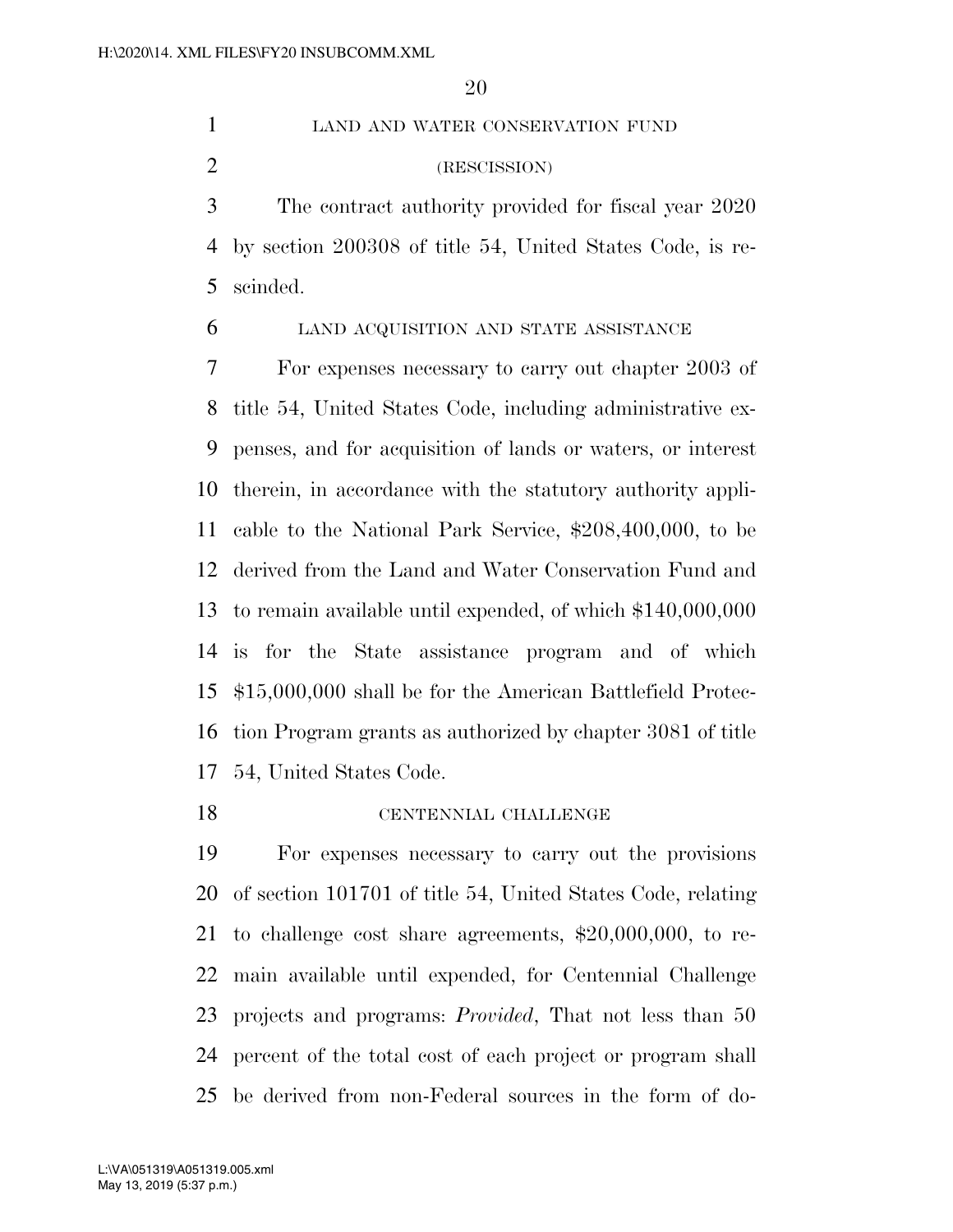LAND AND WATER CONSERVATION FUND

(RESCISSION)

The contract authority provided for fiscal year 2020 by section 200308 of title 54, United States Code, is rescinded.

LAND ACQUISITION AND STATE ASSISTANCE

For expenses necessary to carry out chapter 2003 of title 54, United States Code, including administrative expenses, and for acquisition of lands or waters, or interest therein, in accordance with the statutory authority applicable to the National Park Service, $208,400,000, to be derived from the Land and Water Conservation Fund and to remain available until expended, of which $140,000,000 is for the State assistance program and of which $15,000,000 shall be for the American Battlefield Protection Program grants as authorized by chapter 3081 of title 54, United States Code.

CENTENNIAL CHALLENGE

For expenses necessary to carry out the provisions of section 101701 of title 54, United States Code, relating to challenge cost share agreements, $20,000,000, to remain available until expended, for Centennial Challenge projects and programs: *Provided*, That not less than 50 percent of the total cost of each project or program shall be derived from non-Federal sources in the form of do-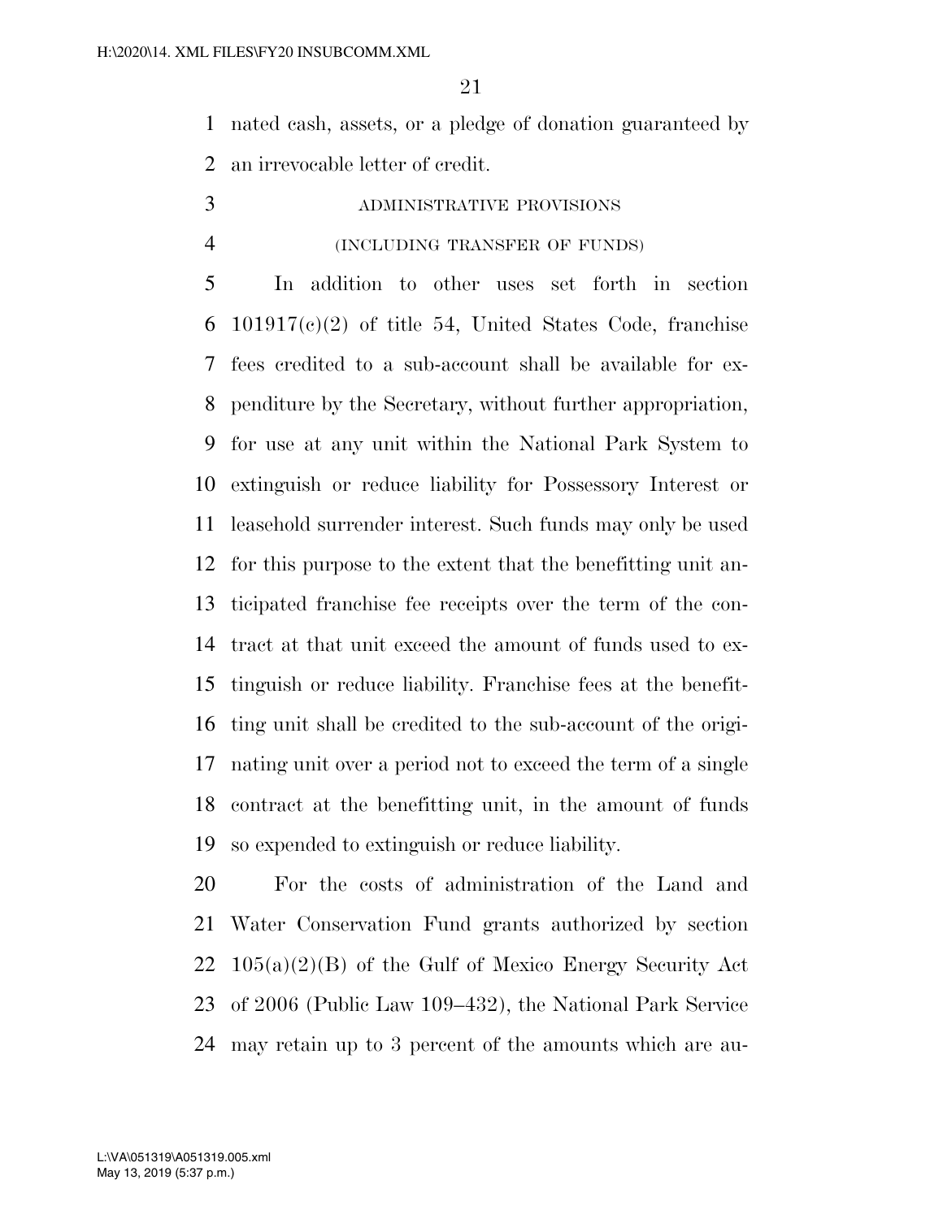nated cash, assets, or a pledge of donation guaranteed by an irrevocable letter of credit.

ADMINISTRATIVE PROVISIONS

(INCLUDING TRANSFER OF FUNDS)

In addition to other uses set forth in section 101917(c)(2) of title 54, United States Code, franchise fees credited to a sub-account shall be available for expenditure by the Secretary, without further appropriation, for use at any unit within the National Park System to extinguish or reduce liability for Possessory Interest or leasehold surrender interest. Such funds may only be used for this purpose to the extent that the benefitting unit anticipated franchise fee receipts over the term of the contract at that unit exceed the amount of funds used to extinguish or reduce liability. Franchise fees at the benefitting unit shall be credited to the sub-account of the originating unit over a period not to exceed the term of a single contract at the benefitting unit, in the amount of funds so expended to extinguish or reduce liability.

For the costs of administration of the Land and Water Conservation Fund grants authorized by section 105(a)(2)(B) of the Gulf of Mexico Energy Security Act of 2006 (Public Law 109–432), the National Park Service may retain up to 3 percent of the amounts which are au-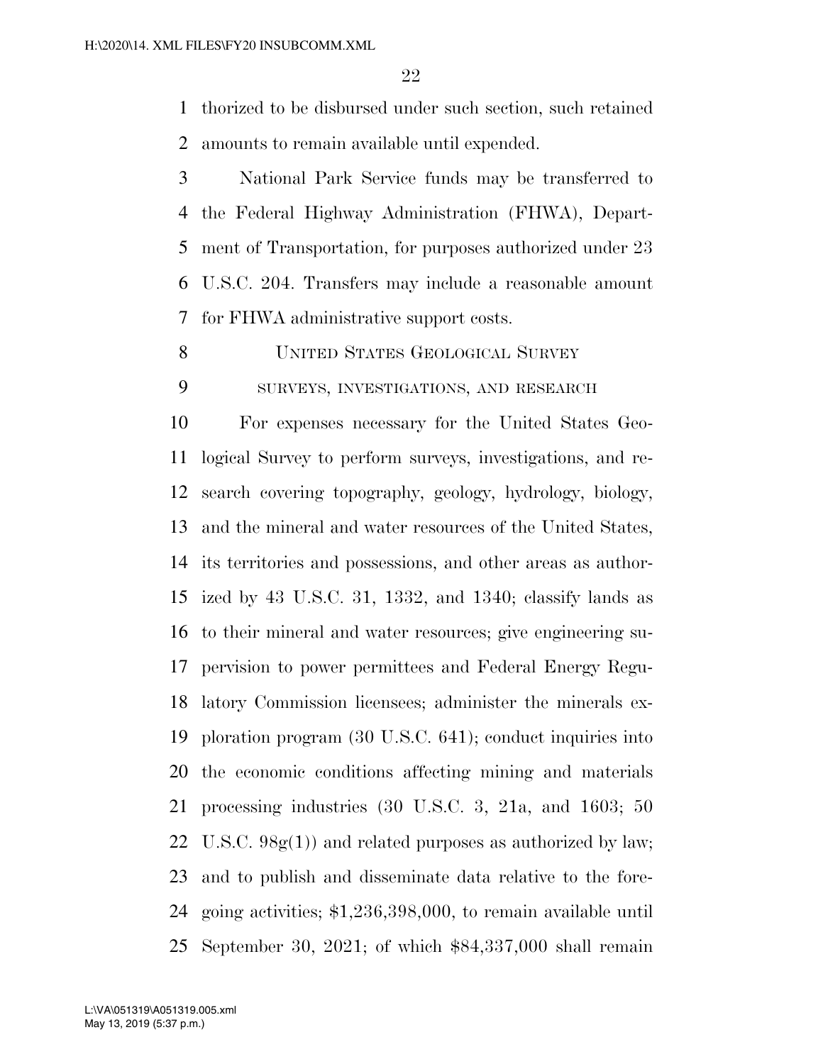thorized to be disbursed under such section, such retained amounts to remain available until expended.

National Park Service funds may be transferred to the Federal Highway Administration (FHWA), Department of Transportation, for purposes authorized under 23 U.S.C. 204. Transfers may include a reasonable amount for FHWA administrative support costs.

## United States Geological Survey

### surveys, investigations, and research

For expenses necessary for the United States Geological Survey to perform surveys, investigations, and research covering topography, geology, hydrology, biology, and the mineral and water resources of the United States, its territories and possessions, and other areas as authorized by 43 U.S.C. 31, 1332, and 1340; classify lands as to their mineral and water resources; give engineering supervision to power permittees and Federal Energy Regulatory Commission licensees; administer the minerals exploration program (30 U.S.C. 641); conduct inquiries into the economic conditions affecting mining and materials processing industries (30 U.S.C. 3, 21a, and 1603; 50 U.S.C. 98g(1)) and related purposes as authorized by law; and to publish and disseminate data relative to the foregoing activities; $1,236,398,000, to remain available until September 30, 2021; of which $84,337,000 shall remain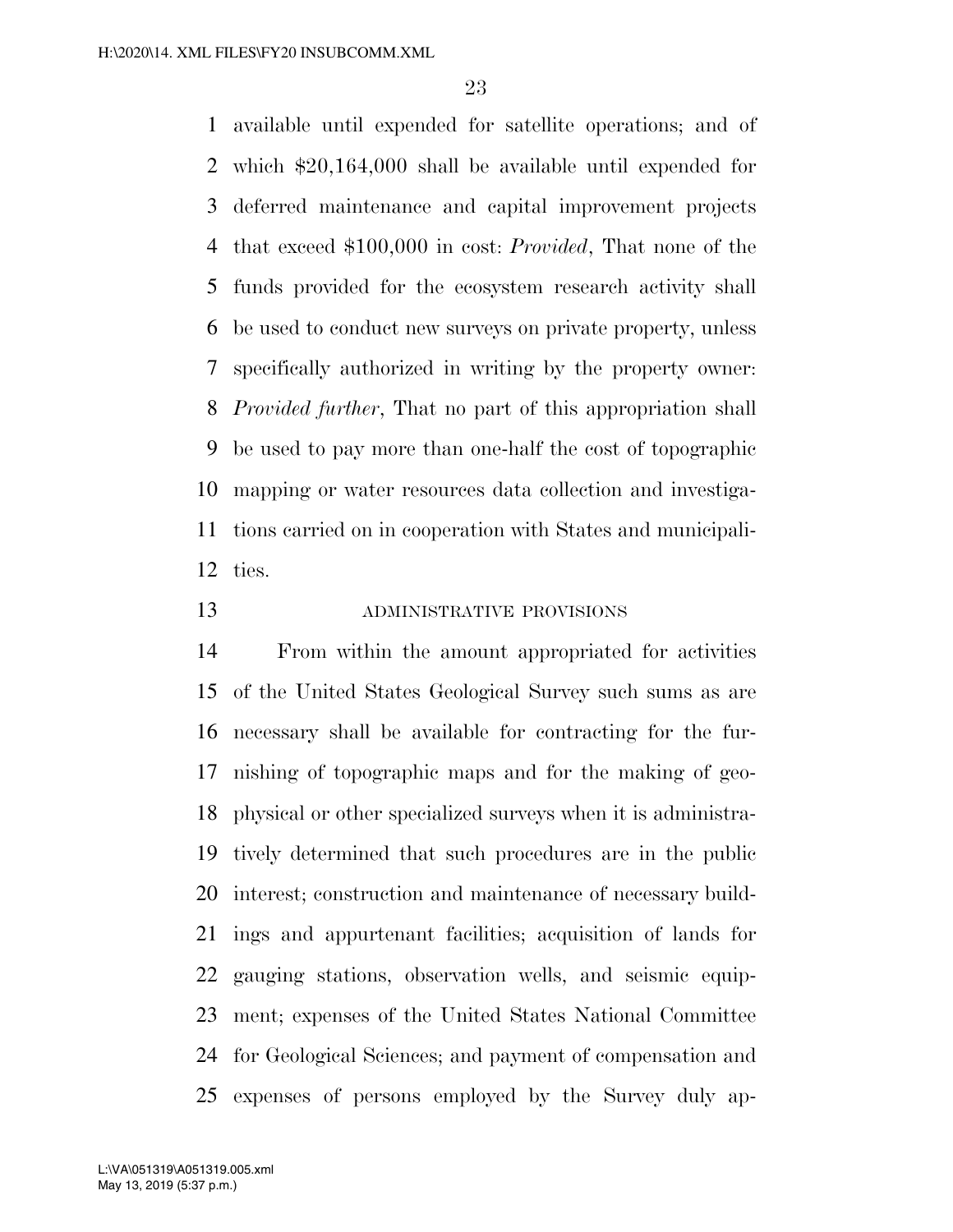available until expended for satellite operations; and of which $20,164,000 shall be available until expended for deferred maintenance and capital improvement projects that exceed $100,000 in cost: *Provided*, That none of the funds provided for the ecosystem research activity shall be used to conduct new surveys on private property, unless specifically authorized in writing by the property owner: *Provided further*, That no part of this appropriation shall be used to pay more than one-half the cost of topographic mapping or water resources data collection and investigations carried on in cooperation with States and municipalities.

ADMINISTRATIVE PROVISIONS

From within the amount appropriated for activities of the United States Geological Survey such sums as are necessary shall be available for contracting for the furnishing of topographic maps and for the making of geophysical or other specialized surveys when it is administratively determined that such procedures are in the public interest; construction and maintenance of necessary buildings and appurtenant facilities; acquisition of lands for gauging stations, observation wells, and seismic equipment; expenses of the United States National Committee for Geological Sciences; and payment of compensation and expenses of persons employed by the Survey duly ap-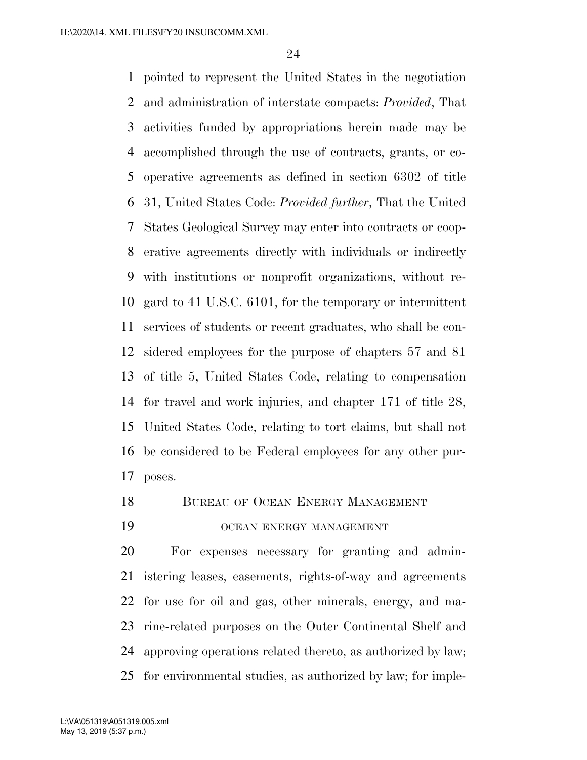pointed to represent the United States in the negotiation and administration of interstate compacts: *Provided*, That activities funded by appropriations herein made may be accomplished through the use of contracts, grants, or cooperative agreements as defined in section 6302 of title 31, United States Code: *Provided further*, That the United States Geological Survey may enter into contracts or cooperative agreements directly with individuals or indirectly with institutions or nonprofit organizations, without regard to 41 U.S.C. 6101, for the temporary or intermittent services of students or recent graduates, who shall be considered employees for the purpose of chapters 57 and 81 of title 5, United States Code, relating to compensation for travel and work injuries, and chapter 171 of title 28, United States Code, relating to tort claims, but shall not be considered to be Federal employees for any other purposes.

## Bureau of Ocean Energy Management

### ocean energy management

For expenses necessary for granting and administering leases, easements, rights-of-way and agreements for use for oil and gas, other minerals, energy, and marine-related purposes on the Outer Continental Shelf and approving operations related thereto, as authorized by law; for environmental studies, as authorized by law; for imple-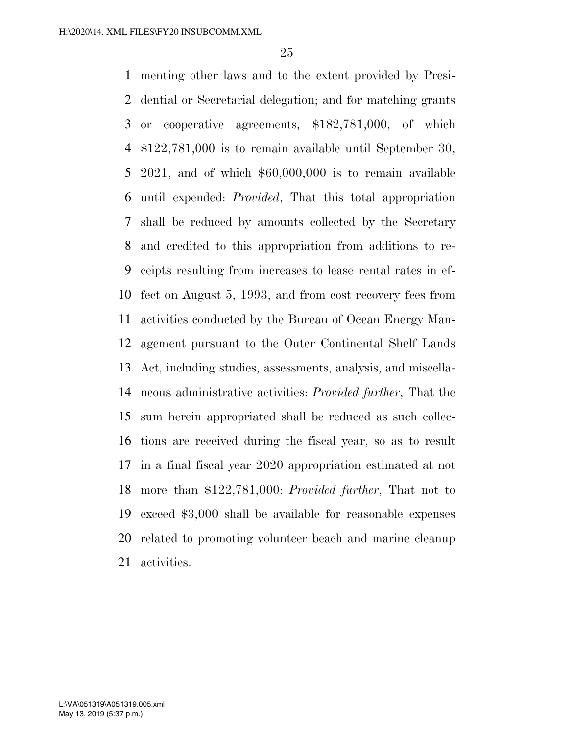menting other laws and to the extent provided by Presidential or Secretarial delegation; and for matching grants or cooperative agreements, $182,781,000, of which $122,781,000 is to remain available until September 30, 2021, and of which $60,000,000 is to remain available until expended: *Provided*, That this total appropriation shall be reduced by amounts collected by the Secretary and credited to this appropriation from additions to receipts resulting from increases to lease rental rates in effect on August 5, 1993, and from cost recovery fees from activities conducted by the Bureau of Ocean Energy Management pursuant to the Outer Continental Shelf Lands Act, including studies, assessments, analysis, and miscellaneous administrative activities: *Provided further*, That the sum herein appropriated shall be reduced as such collections are received during the fiscal year, so as to result in a final fiscal year 2020 appropriation estimated at not more than $122,781,000: *Provided further*, That not to exceed $3,000 shall be available for reasonable expenses related to promoting volunteer beach and marine cleanup activities.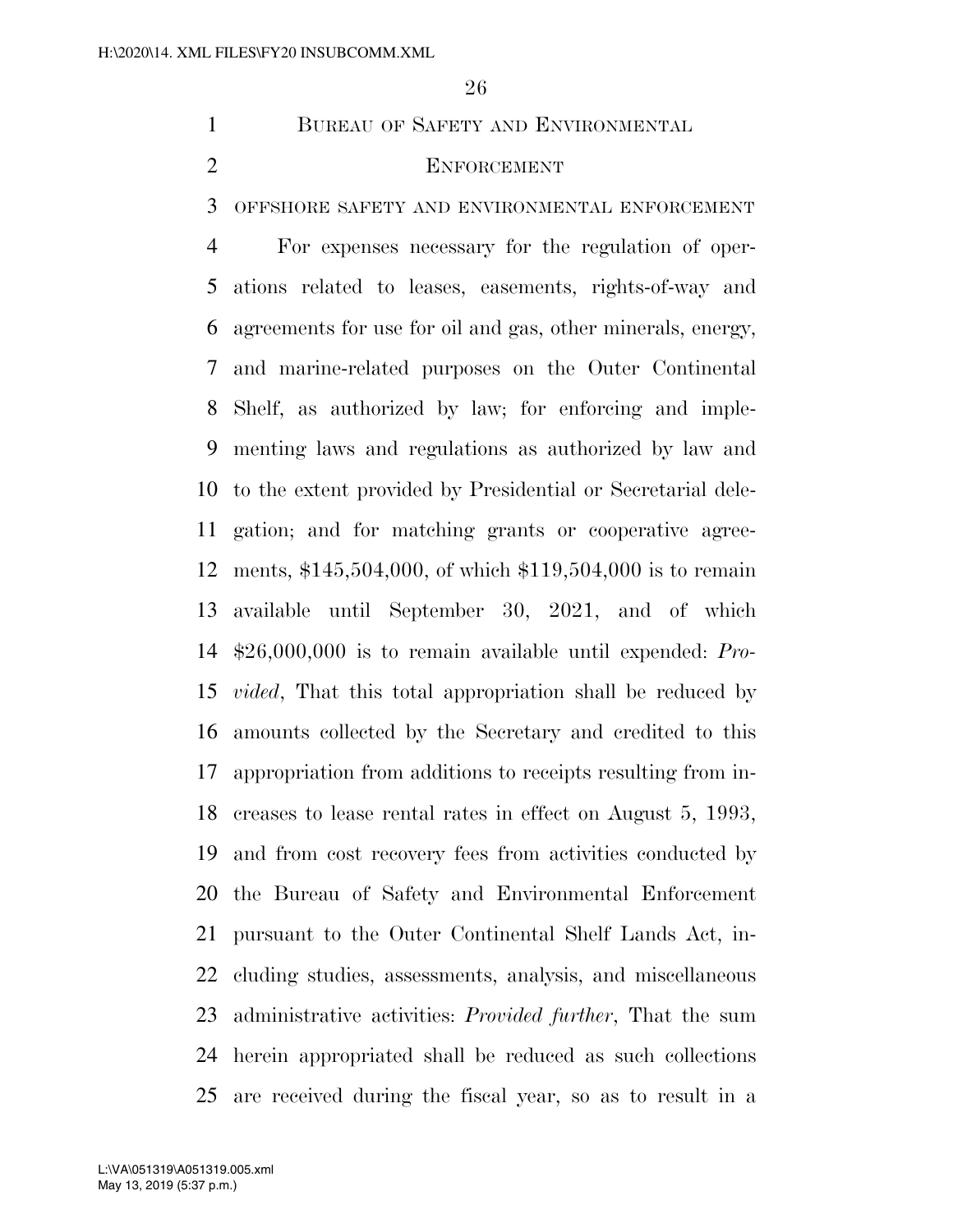## Bureau of Safety and Environmental Enforcement

### offshore safety and environmental enforcement

For expenses necessary for the regulation of operations related to leases, easements, rights-of-way and agreements for use for oil and gas, other minerals, energy, and marine-related purposes on the Outer Continental Shelf, as authorized by law; for enforcing and implementing laws and regulations as authorized by law and to the extent provided by Presidential or Secretarial delegation; and for matching grants or cooperative agreements, $145,504,000, of which $119,504,000 is to remain available until September 30, 2021, and of which $26,000,000 is to remain available until expended: *Provided*, That this total appropriation shall be reduced by amounts collected by the Secretary and credited to this appropriation from additions to receipts resulting from increases to lease rental rates in effect on August 5, 1993, and from cost recovery fees from activities conducted by the Bureau of Safety and Environmental Enforcement pursuant to the Outer Continental Shelf Lands Act, including studies, assessments, analysis, and miscellaneous administrative activities: *Provided further*, That the sum herein appropriated shall be reduced as such collections are received during the fiscal year, so as to result in a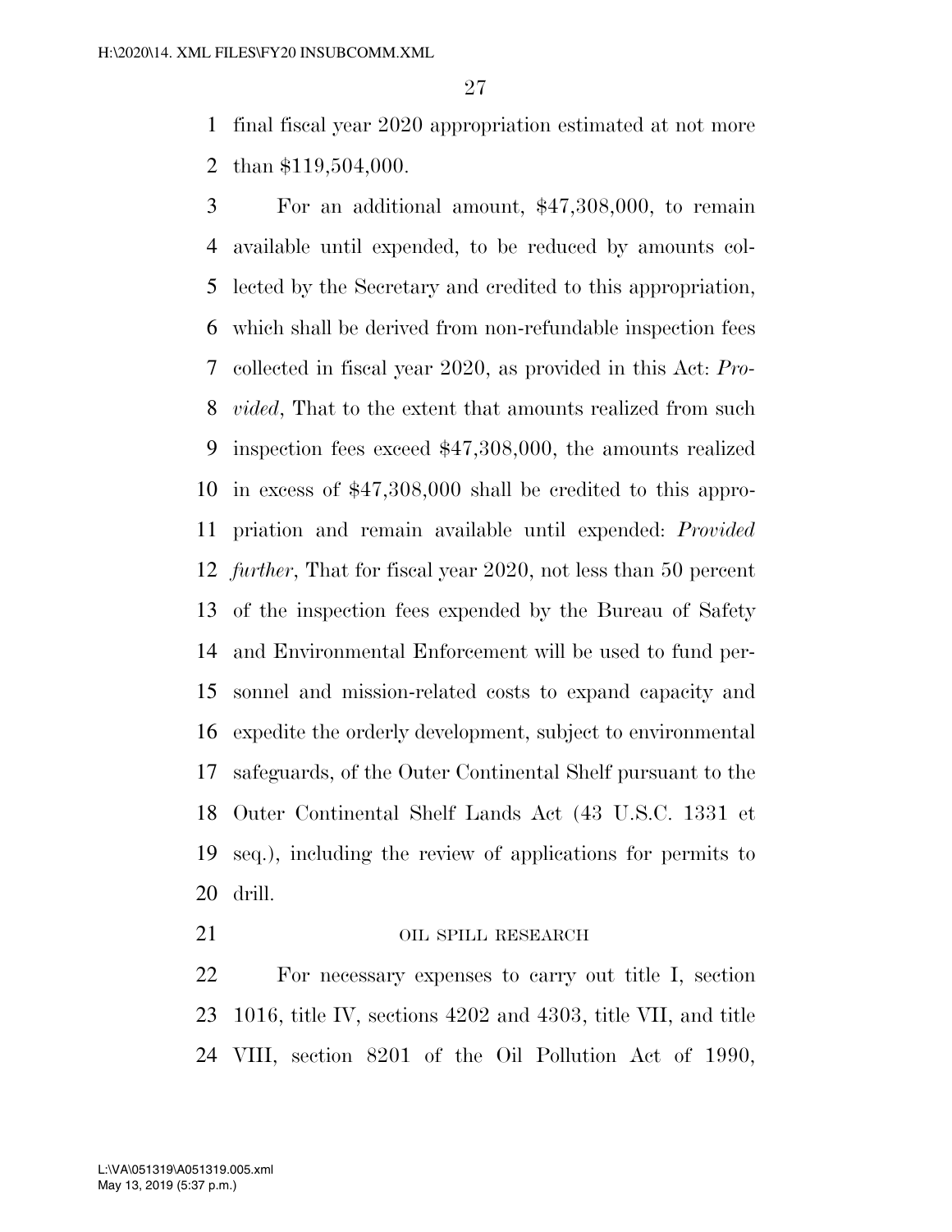final fiscal year 2020 appropriation estimated at not more than $119,504,000.

For an additional amount, $47,308,000, to remain available until expended, to be reduced by amounts collected by the Secretary and credited to this appropriation, which shall be derived from non-refundable inspection fees collected in fiscal year 2020, as provided in this Act: *Provided*, That to the extent that amounts realized from such inspection fees exceed $47,308,000, the amounts realized in excess of $47,308,000 shall be credited to this appropriation and remain available until expended: *Provided further*, That for fiscal year 2020, not less than 50 percent of the inspection fees expended by the Bureau of Safety and Environmental Enforcement will be used to fund personnel and mission-related costs to expand capacity and expedite the orderly development, subject to environmental safeguards, of the Outer Continental Shelf pursuant to the Outer Continental Shelf Lands Act (43 U.S.C. 1331 et seq.), including the review of applications for permits to drill.

OIL SPILL RESEARCH

For necessary expenses to carry out title I, section 1016, title IV, sections 4202 and 4303, title VII, and title VIII, section 8201 of the Oil Pollution Act of 1990,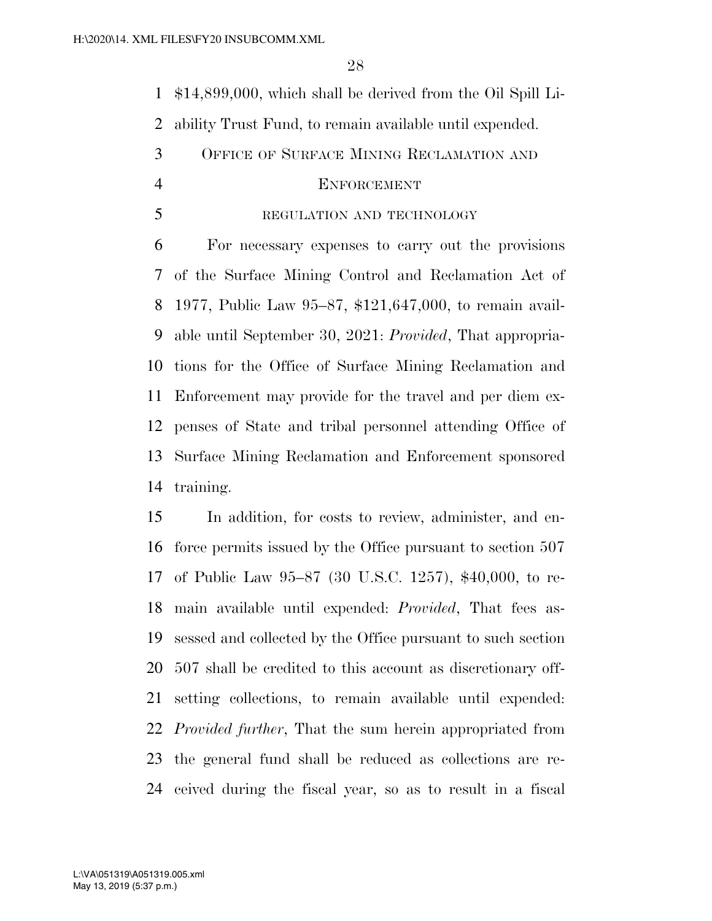$14,899,000, which shall be derived from the Oil Spill Liability Trust Fund, to remain available until expended.

## OFFICE OF SURFACE MINING RECLAMATION AND ENFORCEMENT

### REGULATION AND TECHNOLOGY

For necessary expenses to carry out the provisions of the Surface Mining Control and Reclamation Act of 1977, Public Law 95–87, $121,647,000, to remain available until September 30, 2021: *Provided*, That appropriations for the Office of Surface Mining Reclamation and Enforcement may provide for the travel and per diem expenses of State and tribal personnel attending Office of Surface Mining Reclamation and Enforcement sponsored training.

In addition, for costs to review, administer, and enforce permits issued by the Office pursuant to section 507 of Public Law 95–87 (30 U.S.C. 1257), $40,000, to remain available until expended: *Provided*, That fees assessed and collected by the Office pursuant to such section 507 shall be credited to this account as discretionary offsetting collections, to remain available until expended: *Provided further*, That the sum herein appropriated from the general fund shall be reduced as collections are received during the fiscal year, so as to result in a fiscal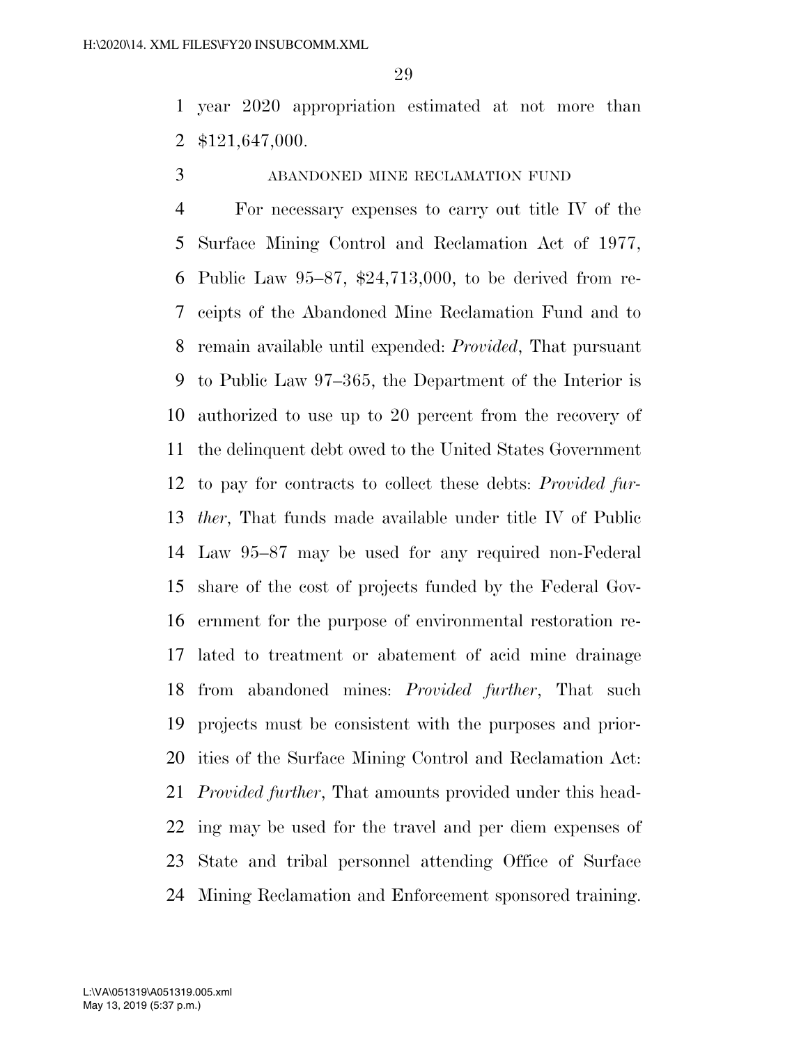year 2020 appropriation estimated at not more than $121,647,000.

ABANDONED MINE RECLAMATION FUND

For necessary expenses to carry out title IV of the Surface Mining Control and Reclamation Act of 1977, Public Law 95–87, $24,713,000, to be derived from receipts of the Abandoned Mine Reclamation Fund and to remain available until expended: *Provided*, That pursuant to Public Law 97–365, the Department of the Interior is authorized to use up to 20 percent from the recovery of the delinquent debt owed to the United States Government to pay for contracts to collect these debts: *Provided further*, That funds made available under title IV of Public Law 95–87 may be used for any required non-Federal share of the cost of projects funded by the Federal Government for the purpose of environmental restoration related to treatment or abatement of acid mine drainage from abandoned mines: *Provided further*, That such projects must be consistent with the purposes and priorities of the Surface Mining Control and Reclamation Act: *Provided further*, That amounts provided under this heading may be used for the travel and per diem expenses of State and tribal personnel attending Office of Surface Mining Reclamation and Enforcement sponsored training.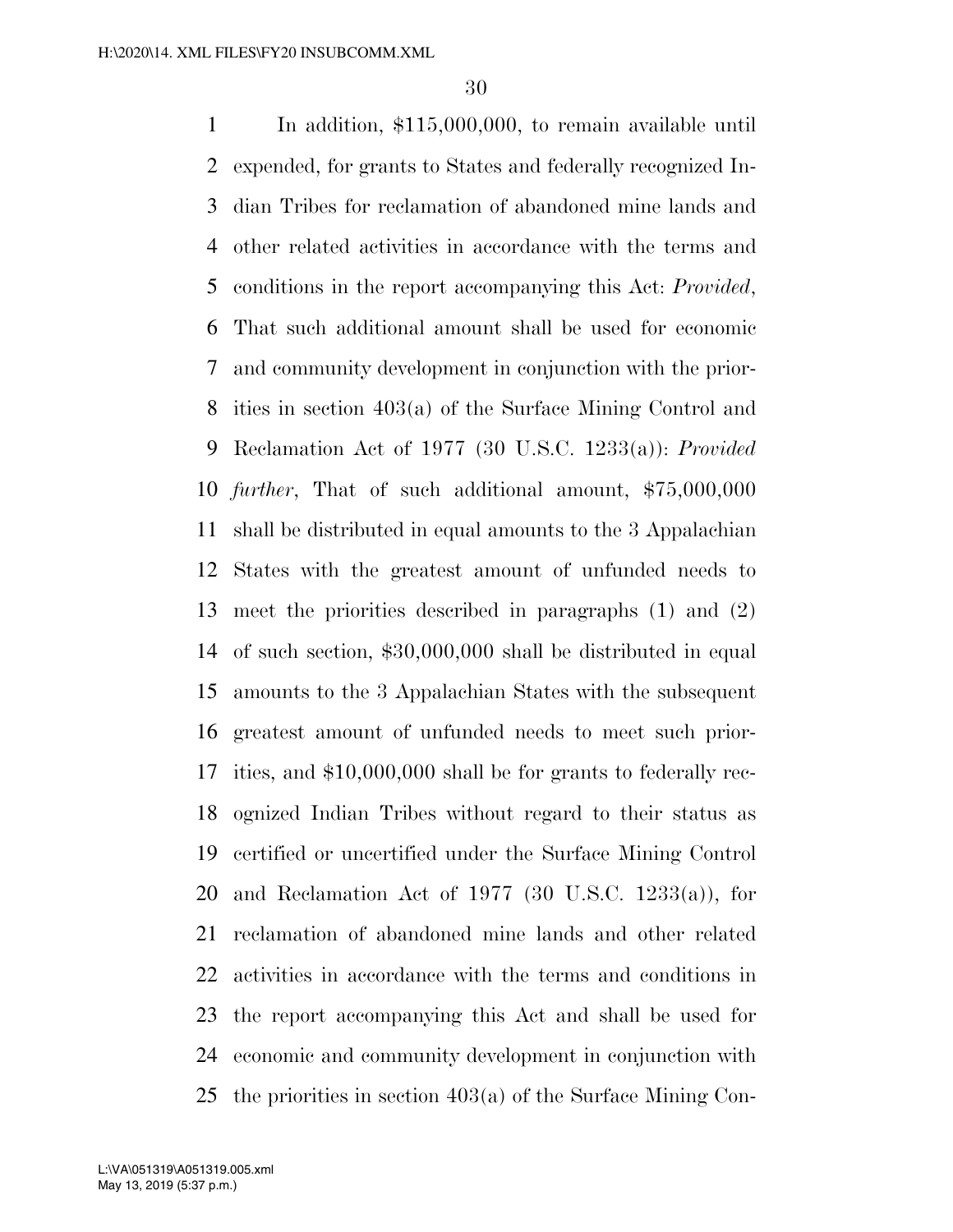In addition, $115,000,000, to remain available until expended, for grants to States and federally recognized Indian Tribes for reclamation of abandoned mine lands and other related activities in accordance with the terms and conditions in the report accompanying this Act: *Provided*, That such additional amount shall be used for economic and community development in conjunction with the priorities in section 403(a) of the Surface Mining Control and Reclamation Act of 1977 (30 U.S.C. 1233(a)): *Provided further*, That of such additional amount, $75,000,000 shall be distributed in equal amounts to the 3 Appalachian States with the greatest amount of unfunded needs to meet the priorities described in paragraphs (1) and (2) of such section, $30,000,000 shall be distributed in equal amounts to the 3 Appalachian States with the subsequent greatest amount of unfunded needs to meet such priorities, and $10,000,000 shall be for grants to federally recognized Indian Tribes without regard to their status as certified or uncertified under the Surface Mining Control and Reclamation Act of 1977 (30 U.S.C. 1233(a)), for reclamation of abandoned mine lands and other related activities in accordance with the terms and conditions in the report accompanying this Act and shall be used for economic and community development in conjunction with the priorities in section 403(a) of the Surface Mining Con-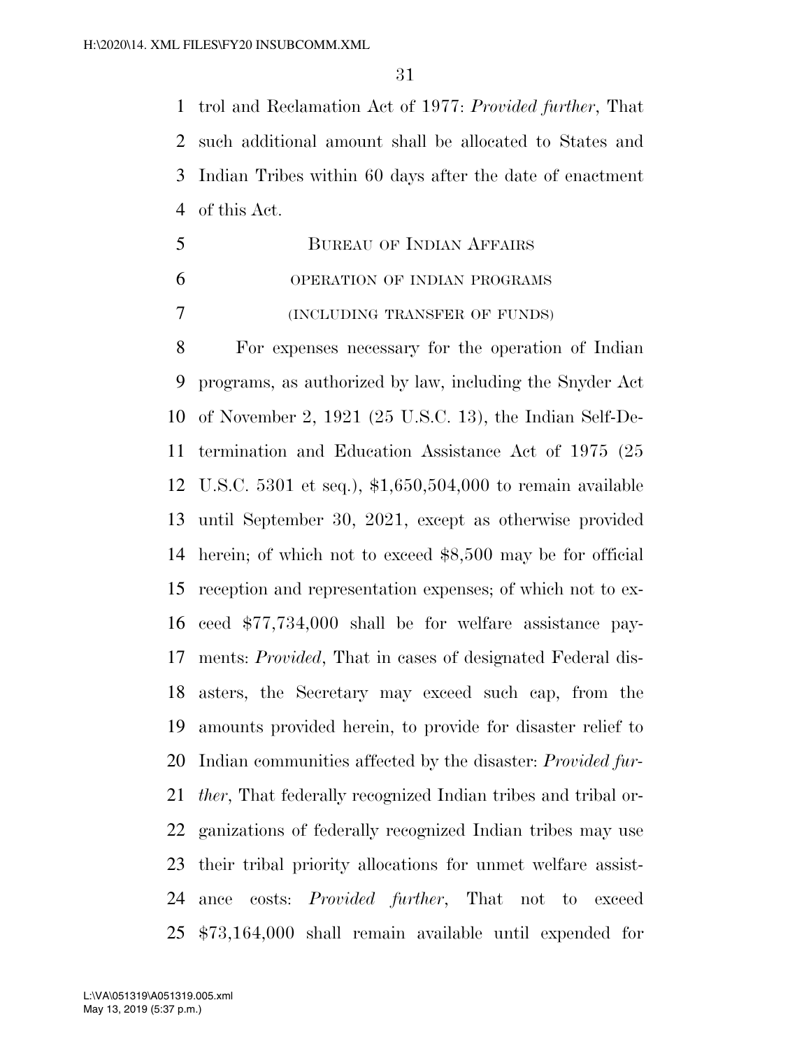trol and Reclamation Act of 1977: *Provided further*, That such additional amount shall be allocated to States and Indian Tribes within 60 days after the date of enactment of this Act.

## BUREAU OF INDIAN AFFAIRS

### OPERATION OF INDIAN PROGRAMS

### (INCLUDING TRANSFER OF FUNDS)

For expenses necessary for the operation of Indian programs, as authorized by law, including the Snyder Act of November 2, 1921 (25 U.S.C. 13), the Indian Self-Determination and Education Assistance Act of 1975 (25 U.S.C. 5301 et seq.), $1,650,504,000 to remain available until September 30, 2021, except as otherwise provided herein; of which not to exceed $8,500 may be for official reception and representation expenses; of which not to exceed $77,734,000 shall be for welfare assistance payments: *Provided*, That in cases of designated Federal disasters, the Secretary may exceed such cap, from the amounts provided herein, to provide for disaster relief to Indian communities affected by the disaster: *Provided further*, That federally recognized Indian tribes and tribal organizations of federally recognized Indian tribes may use their tribal priority allocations for unmet welfare assistance costs: *Provided further*, That not to exceed $73,164,000 shall remain available until expended for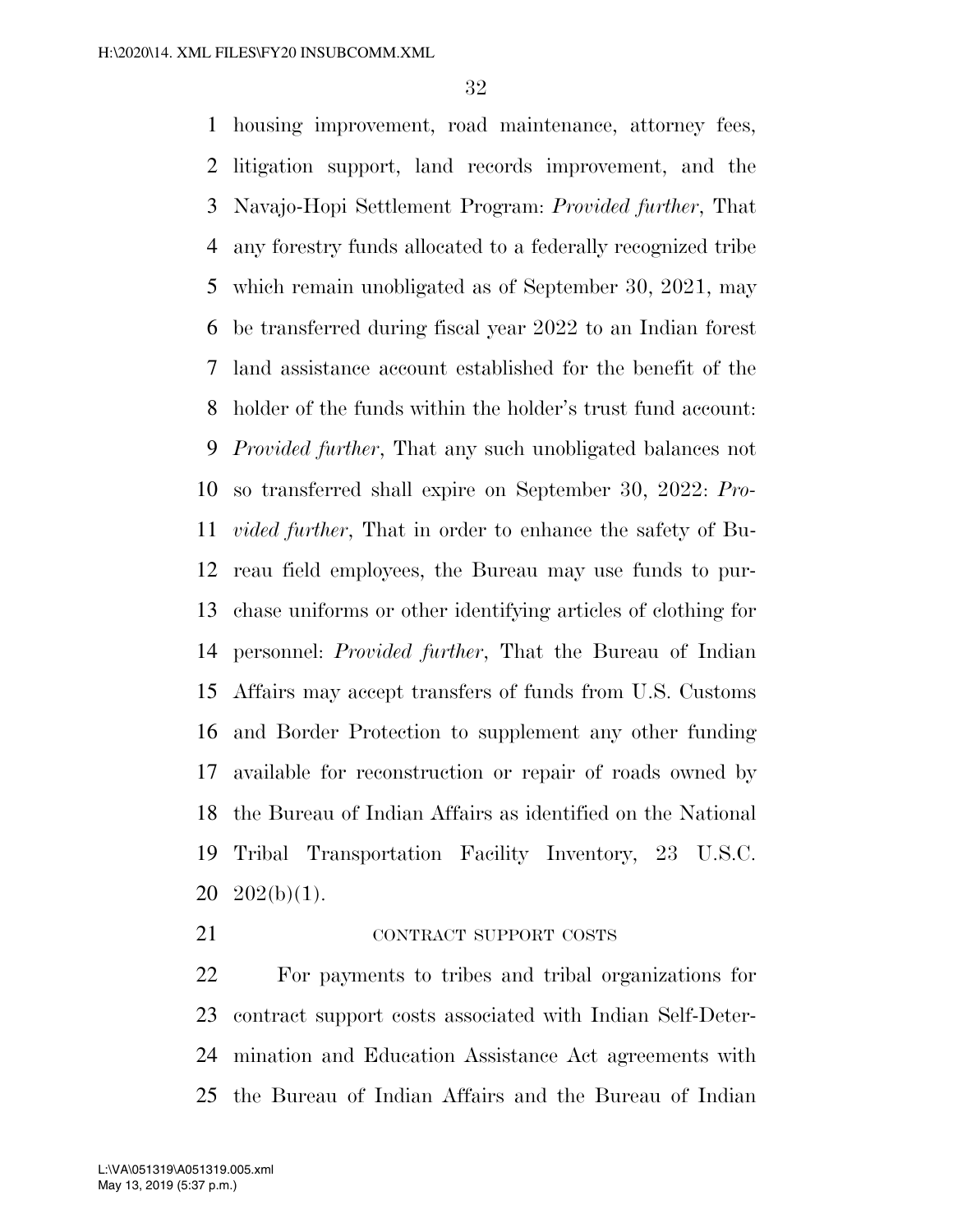housing improvement, road maintenance, attorney fees, litigation support, land records improvement, and the Navajo-Hopi Settlement Program: *Provided further*, That any forestry funds allocated to a federally recognized tribe which remain unobligated as of September 30, 2021, may be transferred during fiscal year 2022 to an Indian forest land assistance account established for the benefit of the holder of the funds within the holder's trust fund account: *Provided further*, That any such unobligated balances not so transferred shall expire on September 30, 2022: *Provided further*, That in order to enhance the safety of Bureau field employees, the Bureau may use funds to purchase uniforms or other identifying articles of clothing for personnel: *Provided further*, That the Bureau of Indian Affairs may accept transfers of funds from U.S. Customs and Border Protection to supplement any other funding available for reconstruction or repair of roads owned by the Bureau of Indian Affairs as identified on the National Tribal Transportation Facility Inventory, 23 U.S.C. 202(b)(1).

CONTRACT SUPPORT COSTS

For payments to tribes and tribal organizations for contract support costs associated with Indian Self-Determination and Education Assistance Act agreements with the Bureau of Indian Affairs and the Bureau of Indian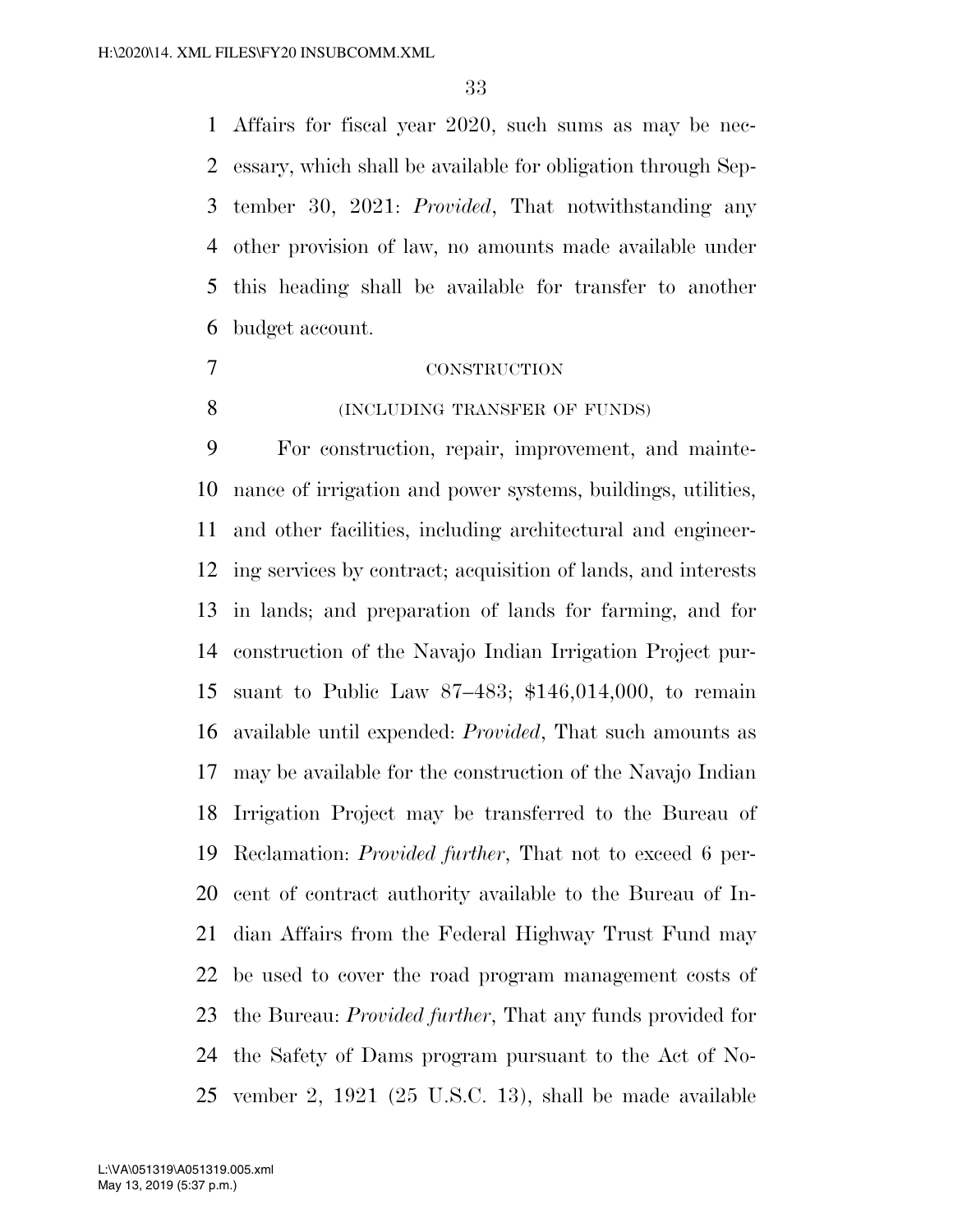Affairs for fiscal year 2020, such sums as may be necessary, which shall be available for obligation through September 30, 2021: *Provided*, That notwithstanding any other provision of law, no amounts made available under this heading shall be available for transfer to another budget account.

CONSTRUCTION

(INCLUDING TRANSFER OF FUNDS)

For construction, repair, improvement, and maintenance of irrigation and power systems, buildings, utilities, and other facilities, including architectural and engineering services by contract; acquisition of lands, and interests in lands; and preparation of lands for farming, and for construction of the Navajo Indian Irrigation Project pursuant to Public Law 87–483; $146,014,000, to remain available until expended: *Provided*, That such amounts as may be available for the construction of the Navajo Indian Irrigation Project may be transferred to the Bureau of Reclamation: *Provided further*, That not to exceed 6 percent of contract authority available to the Bureau of Indian Affairs from the Federal Highway Trust Fund may be used to cover the road program management costs of the Bureau: *Provided further*, That any funds provided for the Safety of Dams program pursuant to the Act of November 2, 1921 (25 U.S.C. 13), shall be made available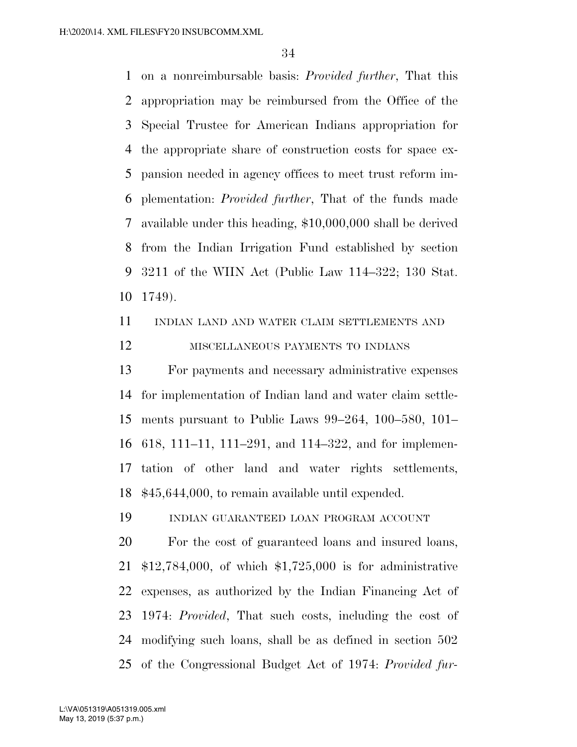on a nonreimbursable basis: *Provided further*, That this appropriation may be reimbursed from the Office of the Special Trustee for American Indians appropriation for the appropriate share of construction costs for space expansion needed in agency offices to meet trust reform implementation: *Provided further*, That of the funds made available under this heading, $10,000,000 shall be derived from the Indian Irrigation Fund established by section 3211 of the WIIN Act (Public Law 114–322; 130 Stat. 1749).

INDIAN LAND AND WATER CLAIM SETTLEMENTS AND MISCELLANEOUS PAYMENTS TO INDIANS

For payments and necessary administrative expenses for implementation of Indian land and water claim settlements pursuant to Public Laws 99–264, 100–580, 101–618, 111–11, 111–291, and 114–322, and for implementation of other land and water rights settlements, $45,644,000, to remain available until expended.

INDIAN GUARANTEED LOAN PROGRAM ACCOUNT

For the cost of guaranteed loans and insured loans, $12,784,000, of which $1,725,000 is for administrative expenses, as authorized by the Indian Financing Act of 1974: *Provided*, That such costs, including the cost of modifying such loans, shall be as defined in section 502 of the Congressional Budget Act of 1974: *Provided fur-*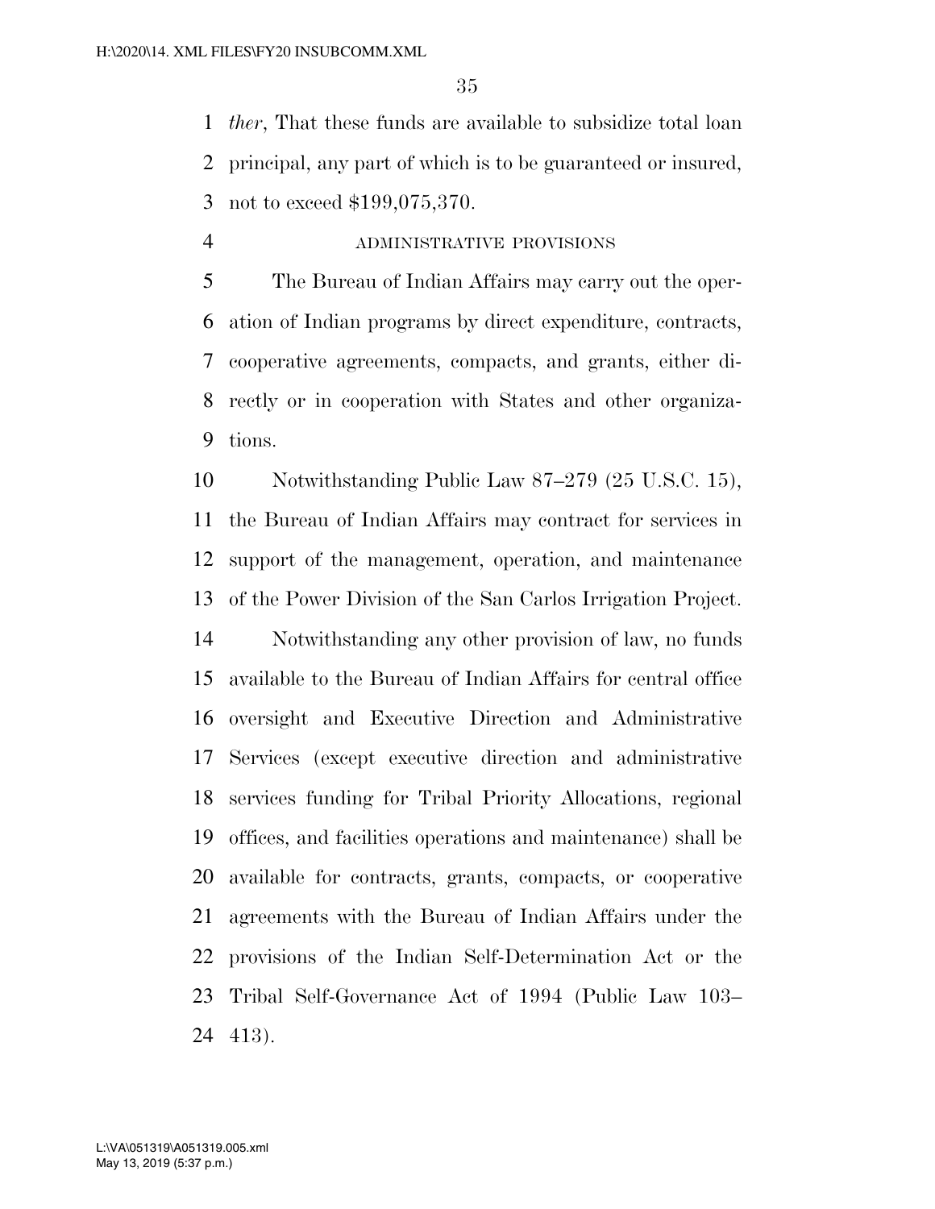*ther*, That these funds are available to subsidize total loan principal, any part of which is to be guaranteed or insured, not to exceed $199,075,370.

ADMINISTRATIVE PROVISIONS

The Bureau of Indian Affairs may carry out the operation of Indian programs by direct expenditure, contracts, cooperative agreements, compacts, and grants, either directly or in cooperation with States and other organizations.

Notwithstanding Public Law 87–279 (25 U.S.C. 15), the Bureau of Indian Affairs may contract for services in support of the management, operation, and maintenance of the Power Division of the San Carlos Irrigation Project.

Notwithstanding any other provision of law, no funds available to the Bureau of Indian Affairs for central office oversight and Executive Direction and Administrative Services (except executive direction and administrative services funding for Tribal Priority Allocations, regional offices, and facilities operations and maintenance) shall be available for contracts, grants, compacts, or cooperative agreements with the Bureau of Indian Affairs under the provisions of the Indian Self-Determination Act or the Tribal Self-Governance Act of 1994 (Public Law 103–413).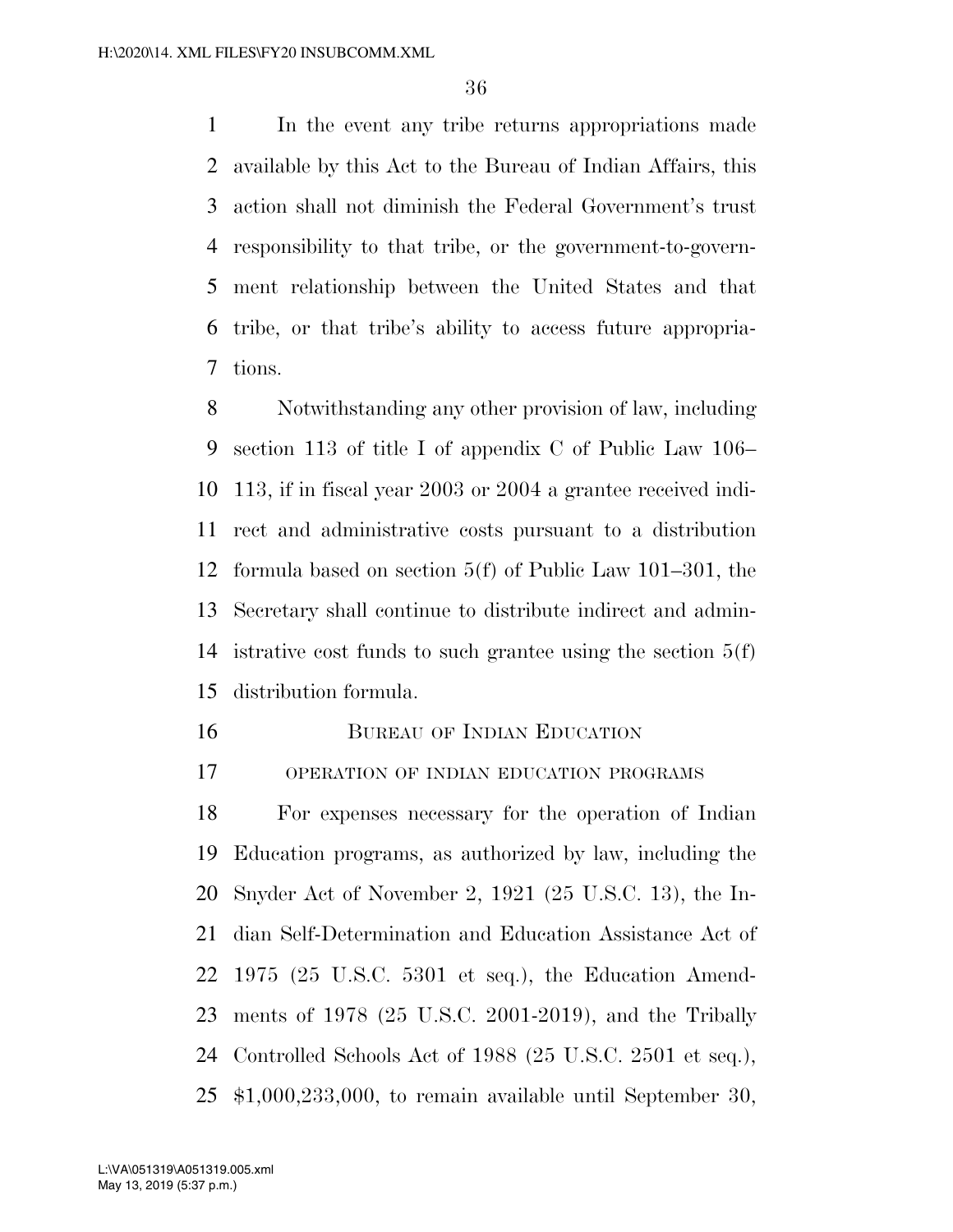In the event any tribe returns appropriations made available by this Act to the Bureau of Indian Affairs, this action shall not diminish the Federal Government's trust responsibility to that tribe, or the government-to-government relationship between the United States and that tribe, or that tribe's ability to access future appropriations.

Notwithstanding any other provision of law, including section 113 of title I of appendix C of Public Law 106–113, if in fiscal year 2003 or 2004 a grantee received indirect and administrative costs pursuant to a distribution formula based on section 5(f) of Public Law 101–301, the Secretary shall continue to distribute indirect and administrative cost funds to such grantee using the section 5(f) distribution formula.

## BUREAU OF INDIAN EDUCATION

### OPERATION OF INDIAN EDUCATION PROGRAMS

For expenses necessary for the operation of Indian Education programs, as authorized by law, including the Snyder Act of November 2, 1921 (25 U.S.C. 13), the Indian Self-Determination and Education Assistance Act of 1975 (25 U.S.C. 5301 et seq.), the Education Amendments of 1978 (25 U.S.C. 2001-2019), and the Tribally Controlled Schools Act of 1988 (25 U.S.C. 2501 et seq.), $1,000,233,000, to remain available until September 30,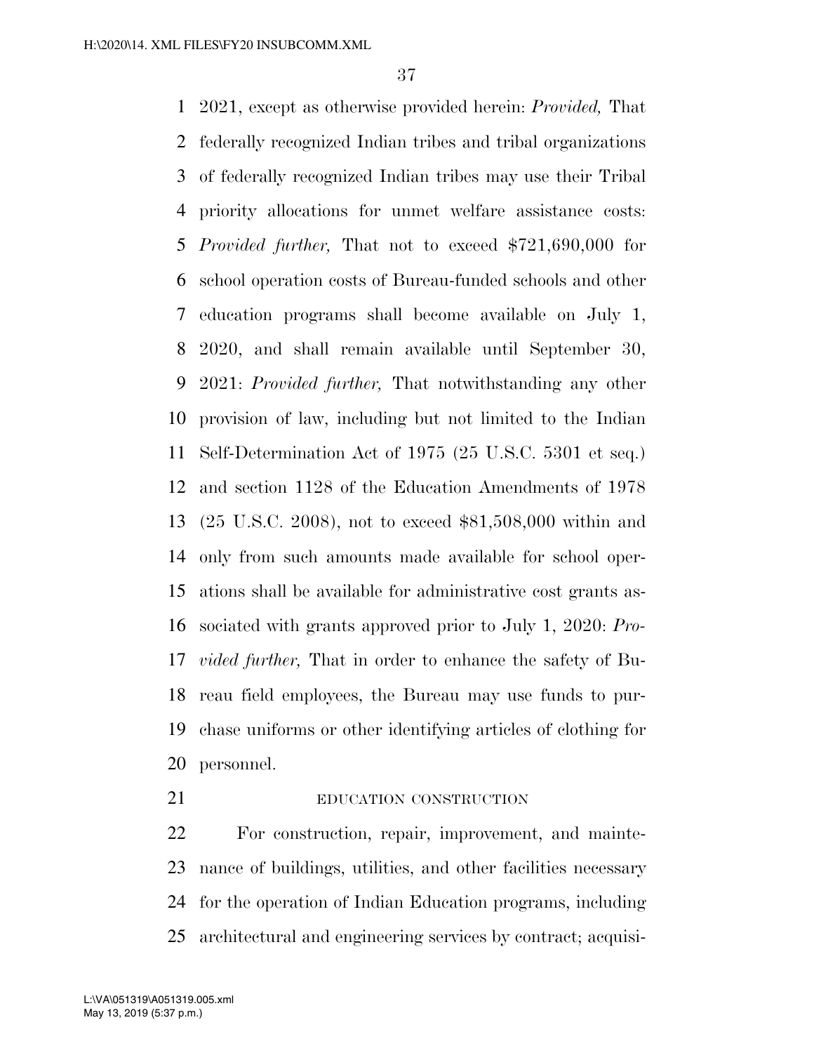2021, except as otherwise provided herein: *Provided,* That federally recognized Indian tribes and tribal organizations of federally recognized Indian tribes may use their Tribal priority allocations for unmet welfare assistance costs: *Provided further,* That not to exceed $721,690,000 for school operation costs of Bureau-funded schools and other education programs shall become available on July 1, 2020, and shall remain available until September 30, 2021: *Provided further,* That notwithstanding any other provision of law, including but not limited to the Indian Self-Determination Act of 1975 (25 U.S.C. 5301 et seq.) and section 1128 of the Education Amendments of 1978 (25 U.S.C. 2008), not to exceed $81,508,000 within and only from such amounts made available for school operations shall be available for administrative cost grants associated with grants approved prior to July 1, 2020: *Provided further,* That in order to enhance the safety of Bureau field employees, the Bureau may use funds to purchase uniforms or other identifying articles of clothing for personnel.

EDUCATION CONSTRUCTION

For construction, repair, improvement, and maintenance of buildings, utilities, and other facilities necessary for the operation of Indian Education programs, including architectural and engineering services by contract; acquisi-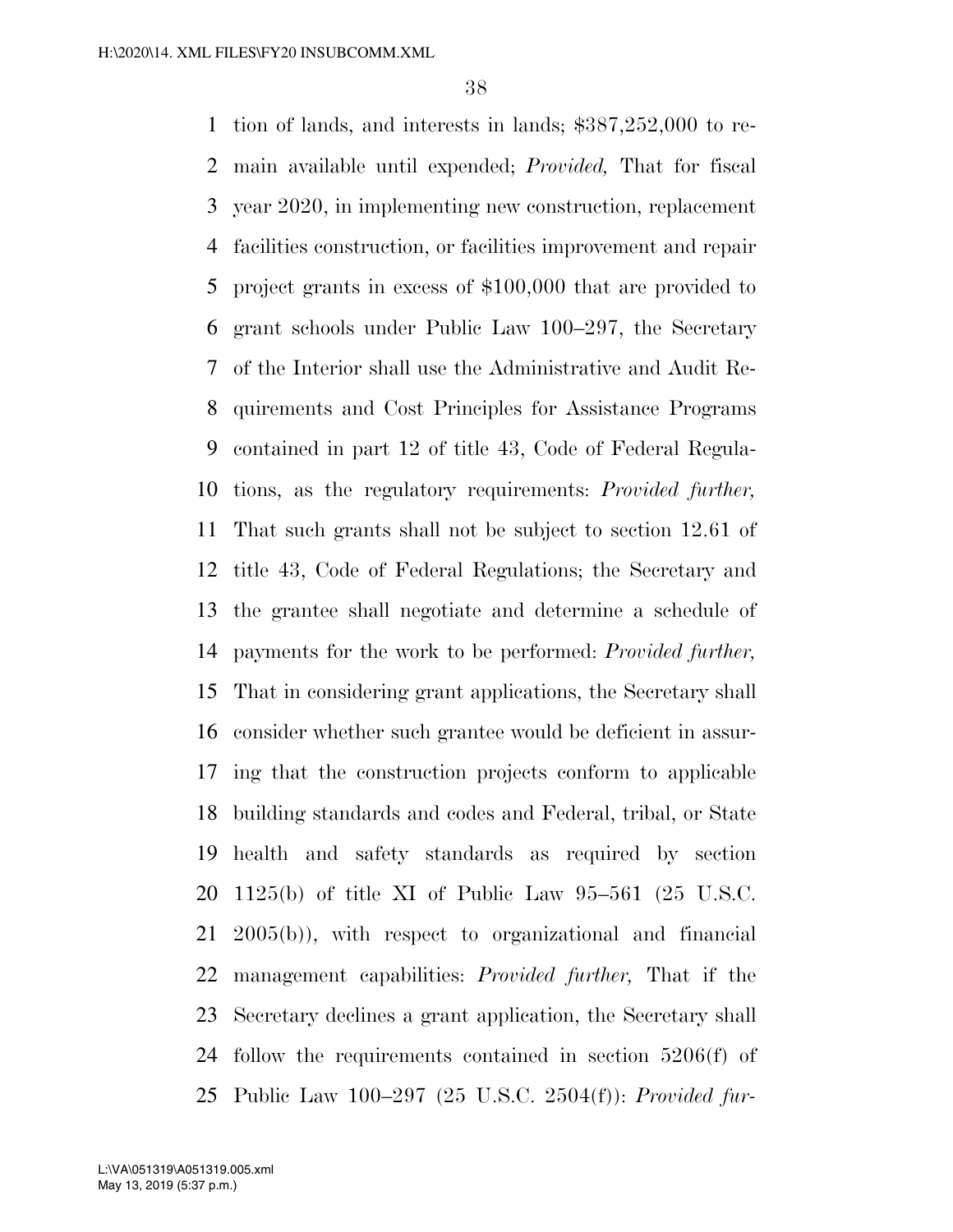tion of lands, and interests in lands; $387,252,000 to remain available until expended; *Provided,* That for fiscal year 2020, in implementing new construction, replacement facilities construction, or facilities improvement and repair project grants in excess of $100,000 that are provided to grant schools under Public Law 100–297, the Secretary of the Interior shall use the Administrative and Audit Requirements and Cost Principles for Assistance Programs contained in part 12 of title 43, Code of Federal Regulations, as the regulatory requirements: *Provided further,* That such grants shall not be subject to section 12.61 of title 43, Code of Federal Regulations; the Secretary and the grantee shall negotiate and determine a schedule of payments for the work to be performed: *Provided further,* That in considering grant applications, the Secretary shall consider whether such grantee would be deficient in assuring that the construction projects conform to applicable building standards and codes and Federal, tribal, or State health and safety standards as required by section 1125(b) of title XI of Public Law 95–561 (25 U.S.C. 2005(b)), with respect to organizational and financial management capabilities: *Provided further,* That if the Secretary declines a grant application, the Secretary shall follow the requirements contained in section 5206(f) of Public Law 100–297 (25 U.S.C. 2504(f)): *Provided fur-*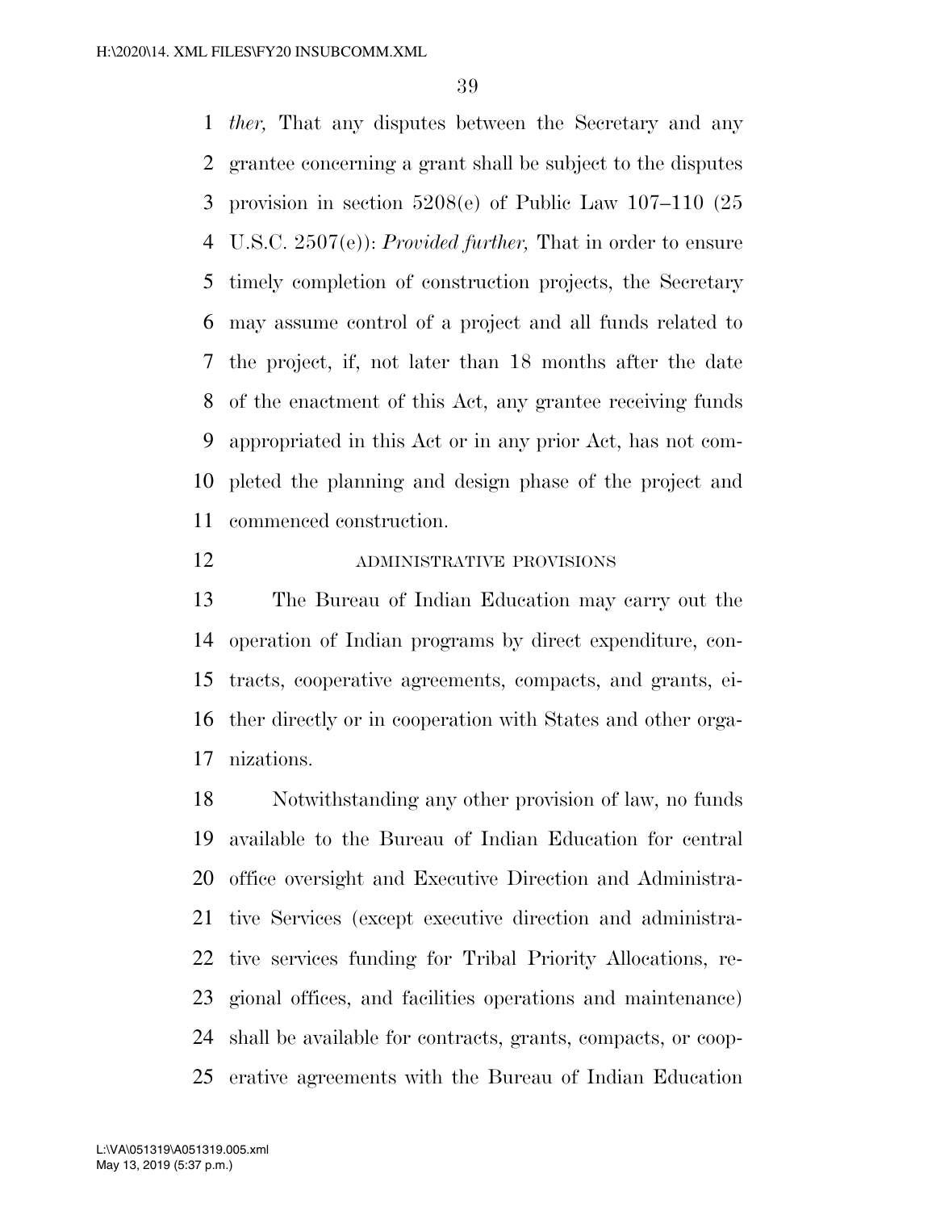*ther,* That any disputes between the Secretary and any grantee concerning a grant shall be subject to the disputes provision in section 5208(e) of Public Law 107–110 (25 U.S.C. 2507(e)): *Provided further,* That in order to ensure timely completion of construction projects, the Secretary may assume control of a project and all funds related to the project, if, not later than 18 months after the date of the enactment of this Act, any grantee receiving funds appropriated in this Act or in any prior Act, has not completed the planning and design phase of the project and commenced construction.

ADMINISTRATIVE PROVISIONS

The Bureau of Indian Education may carry out the operation of Indian programs by direct expenditure, contracts, cooperative agreements, compacts, and grants, either directly or in cooperation with States and other organizations.

Notwithstanding any other provision of law, no funds available to the Bureau of Indian Education for central office oversight and Executive Direction and Administrative Services (except executive direction and administrative services funding for Tribal Priority Allocations, regional offices, and facilities operations and maintenance) shall be available for contracts, grants, compacts, or cooperative agreements with the Bureau of Indian Education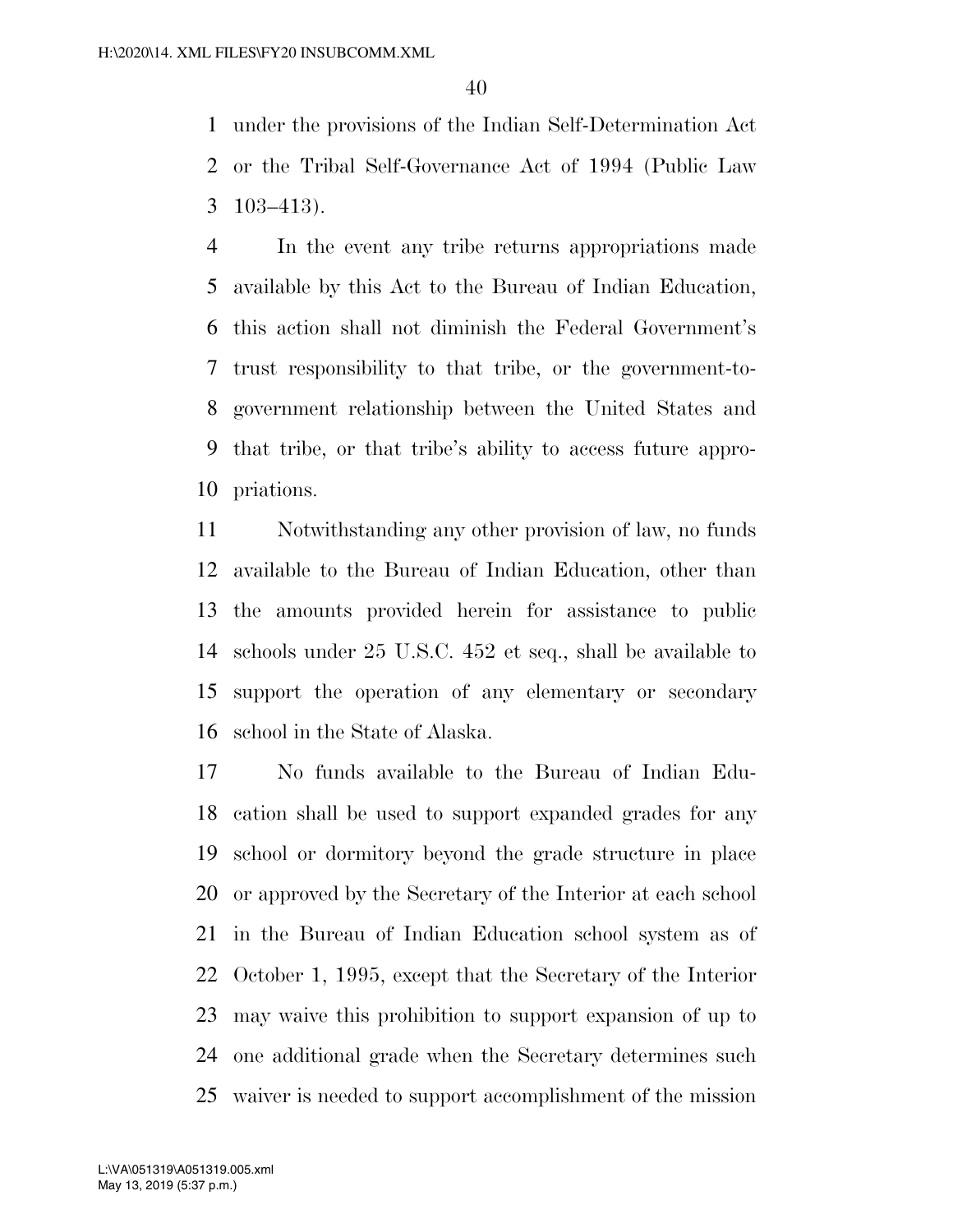under the provisions of the Indian Self-Determination Act or the Tribal Self-Governance Act of 1994 (Public Law 103–413).

In the event any tribe returns appropriations made available by this Act to the Bureau of Indian Education, this action shall not diminish the Federal Government's trust responsibility to that tribe, or the government-to-government relationship between the United States and that tribe, or that tribe's ability to access future appropriations.

Notwithstanding any other provision of law, no funds available to the Bureau of Indian Education, other than the amounts provided herein for assistance to public schools under 25 U.S.C. 452 et seq., shall be available to support the operation of any elementary or secondary school in the State of Alaska.

No funds available to the Bureau of Indian Education shall be used to support expanded grades for any school or dormitory beyond the grade structure in place or approved by the Secretary of the Interior at each school in the Bureau of Indian Education school system as of October 1, 1995, except that the Secretary of the Interior may waive this prohibition to support expansion of up to one additional grade when the Secretary determines such waiver is needed to support accomplishment of the mission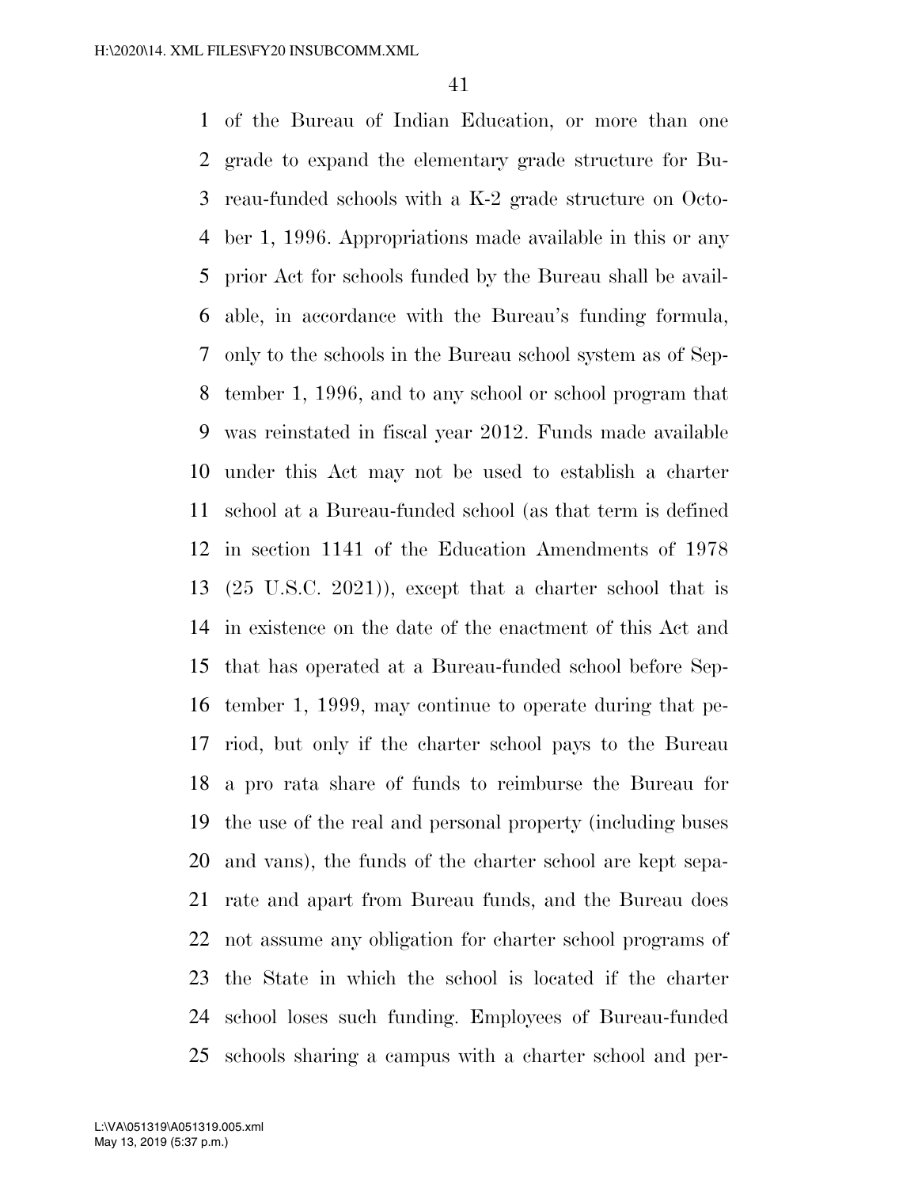of the Bureau of Indian Education, or more than one grade to expand the elementary grade structure for Bureau-funded schools with a K-2 grade structure on October 1, 1996. Appropriations made available in this or any prior Act for schools funded by the Bureau shall be available, in accordance with the Bureau's funding formula, only to the schools in the Bureau school system as of September 1, 1996, and to any school or school program that was reinstated in fiscal year 2012. Funds made available under this Act may not be used to establish a charter school at a Bureau-funded school (as that term is defined in section 1141 of the Education Amendments of 1978 (25 U.S.C. 2021)), except that a charter school that is in existence on the date of the enactment of this Act and that has operated at a Bureau-funded school before September 1, 1999, may continue to operate during that period, but only if the charter school pays to the Bureau a pro rata share of funds to reimburse the Bureau for the use of the real and personal property (including buses and vans), the funds of the charter school are kept separate and apart from Bureau funds, and the Bureau does not assume any obligation for charter school programs of the State in which the school is located if the charter school loses such funding. Employees of Bureau-funded schools sharing a campus with a charter school and per-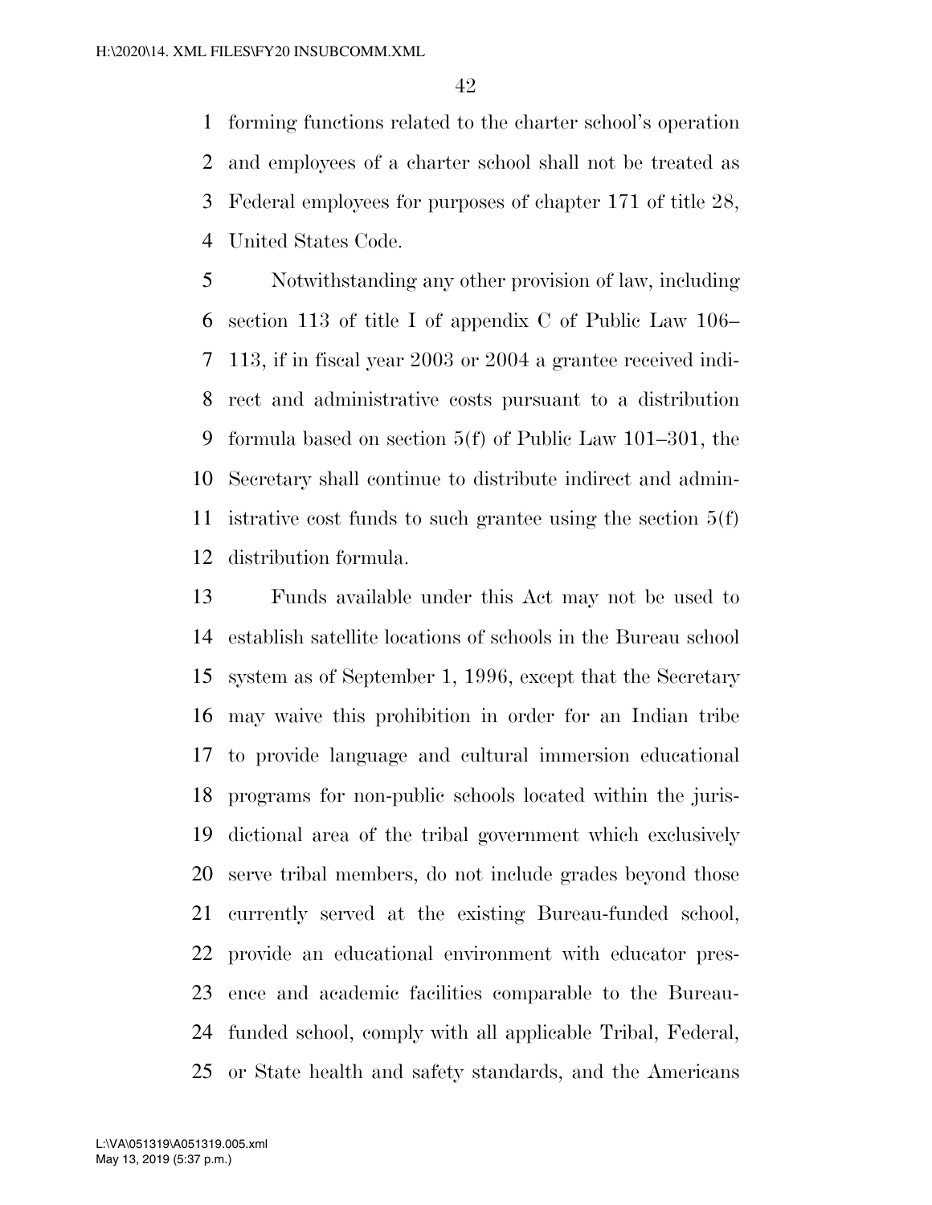forming functions related to the charter school's operation and employees of a charter school shall not be treated as Federal employees for purposes of chapter 171 of title 28, United States Code.

Notwithstanding any other provision of law, including section 113 of title I of appendix C of Public Law 106–113, if in fiscal year 2003 or 2004 a grantee received indirect and administrative costs pursuant to a distribution formula based on section 5(f) of Public Law 101–301, the Secretary shall continue to distribute indirect and administrative cost funds to such grantee using the section 5(f) distribution formula.

Funds available under this Act may not be used to establish satellite locations of schools in the Bureau school system as of September 1, 1996, except that the Secretary may waive this prohibition in order for an Indian tribe to provide language and cultural immersion educational programs for non-public schools located within the jurisdictional area of the tribal government which exclusively serve tribal members, do not include grades beyond those currently served at the existing Bureau-funded school, provide an educational environment with educator presence and academic facilities comparable to the Bureau-funded school, comply with all applicable Tribal, Federal, or State health and safety standards, and the Americans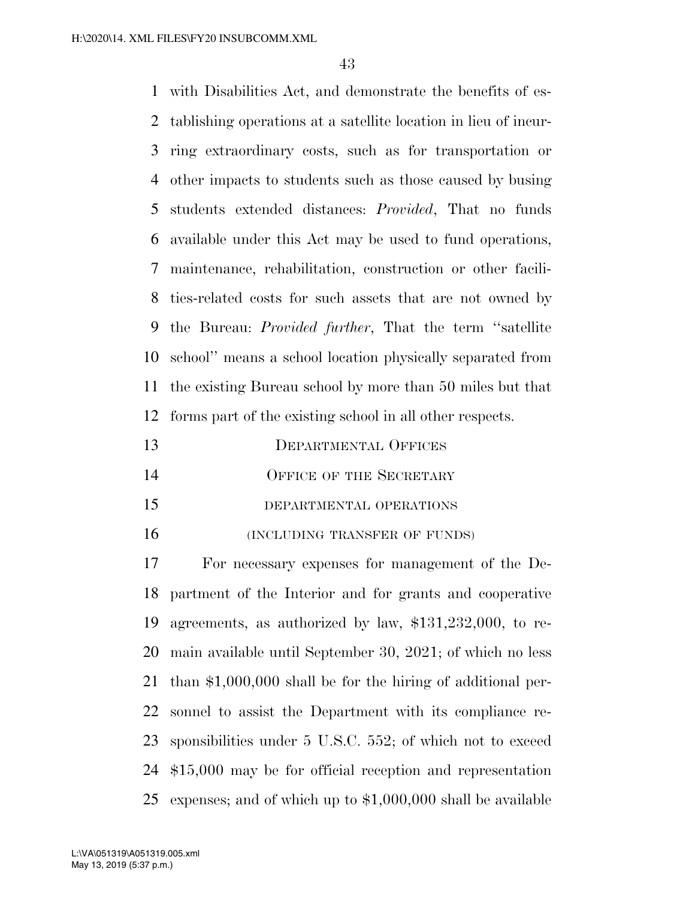with Disabilities Act, and demonstrate the benefits of establishing operations at a satellite location in lieu of incurring extraordinary costs, such as for transportation or other impacts to students such as those caused by busing students extended distances: *Provided*, That no funds available under this Act may be used to fund operations, maintenance, rehabilitation, construction or other facilities-related costs for such assets that are not owned by the Bureau: *Provided further*, That the term ''satellite school'' means a school location physically separated from the existing Bureau school by more than 50 miles but that forms part of the existing school in all other respects.

## DEPARTMENTAL OFFICES

### OFFICE OF THE SECRETARY

#### DEPARTMENTAL OPERATIONS

(INCLUDING TRANSFER OF FUNDS)

For necessary expenses for management of the Department of the Interior and for grants and cooperative agreements, as authorized by law, $131,232,000, to remain available until September 30, 2021; of which no less than $1,000,000 shall be for the hiring of additional personnel to assist the Department with its compliance responsibilities under 5 U.S.C. 552; of which not to exceed $15,000 may be for official reception and representation expenses; and of which up to $1,000,000 shall be available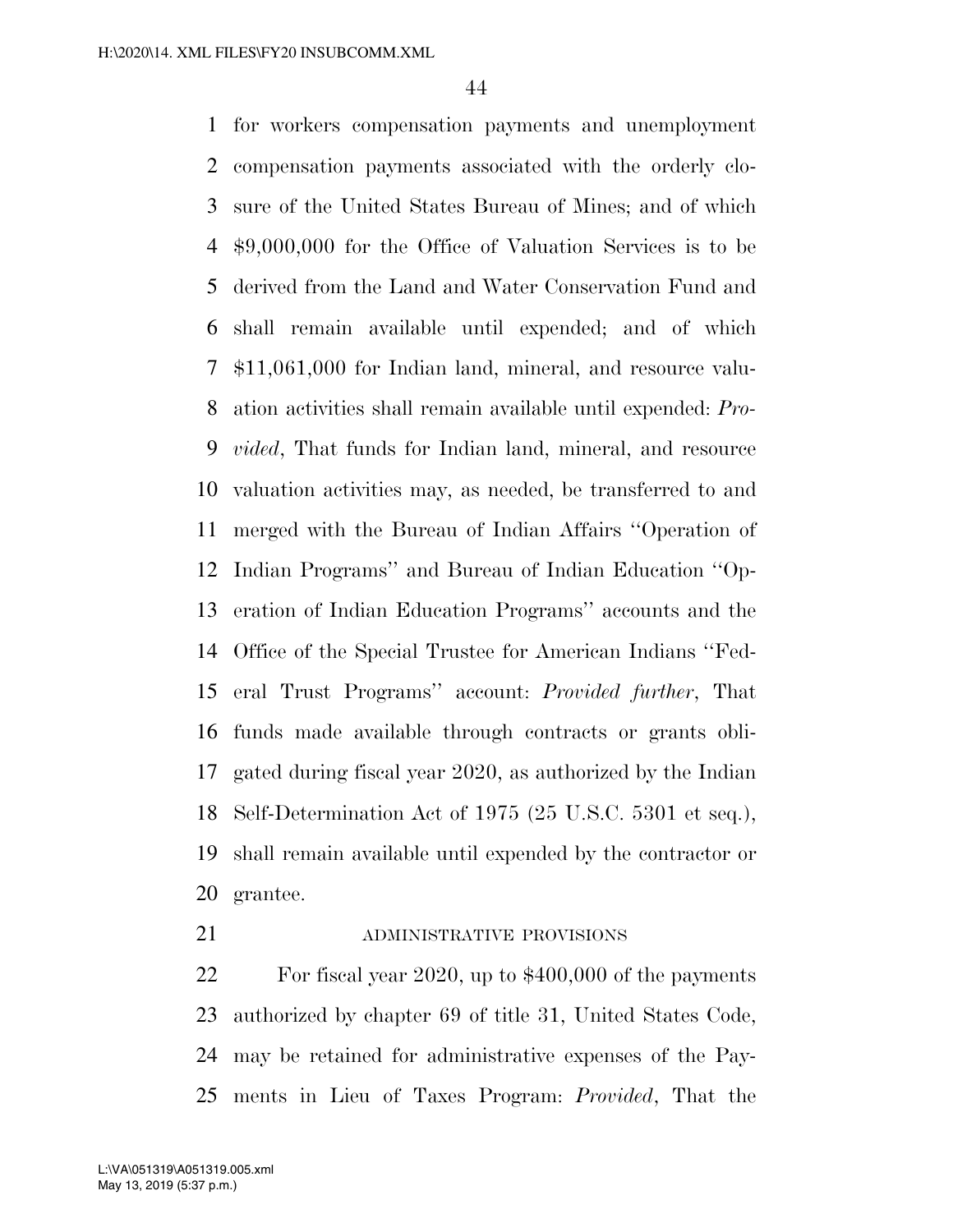for workers compensation payments and unemployment compensation payments associated with the orderly closure of the United States Bureau of Mines; and of which $9,000,000 for the Office of Valuation Services is to be derived from the Land and Water Conservation Fund and shall remain available until expended; and of which $11,061,000 for Indian land, mineral, and resource valuation activities shall remain available until expended: *Provided*, That funds for Indian land, mineral, and resource valuation activities may, as needed, be transferred to and merged with the Bureau of Indian Affairs "Operation of Indian Programs" and Bureau of Indian Education "Operation of Indian Education Programs" accounts and the Office of the Special Trustee for American Indians "Federal Trust Programs" account: *Provided further*, That funds made available through contracts or grants obligated during fiscal year 2020, as authorized by the Indian Self-Determination Act of 1975 (25 U.S.C. 5301 et seq.), shall remain available until expended by the contractor or grantee.

ADMINISTRATIVE PROVISIONS

For fiscal year 2020, up to $400,000 of the payments authorized by chapter 69 of title 31, United States Code, may be retained for administrative expenses of the Payments in Lieu of Taxes Program: *Provided*, That the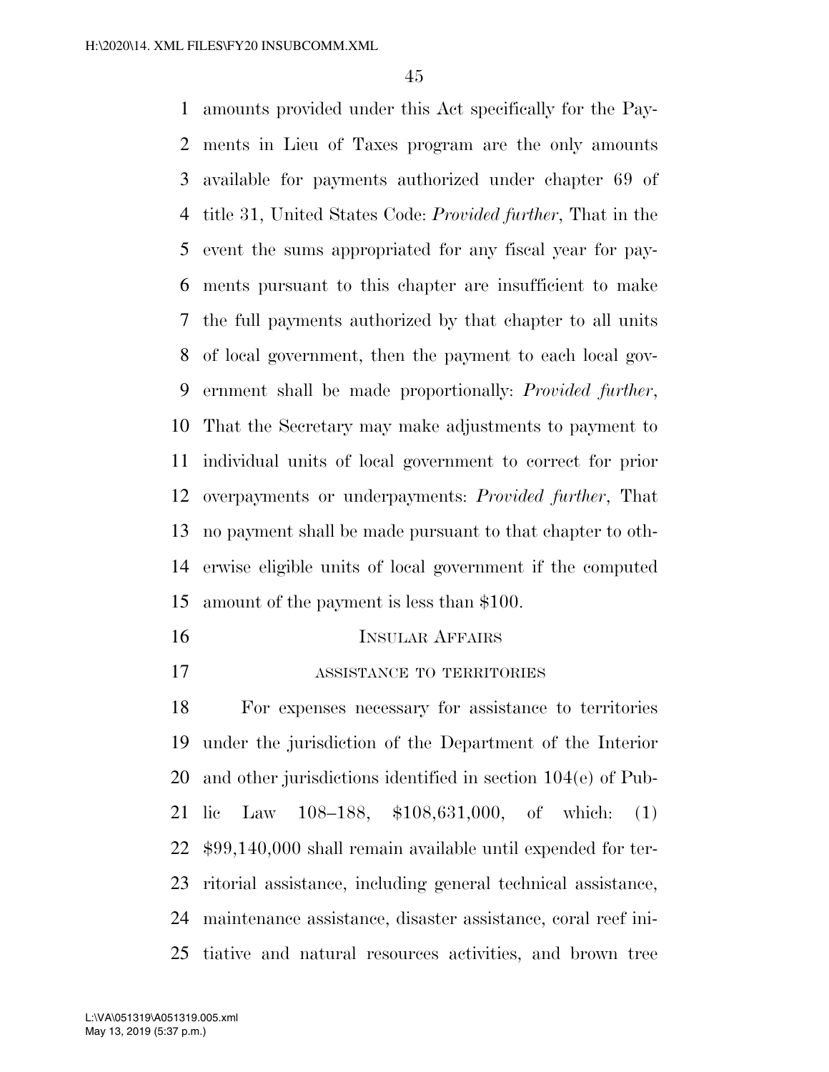amounts provided under this Act specifically for the Payments in Lieu of Taxes program are the only amounts available for payments authorized under chapter 69 of title 31, United States Code: *Provided further*, That in the event the sums appropriated for any fiscal year for payments pursuant to this chapter are insufficient to make the full payments authorized by that chapter to all units of local government, then the payment to each local government shall be made proportionally: *Provided further*, That the Secretary may make adjustments to payment to individual units of local government to correct for prior overpayments or underpayments: *Provided further*, That no payment shall be made pursuant to that chapter to otherwise eligible units of local government if the computed amount of the payment is less than $100.

## Insular Affairs

### assistance to territories

For expenses necessary for assistance to territories under the jurisdiction of the Department of the Interior and other jurisdictions identified in section 104(e) of Public Law 108–188, $108,631,000, of which: (1) $99,140,000 shall remain available until expended for territorial assistance, including general technical assistance, maintenance assistance, disaster assistance, coral reef initiative and natural resources activities, and brown tree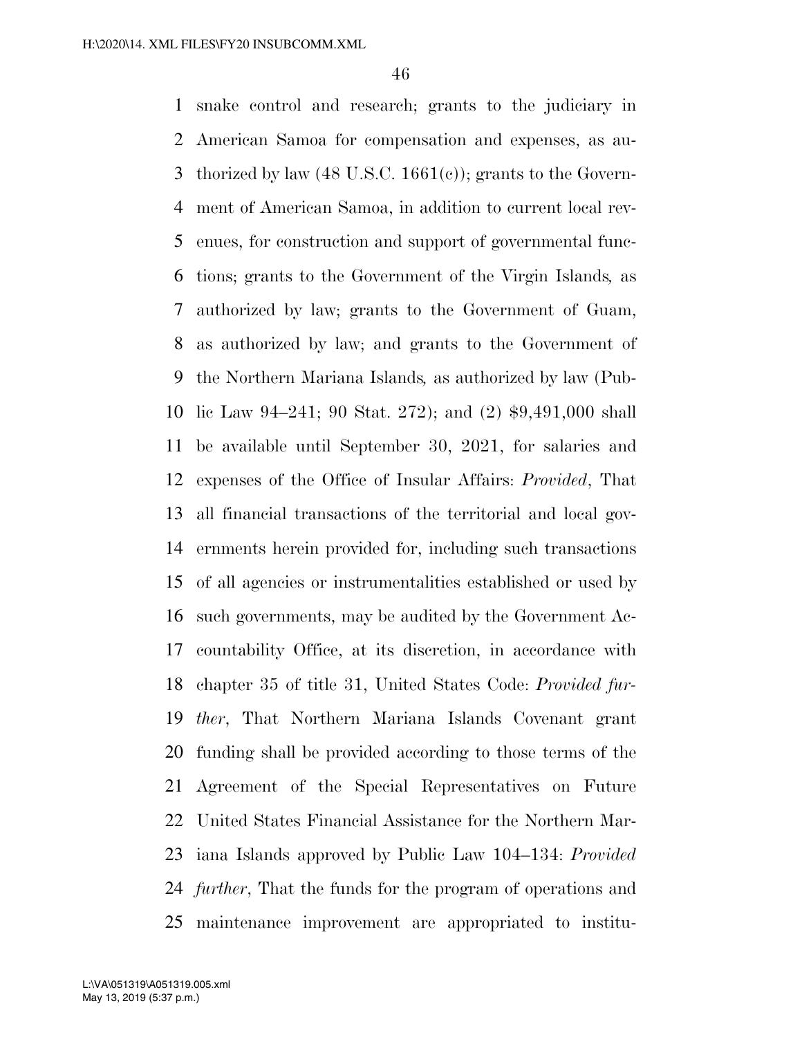snake control and research; grants to the judiciary in American Samoa for compensation and expenses, as authorized by law (48 U.S.C. 1661(c)); grants to the Government of American Samoa, in addition to current local revenues, for construction and support of governmental functions; grants to the Government of the Virgin Islands, as authorized by law; grants to the Government of Guam, as authorized by law; and grants to the Government of the Northern Mariana Islands, as authorized by law (Public Law 94–241; 90 Stat. 272); and (2) $9,491,000 shall be available until September 30, 2021, for salaries and expenses of the Office of Insular Affairs: *Provided*, That all financial transactions of the territorial and local governments herein provided for, including such transactions of all agencies or instrumentalities established or used by such governments, may be audited by the Government Accountability Office, at its discretion, in accordance with chapter 35 of title 31, United States Code: *Provided further*, That Northern Mariana Islands Covenant grant funding shall be provided according to those terms of the Agreement of the Special Representatives on Future United States Financial Assistance for the Northern Mariana Islands approved by Public Law 104–134: *Provided further*, That the funds for the program of operations and maintenance improvement are appropriated to institu-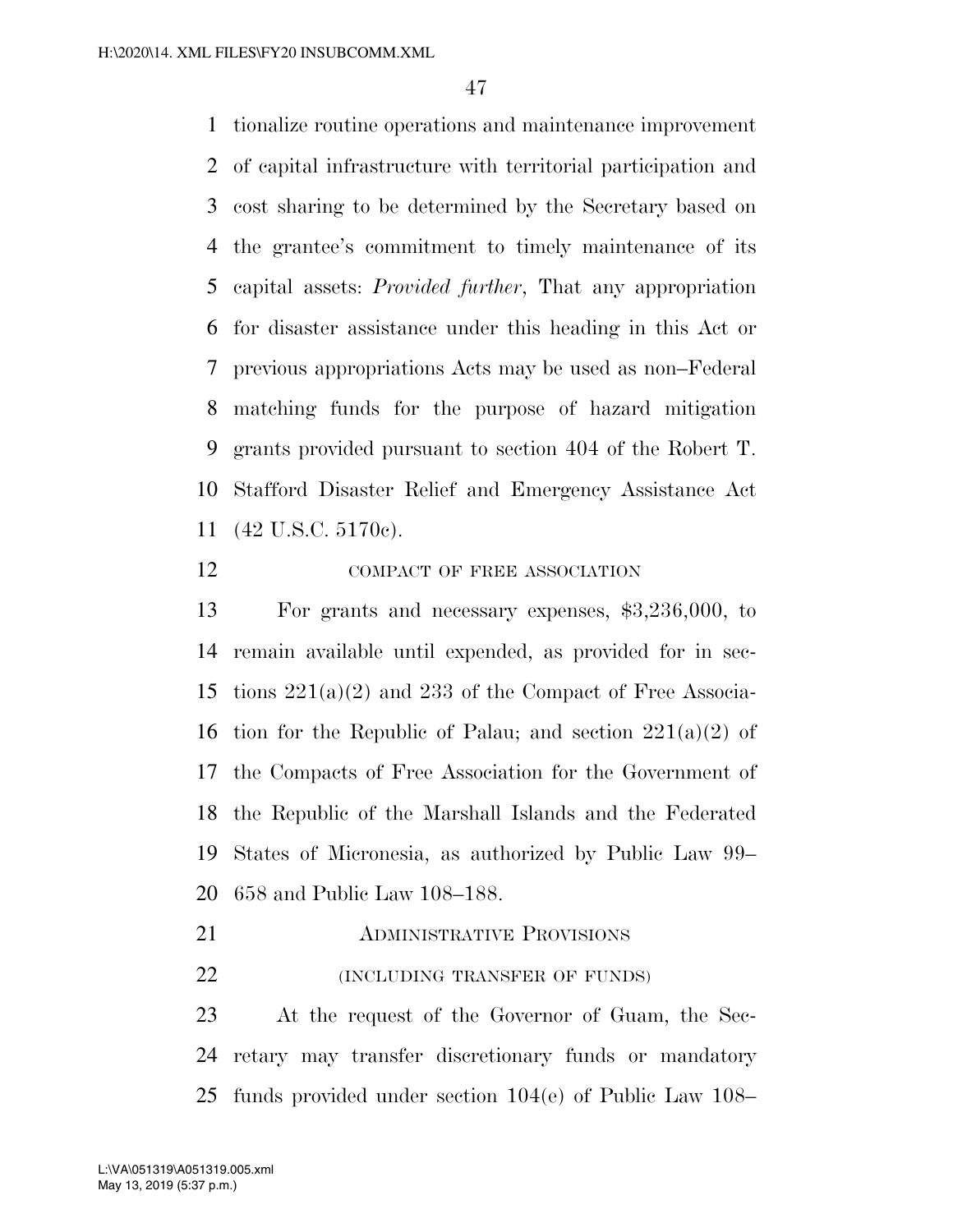tionalize routine operations and maintenance improvement of capital infrastructure with territorial participation and cost sharing to be determined by the Secretary based on the grantee's commitment to timely maintenance of its capital assets: *Provided further*, That any appropriation for disaster assistance under this heading in this Act or previous appropriations Acts may be used as non–Federal matching funds for the purpose of hazard mitigation grants provided pursuant to section 404 of the Robert T. Stafford Disaster Relief and Emergency Assistance Act (42 U.S.C. 5170c).

COMPACT OF FREE ASSOCIATION

For grants and necessary expenses, $3,236,000, to remain available until expended, as provided for in sections 221(a)(2) and 233 of the Compact of Free Association for the Republic of Palau; and section 221(a)(2) of the Compacts of Free Association for the Government of the Republic of the Marshall Islands and the Federated States of Micronesia, as authorized by Public Law 99–658 and Public Law 108–188.

ADMINISTRATIVE PROVISIONS

(INCLUDING TRANSFER OF FUNDS)

At the request of the Governor of Guam, the Secretary may transfer discretionary funds or mandatory funds provided under section 104(e) of Public Law 108–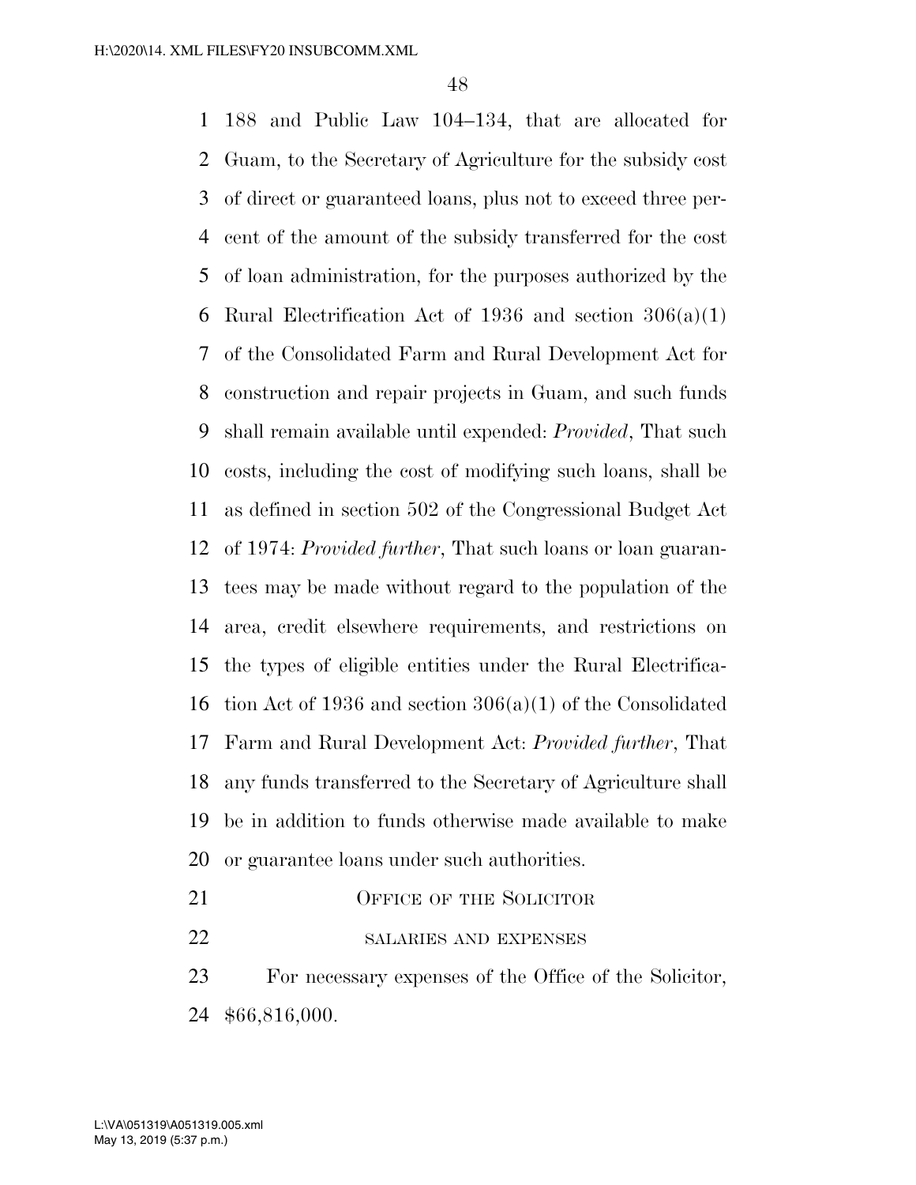188 and Public Law 104–134, that are allocated for Guam, to the Secretary of Agriculture for the subsidy cost of direct or guaranteed loans, plus not to exceed three percent of the amount of the subsidy transferred for the cost of loan administration, for the purposes authorized by the Rural Electrification Act of 1936 and section 306(a)(1) of the Consolidated Farm and Rural Development Act for construction and repair projects in Guam, and such funds shall remain available until expended: *Provided*, That such costs, including the cost of modifying such loans, shall be as defined in section 502 of the Congressional Budget Act of 1974: *Provided further*, That such loans or loan guarantees may be made without regard to the population of the area, credit elsewhere requirements, and restrictions on the types of eligible entities under the Rural Electrification Act of 1936 and section 306(a)(1) of the Consolidated Farm and Rural Development Act: *Provided further*, That any funds transferred to the Secretary of Agriculture shall be in addition to funds otherwise made available to make or guarantee loans under such authorities.

## Office of the Solicitor

### salaries and expenses

For necessary expenses of the Office of the Solicitor, $66,816,000.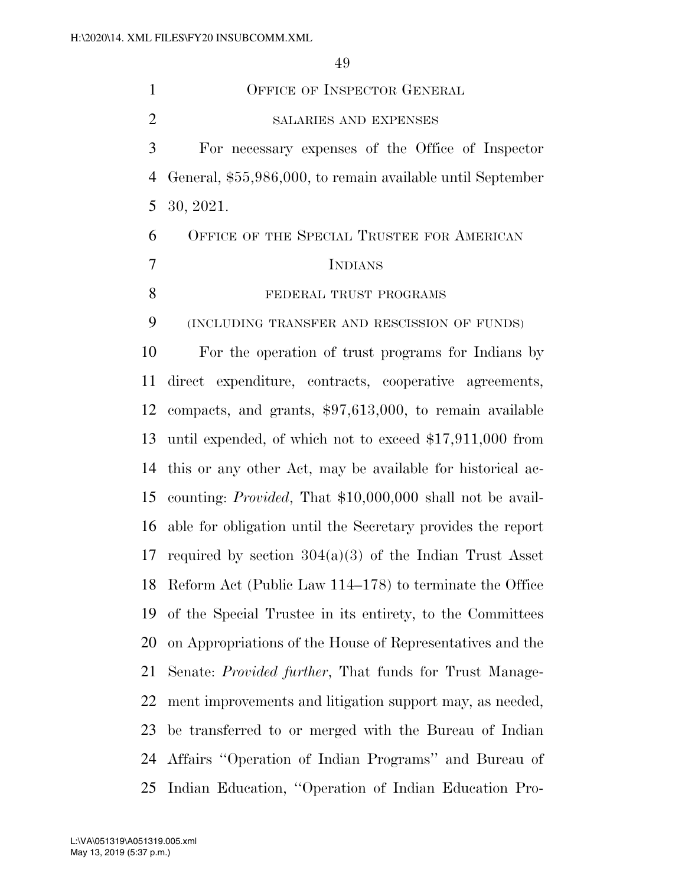## Office of Inspector General

### salaries and expenses

For necessary expenses of the Office of Inspector General, $55,986,000, to remain available until September 30, 2021.

## Office of the Special Trustee for American Indians

### federal trust programs

#### (including transfer and rescission of funds)

For the operation of trust programs for Indians by direct expenditure, contracts, cooperative agreements, compacts, and grants, $97,613,000, to remain available until expended, of which not to exceed $17,911,000 from this or any other Act, may be available for historical accounting: *Provided*, That $10,000,000 shall not be available for obligation until the Secretary provides the report required by section 304(a)(3) of the Indian Trust Asset Reform Act (Public Law 114–178) to terminate the Office of the Special Trustee in its entirety, to the Committees on Appropriations of the House of Representatives and the Senate: *Provided further*, That funds for Trust Management improvements and litigation support may, as needed, be transferred to or merged with the Bureau of Indian Affairs ''Operation of Indian Programs'' and Bureau of Indian Education, ''Operation of Indian Education Pro-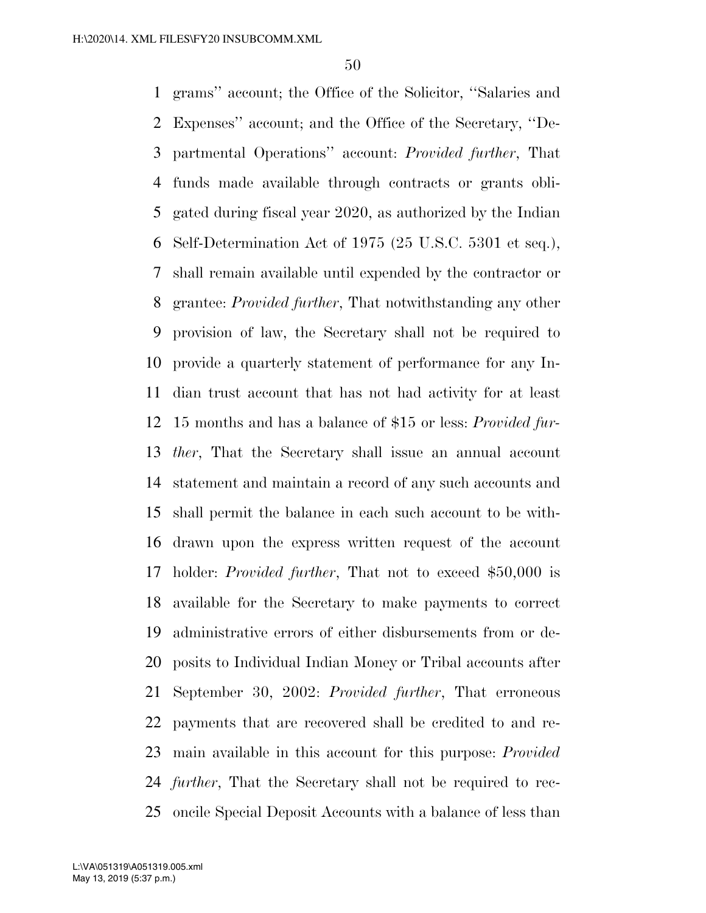grams'' account; the Office of the Solicitor, ''Salaries and Expenses'' account; and the Office of the Secretary, ''Departmental Operations'' account: *Provided further*, That funds made available through contracts or grants obligated during fiscal year 2020, as authorized by the Indian Self-Determination Act of 1975 (25 U.S.C. 5301 et seq.), shall remain available until expended by the contractor or grantee: *Provided further*, That notwithstanding any other provision of law, the Secretary shall not be required to provide a quarterly statement of performance for any Indian trust account that has not had activity for at least 15 months and has a balance of $15 or less: *Provided further*, That the Secretary shall issue an annual account statement and maintain a record of any such accounts and shall permit the balance in each such account to be withdrawn upon the express written request of the account holder: *Provided further*, That not to exceed $50,000 is available for the Secretary to make payments to correct administrative errors of either disbursements from or deposits to Individual Indian Money or Tribal accounts after September 30, 2002: *Provided further*, That erroneous payments that are recovered shall be credited to and remain available in this account for this purpose: *Provided further*, That the Secretary shall not be required to reconcile Special Deposit Accounts with a balance of less than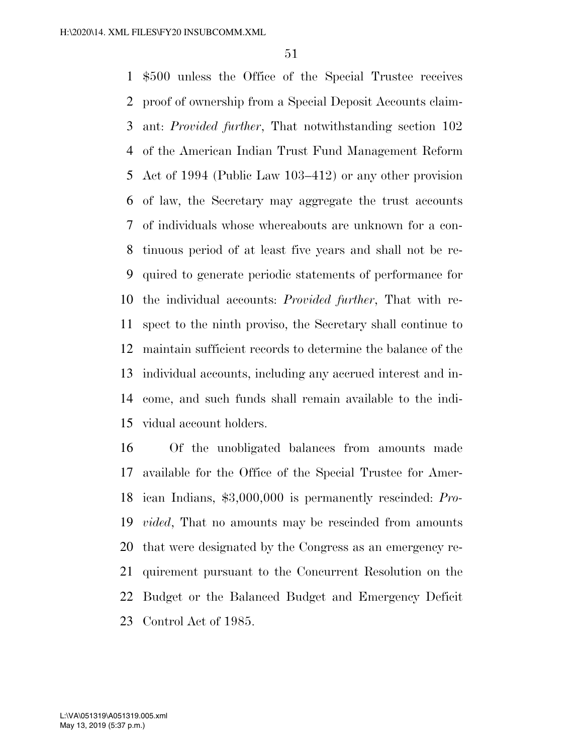$500 unless the Office of the Special Trustee receives proof of ownership from a Special Deposit Accounts claimant: *Provided further*, That notwithstanding section 102 of the American Indian Trust Fund Management Reform Act of 1994 (Public Law 103–412) or any other provision of law, the Secretary may aggregate the trust accounts of individuals whose whereabouts are unknown for a continuous period of at least five years and shall not be required to generate periodic statements of performance for the individual accounts: *Provided further*, That with respect to the ninth proviso, the Secretary shall continue to maintain sufficient records to determine the balance of the individual accounts, including any accrued interest and income, and such funds shall remain available to the individual account holders.

Of the unobligated balances from amounts made available for the Office of the Special Trustee for American Indians, $3,000,000 is permanently rescinded: *Provided*, That no amounts may be rescinded from amounts that were designated by the Congress as an emergency requirement pursuant to the Concurrent Resolution on the Budget or the Balanced Budget and Emergency Deficit Control Act of 1985.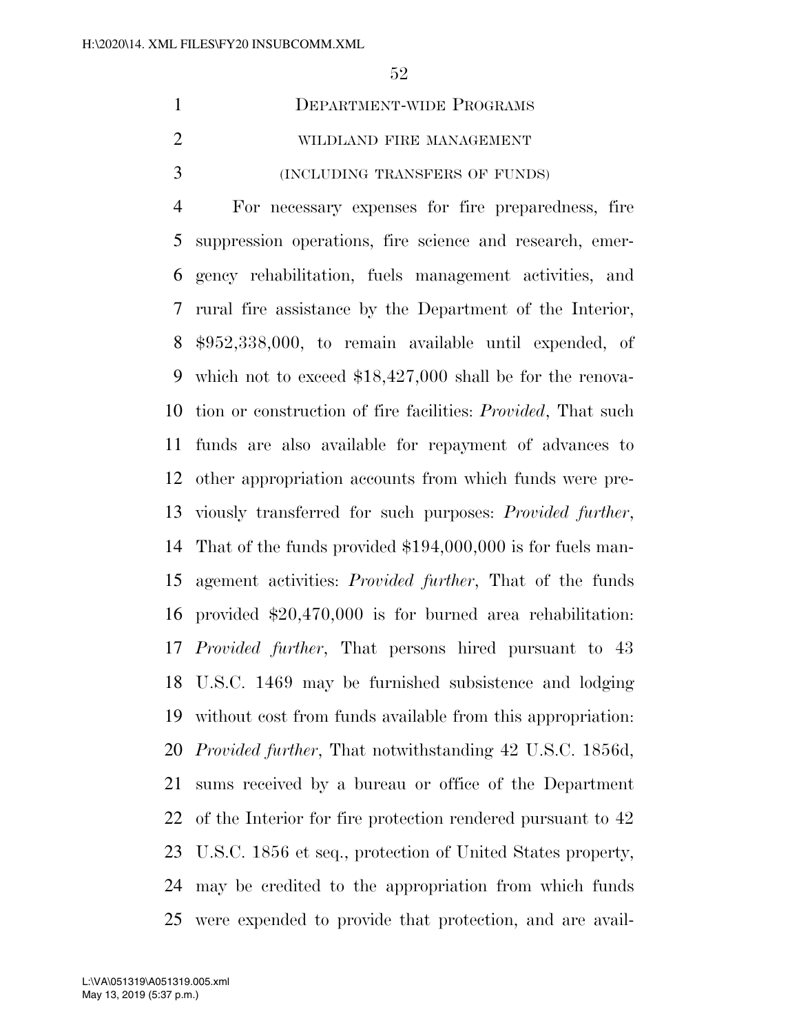DEPARTMENT-WIDE PROGRAMS

WILDLAND FIRE MANAGEMENT

(INCLUDING TRANSFERS OF FUNDS)

For necessary expenses for fire preparedness, fire suppression operations, fire science and research, emergency rehabilitation, fuels management activities, and rural fire assistance by the Department of the Interior, $952,338,000, to remain available until expended, of which not to exceed $18,427,000 shall be for the renovation or construction of fire facilities: *Provided*, That such funds are also available for repayment of advances to other appropriation accounts from which funds were previously transferred for such purposes: *Provided further*, That of the funds provided $194,000,000 is for fuels management activities: *Provided further*, That of the funds provided $20,470,000 is for burned area rehabilitation: *Provided further*, That persons hired pursuant to 43 U.S.C. 1469 may be furnished subsistence and lodging without cost from funds available from this appropriation: *Provided further*, That notwithstanding 42 U.S.C. 1856d, sums received by a bureau or office of the Department of the Interior for fire protection rendered pursuant to 42 U.S.C. 1856 et seq., protection of United States property, may be credited to the appropriation from which funds were expended to provide that protection, and are avail-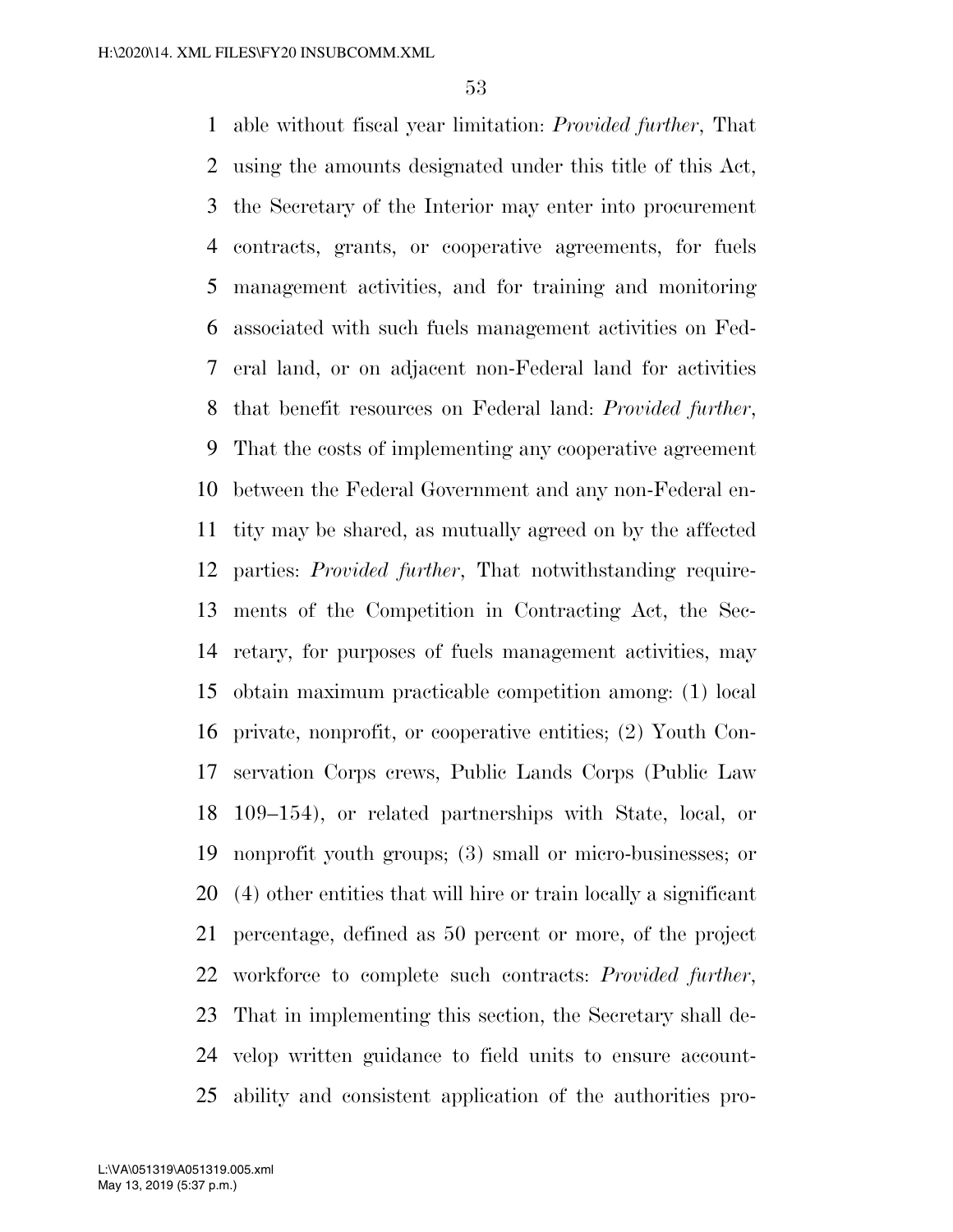able without fiscal year limitation: *Provided further*, That using the amounts designated under this title of this Act, the Secretary of the Interior may enter into procurement contracts, grants, or cooperative agreements, for fuels management activities, and for training and monitoring associated with such fuels management activities on Federal land, or on adjacent non-Federal land for activities that benefit resources on Federal land: *Provided further*, That the costs of implementing any cooperative agreement between the Federal Government and any non-Federal entity may be shared, as mutually agreed on by the affected parties: *Provided further*, That notwithstanding requirements of the Competition in Contracting Act, the Secretary, for purposes of fuels management activities, may obtain maximum practicable competition among: (1) local private, nonprofit, or cooperative entities; (2) Youth Conservation Corps crews, Public Lands Corps (Public Law 109–154), or related partnerships with State, local, or nonprofit youth groups; (3) small or micro-businesses; or (4) other entities that will hire or train locally a significant percentage, defined as 50 percent or more, of the project workforce to complete such contracts: *Provided further*, That in implementing this section, the Secretary shall develop written guidance to field units to ensure accountability and consistent application of the authorities pro-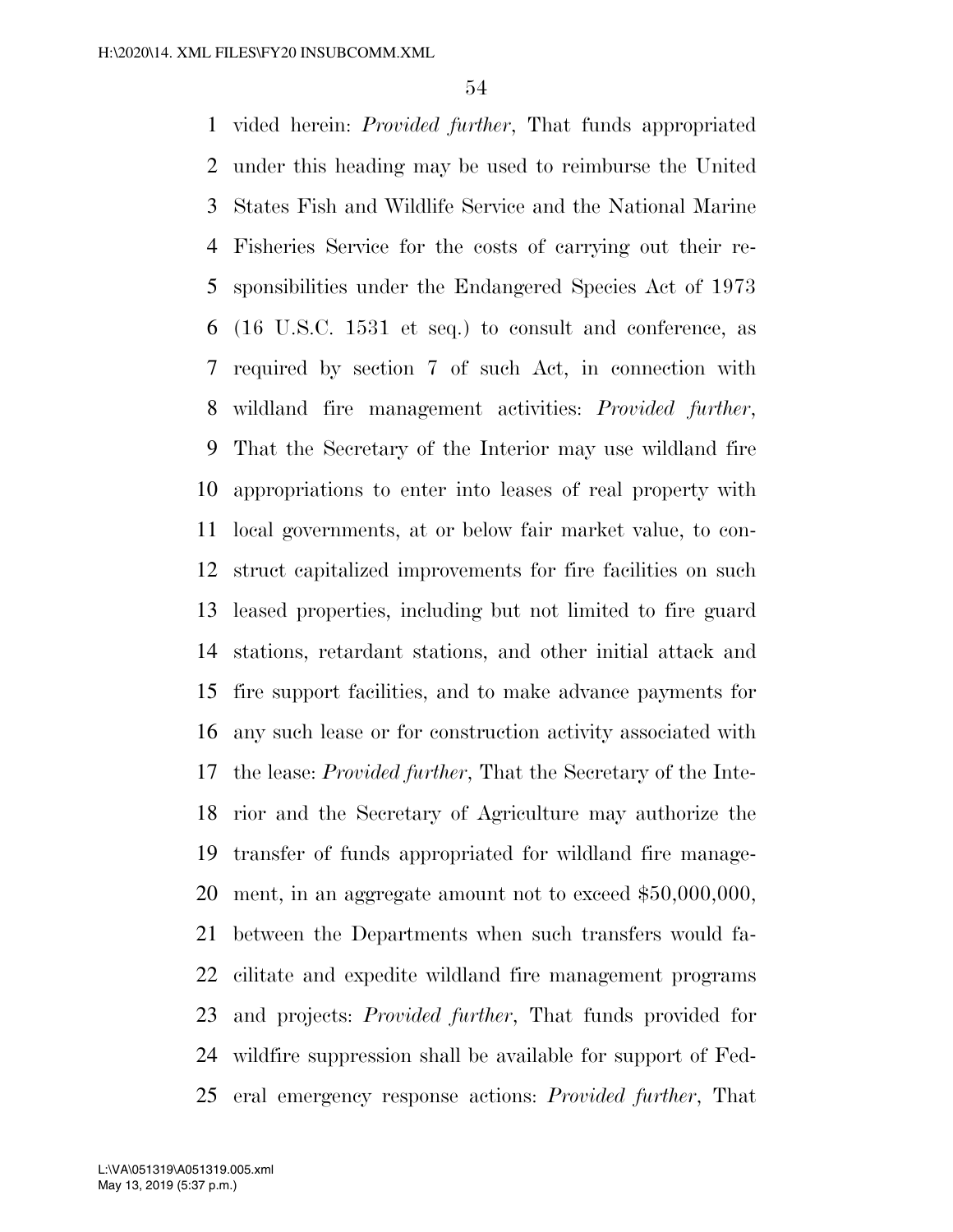vided herein: *Provided further*, That funds appropriated under this heading may be used to reimburse the United States Fish and Wildlife Service and the National Marine Fisheries Service for the costs of carrying out their responsibilities under the Endangered Species Act of 1973 (16 U.S.C. 1531 et seq.) to consult and conference, as required by section 7 of such Act, in connection with wildland fire management activities: *Provided further*, That the Secretary of the Interior may use wildland fire appropriations to enter into leases of real property with local governments, at or below fair market value, to construct capitalized improvements for fire facilities on such leased properties, including but not limited to fire guard stations, retardant stations, and other initial attack and fire support facilities, and to make advance payments for any such lease or for construction activity associated with the lease: *Provided further*, That the Secretary of the Interior and the Secretary of Agriculture may authorize the transfer of funds appropriated for wildland fire management, in an aggregate amount not to exceed $50,000,000, between the Departments when such transfers would facilitate and expedite wildland fire management programs and projects: *Provided further*, That funds provided for wildfire suppression shall be available for support of Federal emergency response actions: *Provided further*, That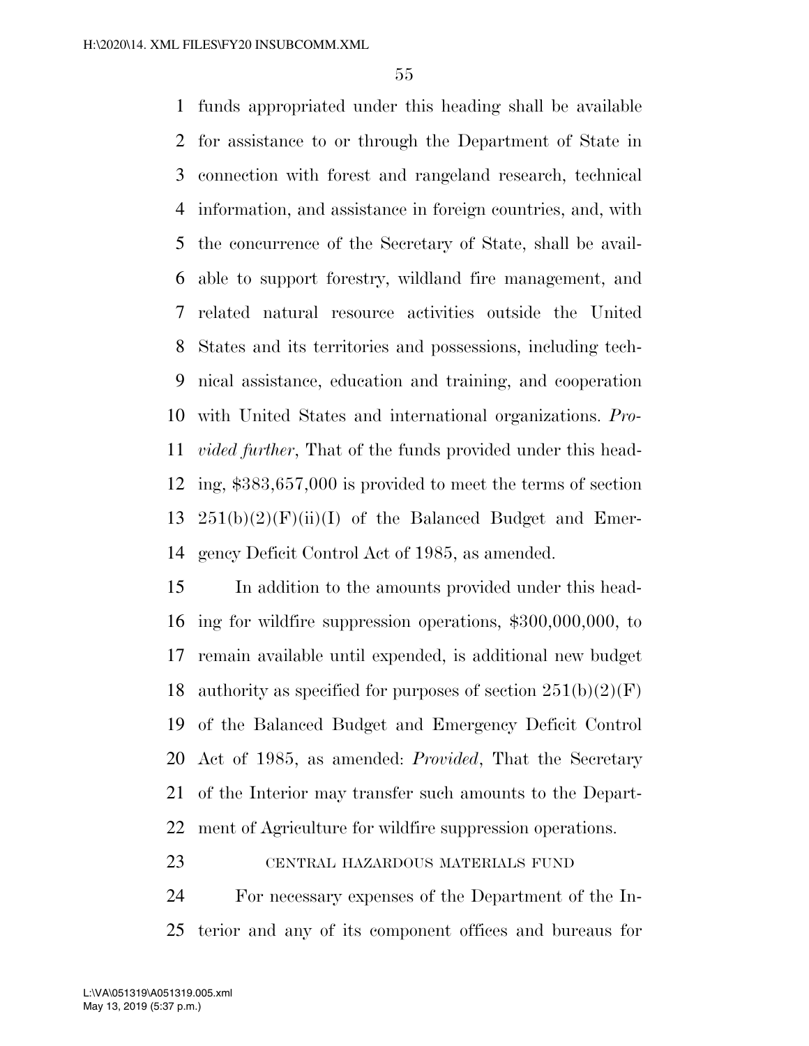funds appropriated under this heading shall be available for assistance to or through the Department of State in connection with forest and rangeland research, technical information, and assistance in foreign countries, and, with the concurrence of the Secretary of State, shall be available to support forestry, wildland fire management, and related natural resource activities outside the United States and its territories and possessions, including technical assistance, education and training, and cooperation with United States and international organizations. *Provided further*, That of the funds provided under this heading, $383,657,000 is provided to meet the terms of section 251(b)(2)(F)(ii)(I) of the Balanced Budget and Emergency Deficit Control Act of 1985, as amended.

In addition to the amounts provided under this heading for wildfire suppression operations, $300,000,000, to remain available until expended, is additional new budget authority as specified for purposes of section 251(b)(2)(F) of the Balanced Budget and Emergency Deficit Control Act of 1985, as amended: *Provided*, That the Secretary of the Interior may transfer such amounts to the Department of Agriculture for wildfire suppression operations.

CENTRAL HAZARDOUS MATERIALS FUND

For necessary expenses of the Department of the Interior and any of its component offices and bureaus for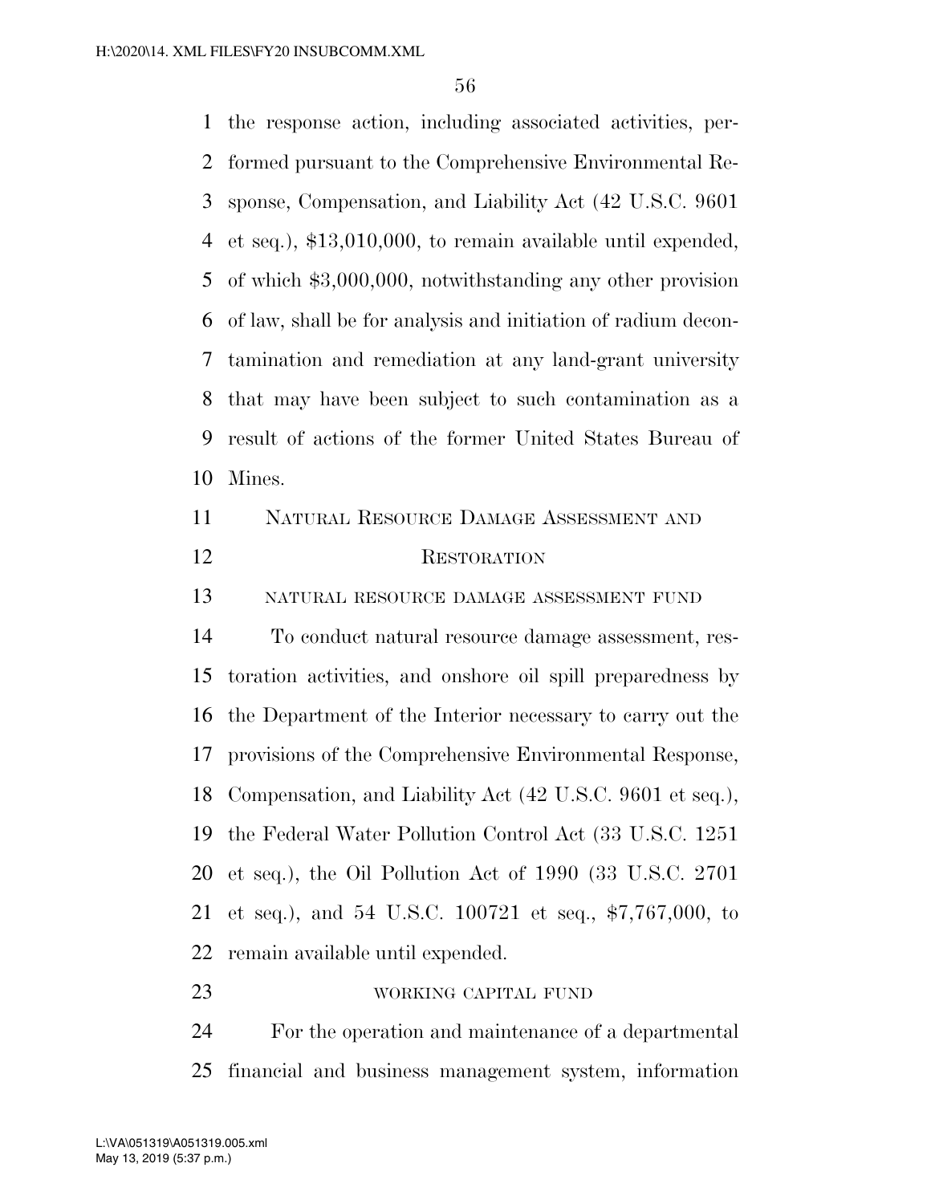the response action, including associated activities, performed pursuant to the Comprehensive Environmental Response, Compensation, and Liability Act (42 U.S.C. 9601 et seq.), $13,010,000, to remain available until expended, of which $3,000,000, notwithstanding any other provision of law, shall be for analysis and initiation of radium decontamination and remediation at any land-grant university that may have been subject to such contamination as a result of actions of the former United States Bureau of Mines.

## Natural Resource Damage Assessment and Restoration

### natural resource damage assessment fund

To conduct natural resource damage assessment, restoration activities, and onshore oil spill preparedness by the Department of the Interior necessary to carry out the provisions of the Comprehensive Environmental Response, Compensation, and Liability Act (42 U.S.C. 9601 et seq.), the Federal Water Pollution Control Act (33 U.S.C. 1251 et seq.), the Oil Pollution Act of 1990 (33 U.S.C. 2701 et seq.), and 54 U.S.C. 100721 et seq., $7,767,000, to remain available until expended.

### working capital fund

For the operation and maintenance of a departmental financial and business management system, information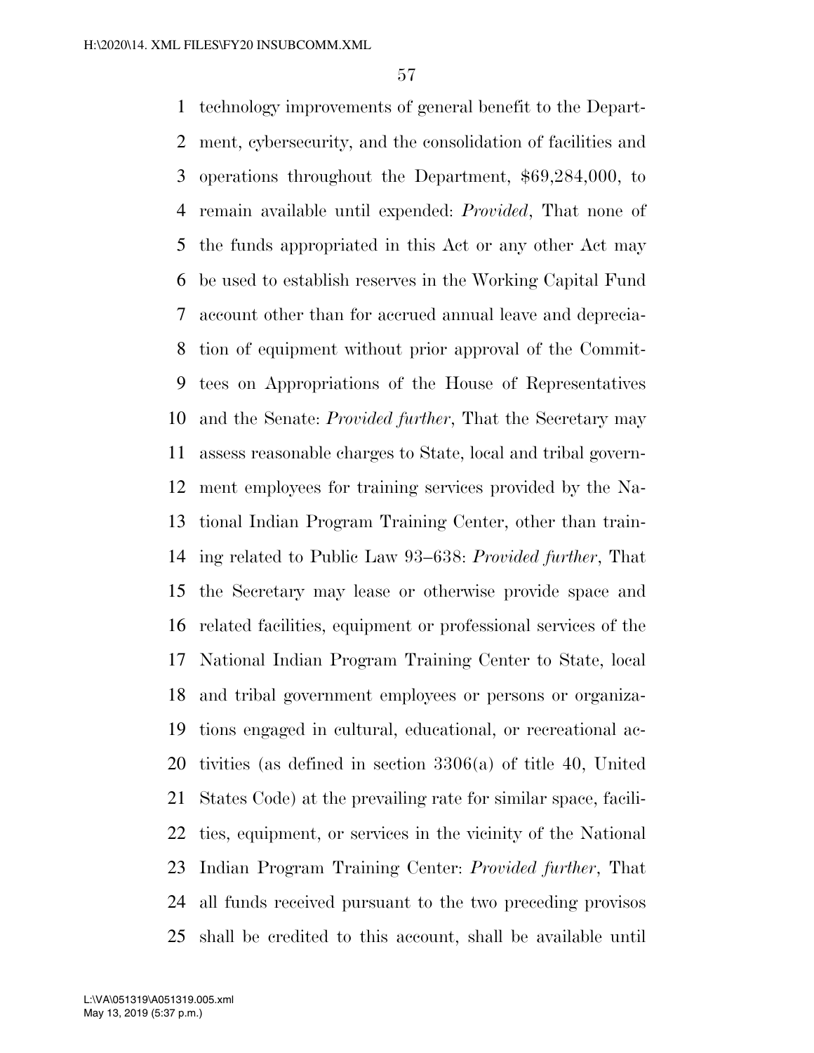technology improvements of general benefit to the Department, cybersecurity, and the consolidation of facilities and operations throughout the Department, $69,284,000, to remain available until expended: *Provided*, That none of the funds appropriated in this Act or any other Act may be used to establish reserves in the Working Capital Fund account other than for accrued annual leave and depreciation of equipment without prior approval of the Committees on Appropriations of the House of Representatives and the Senate: *Provided further*, That the Secretary may assess reasonable charges to State, local and tribal government employees for training services provided by the National Indian Program Training Center, other than training related to Public Law 93–638: *Provided further*, That the Secretary may lease or otherwise provide space and related facilities, equipment or professional services of the National Indian Program Training Center to State, local and tribal government employees or persons or organizations engaged in cultural, educational, or recreational activities (as defined in section 3306(a) of title 40, United States Code) at the prevailing rate for similar space, facilities, equipment, or services in the vicinity of the National Indian Program Training Center: *Provided further*, That all funds received pursuant to the two preceding provisos shall be credited to this account, shall be available until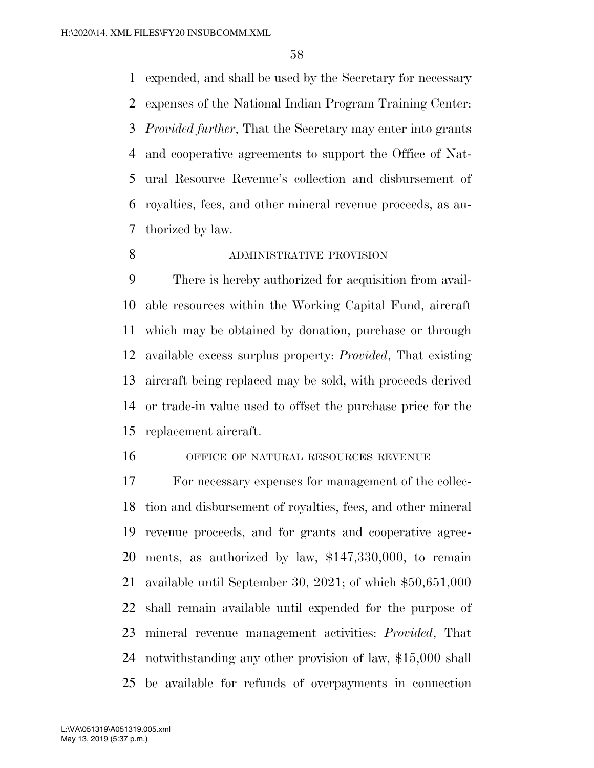expended, and shall be used by the Secretary for necessary expenses of the National Indian Program Training Center: *Provided further*, That the Secretary may enter into grants and cooperative agreements to support the Office of Natural Resource Revenue's collection and disbursement of royalties, fees, and other mineral revenue proceeds, as authorized by law.

ADMINISTRATIVE PROVISION

There is hereby authorized for acquisition from available resources within the Working Capital Fund, aircraft which may be obtained by donation, purchase or through available excess surplus property: *Provided*, That existing aircraft being replaced may be sold, with proceeds derived or trade-in value used to offset the purchase price for the replacement aircraft.

OFFICE OF NATURAL RESOURCES REVENUE

For necessary expenses for management of the collection and disbursement of royalties, fees, and other mineral revenue proceeds, and for grants and cooperative agreements, as authorized by law, $147,330,000, to remain available until September 30, 2021; of which $50,651,000 shall remain available until expended for the purpose of mineral revenue management activities: *Provided*, That notwithstanding any other provision of law, $15,000 shall be available for refunds of overpayments in connection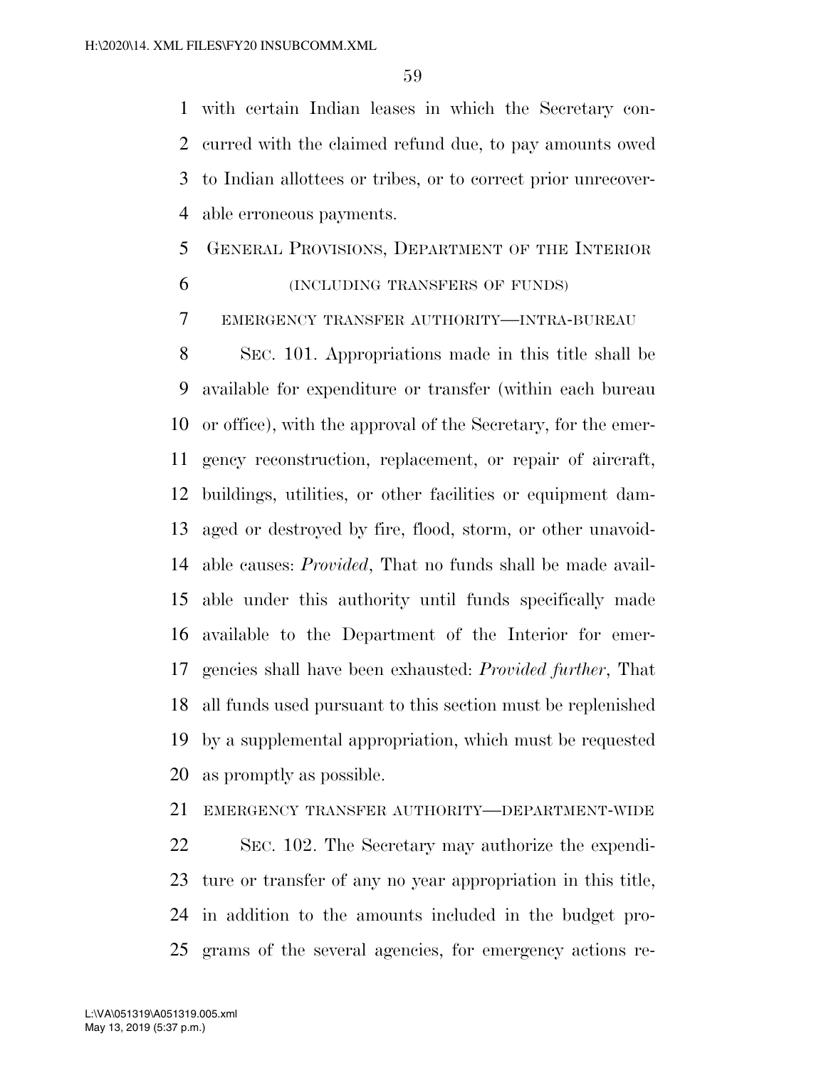with certain Indian leases in which the Secretary concurred with the claimed refund due, to pay amounts owed to Indian allottees or tribes, or to correct prior unrecoverable erroneous payments.

## GENERAL PROVISIONS, DEPARTMENT OF THE INTERIOR

(INCLUDING TRANSFERS OF FUNDS)

EMERGENCY TRANSFER AUTHORITY—INTRA-BUREAU

SEC. 101. Appropriations made in this title shall be available for expenditure or transfer (within each bureau or office), with the approval of the Secretary, for the emergency reconstruction, replacement, or repair of aircraft, buildings, utilities, or other facilities or equipment damaged or destroyed by fire, flood, storm, or other unavoidable causes: *Provided*, That no funds shall be made available under this authority until funds specifically made available to the Department of the Interior for emergencies shall have been exhausted: *Provided further*, That all funds used pursuant to this section must be replenished by a supplemental appropriation, which must be requested as promptly as possible.

EMERGENCY TRANSFER AUTHORITY—DEPARTMENT-WIDE

SEC. 102. The Secretary may authorize the expenditure or transfer of any no year appropriation in this title, in addition to the amounts included in the budget programs of the several agencies, for emergency actions re-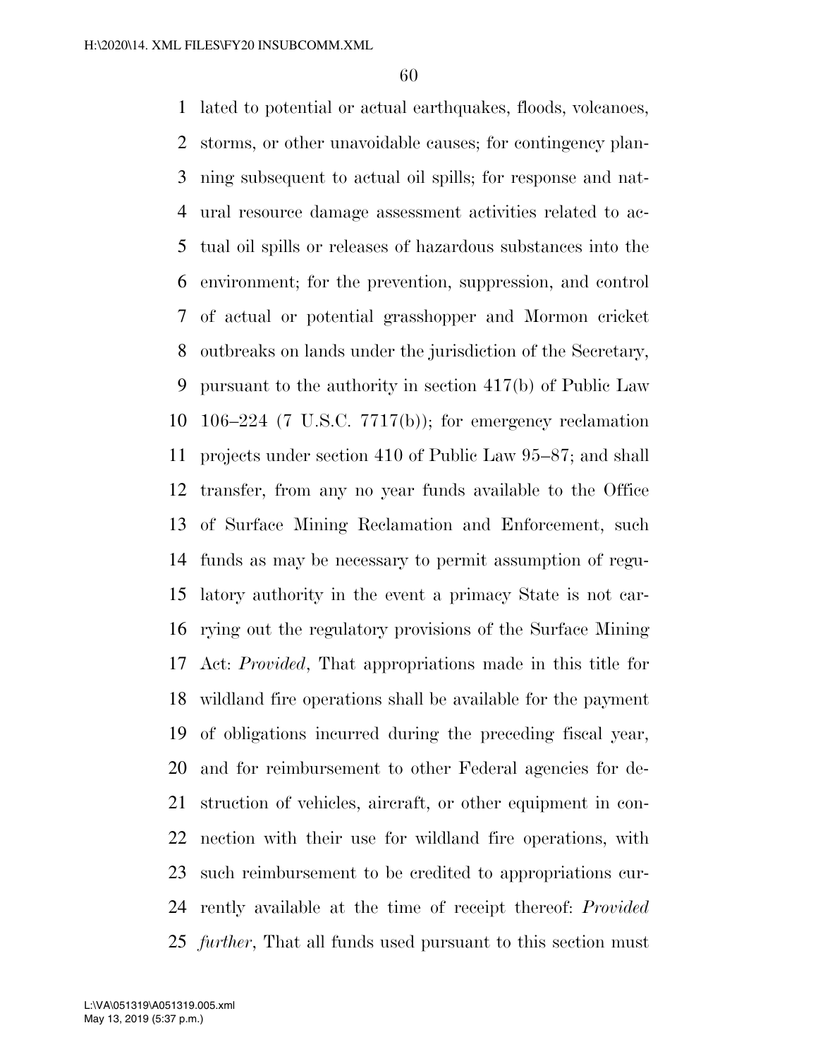lated to potential or actual earthquakes, floods, volcanoes, storms, or other unavoidable causes; for contingency planning subsequent to actual oil spills; for response and natural resource damage assessment activities related to actual oil spills or releases of hazardous substances into the environment; for the prevention, suppression, and control of actual or potential grasshopper and Mormon cricket outbreaks on lands under the jurisdiction of the Secretary, pursuant to the authority in section 417(b) of Public Law 106–224 (7 U.S.C. 7717(b)); for emergency reclamation projects under section 410 of Public Law 95–87; and shall transfer, from any no year funds available to the Office of Surface Mining Reclamation and Enforcement, such funds as may be necessary to permit assumption of regulatory authority in the event a primacy State is not carrying out the regulatory provisions of the Surface Mining Act: *Provided*, That appropriations made in this title for wildland fire operations shall be available for the payment of obligations incurred during the preceding fiscal year, and for reimbursement to other Federal agencies for destruction of vehicles, aircraft, or other equipment in connection with their use for wildland fire operations, with such reimbursement to be credited to appropriations currently available at the time of receipt thereof: *Provided further*, That all funds used pursuant to this section must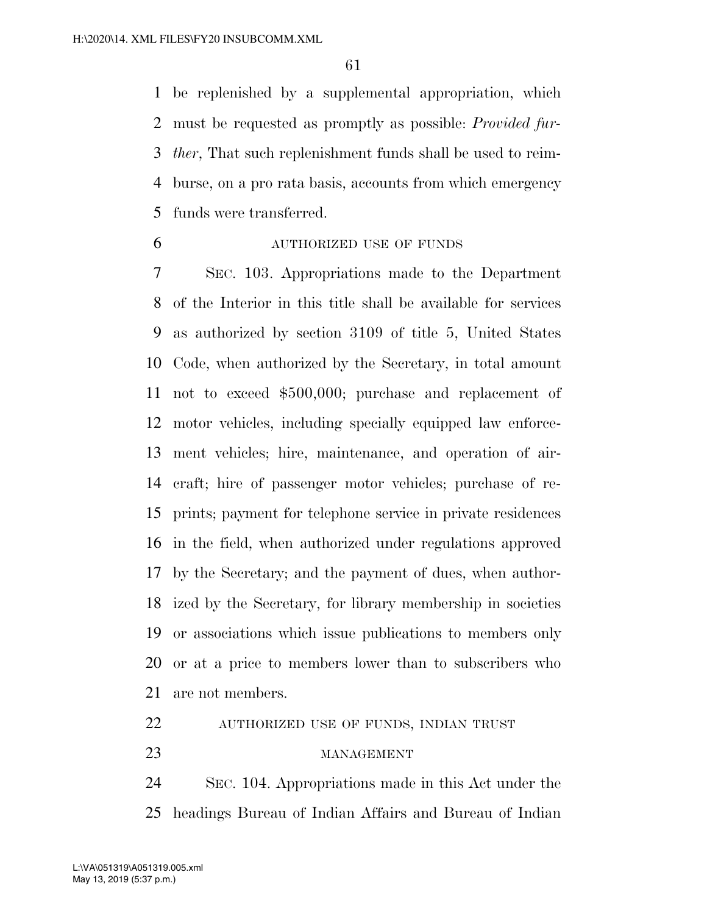be replenished by a supplemental appropriation, which must be requested as promptly as possible: *Provided further*, That such replenishment funds shall be used to reimburse, on a pro rata basis, accounts from which emergency funds were transferred.

AUTHORIZED USE OF FUNDS

SEC. 103. Appropriations made to the Department of the Interior in this title shall be available for services as authorized by section 3109 of title 5, United States Code, when authorized by the Secretary, in total amount not to exceed $500,000; purchase and replacement of motor vehicles, including specially equipped law enforcement vehicles; hire, maintenance, and operation of aircraft; hire of passenger motor vehicles; purchase of reprints; payment for telephone service in private residences in the field, when authorized under regulations approved by the Secretary; and the payment of dues, when authorized by the Secretary, for library membership in societies or associations which issue publications to members only or at a price to members lower than to subscribers who are not members.

AUTHORIZED USE OF FUNDS, INDIAN TRUST MANAGEMENT

SEC. 104. Appropriations made in this Act under the headings Bureau of Indian Affairs and Bureau of Indian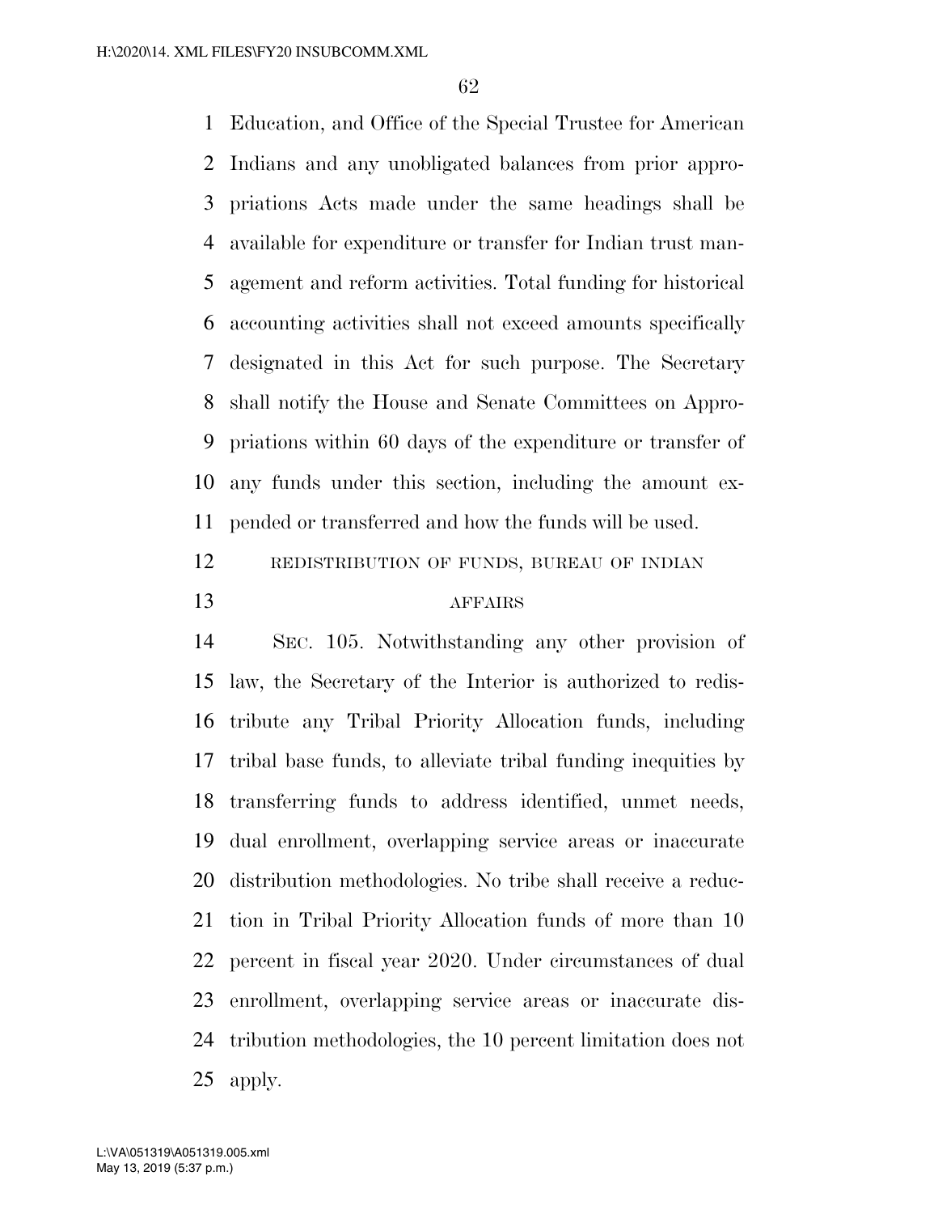Education, and Office of the Special Trustee for American Indians and any unobligated balances from prior appropriations Acts made under the same headings shall be available for expenditure or transfer for Indian trust management and reform activities. Total funding for historical accounting activities shall not exceed amounts specifically designated in this Act for such purpose. The Secretary shall notify the House and Senate Committees on Appropriations within 60 days of the expenditure or transfer of any funds under this section, including the amount expended or transferred and how the funds will be used.

REDISTRIBUTION OF FUNDS, BUREAU OF INDIAN AFFAIRS

SEC. 105. Notwithstanding any other provision of law, the Secretary of the Interior is authorized to redistribute any Tribal Priority Allocation funds, including tribal base funds, to alleviate tribal funding inequities by transferring funds to address identified, unmet needs, dual enrollment, overlapping service areas or inaccurate distribution methodologies. No tribe shall receive a reduction in Tribal Priority Allocation funds of more than 10 percent in fiscal year 2020. Under circumstances of dual enrollment, overlapping service areas or inaccurate distribution methodologies, the 10 percent limitation does not apply.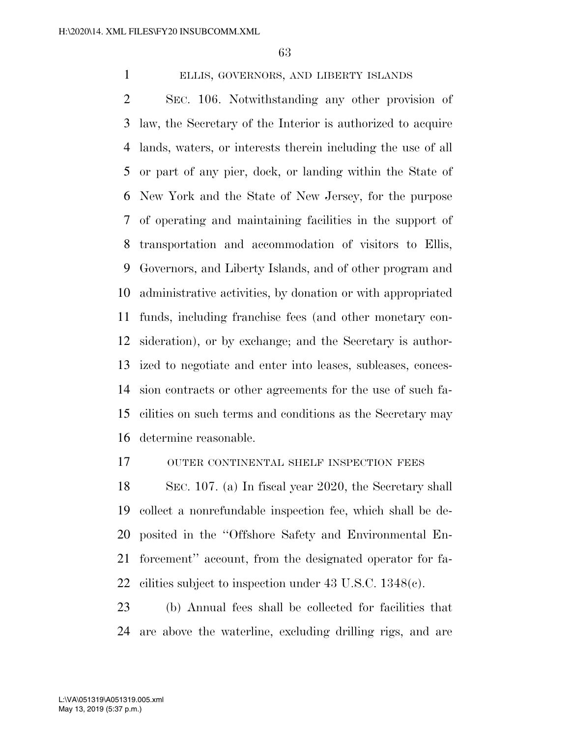ELLIS, GOVERNORS, AND LIBERTY ISLANDS

SEC. 106. Notwithstanding any other provision of law, the Secretary of the Interior is authorized to acquire lands, waters, or interests therein including the use of all or part of any pier, dock, or landing within the State of New York and the State of New Jersey, for the purpose of operating and maintaining facilities in the support of transportation and accommodation of visitors to Ellis, Governors, and Liberty Islands, and of other program and administrative activities, by donation or with appropriated funds, including franchise fees (and other monetary consideration), or by exchange; and the Secretary is authorized to negotiate and enter into leases, subleases, concession contracts or other agreements for the use of such facilities on such terms and conditions as the Secretary may determine reasonable.

OUTER CONTINENTAL SHELF INSPECTION FEES

SEC. 107. (a) In fiscal year 2020, the Secretary shall collect a nonrefundable inspection fee, which shall be deposited in the ''Offshore Safety and Environmental Enforcement'' account, from the designated operator for facilities subject to inspection under 43 U.S.C. 1348(c).

(b) Annual fees shall be collected for facilities that are above the waterline, excluding drilling rigs, and are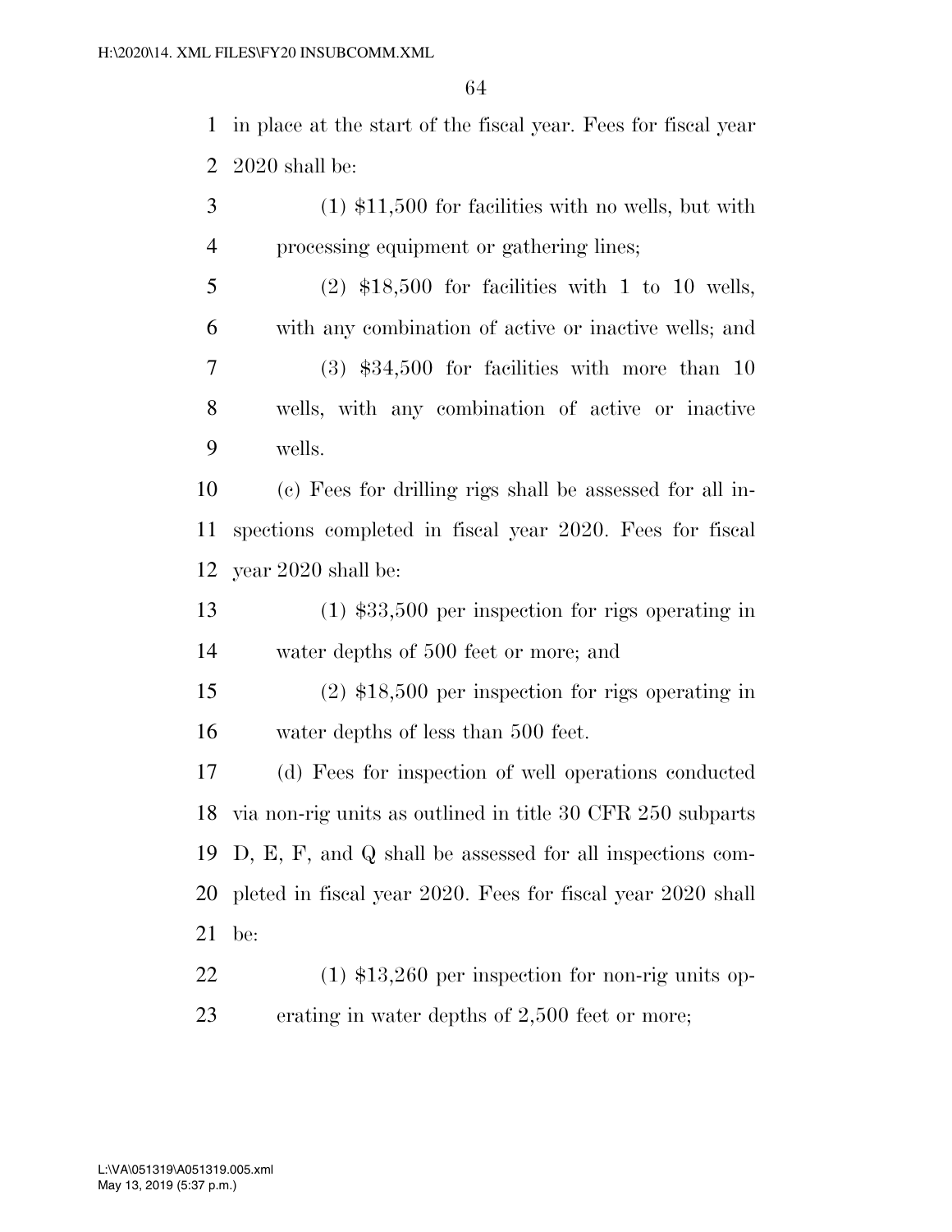in place at the start of the fiscal year. Fees for fiscal year 2020 shall be:

(1) $11,500 for facilities with no wells, but with processing equipment or gathering lines;

(2) $18,500 for facilities with 1 to 10 wells, with any combination of active or inactive wells; and

(3) $34,500 for facilities with more than 10 wells, with any combination of active or inactive wells.

(c) Fees for drilling rigs shall be assessed for all inspections completed in fiscal year 2020. Fees for fiscal year 2020 shall be:

(1) $33,500 per inspection for rigs operating in water depths of 500 feet or more; and

(2) $18,500 per inspection for rigs operating in water depths of less than 500 feet.

(d) Fees for inspection of well operations conducted via non-rig units as outlined in title 30 CFR 250 subparts D, E, F, and Q shall be assessed for all inspections completed in fiscal year 2020. Fees for fiscal year 2020 shall be:

(1) $13,260 per inspection for non-rig units operating in water depths of 2,500 feet or more;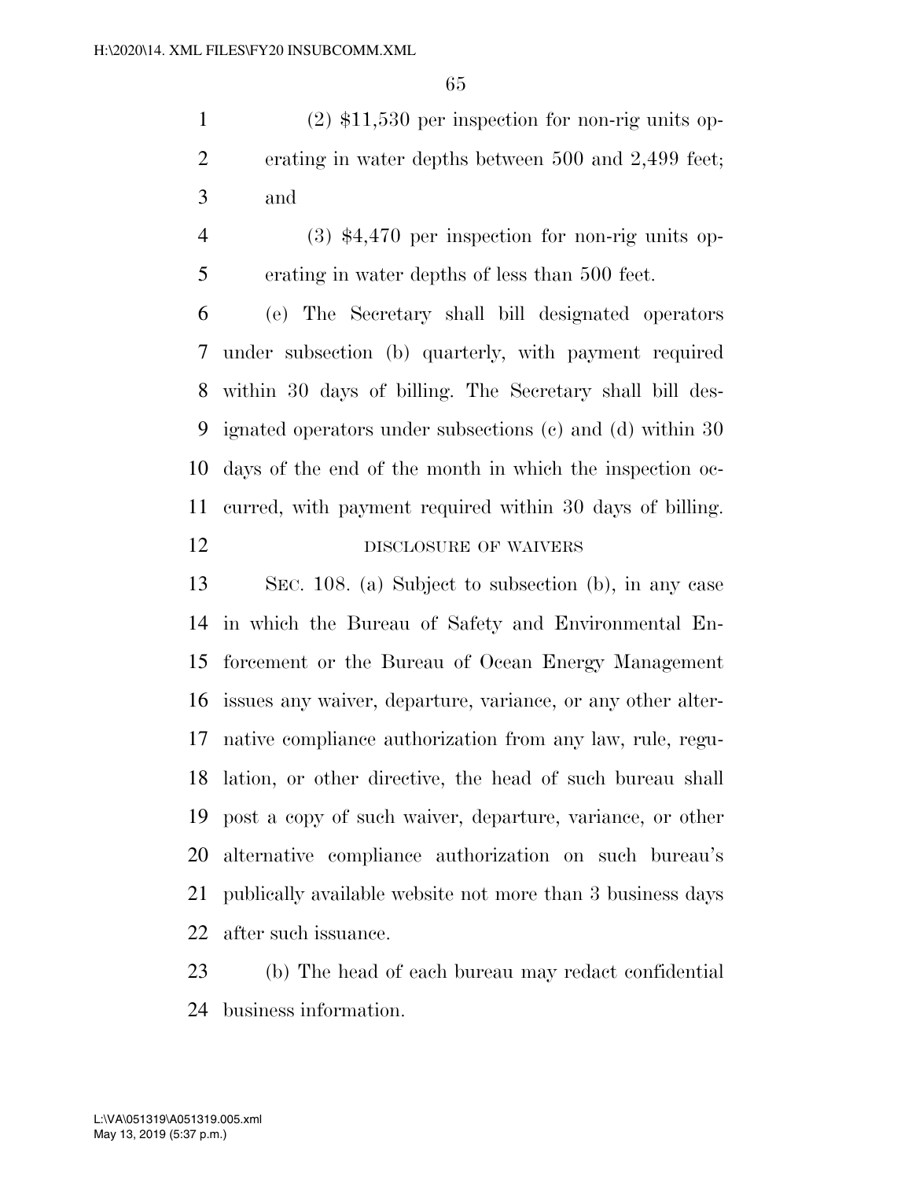(2) $11,530 per inspection for non-rig units operating in water depths between 500 and 2,499 feet; and

(3) $4,470 per inspection for non-rig units operating in water depths of less than 500 feet.

(e) The Secretary shall bill designated operators under subsection (b) quarterly, with payment required within 30 days of billing. The Secretary shall bill designated operators under subsections (c) and (d) within 30 days of the end of the month in which the inspection occurred, with payment required within 30 days of billing.

DISCLOSURE OF WAIVERS

SEC. 108. (a) Subject to subsection (b), in any case in which the Bureau of Safety and Environmental Enforcement or the Bureau of Ocean Energy Management issues any waiver, departure, variance, or any other alternative compliance authorization from any law, rule, regulation, or other directive, the head of such bureau shall post a copy of such waiver, departure, variance, or other alternative compliance authorization on such bureau's publically available website not more than 3 business days after such issuance.

(b) The head of each bureau may redact confidential business information.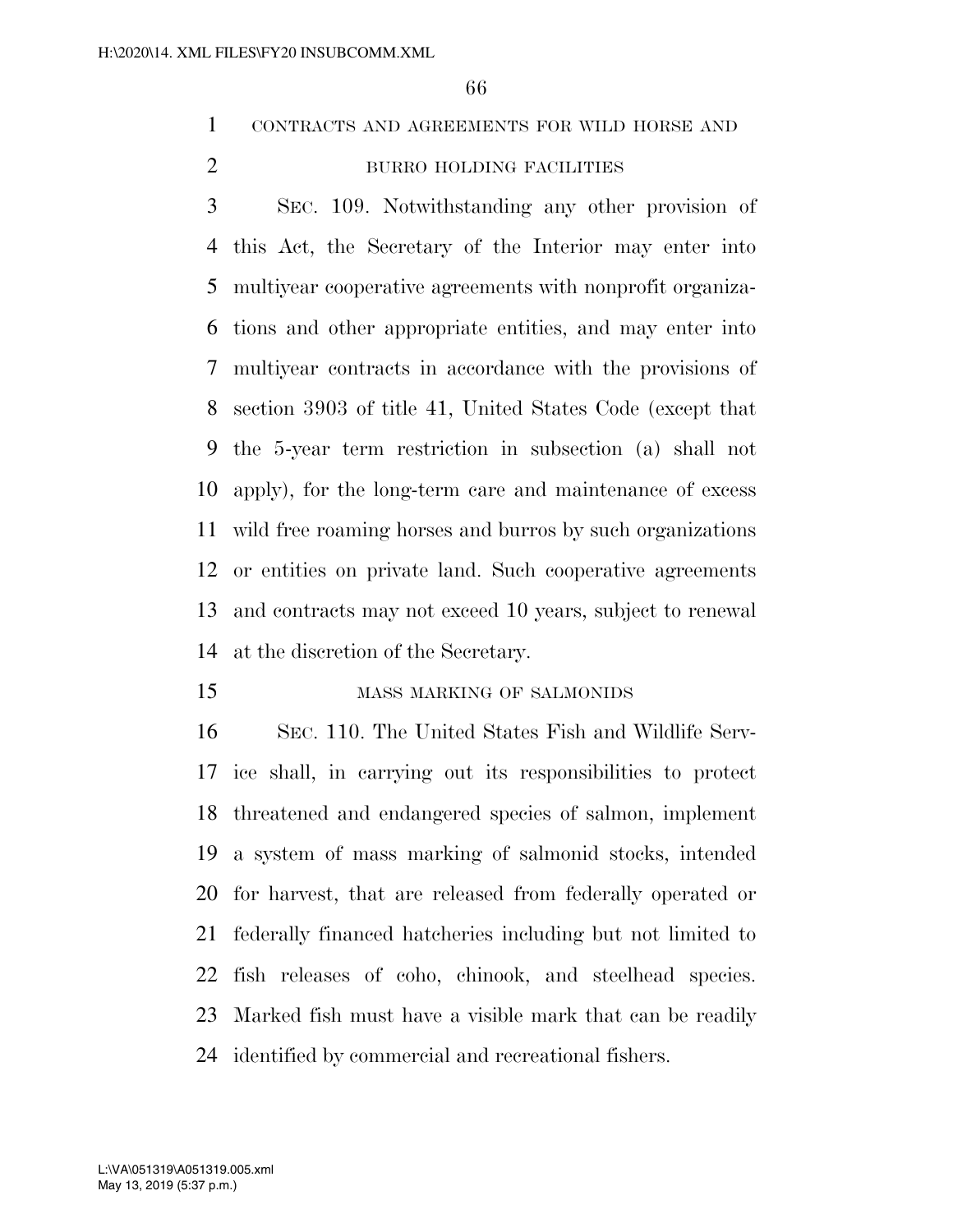CONTRACTS AND AGREEMENTS FOR WILD HORSE AND BURRO HOLDING FACILITIES

SEC. 109. Notwithstanding any other provision of this Act, the Secretary of the Interior may enter into multiyear cooperative agreements with nonprofit organizations and other appropriate entities, and may enter into multiyear contracts in accordance with the provisions of section 3903 of title 41, United States Code (except that the 5-year term restriction in subsection (a) shall not apply), for the long-term care and maintenance of excess wild free roaming horses and burros by such organizations or entities on private land. Such cooperative agreements and contracts may not exceed 10 years, subject to renewal at the discretion of the Secretary.

MASS MARKING OF SALMONIDS

SEC. 110. The United States Fish and Wildlife Service shall, in carrying out its responsibilities to protect threatened and endangered species of salmon, implement a system of mass marking of salmonid stocks, intended for harvest, that are released from federally operated or federally financed hatcheries including but not limited to fish releases of coho, chinook, and steelhead species. Marked fish must have a visible mark that can be readily identified by commercial and recreational fishers.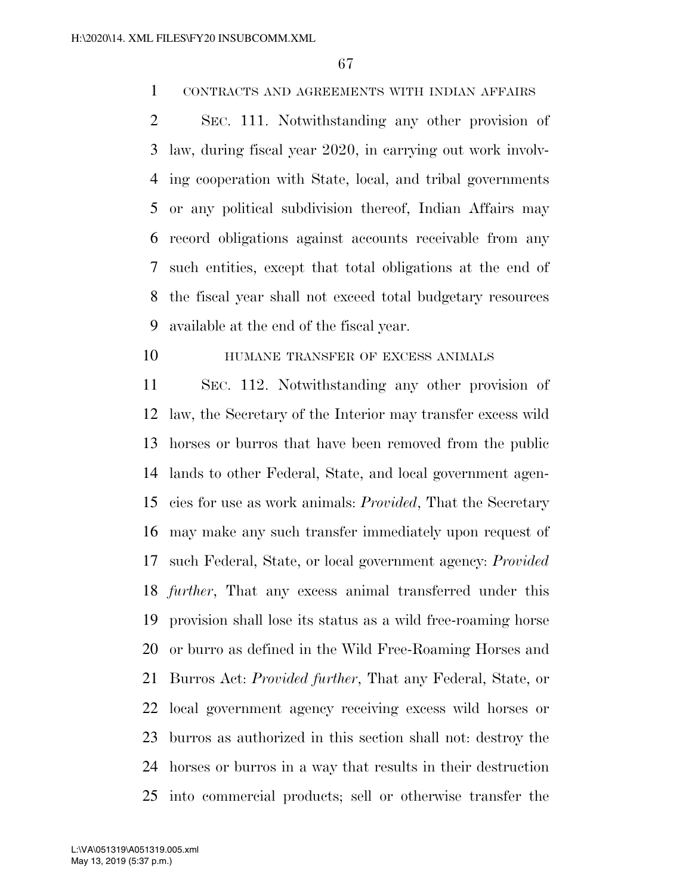CONTRACTS AND AGREEMENTS WITH INDIAN AFFAIRS

SEC. 111. Notwithstanding any other provision of law, during fiscal year 2020, in carrying out work involving cooperation with State, local, and tribal governments or any political subdivision thereof, Indian Affairs may record obligations against accounts receivable from any such entities, except that total obligations at the end of the fiscal year shall not exceed total budgetary resources available at the end of the fiscal year.

HUMANE TRANSFER OF EXCESS ANIMALS

SEC. 112. Notwithstanding any other provision of law, the Secretary of the Interior may transfer excess wild horses or burros that have been removed from the public lands to other Federal, State, and local government agencies for use as work animals: *Provided*, That the Secretary may make any such transfer immediately upon request of such Federal, State, or local government agency: *Provided further*, That any excess animal transferred under this provision shall lose its status as a wild free-roaming horse or burro as defined in the Wild Free-Roaming Horses and Burros Act: *Provided further*, That any Federal, State, or local government agency receiving excess wild horses or burros as authorized in this section shall not: destroy the horses or burros in a way that results in their destruction into commercial products; sell or otherwise transfer the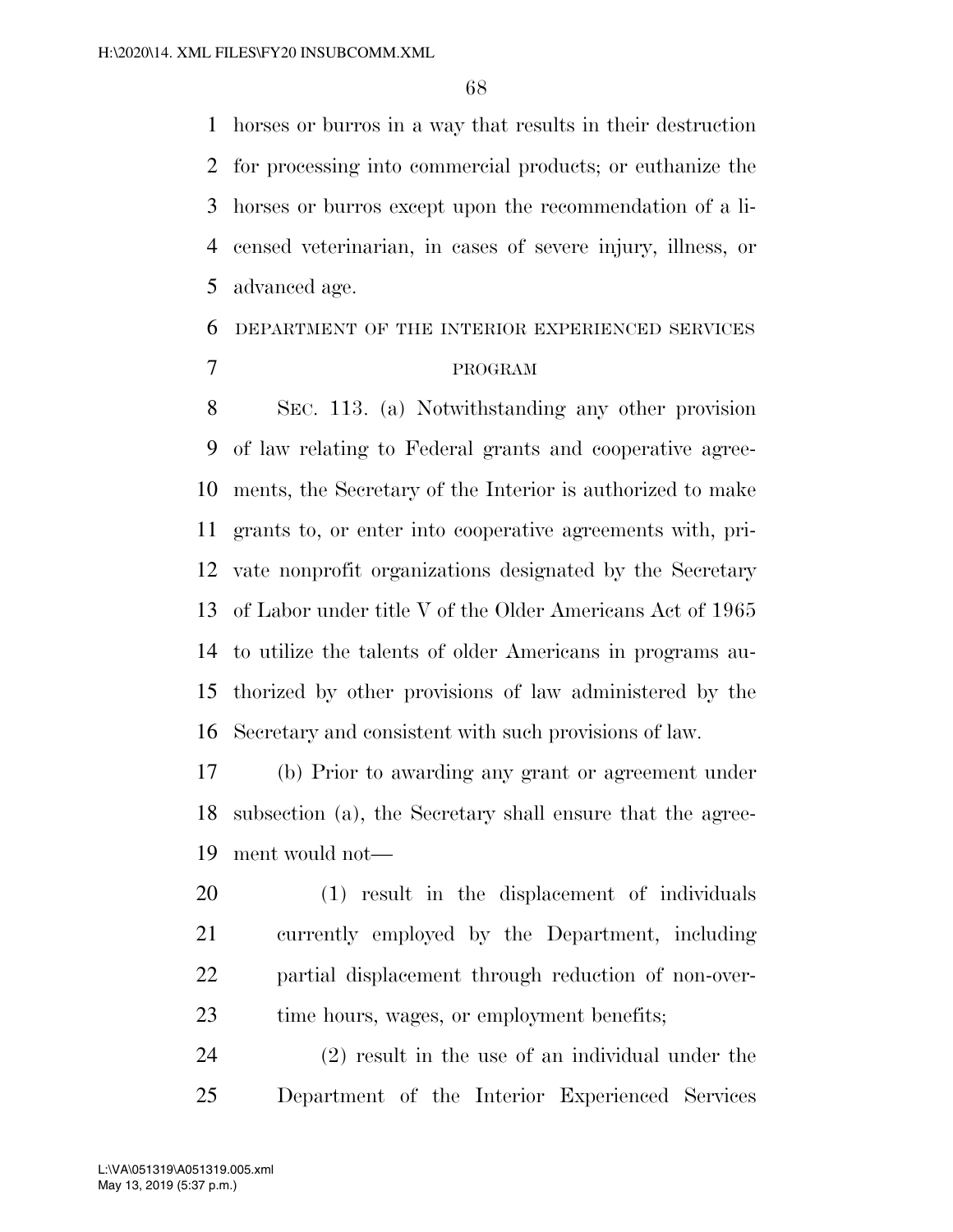horses or burros in a way that results in their destruction for processing into commercial products; or euthanize the horses or burros except upon the recommendation of a licensed veterinarian, in cases of severe injury, illness, or advanced age.

DEPARTMENT OF THE INTERIOR EXPERIENCED SERVICES PROGRAM

SEC. 113. (a) Notwithstanding any other provision of law relating to Federal grants and cooperative agreements, the Secretary of the Interior is authorized to make grants to, or enter into cooperative agreements with, private nonprofit organizations designated by the Secretary of Labor under title V of the Older Americans Act of 1965 to utilize the talents of older Americans in programs authorized by other provisions of law administered by the Secretary and consistent with such provisions of law.

(b) Prior to awarding any grant or agreement under subsection (a), the Secretary shall ensure that the agreement would not—

(1) result in the displacement of individuals currently employed by the Department, including partial displacement through reduction of non-overtime hours, wages, or employment benefits;

(2) result in the use of an individual under the Department of the Interior Experienced Services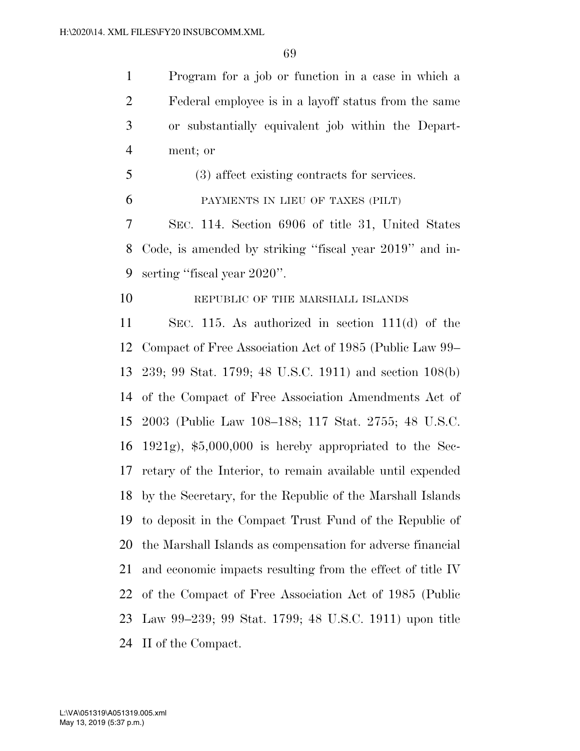Program for a job or function in a case in which a Federal employee is in a layoff status from the same or substantially equivalent job within the Department; or

(3) affect existing contracts for services.

PAYMENTS IN LIEU OF TAXES (PILT)

SEC. 114. Section 6906 of title 31, United States Code, is amended by striking "fiscal year 2019" and inserting "fiscal year 2020".

REPUBLIC OF THE MARSHALL ISLANDS

SEC. 115. As authorized in section 111(d) of the Compact of Free Association Act of 1985 (Public Law 99–239; 99 Stat. 1799; 48 U.S.C. 1911) and section 108(b) of the Compact of Free Association Amendments Act of 2003 (Public Law 108–188; 117 Stat. 2755; 48 U.S.C. 1921g), $5,000,000 is hereby appropriated to the Secretary of the Interior, to remain available until expended by the Secretary, for the Republic of the Marshall Islands to deposit in the Compact Trust Fund of the Republic of the Marshall Islands as compensation for adverse financial and economic impacts resulting from the effect of title IV of the Compact of Free Association Act of 1985 (Public Law 99–239; 99 Stat. 1799; 48 U.S.C. 1911) upon title II of the Compact.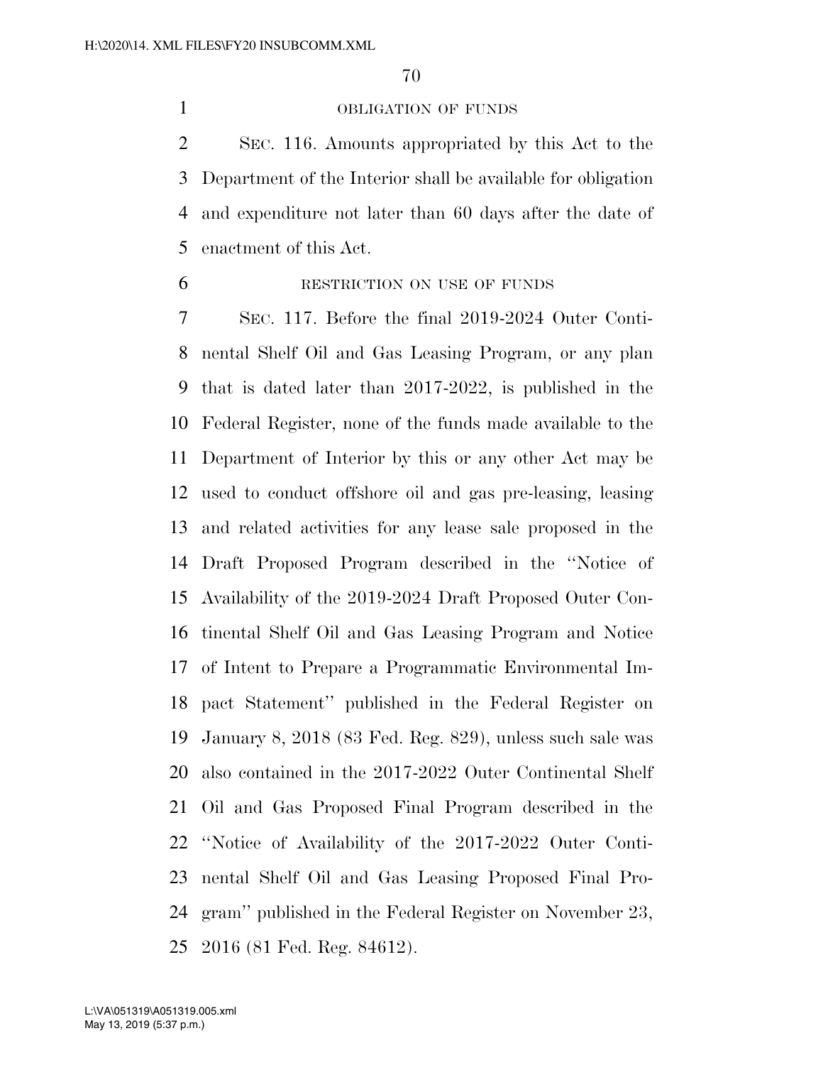OBLIGATION OF FUNDS

SEC. 116. Amounts appropriated by this Act to the Department of the Interior shall be available for obligation and expenditure not later than 60 days after the date of enactment of this Act.

RESTRICTION ON USE OF FUNDS

SEC. 117. Before the final 2019-2024 Outer Continental Shelf Oil and Gas Leasing Program, or any plan that is dated later than 2017-2022, is published in the Federal Register, none of the funds made available to the Department of Interior by this or any other Act may be used to conduct offshore oil and gas pre-leasing, leasing and related activities for any lease sale proposed in the Draft Proposed Program described in the ''Notice of Availability of the 2019-2024 Draft Proposed Outer Continental Shelf Oil and Gas Leasing Program and Notice of Intent to Prepare a Programmatic Environmental Impact Statement'' published in the Federal Register on January 8, 2018 (83 Fed. Reg. 829), unless such sale was also contained in the 2017-2022 Outer Continental Shelf Oil and Gas Proposed Final Program described in the ''Notice of Availability of the 2017-2022 Outer Continental Shelf Oil and Gas Leasing Proposed Final Program'' published in the Federal Register on November 23, 2016 (81 Fed. Reg. 84612).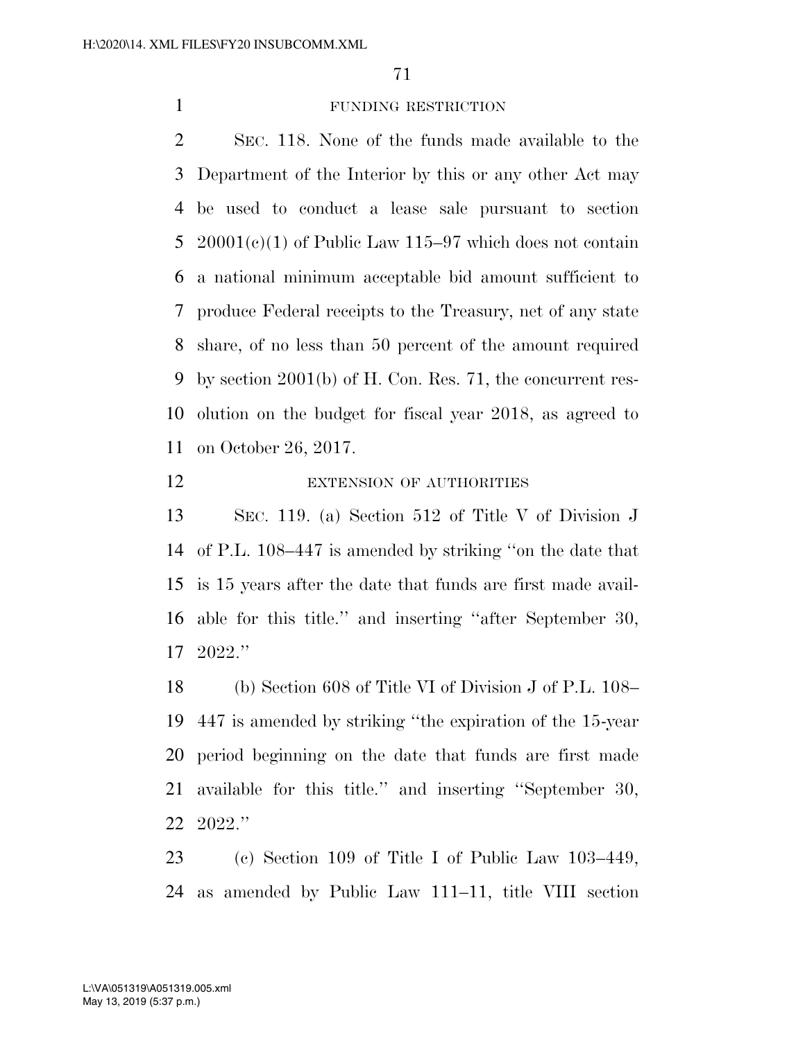FUNDING RESTRICTION

SEC. 118. None of the funds made available to the Department of the Interior by this or any other Act may be used to conduct a lease sale pursuant to section 20001(c)(1) of Public Law 115–97 which does not contain a national minimum acceptable bid amount sufficient to produce Federal receipts to the Treasury, net of any state share, of no less than 50 percent of the amount required by section 2001(b) of H. Con. Res. 71, the concurrent resolution on the budget for fiscal year 2018, as agreed to on October 26, 2017.

EXTENSION OF AUTHORITIES

SEC. 119. (a) Section 512 of Title V of Division J of P.L. 108–447 is amended by striking ''on the date that is 15 years after the date that funds are first made available for this title.'' and inserting ''after September 30, 2022.''

(b) Section 608 of Title VI of Division J of P.L. 108–447 is amended by striking ''the expiration of the 15-year period beginning on the date that funds are first made available for this title.'' and inserting ''September 30, 2022.''

(c) Section 109 of Title I of Public Law 103–449, as amended by Public Law 111–11, title VIII section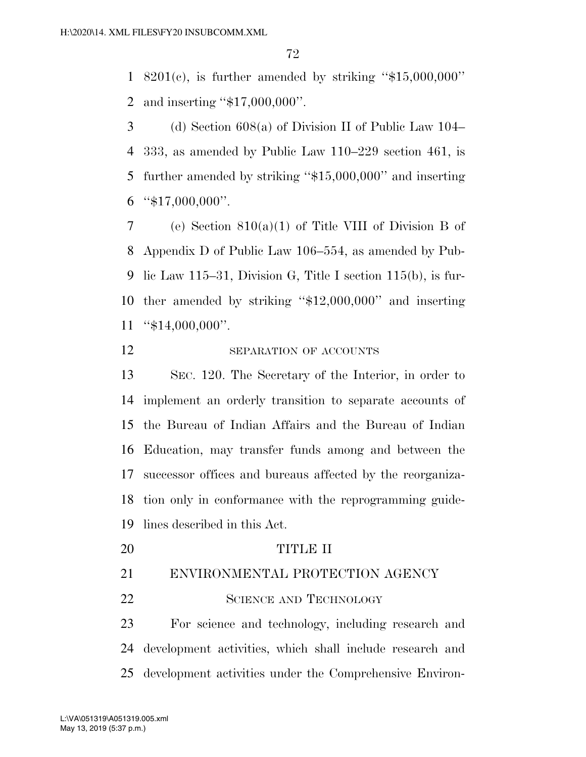8201(c), is further amended by striking "$15,000,000" and inserting "$17,000,000".

(d) Section 608(a) of Division II of Public Law 104–333, as amended by Public Law 110–229 section 461, is further amended by striking "$15,000,000" and inserting "$17,000,000".

(e) Section 810(a)(1) of Title VIII of Division B of Appendix D of Public Law 106–554, as amended by Public Law 115–31, Division G, Title I section 115(b), is further amended by striking "$12,000,000" and inserting "$14,000,000".

SEPARATION OF ACCOUNTS

SEC. 120. The Secretary of the Interior, in order to implement an orderly transition to separate accounts of the Bureau of Indian Affairs and the Bureau of Indian Education, may transfer funds among and between the successor offices and bureaus affected by the reorganization only in conformance with the reprogramming guidelines described in this Act.

# TITLE II

## ENVIRONMENTAL PROTECTION AGENCY

### SCIENCE AND TECHNOLOGY

For science and technology, including research and development activities, which shall include research and development activities under the Comprehensive Environ-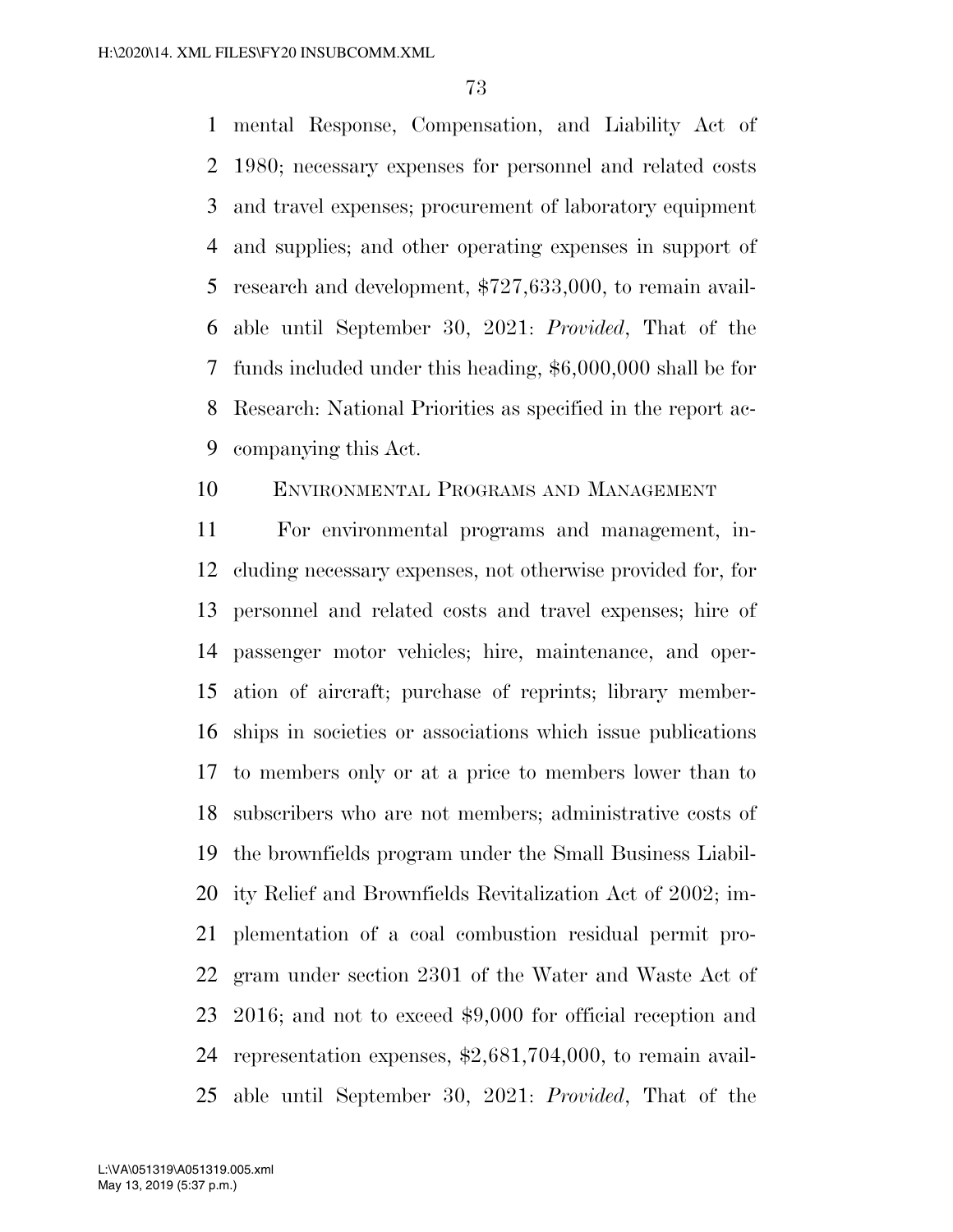mental Response, Compensation, and Liability Act of 1980; necessary expenses for personnel and related costs and travel expenses; procurement of laboratory equipment and supplies; and other operating expenses in support of research and development, $727,633,000, to remain available until September 30, 2021: *Provided*, That of the funds included under this heading, $6,000,000 shall be for Research: National Priorities as specified in the report accompanying this Act.

ENVIRONMENTAL PROGRAMS AND MANAGEMENT

For environmental programs and management, including necessary expenses, not otherwise provided for, for personnel and related costs and travel expenses; hire of passenger motor vehicles; hire, maintenance, and operation of aircraft; purchase of reprints; library memberships in societies or associations which issue publications to members only or at a price to members lower than to subscribers who are not members; administrative costs of the brownfields program under the Small Business Liability Relief and Brownfields Revitalization Act of 2002; implementation of a coal combustion residual permit program under section 2301 of the Water and Waste Act of 2016; and not to exceed $9,000 for official reception and representation expenses, $2,681,704,000, to remain available until September 30, 2021: *Provided*, That of the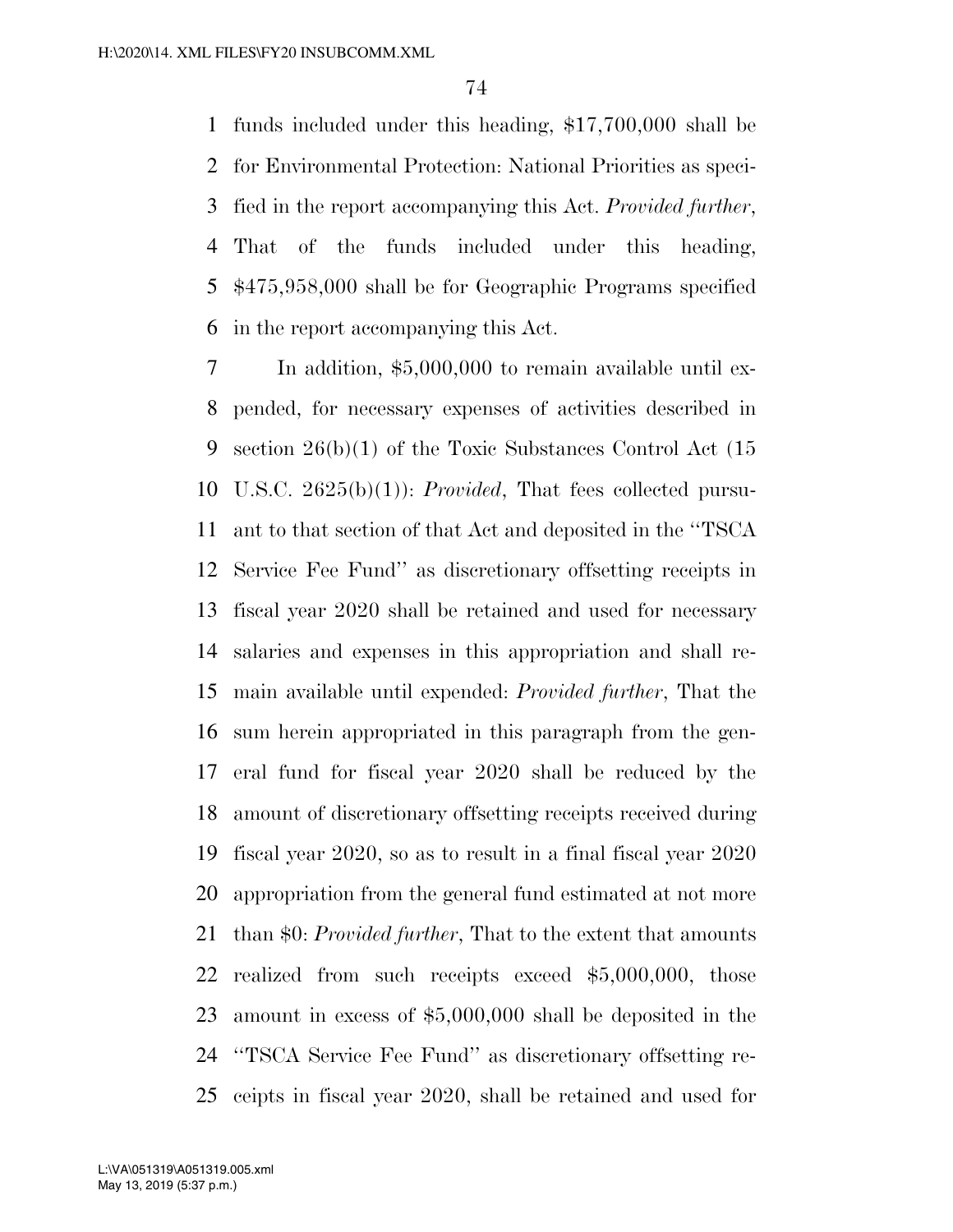funds included under this heading, $17,700,000 shall be for Environmental Protection: National Priorities as specified in the report accompanying this Act. *Provided further*, That of the funds included under this heading, $475,958,000 shall be for Geographic Programs specified in the report accompanying this Act.

In addition, $5,000,000 to remain available until expended, for necessary expenses of activities described in section 26(b)(1) of the Toxic Substances Control Act (15 U.S.C. 2625(b)(1)): *Provided*, That fees collected pursuant to that section of that Act and deposited in the ''TSCA Service Fee Fund'' as discretionary offsetting receipts in fiscal year 2020 shall be retained and used for necessary salaries and expenses in this appropriation and shall remain available until expended: *Provided further*, That the sum herein appropriated in this paragraph from the general fund for fiscal year 2020 shall be reduced by the amount of discretionary offsetting receipts received during fiscal year 2020, so as to result in a final fiscal year 2020 appropriation from the general fund estimated at not more than $0: *Provided further*, That to the extent that amounts realized from such receipts exceed $5,000,000, those amount in excess of $5,000,000 shall be deposited in the ''TSCA Service Fee Fund'' as discretionary offsetting receipts in fiscal year 2020, shall be retained and used for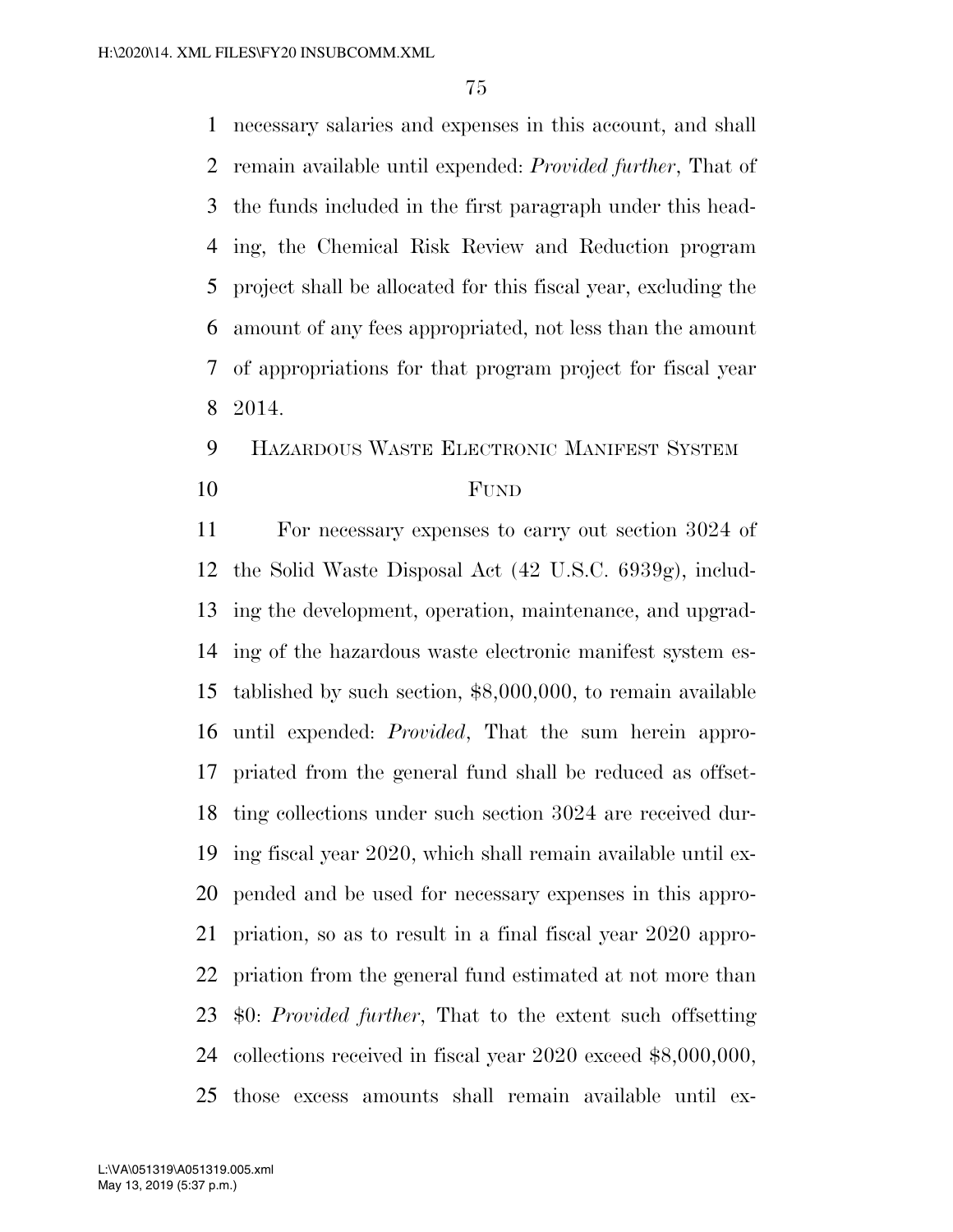necessary salaries and expenses in this account, and shall remain available until expended: *Provided further*, That of the funds included in the first paragraph under this heading, the Chemical Risk Review and Reduction program project shall be allocated for this fiscal year, excluding the amount of any fees appropriated, not less than the amount of appropriations for that program project for fiscal year 2014.

HAZARDOUS WASTE ELECTRONIC MANIFEST SYSTEM FUND

For necessary expenses to carry out section 3024 of the Solid Waste Disposal Act (42 U.S.C. 6939g), including the development, operation, maintenance, and upgrading of the hazardous waste electronic manifest system established by such section, $8,000,000, to remain available until expended: *Provided*, That the sum herein appropriated from the general fund shall be reduced as offsetting collections under such section 3024 are received during fiscal year 2020, which shall remain available until expended and be used for necessary expenses in this appropriation, so as to result in a final fiscal year 2020 appropriation from the general fund estimated at not more than $0: *Provided further*, That to the extent such offsetting collections received in fiscal year 2020 exceed $8,000,000, those excess amounts shall remain available until ex-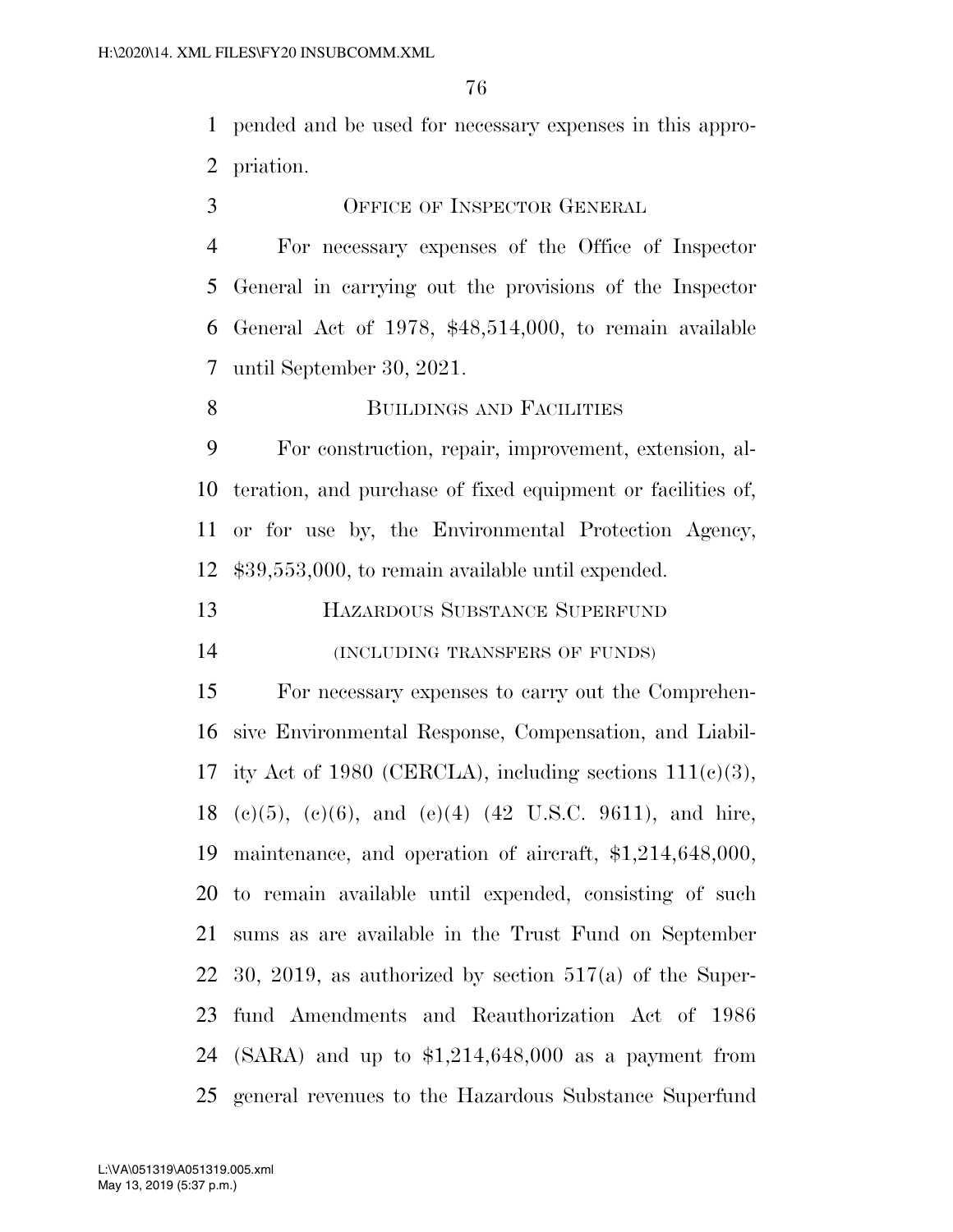pended and be used for necessary expenses in this appropriation.

OFFICE OF INSPECTOR GENERAL

For necessary expenses of the Office of Inspector General in carrying out the provisions of the Inspector General Act of 1978, $48,514,000, to remain available until September 30, 2021.

BUILDINGS AND FACILITIES

For construction, repair, improvement, extension, alteration, and purchase of fixed equipment or facilities of, or for use by, the Environmental Protection Agency, $39,553,000, to remain available until expended.

HAZARDOUS SUBSTANCE SUPERFUND

(INCLUDING TRANSFERS OF FUNDS)

For necessary expenses to carry out the Comprehensive Environmental Response, Compensation, and Liability Act of 1980 (CERCLA), including sections 111(c)(3), (c)(5), (c)(6), and (e)(4) (42 U.S.C. 9611), and hire, maintenance, and operation of aircraft, $1,214,648,000, to remain available until expended, consisting of such sums as are available in the Trust Fund on September 30, 2019, as authorized by section 517(a) of the Superfund Amendments and Reauthorization Act of 1986 (SARA) and up to $1,214,648,000 as a payment from general revenues to the Hazardous Substance Superfund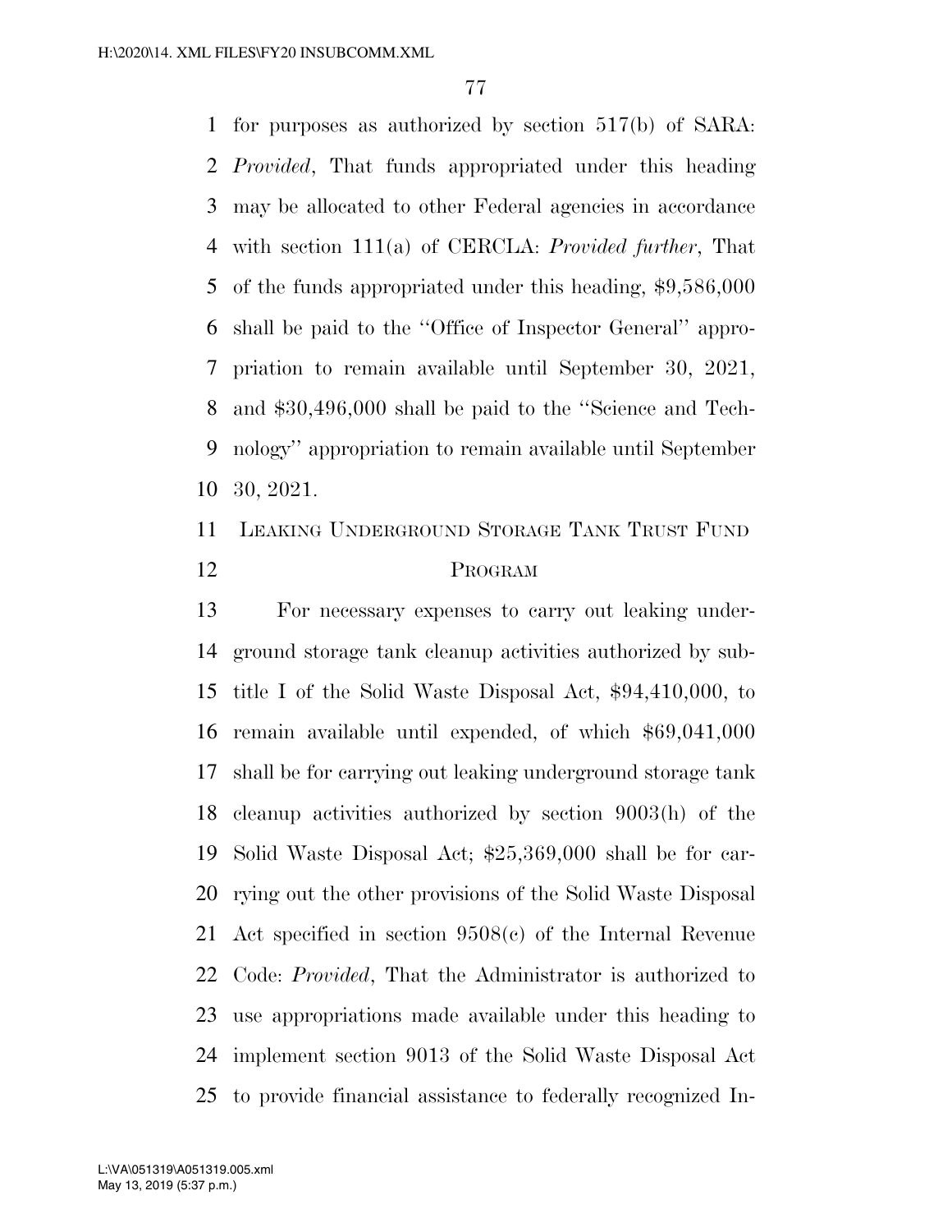for purposes as authorized by section 517(b) of SARA: *Provided*, That funds appropriated under this heading may be allocated to other Federal agencies in accordance with section 111(a) of CERCLA: *Provided further*, That of the funds appropriated under this heading, $9,586,000 shall be paid to the ''Office of Inspector General'' appropriation to remain available until September 30, 2021, and $30,496,000 shall be paid to the ''Science and Technology'' appropriation to remain available until September 30, 2021.

## LEAKING UNDERGROUND STORAGE TANK TRUST FUND PROGRAM

For necessary expenses to carry out leaking underground storage tank cleanup activities authorized by subtitle I of the Solid Waste Disposal Act, $94,410,000, to remain available until expended, of which $69,041,000 shall be for carrying out leaking underground storage tank cleanup activities authorized by section 9003(h) of the Solid Waste Disposal Act; $25,369,000 shall be for carrying out the other provisions of the Solid Waste Disposal Act specified in section 9508(c) of the Internal Revenue Code: *Provided*, That the Administrator is authorized to use appropriations made available under this heading to implement section 9013 of the Solid Waste Disposal Act to provide financial assistance to federally recognized In-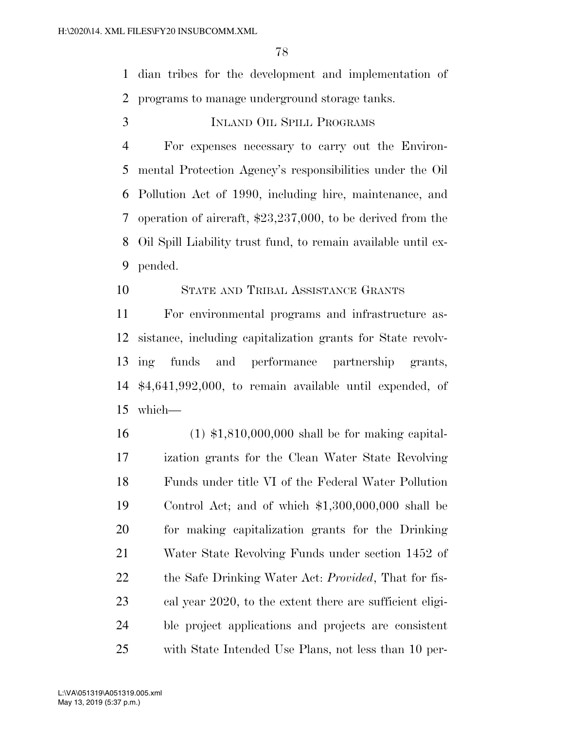dian tribes for the development and implementation of programs to manage underground storage tanks.

INLAND OIL SPILL PROGRAMS

For expenses necessary to carry out the Environmental Protection Agency's responsibilities under the Oil Pollution Act of 1990, including hire, maintenance, and operation of aircraft, $23,237,000, to be derived from the Oil Spill Liability trust fund, to remain available until expended.

STATE AND TRIBAL ASSISTANCE GRANTS

For environmental programs and infrastructure assistance, including capitalization grants for State revolving funds and performance partnership grants, $4,641,992,000, to remain available until expended, of which—

(1) $1,810,000,000 shall be for making capitalization grants for the Clean Water State Revolving Funds under title VI of the Federal Water Pollution Control Act; and of which $1,300,000,000 shall be for making capitalization grants for the Drinking Water State Revolving Funds under section 1452 of the Safe Drinking Water Act: *Provided*, That for fiscal year 2020, to the extent there are sufficient eligible project applications and projects are consistent with State Intended Use Plans, not less than 10 per-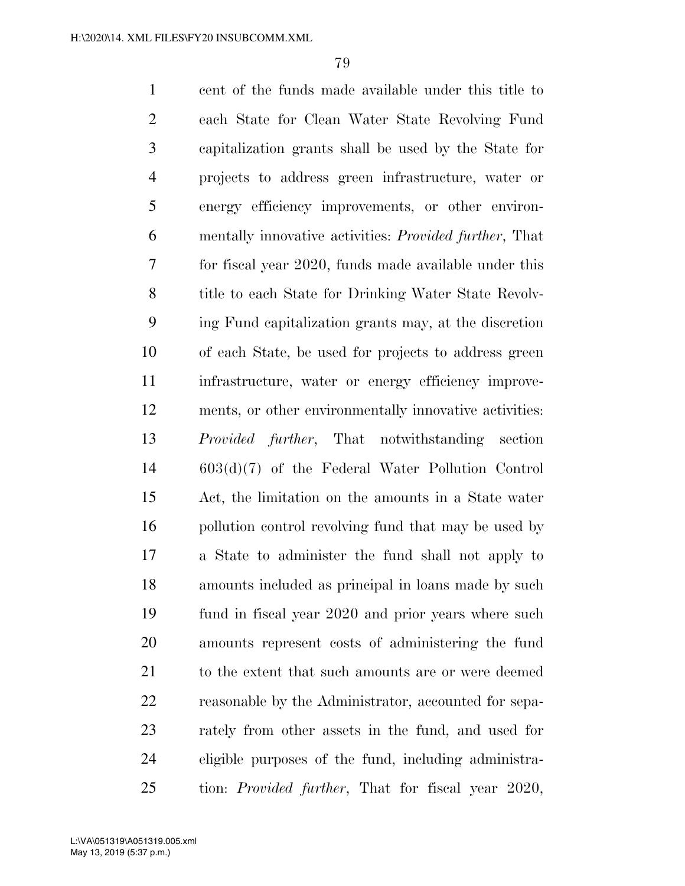cent of the funds made available under this title to each State for Clean Water State Revolving Fund capitalization grants shall be used by the State for projects to address green infrastructure, water or energy efficiency improvements, or other environmentally innovative activities: *Provided further*, That for fiscal year 2020, funds made available under this title to each State for Drinking Water State Revolving Fund capitalization grants may, at the discretion of each State, be used for projects to address green infrastructure, water or energy efficiency improvements, or other environmentally innovative activities: *Provided further*, That notwithstanding section 603(d)(7) of the Federal Water Pollution Control Act, the limitation on the amounts in a State water pollution control revolving fund that may be used by a State to administer the fund shall not apply to amounts included as principal in loans made by such fund in fiscal year 2020 and prior years where such amounts represent costs of administering the fund to the extent that such amounts are or were deemed reasonable by the Administrator, accounted for separately from other assets in the fund, and used for eligible purposes of the fund, including administration: *Provided further*, That for fiscal year 2020,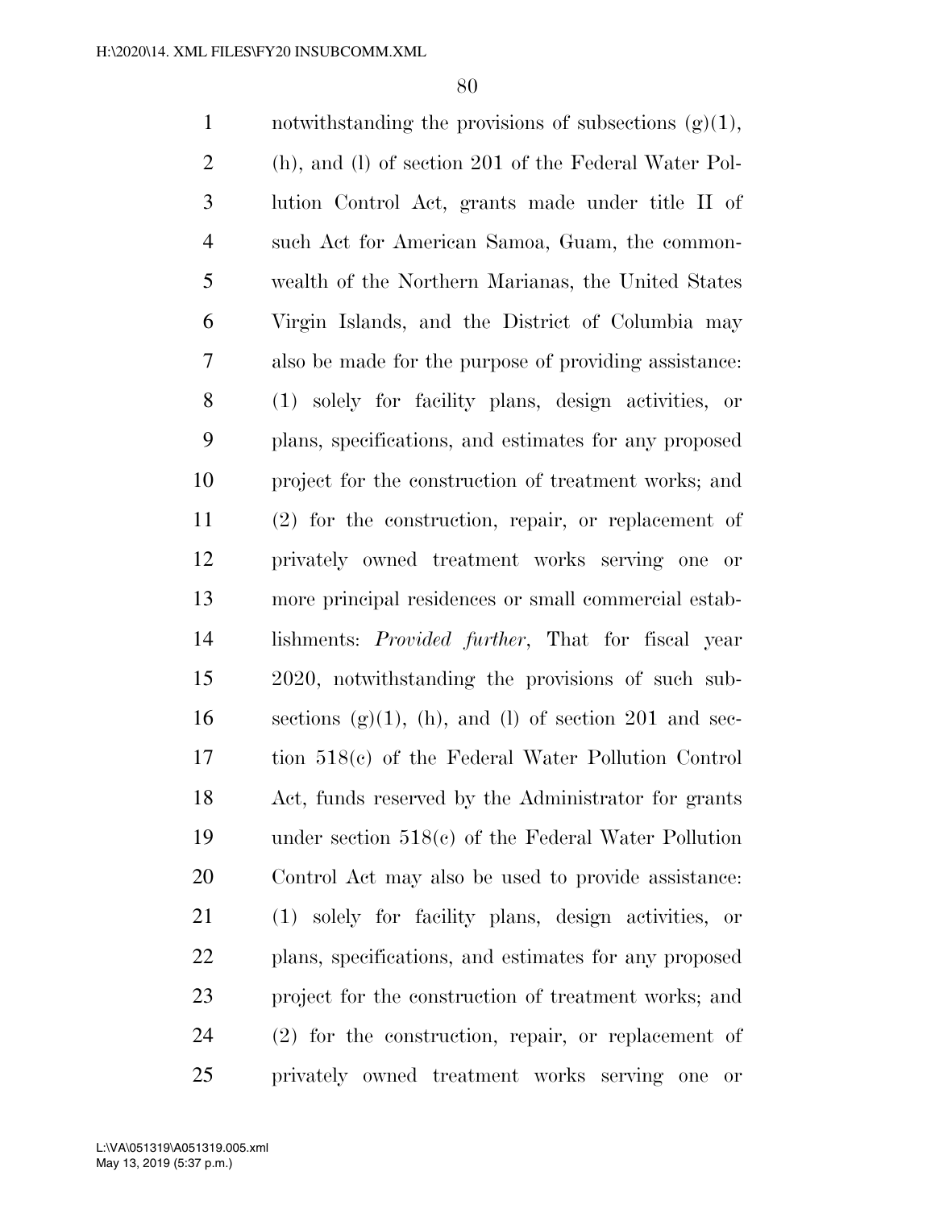notwithstanding the provisions of subsections (g)(1), (h), and (l) of section 201 of the Federal Water Pollution Control Act, grants made under title II of such Act for American Samoa, Guam, the commonwealth of the Northern Marianas, the United States Virgin Islands, and the District of Columbia may also be made for the purpose of providing assistance: (1) solely for facility plans, design activities, or plans, specifications, and estimates for any proposed project for the construction of treatment works; and (2) for the construction, repair, or replacement of privately owned treatment works serving one or more principal residences or small commercial establishments: *Provided further*, That for fiscal year 2020, notwithstanding the provisions of such subsections (g)(1), (h), and (l) of section 201 and section 518(c) of the Federal Water Pollution Control Act, funds reserved by the Administrator for grants under section 518(c) of the Federal Water Pollution Control Act may also be used to provide assistance: (1) solely for facility plans, design activities, or plans, specifications, and estimates for any proposed project for the construction of treatment works; and (2) for the construction, repair, or replacement of privately owned treatment works serving one or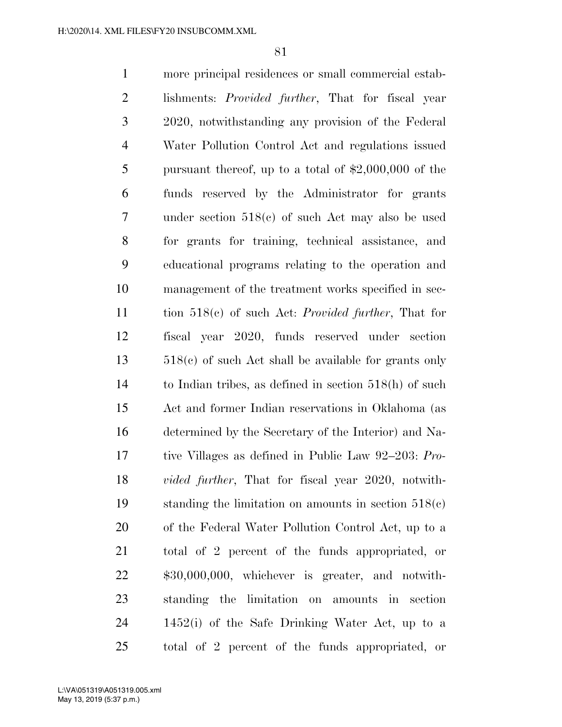more principal residences or small commercial establishments: *Provided further*, That for fiscal year 2020, notwithstanding any provision of the Federal Water Pollution Control Act and regulations issued pursuant thereof, up to a total of $2,000,000 of the funds reserved by the Administrator for grants under section 518(c) of such Act may also be used for grants for training, technical assistance, and educational programs relating to the operation and management of the treatment works specified in section 518(c) of such Act: *Provided further*, That for fiscal year 2020, funds reserved under section 518(c) of such Act shall be available for grants only to Indian tribes, as defined in section 518(h) of such Act and former Indian reservations in Oklahoma (as determined by the Secretary of the Interior) and Native Villages as defined in Public Law 92–203: *Provided further*, That for fiscal year 2020, notwithstanding the limitation on amounts in section 518(c) of the Federal Water Pollution Control Act, up to a total of 2 percent of the funds appropriated, or $30,000,000, whichever is greater, and notwithstanding the limitation on amounts in section 1452(i) of the Safe Drinking Water Act, up to a total of 2 percent of the funds appropriated, or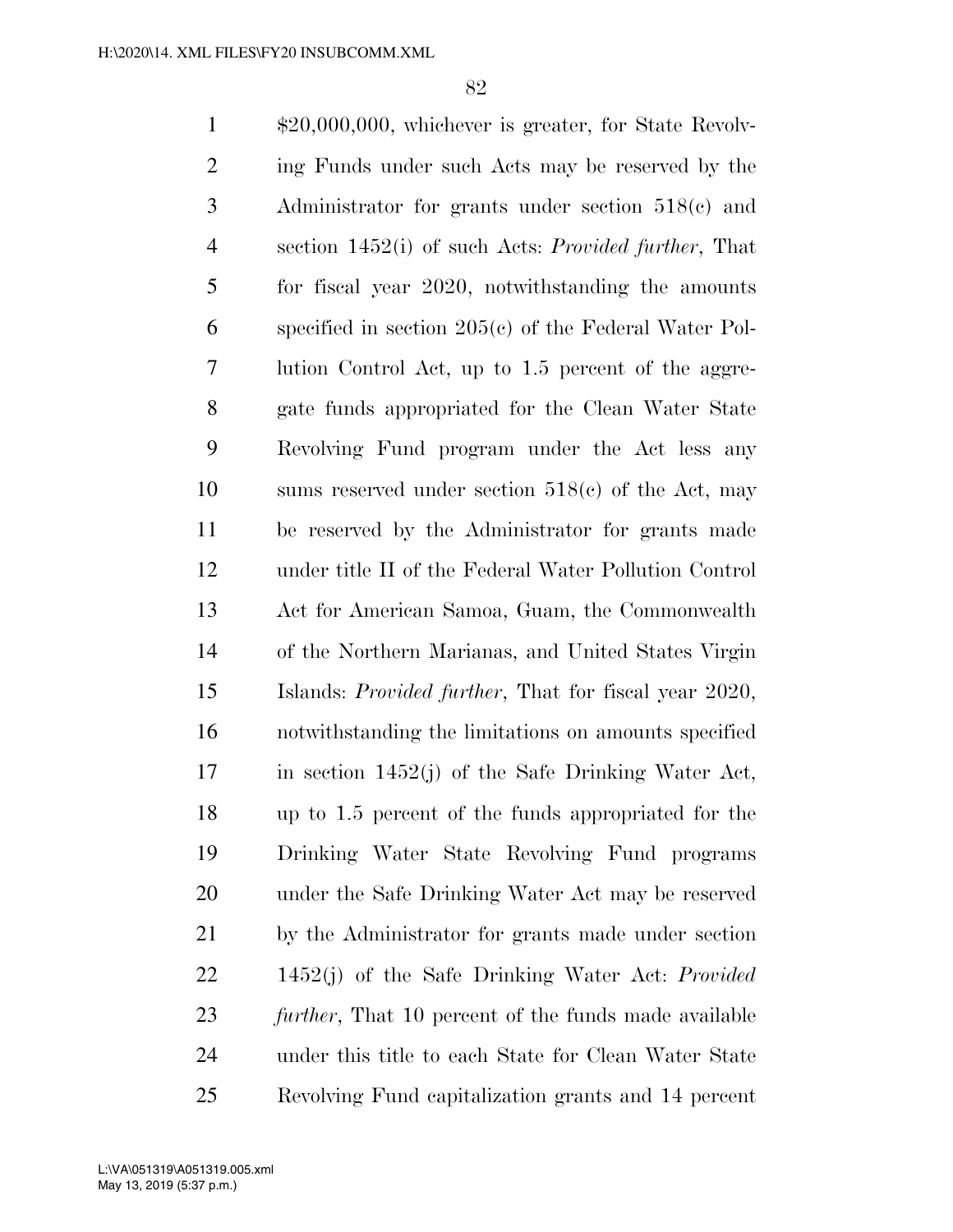$20,000,000, whichever is greater, for State Revolving Funds under such Acts may be reserved by the Administrator for grants under section 518(c) and section 1452(i) of such Acts: *Provided further*, That for fiscal year 2020, notwithstanding the amounts specified in section 205(c) of the Federal Water Pollution Control Act, up to 1.5 percent of the aggregate funds appropriated for the Clean Water State Revolving Fund program under the Act less any sums reserved under section 518(c) of the Act, may be reserved by the Administrator for grants made under title II of the Federal Water Pollution Control Act for American Samoa, Guam, the Commonwealth of the Northern Marianas, and United States Virgin Islands: *Provided further*, That for fiscal year 2020, notwithstanding the limitations on amounts specified in section 1452(j) of the Safe Drinking Water Act, up to 1.5 percent of the funds appropriated for the Drinking Water State Revolving Fund programs under the Safe Drinking Water Act may be reserved by the Administrator for grants made under section 1452(j) of the Safe Drinking Water Act: *Provided further*, That 10 percent of the funds made available under this title to each State for Clean Water State Revolving Fund capitalization grants and 14 percent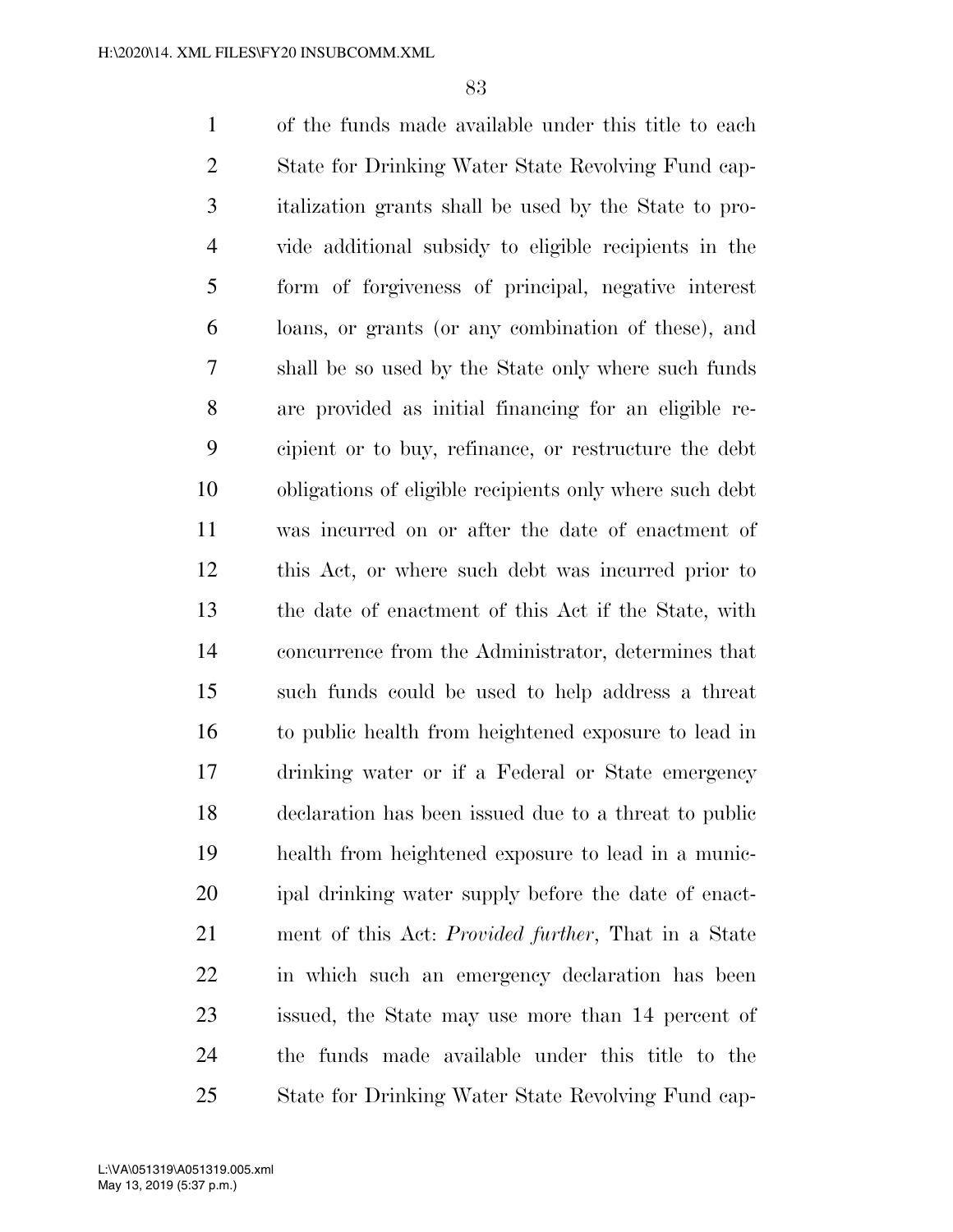of the funds made available under this title to each State for Drinking Water State Revolving Fund capitalization grants shall be used by the State to provide additional subsidy to eligible recipients in the form of forgiveness of principal, negative interest loans, or grants (or any combination of these), and shall be so used by the State only where such funds are provided as initial financing for an eligible recipient or to buy, refinance, or restructure the debt obligations of eligible recipients only where such debt was incurred on or after the date of enactment of this Act, or where such debt was incurred prior to the date of enactment of this Act if the State, with concurrence from the Administrator, determines that such funds could be used to help address a threat to public health from heightened exposure to lead in drinking water or if a Federal or State emergency declaration has been issued due to a threat to public health from heightened exposure to lead in a municipal drinking water supply before the date of enactment of this Act: *Provided further*, That in a State in which such an emergency declaration has been issued, the State may use more than 14 percent of the funds made available under this title to the State for Drinking Water State Revolving Fund cap-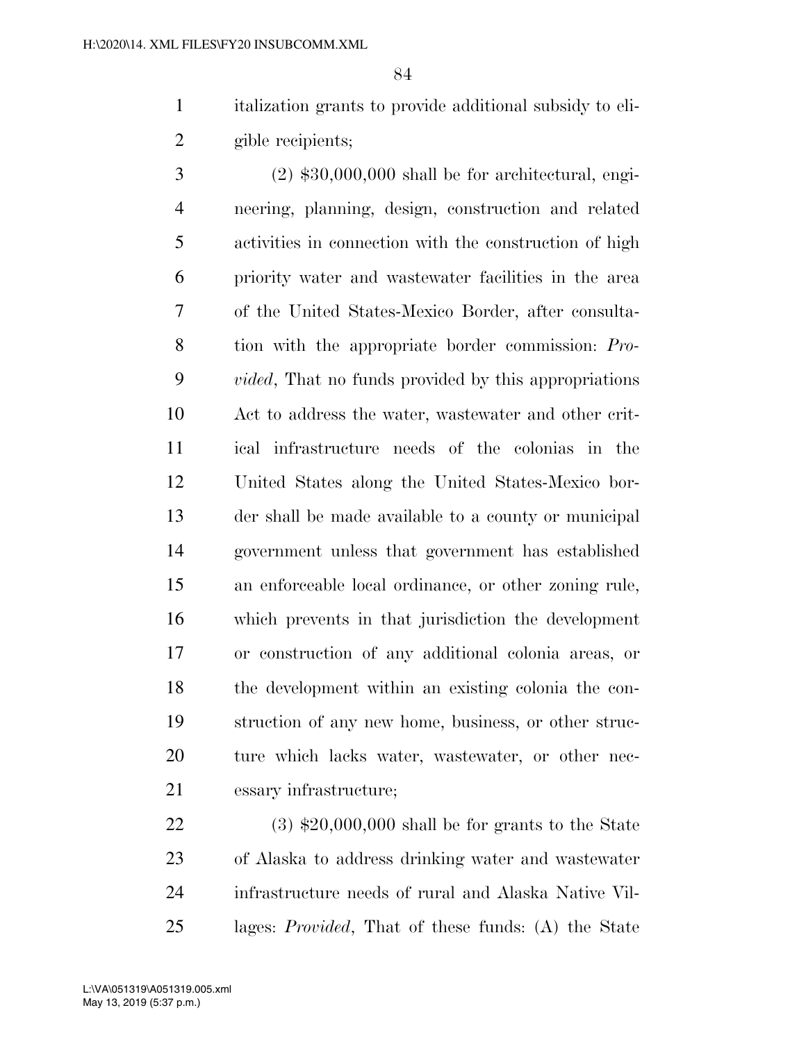italization grants to provide additional subsidy to eligible recipients;

(2) $30,000,000 shall be for architectural, engineering, planning, design, construction and related activities in connection with the construction of high priority water and wastewater facilities in the area of the United States-Mexico Border, after consultation with the appropriate border commission: *Provided*, That no funds provided by this appropriations Act to address the water, wastewater and other critical infrastructure needs of the colonias in the United States along the United States-Mexico border shall be made available to a county or municipal government unless that government has established an enforceable local ordinance, or other zoning rule, which prevents in that jurisdiction the development or construction of any additional colonia areas, or the development within an existing colonia the construction of any new home, business, or other structure which lacks water, wastewater, or other necessary infrastructure;

(3) $20,000,000 shall be for grants to the State of Alaska to address drinking water and wastewater infrastructure needs of rural and Alaska Native Villages: *Provided*, That of these funds: (A) the State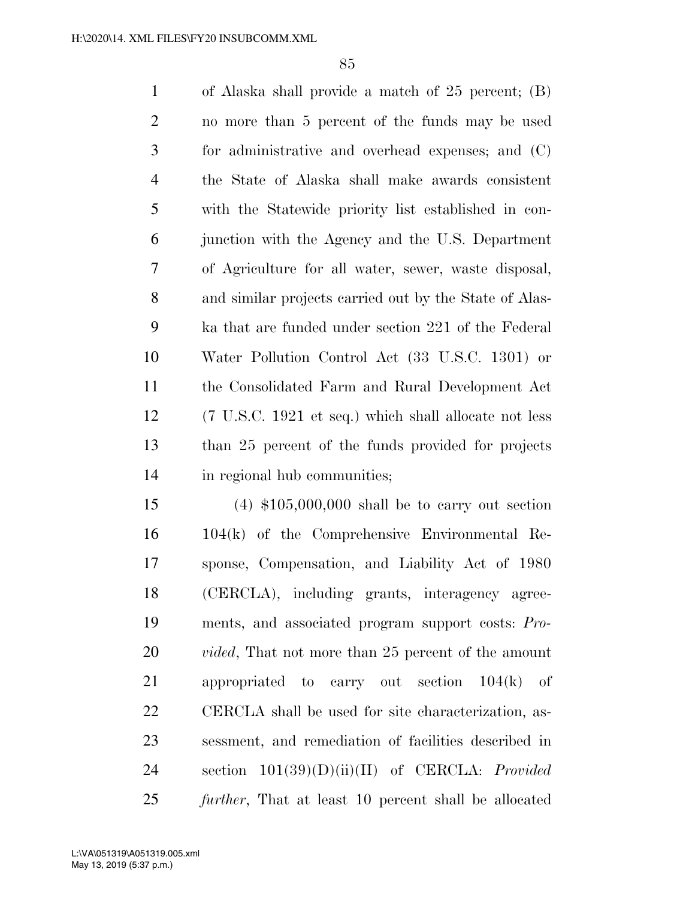of Alaska shall provide a match of 25 percent; (B) no more than 5 percent of the funds may be used for administrative and overhead expenses; and (C) the State of Alaska shall make awards consistent with the Statewide priority list established in conjunction with the Agency and the U.S. Department of Agriculture for all water, sewer, waste disposal, and similar projects carried out by the State of Alaska that are funded under section 221 of the Federal Water Pollution Control Act (33 U.S.C. 1301) or the Consolidated Farm and Rural Development Act (7 U.S.C. 1921 et seq.) which shall allocate not less than 25 percent of the funds provided for projects in regional hub communities;

(4) $105,000,000 shall be to carry out section 104(k) of the Comprehensive Environmental Response, Compensation, and Liability Act of 1980 (CERCLA), including grants, interagency agreements, and associated program support costs: *Provided*, That not more than 25 percent of the amount appropriated to carry out section 104(k) of CERCLA shall be used for site characterization, assessment, and remediation of facilities described in section 101(39)(D)(ii)(II) of CERCLA: *Provided further*, That at least 10 percent shall be allocated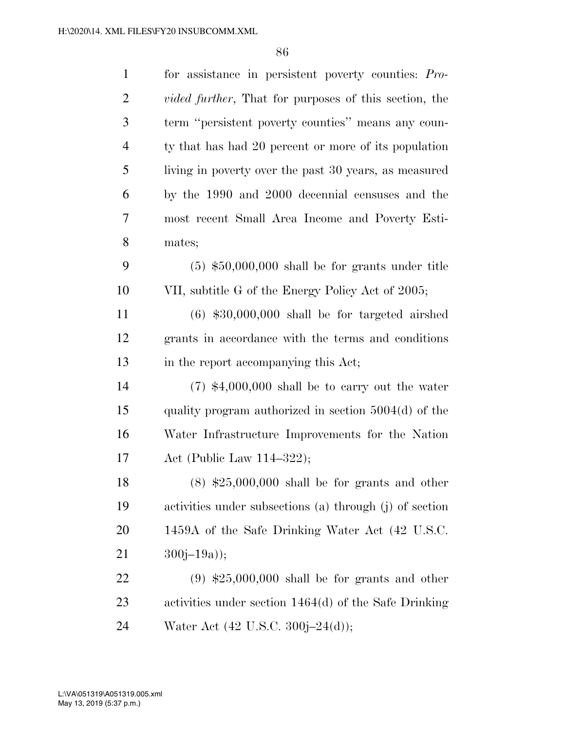for assistance in persistent poverty counties: *Provided further*, That for purposes of this section, the term ''persistent poverty counties'' means any county that has had 20 percent or more of its population living in poverty over the past 30 years, as measured by the 1990 and 2000 decennial censuses and the most recent Small Area Income and Poverty Estimates;

(5) $50,000,000 shall be for grants under title VII, subtitle G of the Energy Policy Act of 2005;

(6) $30,000,000 shall be for targeted airshed grants in accordance with the terms and conditions in the report accompanying this Act;

(7) $4,000,000 shall be to carry out the water quality program authorized in section 5004(d) of the Water Infrastructure Improvements for the Nation Act (Public Law 114–322);

(8) $25,000,000 shall be for grants and other activities under subsections (a) through (j) of section 1459A of the Safe Drinking Water Act (42 U.S.C. 300j–19a));

(9) $25,000,000 shall be for grants and other activities under section 1464(d) of the Safe Drinking Water Act (42 U.S.C. 300j–24(d));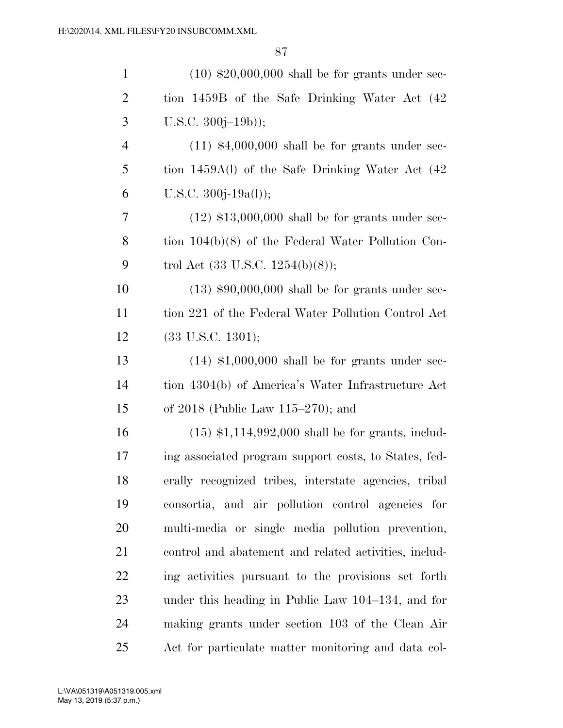(10) $20,000,000 shall be for grants under section 1459B of the Safe Drinking Water Act (42 U.S.C. 300j–19b));

(11) $4,000,000 shall be for grants under section 1459A(l) of the Safe Drinking Water Act (42 U.S.C. 300j-19a(l));

(12) $13,000,000 shall be for grants under section 104(b)(8) of the Federal Water Pollution Control Act (33 U.S.C. 1254(b)(8));

(13) $90,000,000 shall be for grants under section 221 of the Federal Water Pollution Control Act (33 U.S.C. 1301);

(14) $1,000,000 shall be for grants under section 4304(b) of America's Water Infrastructure Act of 2018 (Public Law 115–270); and

(15) $1,114,992,000 shall be for grants, including associated program support costs, to States, federally recognized tribes, interstate agencies, tribal consortia, and air pollution control agencies for multi-media or single media pollution prevention, control and abatement and related activities, including activities pursuant to the provisions set forth under this heading in Public Law 104–134, and for making grants under section 103 of the Clean Air Act for particulate matter monitoring and data col-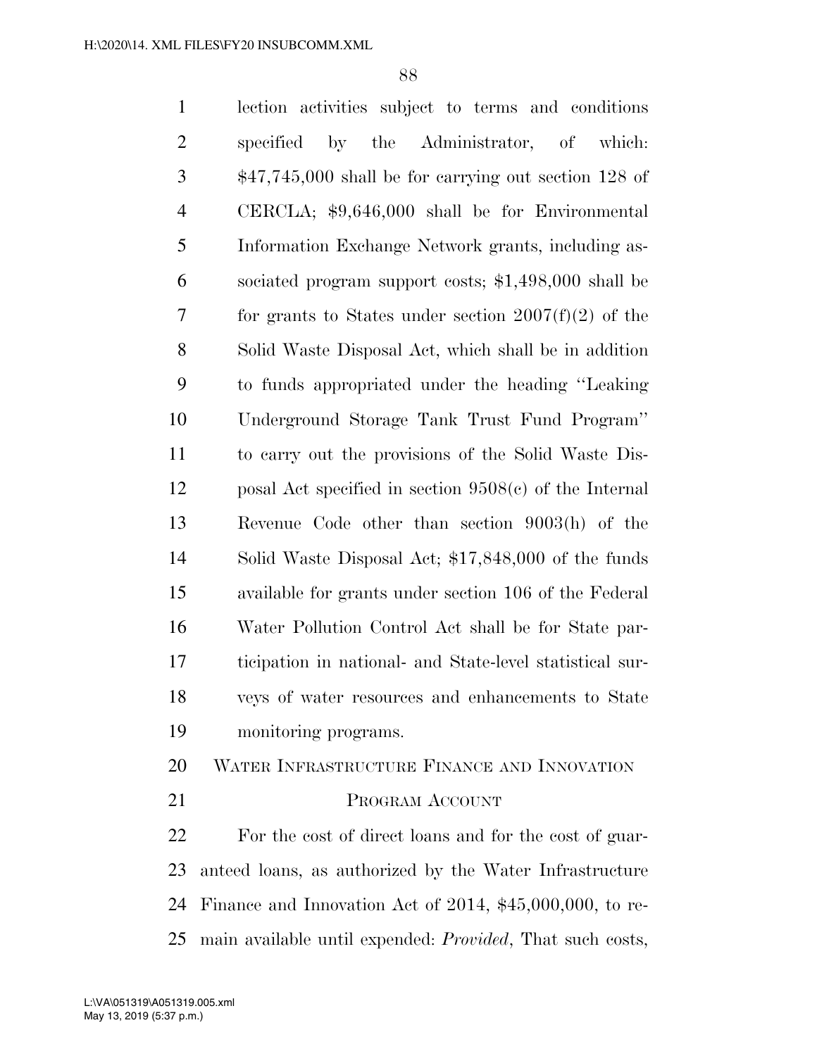lection activities subject to terms and conditions specified by the Administrator, of which: $47,745,000 shall be for carrying out section 128 of CERCLA; $9,646,000 shall be for Environmental Information Exchange Network grants, including associated program support costs; $1,498,000 shall be for grants to States under section 2007(f)(2) of the Solid Waste Disposal Act, which shall be in addition to funds appropriated under the heading ''Leaking Underground Storage Tank Trust Fund Program'' to carry out the provisions of the Solid Waste Disposal Act specified in section 9508(c) of the Internal Revenue Code other than section 9003(h) of the Solid Waste Disposal Act; $17,848,000 of the funds available for grants under section 106 of the Federal Water Pollution Control Act shall be for State participation in national- and State-level statistical surveys of water resources and enhancements to State monitoring programs.

## WATER INFRASTRUCTURE FINANCE AND INNOVATION PROGRAM ACCOUNT

For the cost of direct loans and for the cost of guaranteed loans, as authorized by the Water Infrastructure Finance and Innovation Act of 2014, $45,000,000, to remain available until expended: *Provided*, That such costs,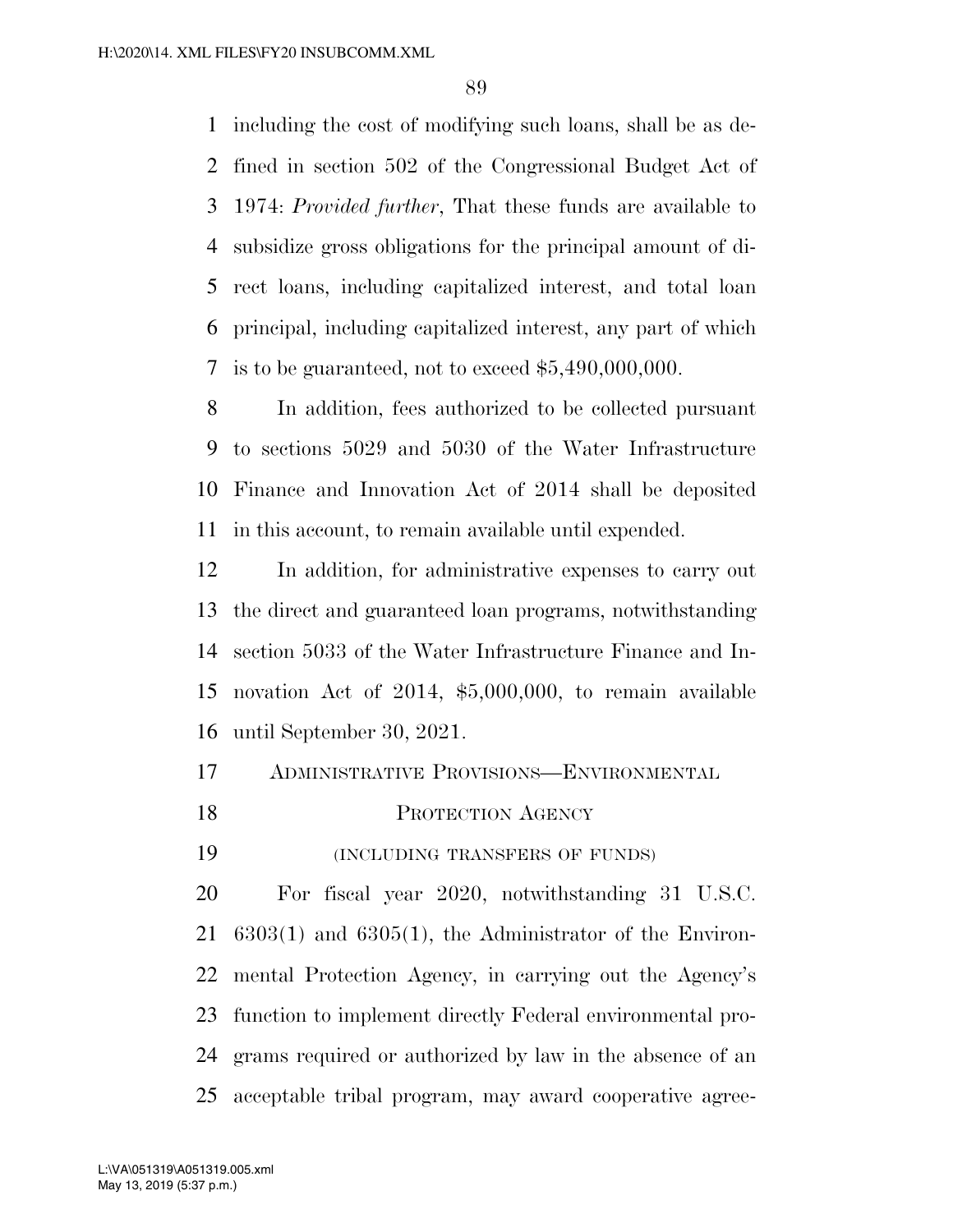including the cost of modifying such loans, shall be as defined in section 502 of the Congressional Budget Act of 1974: *Provided further*, That these funds are available to subsidize gross obligations for the principal amount of direct loans, including capitalized interest, and total loan principal, including capitalized interest, any part of which is to be guaranteed, not to exceed $5,490,000,000.

In addition, fees authorized to be collected pursuant to sections 5029 and 5030 of the Water Infrastructure Finance and Innovation Act of 2014 shall be deposited in this account, to remain available until expended.

In addition, for administrative expenses to carry out the direct and guaranteed loan programs, notwithstanding section 5033 of the Water Infrastructure Finance and Innovation Act of 2014, $5,000,000, to remain available until September 30, 2021.

## ADMINISTRATIVE PROVISIONS—ENVIRONMENTAL PROTECTION AGENCY

(INCLUDING TRANSFERS OF FUNDS)

For fiscal year 2020, notwithstanding 31 U.S.C. 6303(1) and 6305(1), the Administrator of the Environmental Protection Agency, in carrying out the Agency's function to implement directly Federal environmental programs required or authorized by law in the absence of an acceptable tribal program, may award cooperative agree-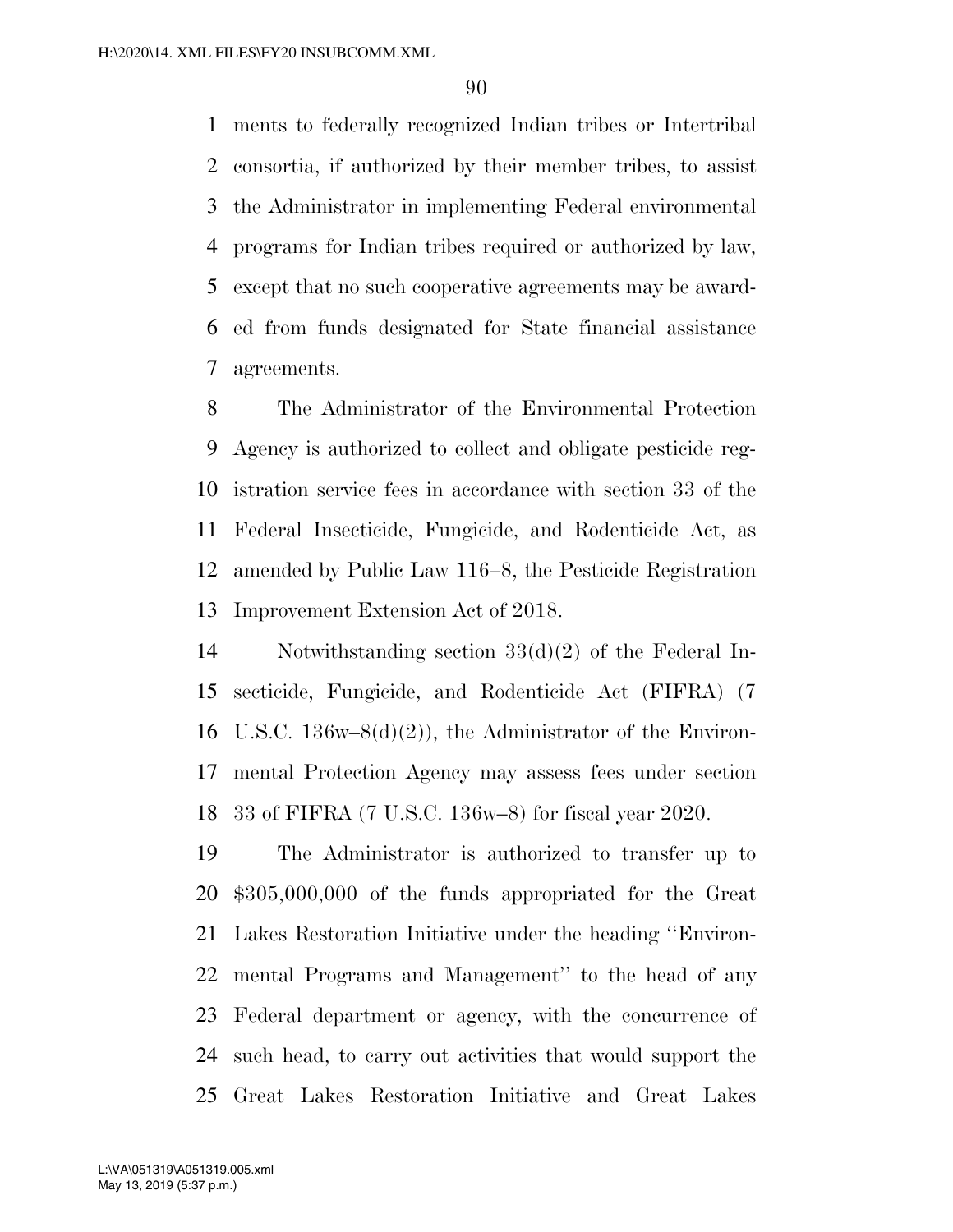ments to federally recognized Indian tribes or Intertribal consortia, if authorized by their member tribes, to assist the Administrator in implementing Federal environmental programs for Indian tribes required or authorized by law, except that no such cooperative agreements may be awarded from funds designated for State financial assistance agreements.

The Administrator of the Environmental Protection Agency is authorized to collect and obligate pesticide registration service fees in accordance with section 33 of the Federal Insecticide, Fungicide, and Rodenticide Act, as amended by Public Law 116–8, the Pesticide Registration Improvement Extension Act of 2018.

Notwithstanding section 33(d)(2) of the Federal Insecticide, Fungicide, and Rodenticide Act (FIFRA) (7 U.S.C. 136w–8(d)(2)), the Administrator of the Environmental Protection Agency may assess fees under section 33 of FIFRA (7 U.S.C. 136w–8) for fiscal year 2020.

The Administrator is authorized to transfer up to $305,000,000 of the funds appropriated for the Great Lakes Restoration Initiative under the heading ''Environmental Programs and Management'' to the head of any Federal department or agency, with the concurrence of such head, to carry out activities that would support the Great Lakes Restoration Initiative and Great Lakes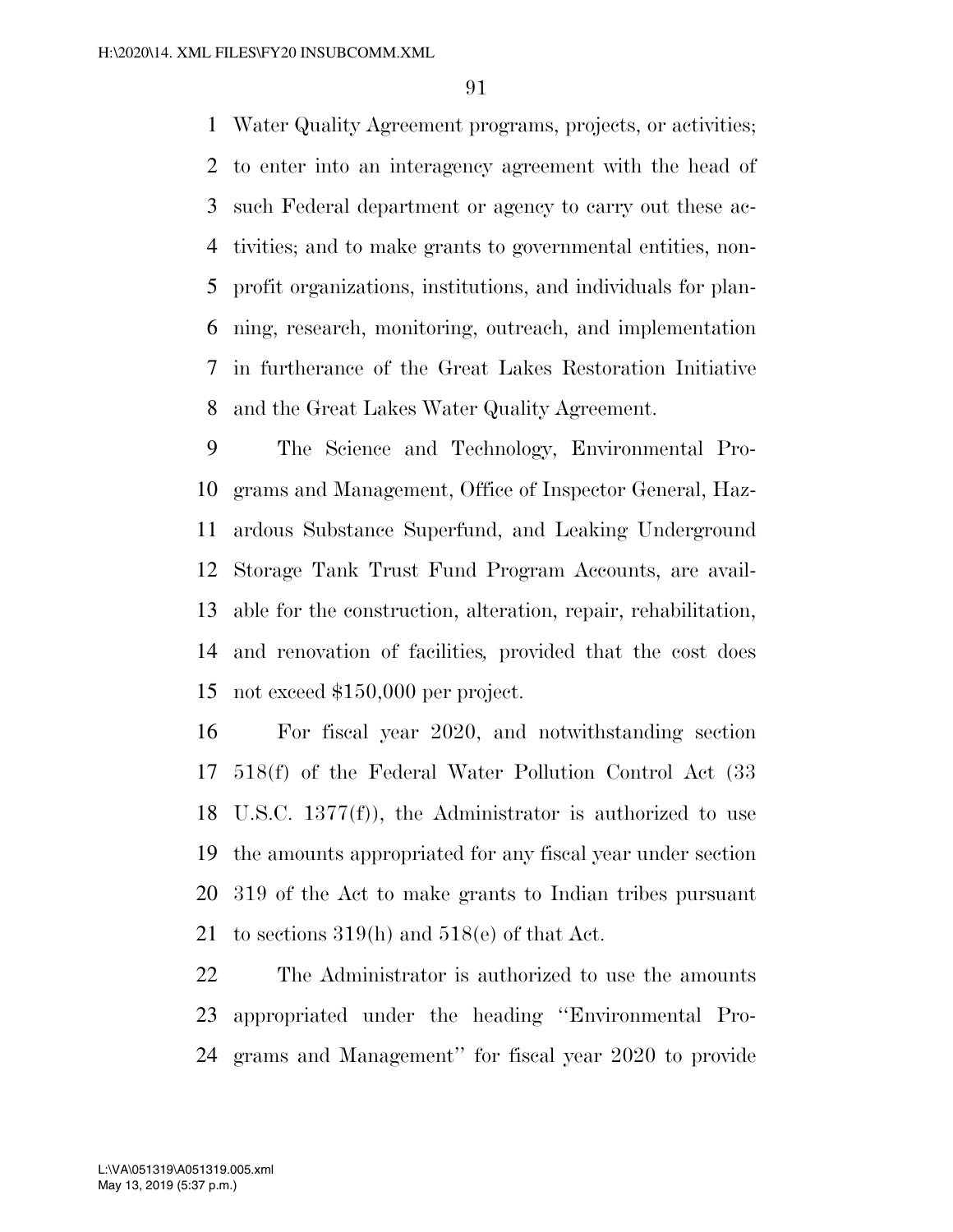Water Quality Agreement programs, projects, or activities; to enter into an interagency agreement with the head of such Federal department or agency to carry out these activities; and to make grants to governmental entities, nonprofit organizations, institutions, and individuals for planning, research, monitoring, outreach, and implementation in furtherance of the Great Lakes Restoration Initiative and the Great Lakes Water Quality Agreement.

The Science and Technology, Environmental Programs and Management, Office of Inspector General, Hazardous Substance Superfund, and Leaking Underground Storage Tank Trust Fund Program Accounts, are available for the construction, alteration, repair, rehabilitation, and renovation of facilities, provided that the cost does not exceed $150,000 per project.

For fiscal year 2020, and notwithstanding section 518(f) of the Federal Water Pollution Control Act (33 U.S.C. 1377(f)), the Administrator is authorized to use the amounts appropriated for any fiscal year under section 319 of the Act to make grants to Indian tribes pursuant to sections 319(h) and 518(e) of that Act.

The Administrator is authorized to use the amounts appropriated under the heading ''Environmental Programs and Management'' for fiscal year 2020 to provide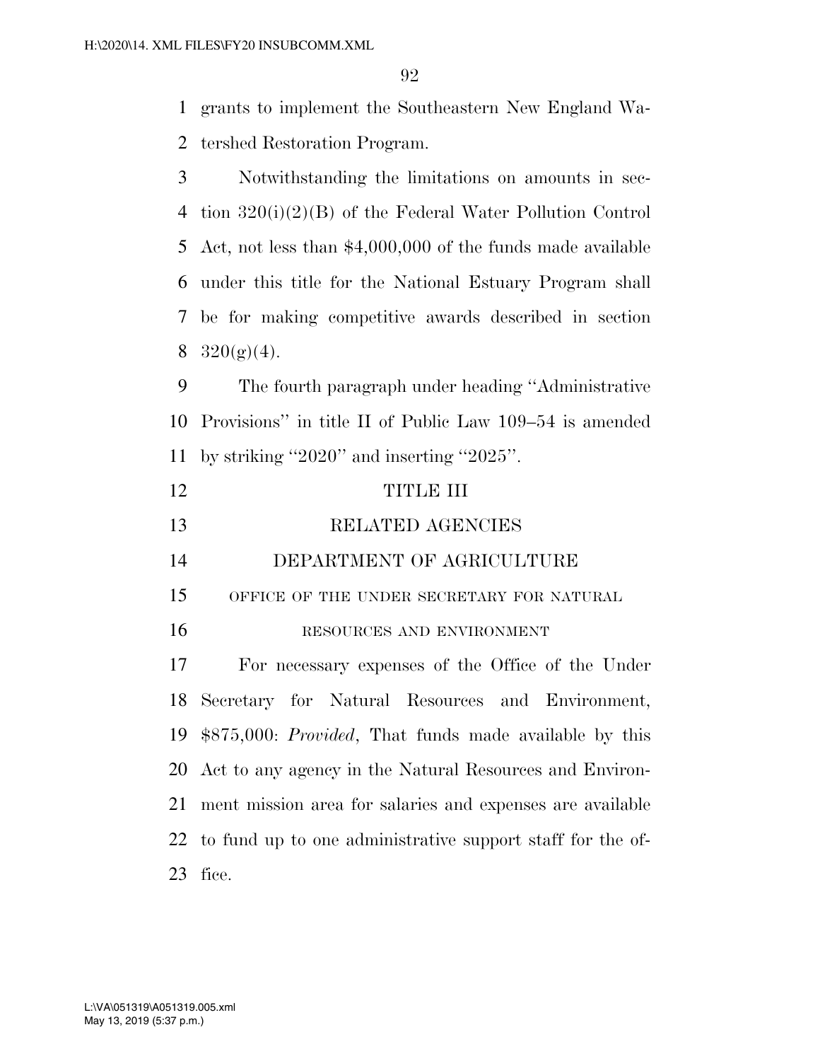grants to implement the Southeastern New England Watershed Restoration Program.

Notwithstanding the limitations on amounts in section 320(i)(2)(B) of the Federal Water Pollution Control Act, not less than $4,000,000 of the funds made available under this title for the National Estuary Program shall be for making competitive awards described in section 320(g)(4).

The fourth paragraph under heading ''Administrative Provisions'' in title II of Public Law 109–54 is amended by striking ''2020'' and inserting ''2025''.

# TITLE III

# RELATED AGENCIES

## DEPARTMENT OF AGRICULTURE

### OFFICE OF THE UNDER SECRETARY FOR NATURAL RESOURCES AND ENVIRONMENT

For necessary expenses of the Office of the Under Secretary for Natural Resources and Environment, $875,000: *Provided*, That funds made available by this Act to any agency in the Natural Resources and Environment mission area for salaries and expenses are available to fund up to one administrative support staff for the office.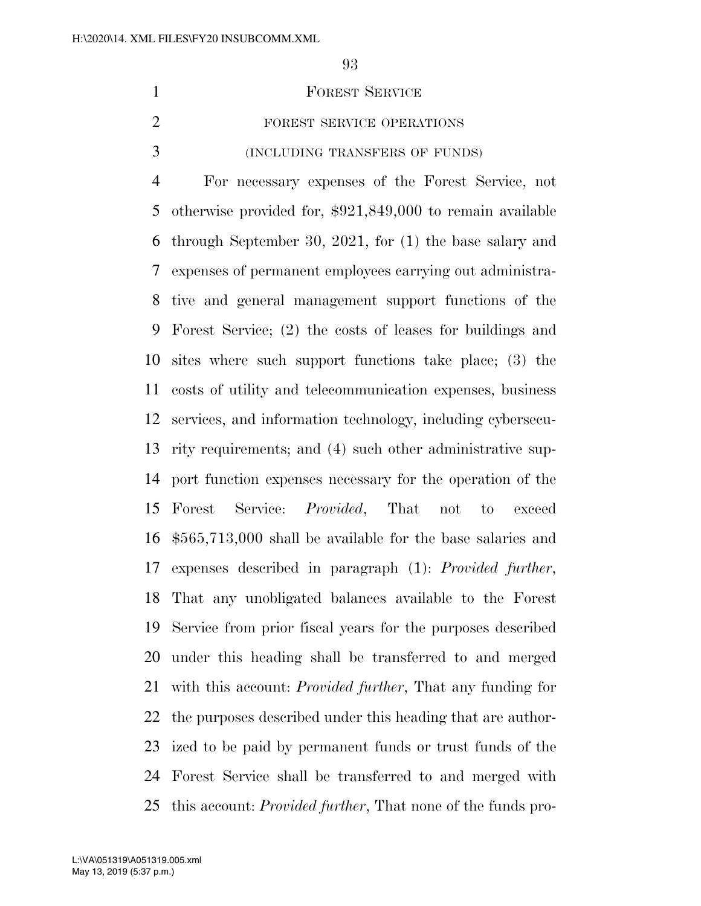FOREST SERVICE

FOREST SERVICE OPERATIONS

(INCLUDING TRANSFERS OF FUNDS)

For necessary expenses of the Forest Service, not otherwise provided for, $921,849,000 to remain available through September 30, 2021, for (1) the base salary and expenses of permanent employees carrying out administrative and general management support functions of the Forest Service; (2) the costs of leases for buildings and sites where such support functions take place; (3) the costs of utility and telecommunication expenses, business services, and information technology, including cybersecurity requirements; and (4) such other administrative support function expenses necessary for the operation of the Forest Service: *Provided*, That not to exceed $565,713,000 shall be available for the base salaries and expenses described in paragraph (1): *Provided further*, That any unobligated balances available to the Forest Service from prior fiscal years for the purposes described under this heading shall be transferred to and merged with this account: *Provided further*, That any funding for the purposes described under this heading that are authorized to be paid by permanent funds or trust funds of the Forest Service shall be transferred to and merged with this account: *Provided further*, That none of the funds pro-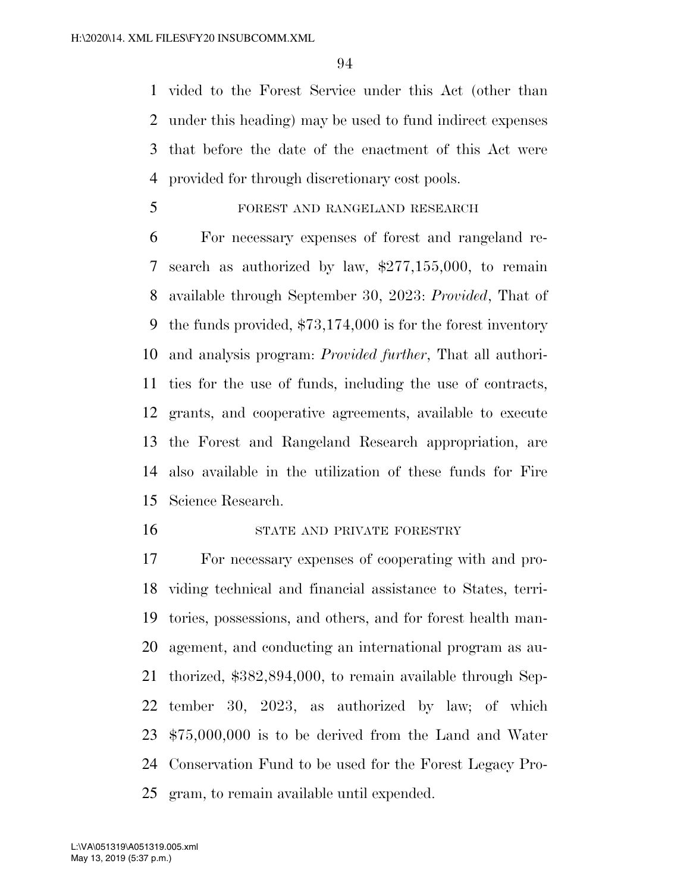vided to the Forest Service under this Act (other than under this heading) may be used to fund indirect expenses that before the date of the enactment of this Act were provided for through discretionary cost pools.

FOREST AND RANGELAND RESEARCH

For necessary expenses of forest and rangeland research as authorized by law, $277,155,000, to remain available through September 30, 2023: *Provided*, That of the funds provided, $73,174,000 is for the forest inventory and analysis program: *Provided further*, That all authorities for the use of funds, including the use of contracts, grants, and cooperative agreements, available to execute the Forest and Rangeland Research appropriation, are also available in the utilization of these funds for Fire Science Research.

STATE AND PRIVATE FORESTRY

For necessary expenses of cooperating with and providing technical and financial assistance to States, territories, possessions, and others, and for forest health management, and conducting an international program as authorized, $382,894,000, to remain available through September 30, 2023, as authorized by law; of which $75,000,000 is to be derived from the Land and Water Conservation Fund to be used for the Forest Legacy Program, to remain available until expended.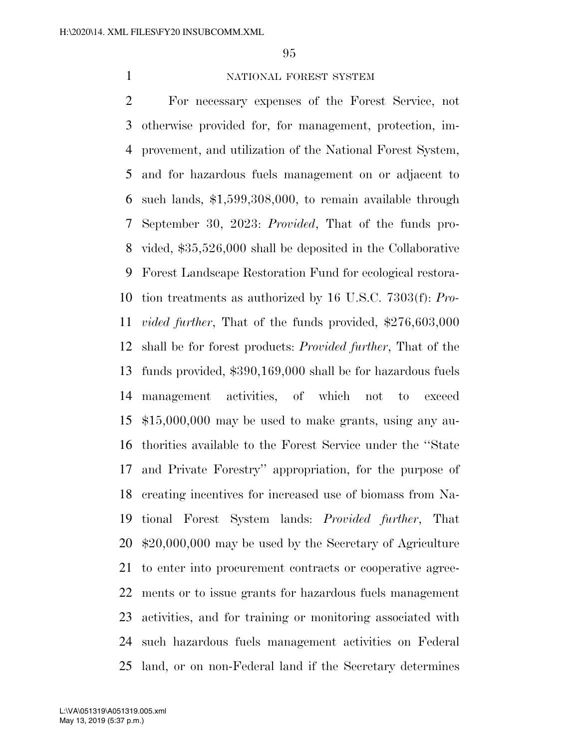NATIONAL FOREST SYSTEM

For necessary expenses of the Forest Service, not otherwise provided for, for management, protection, improvement, and utilization of the National Forest System, and for hazardous fuels management on or adjacent to such lands, $1,599,308,000, to remain available through September 30, 2023: *Provided*, That of the funds provided, $35,526,000 shall be deposited in the Collaborative Forest Landscape Restoration Fund for ecological restoration treatments as authorized by 16 U.S.C. 7303(f): *Provided further*, That of the funds provided, $276,603,000 shall be for forest products: *Provided further*, That of the funds provided, $390,169,000 shall be for hazardous fuels management activities, of which not to exceed $15,000,000 may be used to make grants, using any authorities available to the Forest Service under the "State and Private Forestry" appropriation, for the purpose of creating incentives for increased use of biomass from National Forest System lands: *Provided further*, That $20,000,000 may be used by the Secretary of Agriculture to enter into procurement contracts or cooperative agreements or to issue grants for hazardous fuels management activities, and for training or monitoring associated with such hazardous fuels management activities on Federal land, or on non-Federal land if the Secretary determines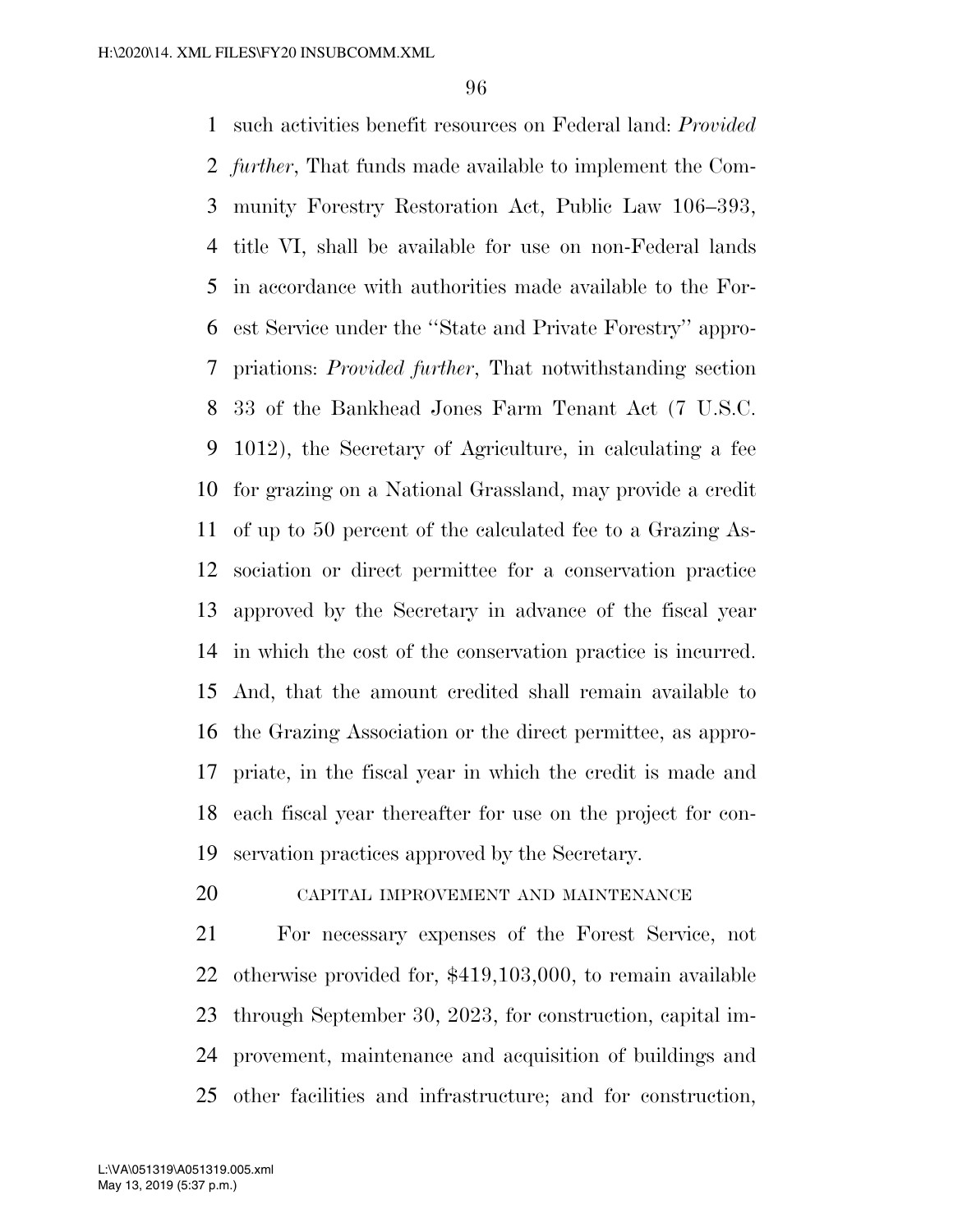such activities benefit resources on Federal land: *Provided further*, That funds made available to implement the Community Forestry Restoration Act, Public Law 106–393, title VI, shall be available for use on non-Federal lands in accordance with authorities made available to the Forest Service under the ''State and Private Forestry'' appropriations: *Provided further*, That notwithstanding section 33 of the Bankhead Jones Farm Tenant Act (7 U.S.C. 1012), the Secretary of Agriculture, in calculating a fee for grazing on a National Grassland, may provide a credit of up to 50 percent of the calculated fee to a Grazing Association or direct permittee for a conservation practice approved by the Secretary in advance of the fiscal year in which the cost of the conservation practice is incurred. And, that the amount credited shall remain available to the Grazing Association or the direct permittee, as appropriate, in the fiscal year in which the credit is made and each fiscal year thereafter for use on the project for conservation practices approved by the Secretary.

CAPITAL IMPROVEMENT AND MAINTENANCE

For necessary expenses of the Forest Service, not otherwise provided for, $419,103,000, to remain available through September 30, 2023, for construction, capital improvement, maintenance and acquisition of buildings and other facilities and infrastructure; and for construction,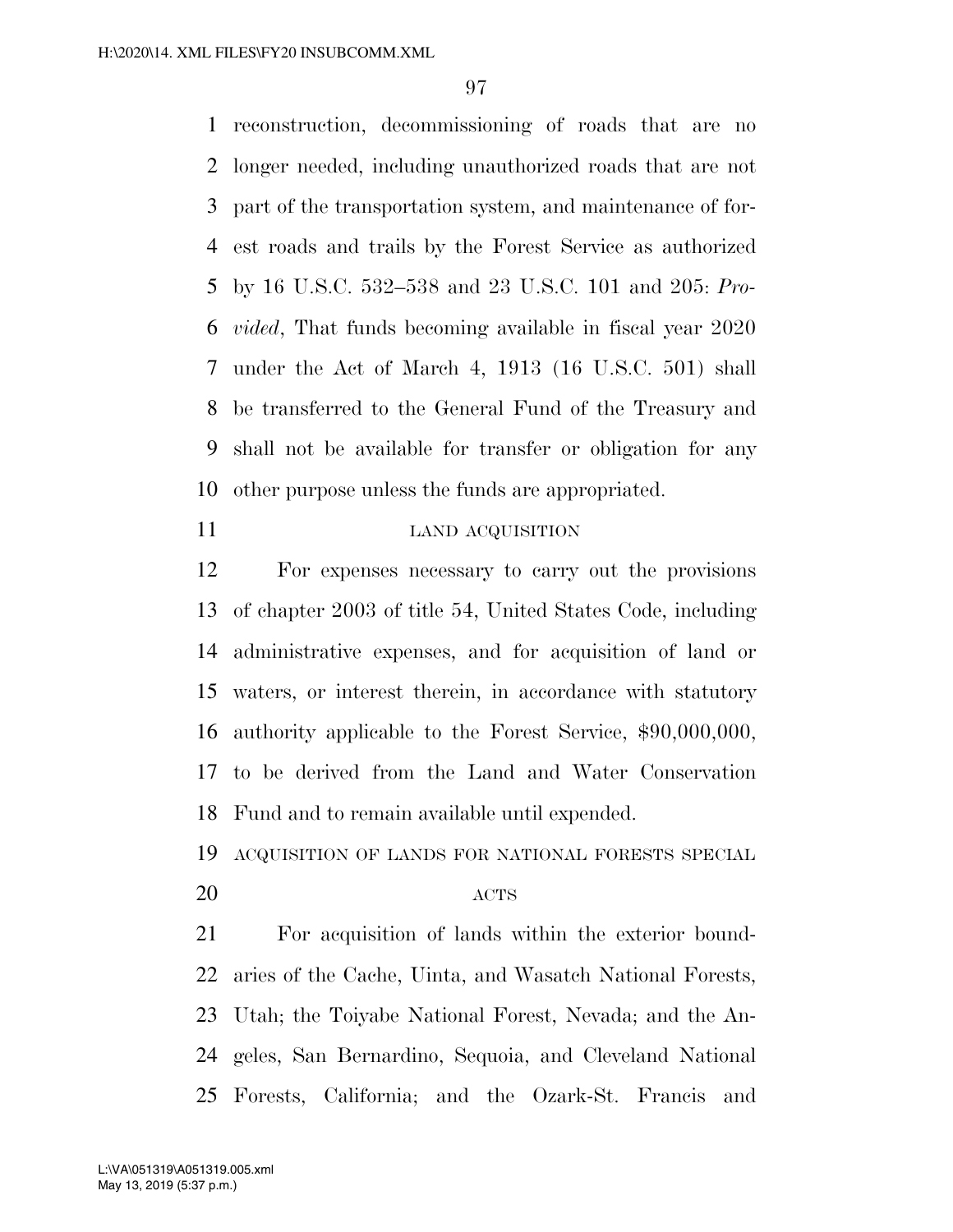reconstruction, decommissioning of roads that are no longer needed, including unauthorized roads that are not part of the transportation system, and maintenance of forest roads and trails by the Forest Service as authorized by 16 U.S.C. 532–538 and 23 U.S.C. 101 and 205: *Provided*, That funds becoming available in fiscal year 2020 under the Act of March 4, 1913 (16 U.S.C. 501) shall be transferred to the General Fund of the Treasury and shall not be available for transfer or obligation for any other purpose unless the funds are appropriated.

LAND ACQUISITION

For expenses necessary to carry out the provisions of chapter 2003 of title 54, United States Code, including administrative expenses, and for acquisition of land or waters, or interest therein, in accordance with statutory authority applicable to the Forest Service, $90,000,000, to be derived from the Land and Water Conservation Fund and to remain available until expended.

ACQUISITION OF LANDS FOR NATIONAL FORESTS SPECIAL ACTS

For acquisition of lands within the exterior boundaries of the Cache, Uinta, and Wasatch National Forests, Utah; the Toiyabe National Forest, Nevada; and the Angeles, San Bernardino, Sequoia, and Cleveland National Forests, California; and the Ozark-St. Francis and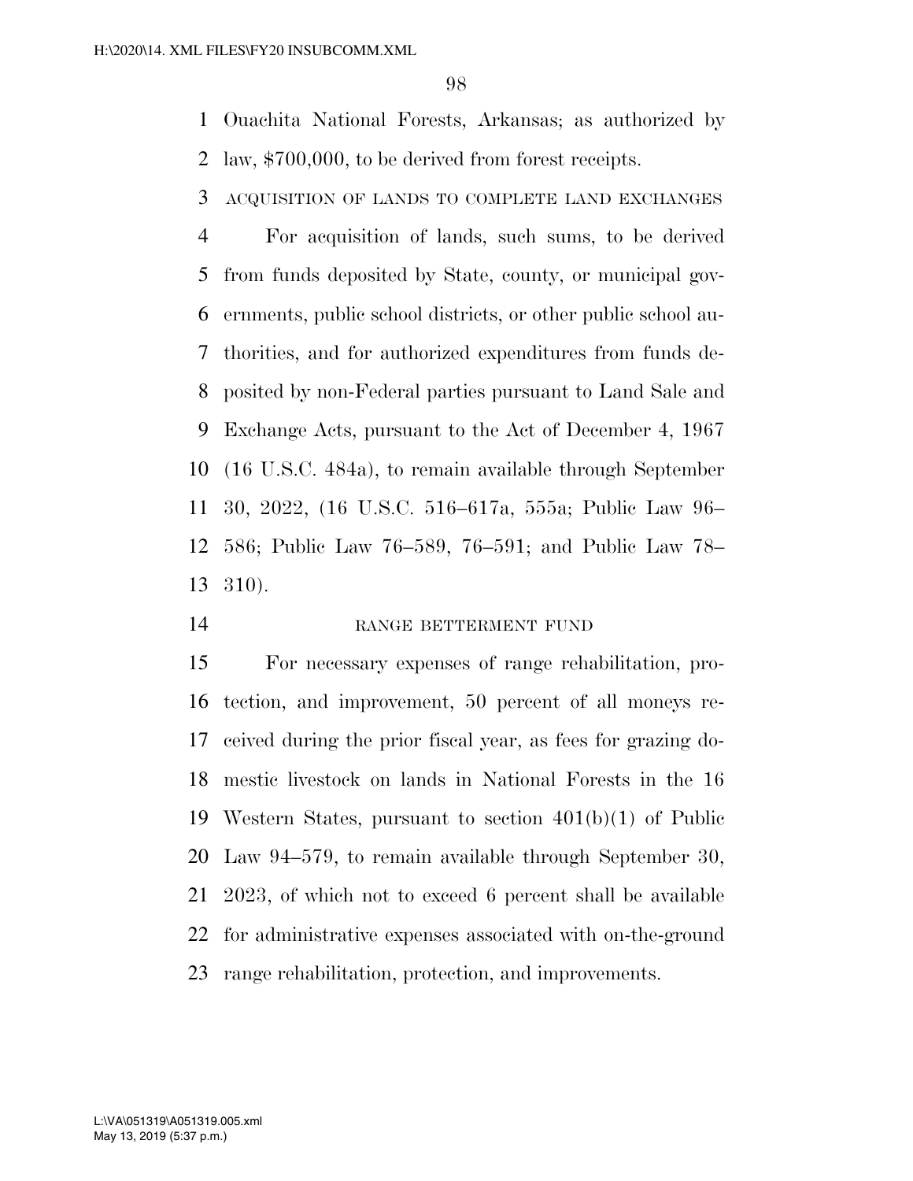Ouachita National Forests, Arkansas; as authorized by law, $700,000, to be derived from forest receipts.

ACQUISITION OF LANDS TO COMPLETE LAND EXCHANGES

For acquisition of lands, such sums, to be derived from funds deposited by State, county, or municipal governments, public school districts, or other public school authorities, and for authorized expenditures from funds deposited by non-Federal parties pursuant to Land Sale and Exchange Acts, pursuant to the Act of December 4, 1967 (16 U.S.C. 484a), to remain available through September 30, 2022, (16 U.S.C. 516–617a, 555a; Public Law 96–586; Public Law 76–589, 76–591; and Public Law 78–310).

RANGE BETTERMENT FUND

For necessary expenses of range rehabilitation, protection, and improvement, 50 percent of all moneys received during the prior fiscal year, as fees for grazing domestic livestock on lands in National Forests in the 16 Western States, pursuant to section 401(b)(1) of Public Law 94–579, to remain available through September 30, 2023, of which not to exceed 6 percent shall be available for administrative expenses associated with on-the-ground range rehabilitation, protection, and improvements.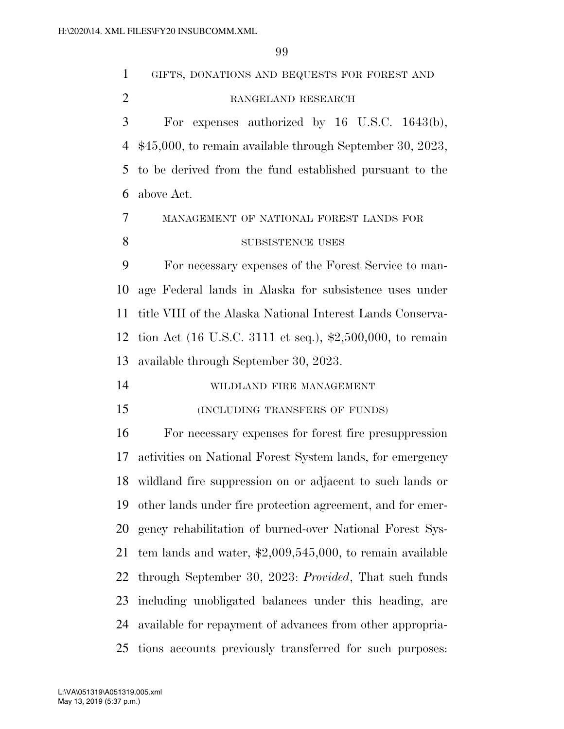GIFTS, DONATIONS AND BEQUESTS FOR FOREST AND RANGELAND RESEARCH

For expenses authorized by 16 U.S.C. 1643(b), $45,000, to remain available through September 30, 2023, to be derived from the fund established pursuant to the above Act.

MANAGEMENT OF NATIONAL FOREST LANDS FOR SUBSISTENCE USES

For necessary expenses of the Forest Service to manage Federal lands in Alaska for subsistence uses under title VIII of the Alaska National Interest Lands Conservation Act (16 U.S.C. 3111 et seq.), $2,500,000, to remain available through September 30, 2023.

WILDLAND FIRE MANAGEMENT

(INCLUDING TRANSFERS OF FUNDS)

For necessary expenses for forest fire presuppression activities on National Forest System lands, for emergency wildland fire suppression on or adjacent to such lands or other lands under fire protection agreement, and for emergency rehabilitation of burned-over National Forest System lands and water, $2,009,545,000, to remain available through September 30, 2023: *Provided*, That such funds including unobligated balances under this heading, are available for repayment of advances from other appropriations accounts previously transferred for such purposes: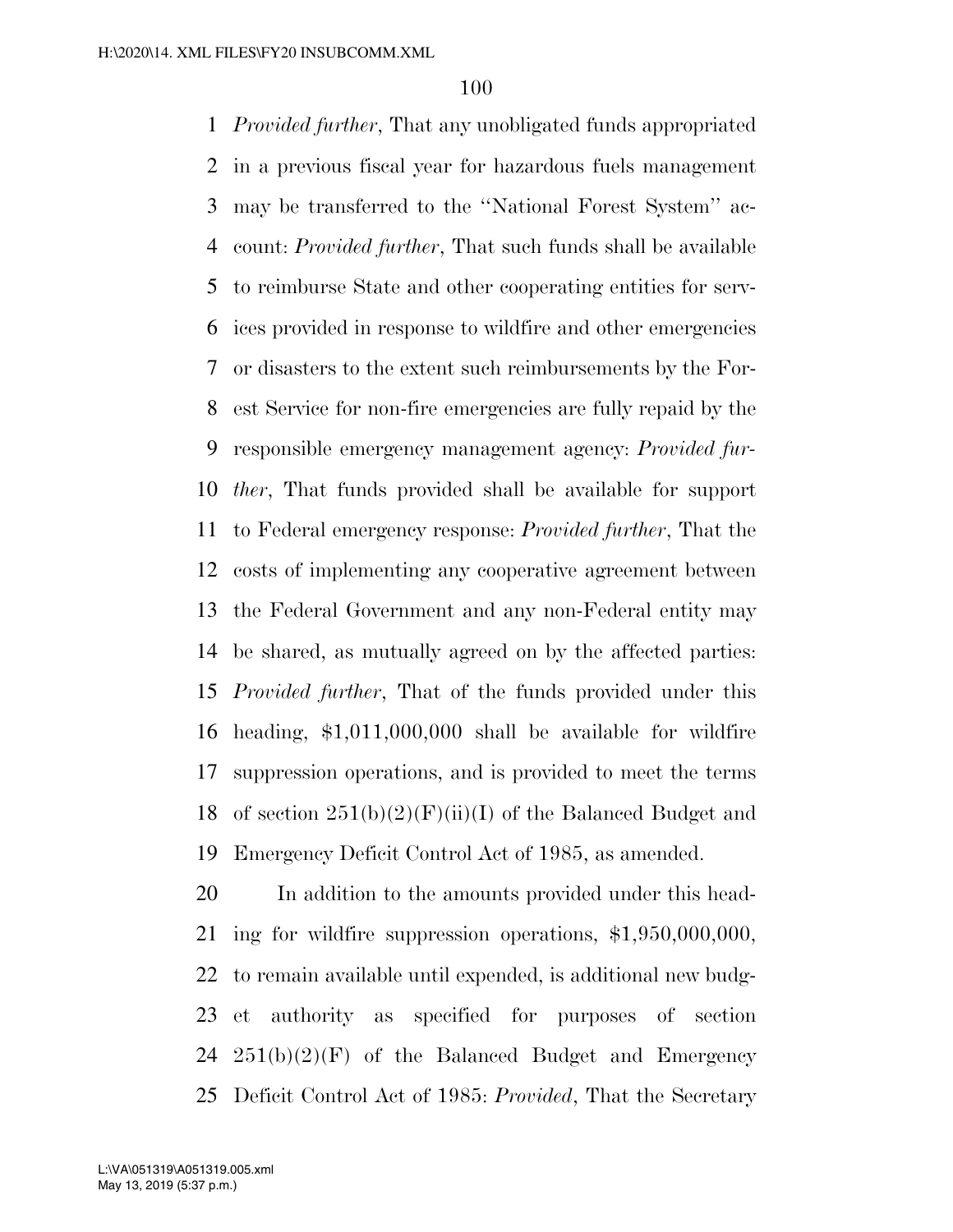*Provided further*, That any unobligated funds appropriated in a previous fiscal year for hazardous fuels management may be transferred to the ''National Forest System'' account: *Provided further*, That such funds shall be available to reimburse State and other cooperating entities for services provided in response to wildfire and other emergencies or disasters to the extent such reimbursements by the Forest Service for non-fire emergencies are fully repaid by the responsible emergency management agency: *Provided further*, That funds provided shall be available for support to Federal emergency response: *Provided further*, That the costs of implementing any cooperative agreement between the Federal Government and any non-Federal entity may be shared, as mutually agreed on by the affected parties: *Provided further*, That of the funds provided under this heading, $1,011,000,000 shall be available for wildfire suppression operations, and is provided to meet the terms of section 251(b)(2)(F)(ii)(I) of the Balanced Budget and Emergency Deficit Control Act of 1985, as amended.

In addition to the amounts provided under this heading for wildfire suppression operations, $1,950,000,000, to remain available until expended, is additional new budget authority as specified for purposes of section 251(b)(2)(F) of the Balanced Budget and Emergency Deficit Control Act of 1985: *Provided*, That the Secretary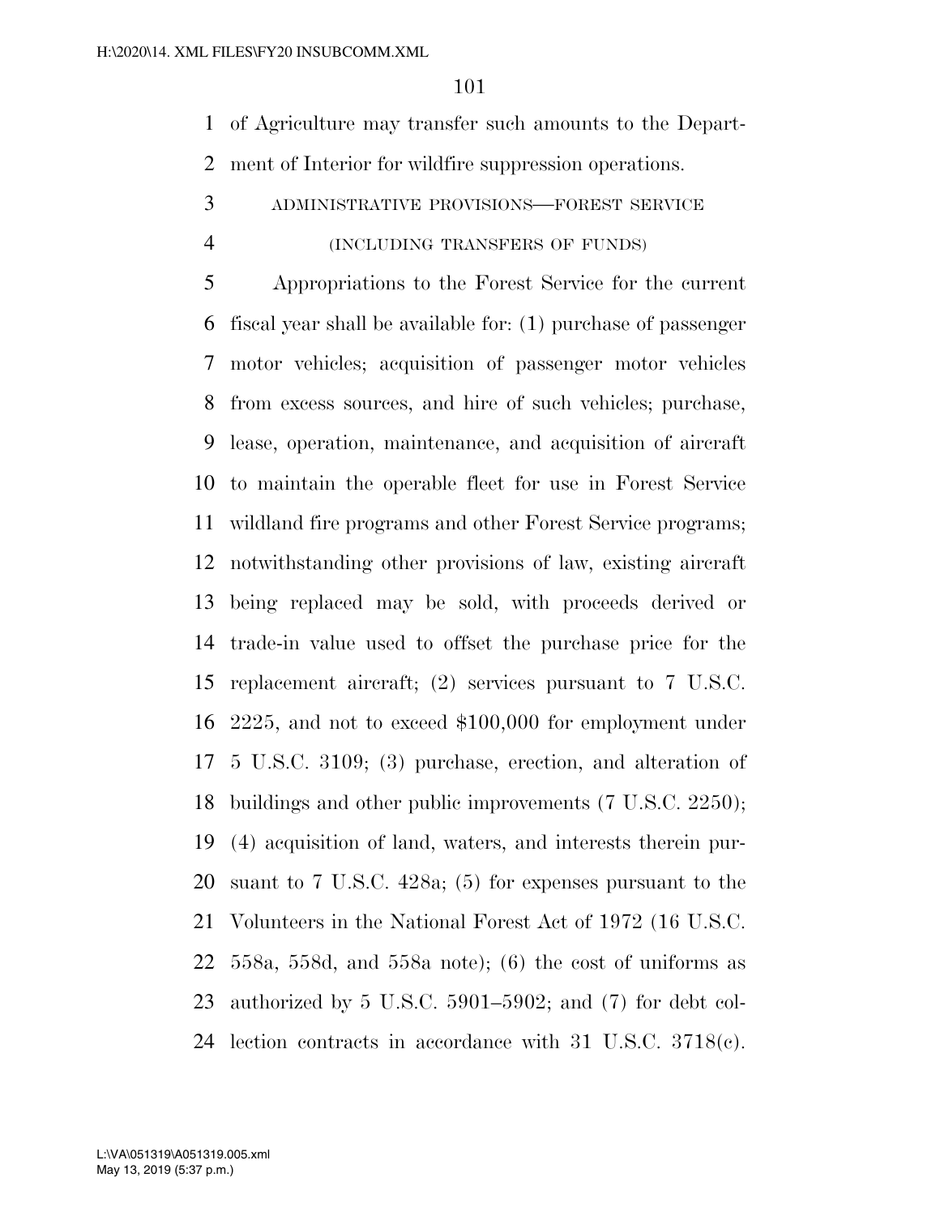of Agriculture may transfer such amounts to the Department of Interior for wildfire suppression operations.

### ADMINISTRATIVE PROVISIONS—FOREST SERVICE

### (INCLUDING TRANSFERS OF FUNDS)

Appropriations to the Forest Service for the current fiscal year shall be available for: (1) purchase of passenger motor vehicles; acquisition of passenger motor vehicles from excess sources, and hire of such vehicles; purchase, lease, operation, maintenance, and acquisition of aircraft to maintain the operable fleet for use in Forest Service wildland fire programs and other Forest Service programs; notwithstanding other provisions of law, existing aircraft being replaced may be sold, with proceeds derived or trade-in value used to offset the purchase price for the replacement aircraft; (2) services pursuant to 7 U.S.C. 2225, and not to exceed $100,000 for employment under 5 U.S.C. 3109; (3) purchase, erection, and alteration of buildings and other public improvements (7 U.S.C. 2250); (4) acquisition of land, waters, and interests therein pursuant to 7 U.S.C. 428a; (5) for expenses pursuant to the Volunteers in the National Forest Act of 1972 (16 U.S.C. 558a, 558d, and 558a note); (6) the cost of uniforms as authorized by 5 U.S.C. 5901–5902; and (7) for debt collection contracts in accordance with 31 U.S.C. 3718(c).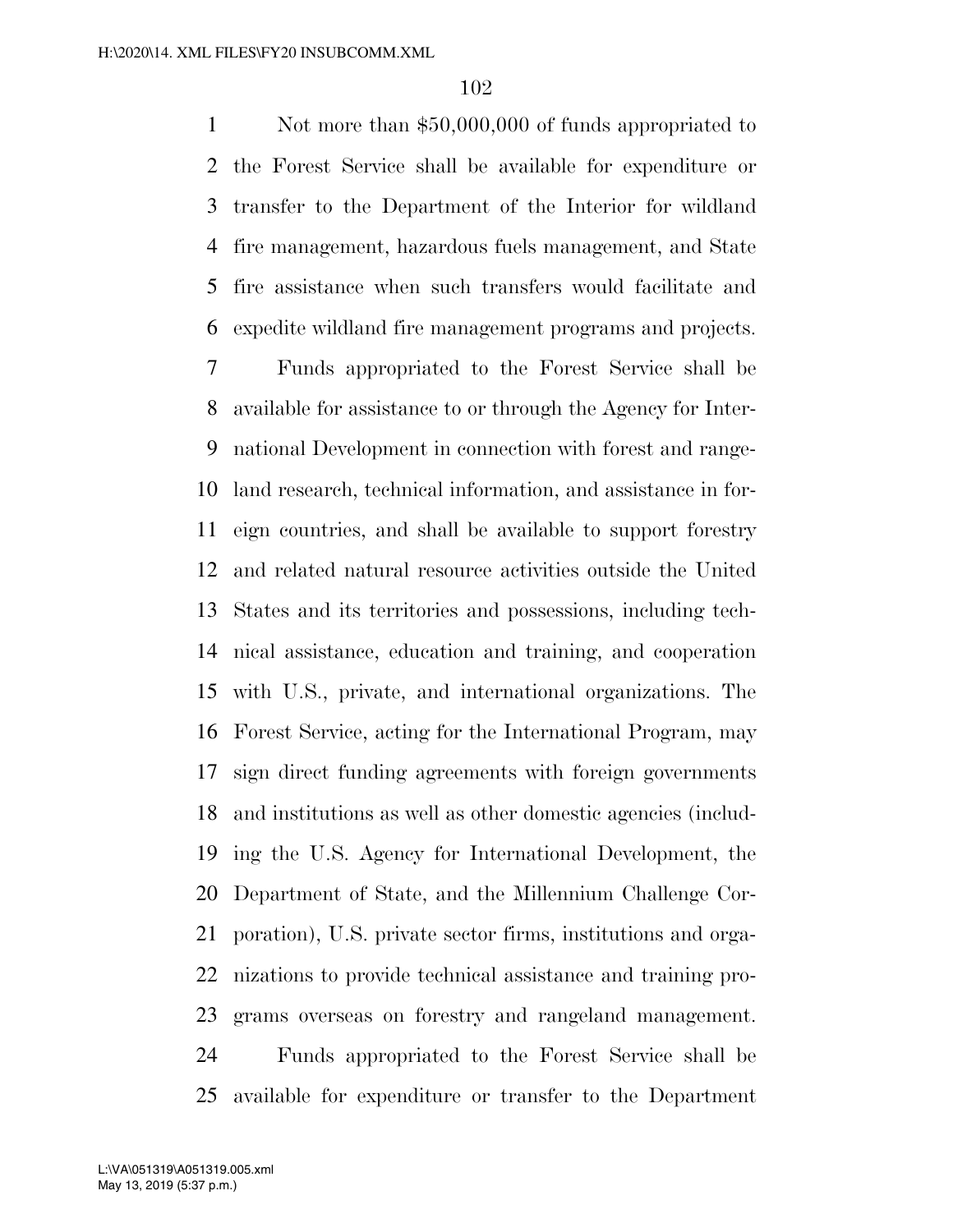Not more than $50,000,000 of funds appropriated to the Forest Service shall be available for expenditure or transfer to the Department of the Interior for wildland fire management, hazardous fuels management, and State fire assistance when such transfers would facilitate and expedite wildland fire management programs and projects.

Funds appropriated to the Forest Service shall be available for assistance to or through the Agency for International Development in connection with forest and rangeland research, technical information, and assistance in foreign countries, and shall be available to support forestry and related natural resource activities outside the United States and its territories and possessions, including technical assistance, education and training, and cooperation with U.S., private, and international organizations. The Forest Service, acting for the International Program, may sign direct funding agreements with foreign governments and institutions as well as other domestic agencies (including the U.S. Agency for International Development, the Department of State, and the Millennium Challenge Corporation), U.S. private sector firms, institutions and organizations to provide technical assistance and training programs overseas on forestry and rangeland management.

Funds appropriated to the Forest Service shall be available for expenditure or transfer to the Department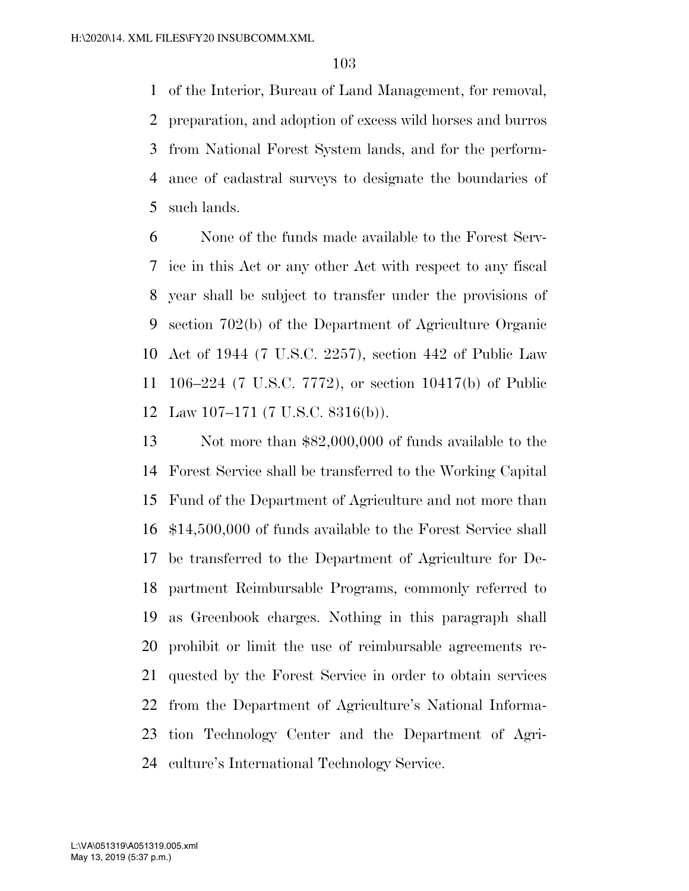of the Interior, Bureau of Land Management, for removal, preparation, and adoption of excess wild horses and burros from National Forest System lands, and for the performance of cadastral surveys to designate the boundaries of such lands.

None of the funds made available to the Forest Service in this Act or any other Act with respect to any fiscal year shall be subject to transfer under the provisions of section 702(b) of the Department of Agriculture Organic Act of 1944 (7 U.S.C. 2257), section 442 of Public Law 106–224 (7 U.S.C. 7772), or section 10417(b) of Public Law 107–171 (7 U.S.C. 8316(b)).

Not more than $82,000,000 of funds available to the Forest Service shall be transferred to the Working Capital Fund of the Department of Agriculture and not more than $14,500,000 of funds available to the Forest Service shall be transferred to the Department of Agriculture for Department Reimbursable Programs, commonly referred to as Greenbook charges. Nothing in this paragraph shall prohibit or limit the use of reimbursable agreements requested by the Forest Service in order to obtain services from the Department of Agriculture's National Information Technology Center and the Department of Agriculture's International Technology Service.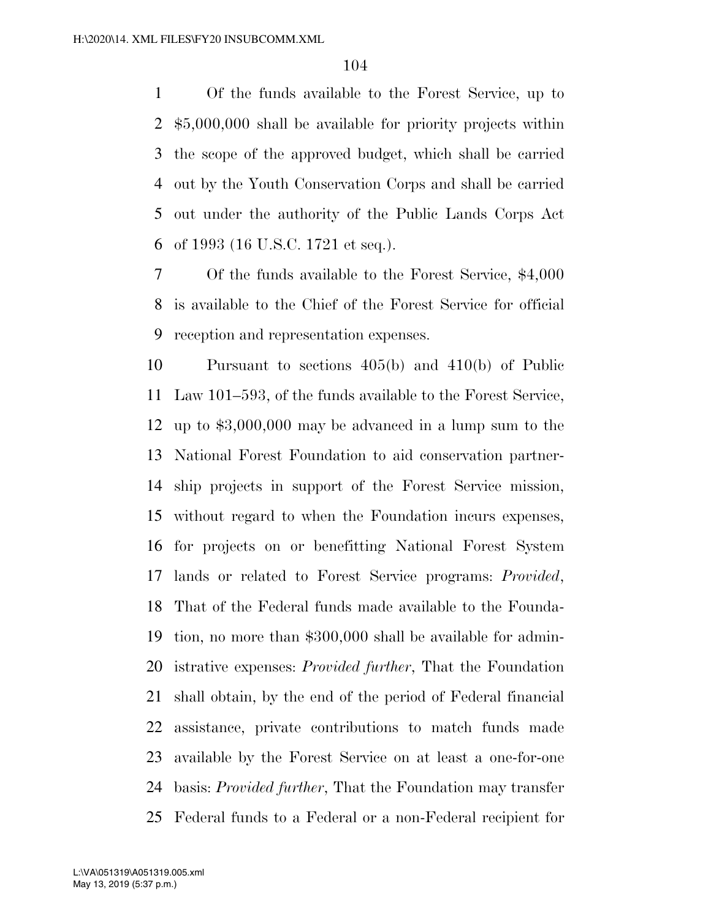Of the funds available to the Forest Service, up to $5,000,000 shall be available for priority projects within the scope of the approved budget, which shall be carried out by the Youth Conservation Corps and shall be carried out under the authority of the Public Lands Corps Act of 1993 (16 U.S.C. 1721 et seq.).

Of the funds available to the Forest Service, $4,000 is available to the Chief of the Forest Service for official reception and representation expenses.

Pursuant to sections 405(b) and 410(b) of Public Law 101–593, of the funds available to the Forest Service, up to $3,000,000 may be advanced in a lump sum to the National Forest Foundation to aid conservation partnership projects in support of the Forest Service mission, without regard to when the Foundation incurs expenses, for projects on or benefitting National Forest System lands or related to Forest Service programs: *Provided*, That of the Federal funds made available to the Foundation, no more than $300,000 shall be available for administrative expenses: *Provided further*, That the Foundation shall obtain, by the end of the period of Federal financial assistance, private contributions to match funds made available by the Forest Service on at least a one-for-one basis: *Provided further*, That the Foundation may transfer Federal funds to a Federal or a non-Federal recipient for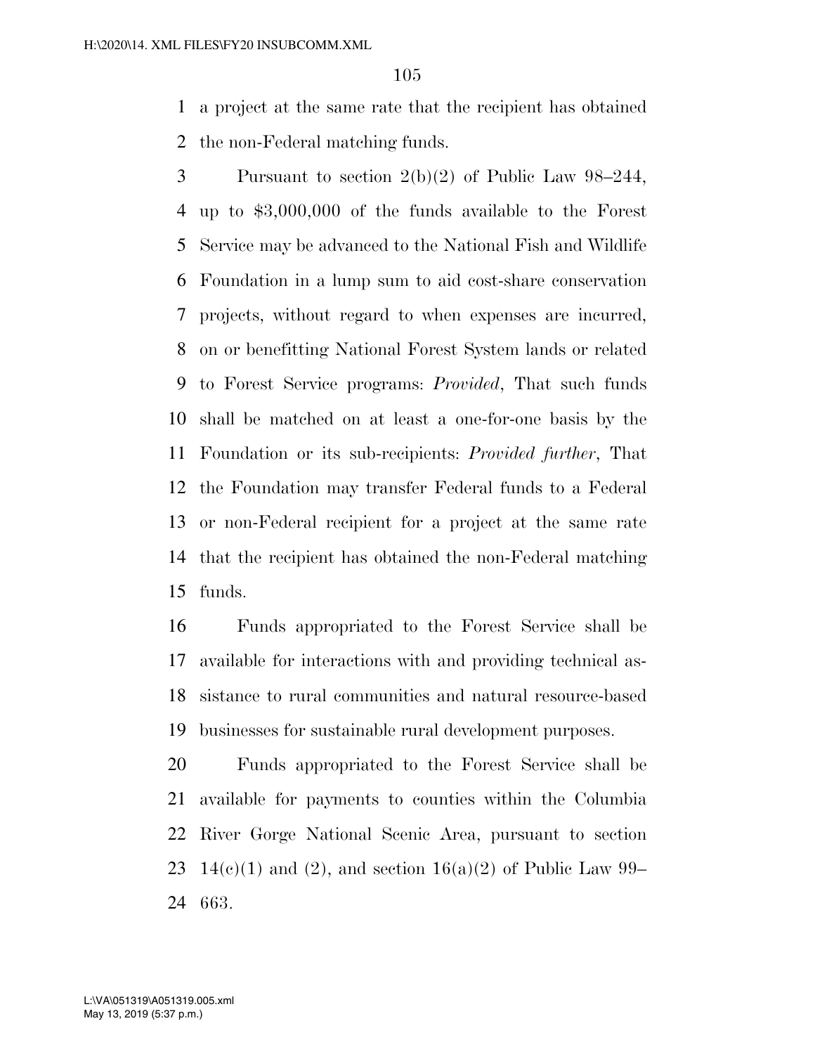a project at the same rate that the recipient has obtained the non-Federal matching funds.

Pursuant to section 2(b)(2) of Public Law 98–244, up to $3,000,000 of the funds available to the Forest Service may be advanced to the National Fish and Wildlife Foundation in a lump sum to aid cost-share conservation projects, without regard to when expenses are incurred, on or benefitting National Forest System lands or related to Forest Service programs: *Provided*, That such funds shall be matched on at least a one-for-one basis by the Foundation or its sub-recipients: *Provided further*, That the Foundation may transfer Federal funds to a Federal or non-Federal recipient for a project at the same rate that the recipient has obtained the non-Federal matching funds.

Funds appropriated to the Forest Service shall be available for interactions with and providing technical assistance to rural communities and natural resource-based businesses for sustainable rural development purposes.

Funds appropriated to the Forest Service shall be available for payments to counties within the Columbia River Gorge National Scenic Area, pursuant to section 14(c)(1) and (2), and section 16(a)(2) of Public Law 99–663.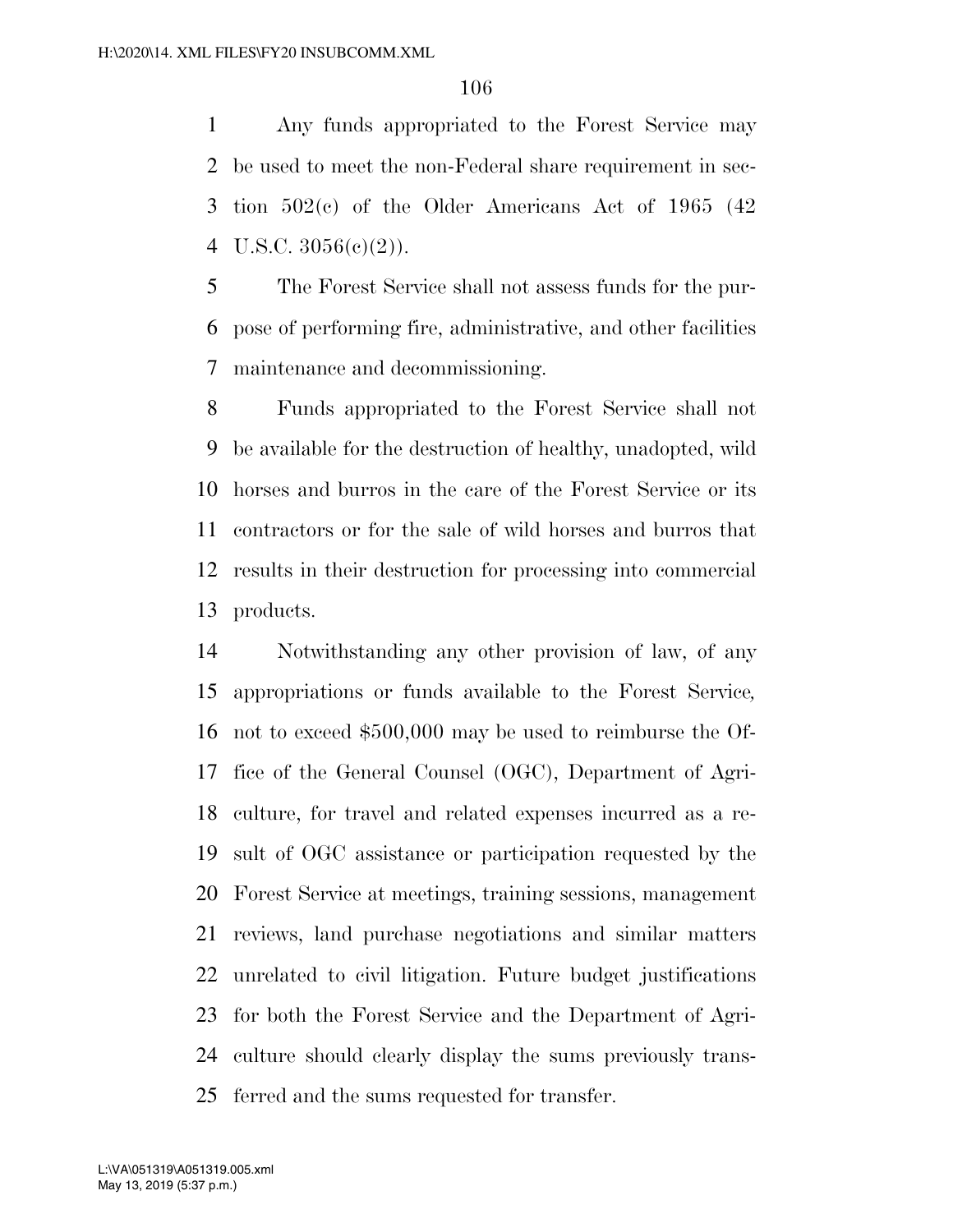Any funds appropriated to the Forest Service may be used to meet the non-Federal share requirement in section 502(c) of the Older Americans Act of 1965 (42 U.S.C. 3056(c)(2)).

The Forest Service shall not assess funds for the purpose of performing fire, administrative, and other facilities maintenance and decommissioning.

Funds appropriated to the Forest Service shall not be available for the destruction of healthy, unadopted, wild horses and burros in the care of the Forest Service or its contractors or for the sale of wild horses and burros that results in their destruction for processing into commercial products.

Notwithstanding any other provision of law, of any appropriations or funds available to the Forest Service, not to exceed $500,000 may be used to reimburse the Office of the General Counsel (OGC), Department of Agriculture, for travel and related expenses incurred as a result of OGC assistance or participation requested by the Forest Service at meetings, training sessions, management reviews, land purchase negotiations and similar matters unrelated to civil litigation. Future budget justifications for both the Forest Service and the Department of Agriculture should clearly display the sums previously transferred and the sums requested for transfer.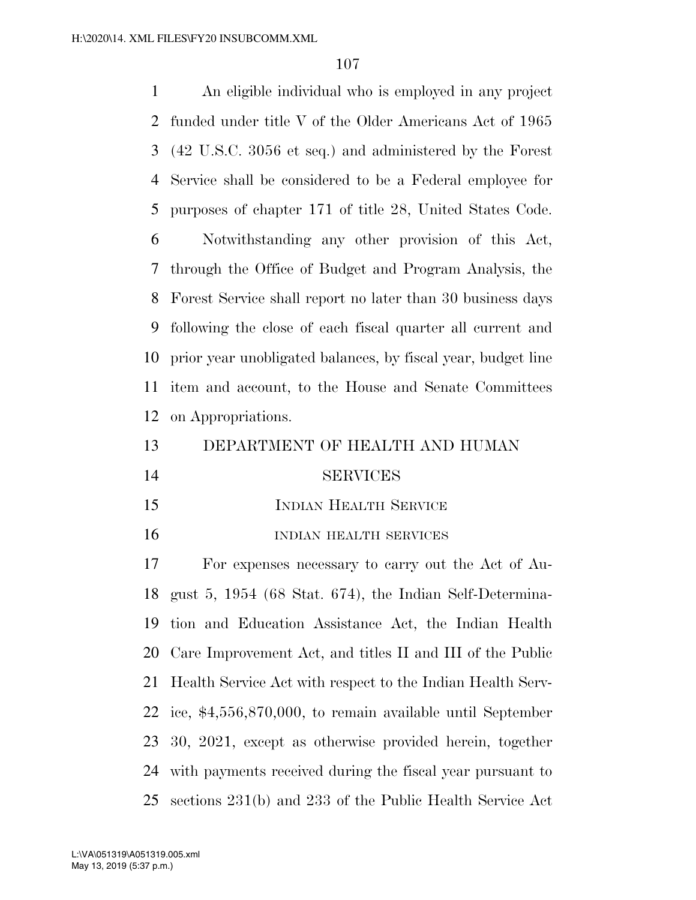An eligible individual who is employed in any project funded under title V of the Older Americans Act of 1965 (42 U.S.C. 3056 et seq.) and administered by the Forest Service shall be considered to be a Federal employee for purposes of chapter 171 of title 28, United States Code.

Notwithstanding any other provision of this Act, through the Office of Budget and Program Analysis, the Forest Service shall report no later than 30 business days following the close of each fiscal quarter all current and prior year unobligated balances, by fiscal year, budget line item and account, to the House and Senate Committees on Appropriations.

## DEPARTMENT OF HEALTH AND HUMAN SERVICES

### INDIAN HEALTH SERVICE

#### INDIAN HEALTH SERVICES

For expenses necessary to carry out the Act of August 5, 1954 (68 Stat. 674), the Indian Self-Determination and Education Assistance Act, the Indian Health Care Improvement Act, and titles II and III of the Public Health Service Act with respect to the Indian Health Service, $4,556,870,000, to remain available until September 30, 2021, except as otherwise provided herein, together with payments received during the fiscal year pursuant to sections 231(b) and 233 of the Public Health Service Act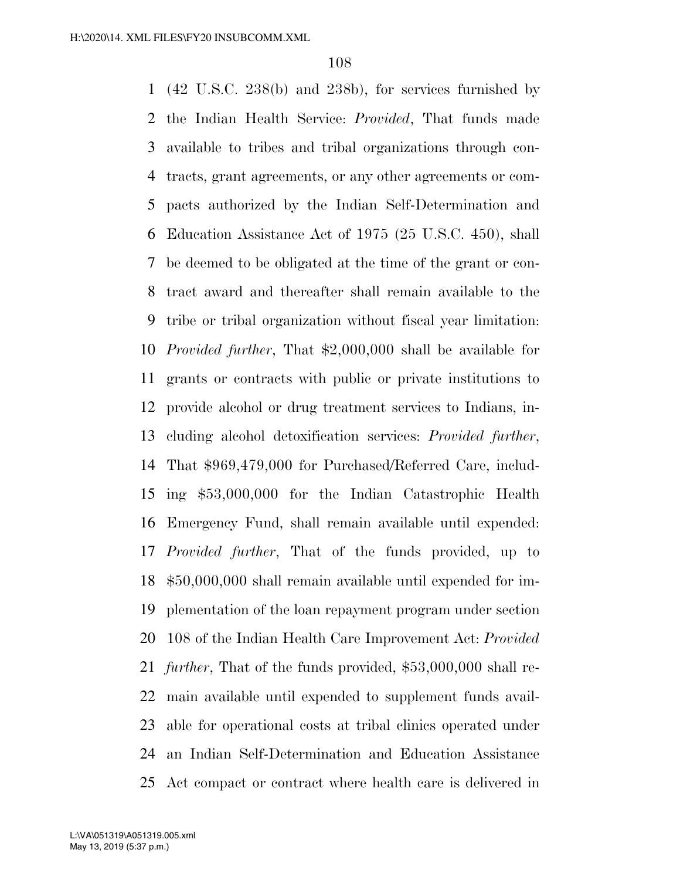(42 U.S.C. 238(b) and 238b), for services furnished by the Indian Health Service: *Provided*, That funds made available to tribes and tribal organizations through contracts, grant agreements, or any other agreements or compacts authorized by the Indian Self-Determination and Education Assistance Act of 1975 (25 U.S.C. 450), shall be deemed to be obligated at the time of the grant or contract award and thereafter shall remain available to the tribe or tribal organization without fiscal year limitation: *Provided further*, That $2,000,000 shall be available for grants or contracts with public or private institutions to provide alcohol or drug treatment services to Indians, including alcohol detoxification services: *Provided further*, That $969,479,000 for Purchased/Referred Care, including $53,000,000 for the Indian Catastrophic Health Emergency Fund, shall remain available until expended: *Provided further*, That of the funds provided, up to $50,000,000 shall remain available until expended for implementation of the loan repayment program under section 108 of the Indian Health Care Improvement Act: *Provided further*, That of the funds provided, $53,000,000 shall remain available until expended to supplement funds available for operational costs at tribal clinics operated under an Indian Self-Determination and Education Assistance Act compact or contract where health care is delivered in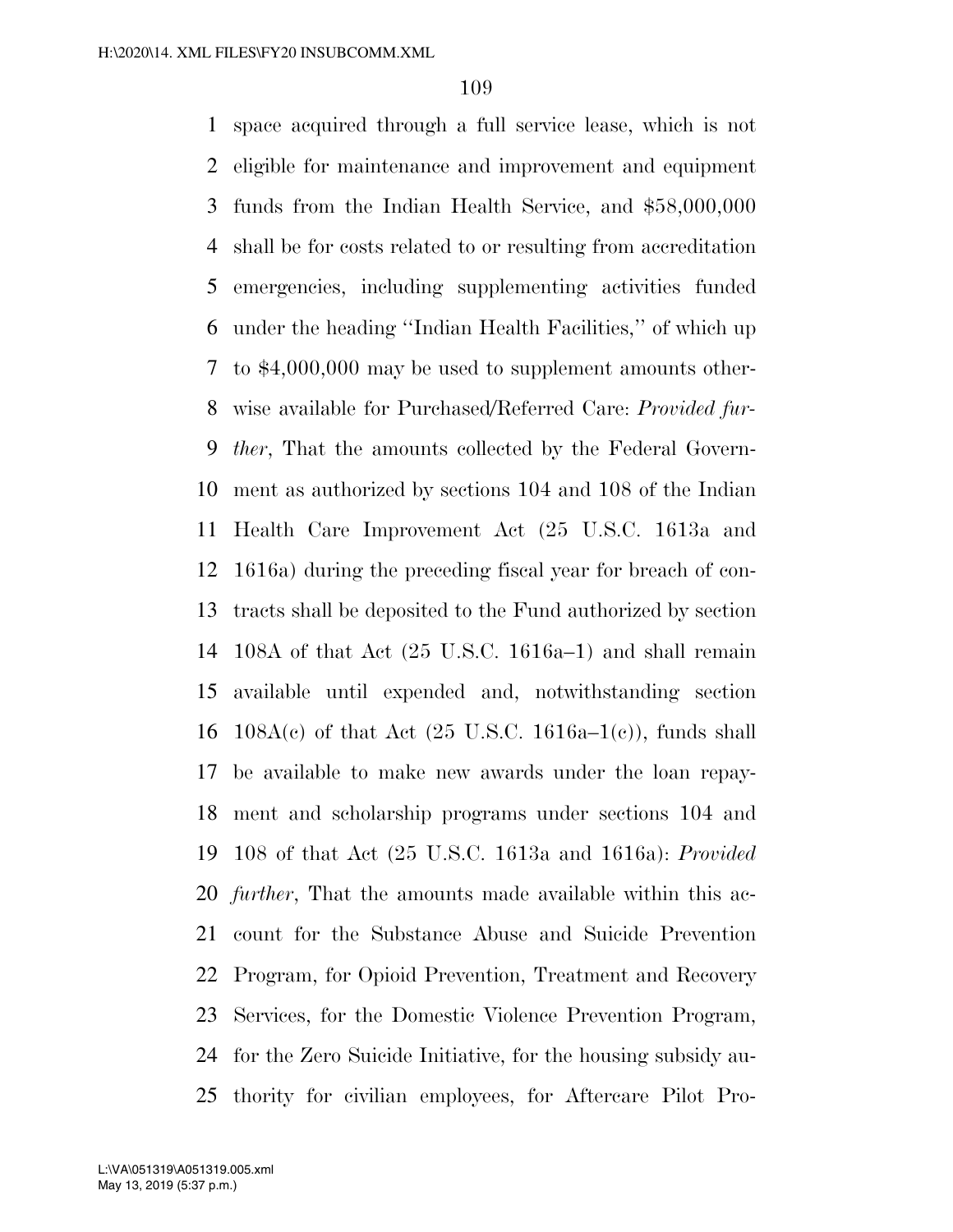space acquired through a full service lease, which is not eligible for maintenance and improvement and equipment funds from the Indian Health Service, and $58,000,000 shall be for costs related to or resulting from accreditation emergencies, including supplementing activities funded under the heading ''Indian Health Facilities,'' of which up to $4,000,000 may be used to supplement amounts otherwise available for Purchased/Referred Care: *Provided further*, That the amounts collected by the Federal Government as authorized by sections 104 and 108 of the Indian Health Care Improvement Act (25 U.S.C. 1613a and 1616a) during the preceding fiscal year for breach of contracts shall be deposited to the Fund authorized by section 108A of that Act (25 U.S.C. 1616a–1) and shall remain available until expended and, notwithstanding section 108A(c) of that Act (25 U.S.C. 1616a–1(c)), funds shall be available to make new awards under the loan repayment and scholarship programs under sections 104 and 108 of that Act (25 U.S.C. 1613a and 1616a): *Provided further*, That the amounts made available within this account for the Substance Abuse and Suicide Prevention Program, for Opioid Prevention, Treatment and Recovery Services, for the Domestic Violence Prevention Program, for the Zero Suicide Initiative, for the housing subsidy authority for civilian employees, for Aftercare Pilot Pro-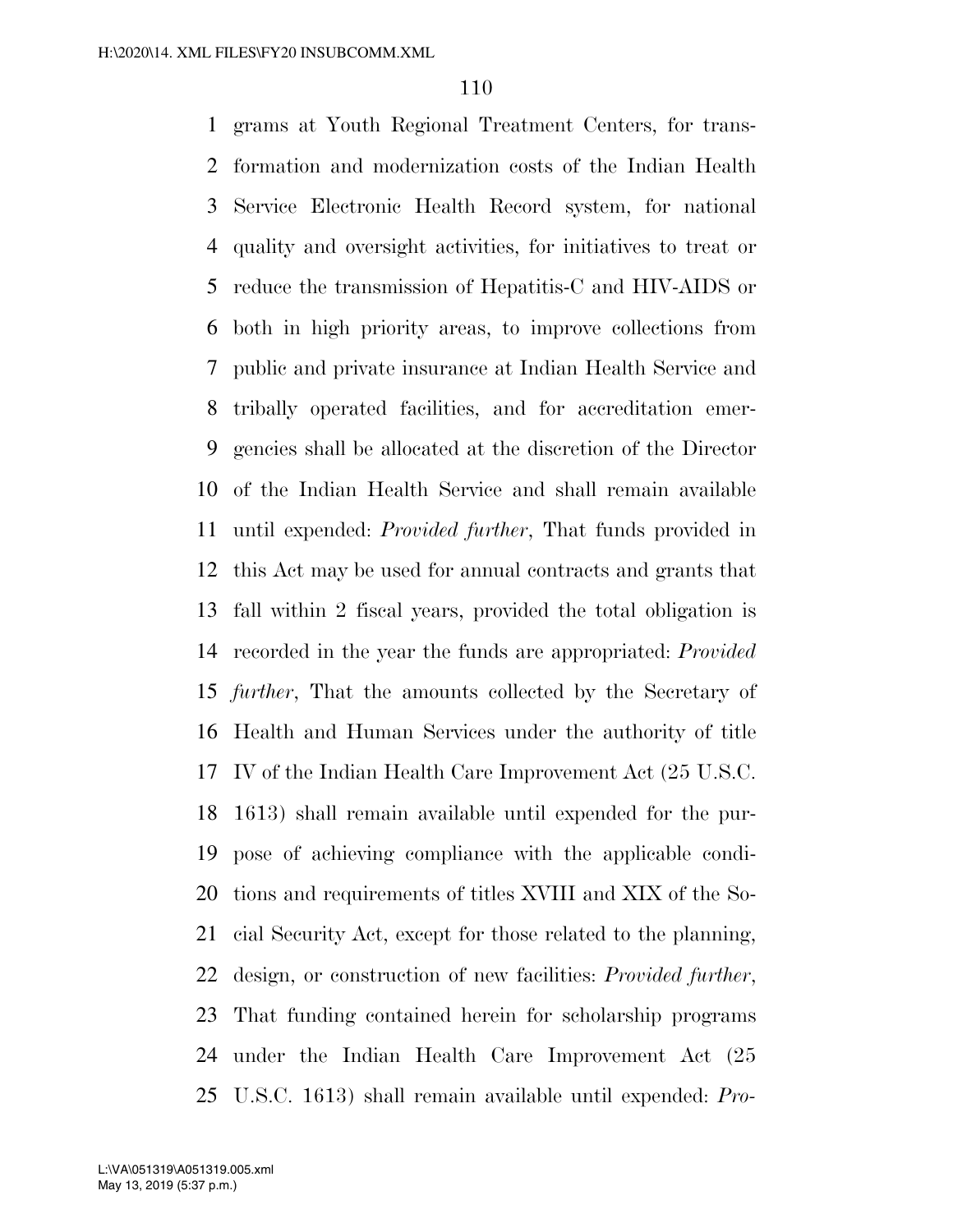grams at Youth Regional Treatment Centers, for transformation and modernization costs of the Indian Health Service Electronic Health Record system, for national quality and oversight activities, for initiatives to treat or reduce the transmission of Hepatitis-C and HIV-AIDS or both in high priority areas, to improve collections from public and private insurance at Indian Health Service and tribally operated facilities, and for accreditation emergencies shall be allocated at the discretion of the Director of the Indian Health Service and shall remain available until expended: *Provided further*, That funds provided in this Act may be used for annual contracts and grants that fall within 2 fiscal years, provided the total obligation is recorded in the year the funds are appropriated: *Provided further*, That the amounts collected by the Secretary of Health and Human Services under the authority of title IV of the Indian Health Care Improvement Act (25 U.S.C. 1613) shall remain available until expended for the purpose of achieving compliance with the applicable conditions and requirements of titles XVIII and XIX of the Social Security Act, except for those related to the planning, design, or construction of new facilities: *Provided further*, That funding contained herein for scholarship programs under the Indian Health Care Improvement Act (25 U.S.C. 1613) shall remain available until expended: *Pro-*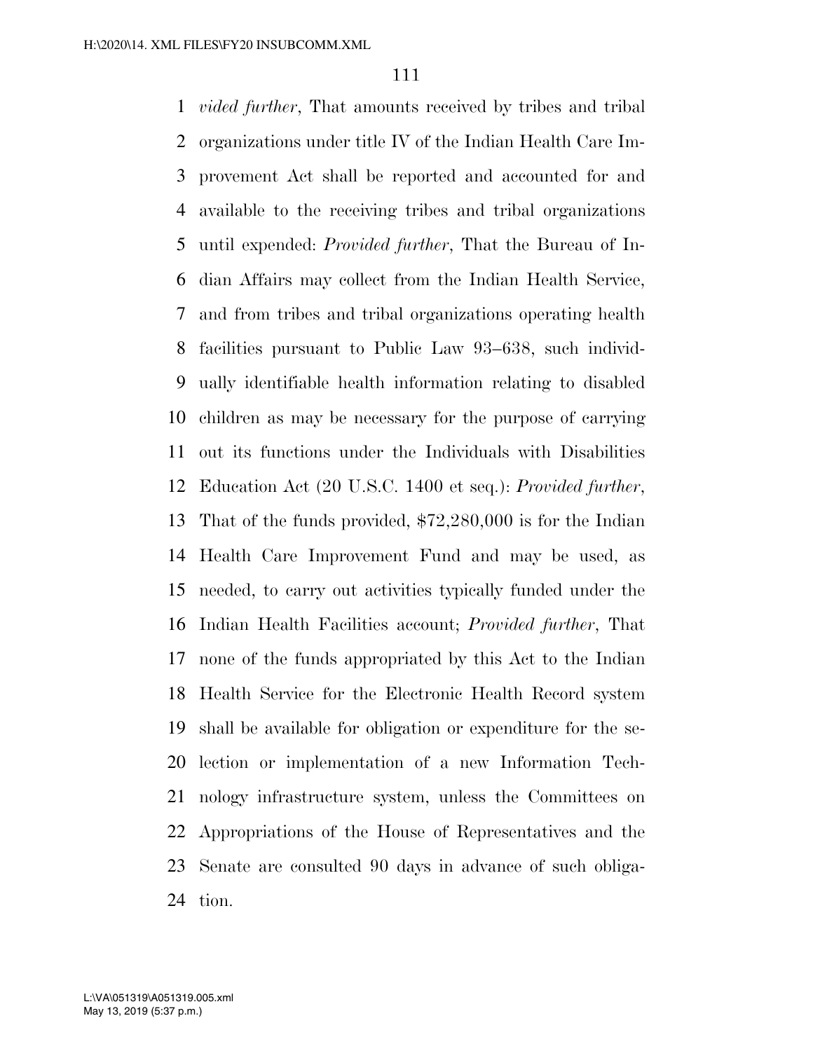*vided further*, That amounts received by tribes and tribal organizations under title IV of the Indian Health Care Improvement Act shall be reported and accounted for and available to the receiving tribes and tribal organizations until expended: *Provided further*, That the Bureau of Indian Affairs may collect from the Indian Health Service, and from tribes and tribal organizations operating health facilities pursuant to Public Law 93–638, such individually identifiable health information relating to disabled children as may be necessary for the purpose of carrying out its functions under the Individuals with Disabilities Education Act (20 U.S.C. 1400 et seq.): *Provided further*, That of the funds provided, $72,280,000 is for the Indian Health Care Improvement Fund and may be used, as needed, to carry out activities typically funded under the Indian Health Facilities account; *Provided further*, That none of the funds appropriated by this Act to the Indian Health Service for the Electronic Health Record system shall be available for obligation or expenditure for the selection or implementation of a new Information Technology infrastructure system, unless the Committees on Appropriations of the House of Representatives and the Senate are consulted 90 days in advance of such obligation.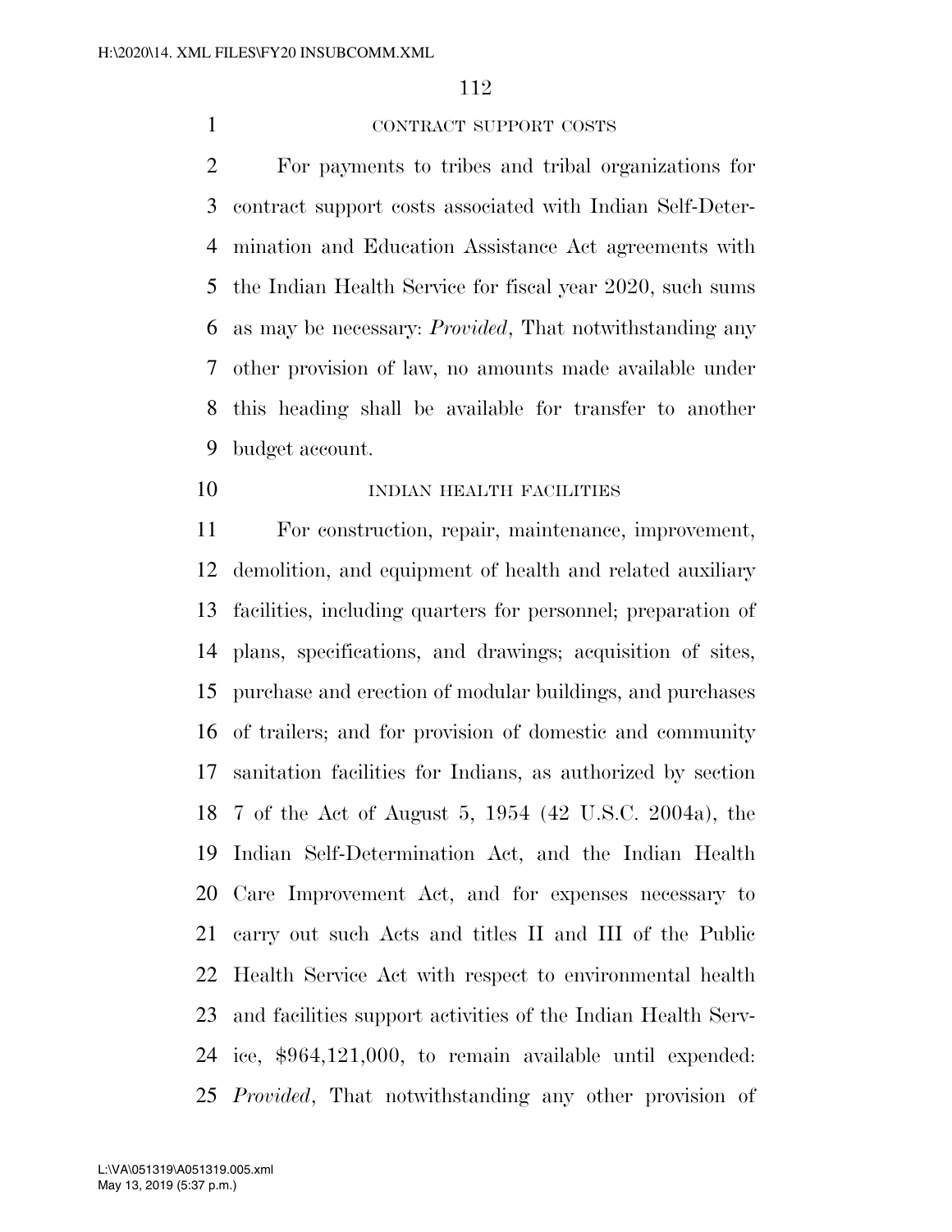CONTRACT SUPPORT COSTS

For payments to tribes and tribal organizations for contract support costs associated with Indian Self-Determination and Education Assistance Act agreements with the Indian Health Service for fiscal year 2020, such sums as may be necessary: *Provided*, That notwithstanding any other provision of law, no amounts made available under this heading shall be available for transfer to another budget account.

INDIAN HEALTH FACILITIES

For construction, repair, maintenance, improvement, demolition, and equipment of health and related auxiliary facilities, including quarters for personnel; preparation of plans, specifications, and drawings; acquisition of sites, purchase and erection of modular buildings, and purchases of trailers; and for provision of domestic and community sanitation facilities for Indians, as authorized by section 7 of the Act of August 5, 1954 (42 U.S.C. 2004a), the Indian Self-Determination Act, and the Indian Health Care Improvement Act, and for expenses necessary to carry out such Acts and titles II and III of the Public Health Service Act with respect to environmental health and facilities support activities of the Indian Health Service, $964,121,000, to remain available until expended: *Provided*, That notwithstanding any other provision of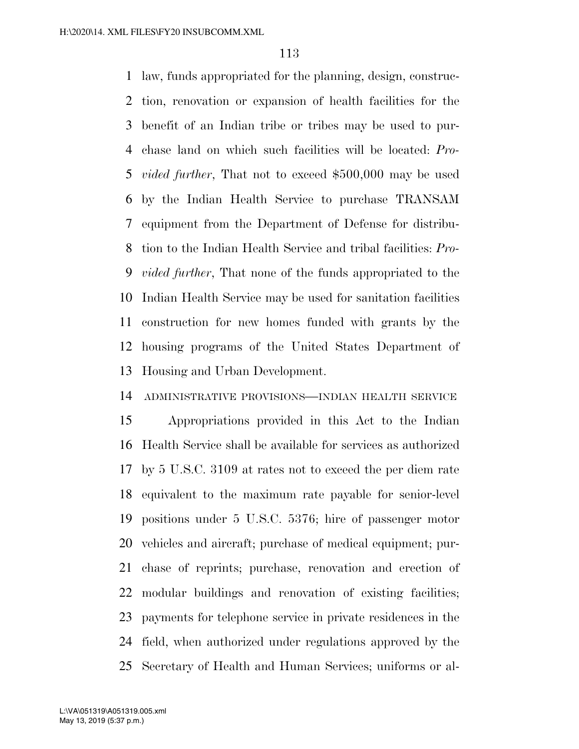law, funds appropriated for the planning, design, construction, renovation or expansion of health facilities for the benefit of an Indian tribe or tribes may be used to purchase land on which such facilities will be located: *Provided further*, That not to exceed $500,000 may be used by the Indian Health Service to purchase TRANSAM equipment from the Department of Defense for distribution to the Indian Health Service and tribal facilities: *Provided further*, That none of the funds appropriated to the Indian Health Service may be used for sanitation facilities construction for new homes funded with grants by the housing programs of the United States Department of Housing and Urban Development.

ADMINISTRATIVE PROVISIONS—INDIAN HEALTH SERVICE

Appropriations provided in this Act to the Indian Health Service shall be available for services as authorized by 5 U.S.C. 3109 at rates not to exceed the per diem rate equivalent to the maximum rate payable for senior-level positions under 5 U.S.C. 5376; hire of passenger motor vehicles and aircraft; purchase of medical equipment; purchase of reprints; purchase, renovation and erection of modular buildings and renovation of existing facilities; payments for telephone service in private residences in the field, when authorized under regulations approved by the Secretary of Health and Human Services; uniforms or al-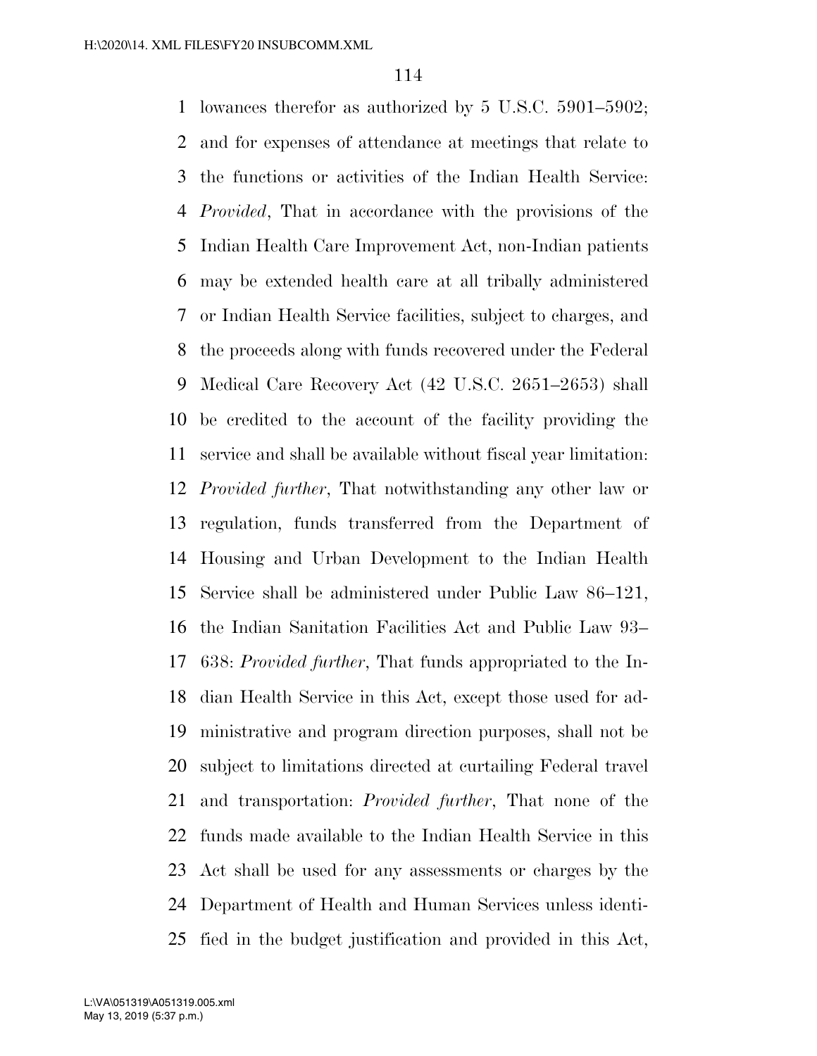lowances therefor as authorized by 5 U.S.C. 5901–5902; and for expenses of attendance at meetings that relate to the functions or activities of the Indian Health Service: *Provided*, That in accordance with the provisions of the Indian Health Care Improvement Act, non-Indian patients may be extended health care at all tribally administered or Indian Health Service facilities, subject to charges, and the proceeds along with funds recovered under the Federal Medical Care Recovery Act (42 U.S.C. 2651–2653) shall be credited to the account of the facility providing the service and shall be available without fiscal year limitation: *Provided further*, That notwithstanding any other law or regulation, funds transferred from the Department of Housing and Urban Development to the Indian Health Service shall be administered under Public Law 86–121, the Indian Sanitation Facilities Act and Public Law 93–638: *Provided further*, That funds appropriated to the Indian Health Service in this Act, except those used for administrative and program direction purposes, shall not be subject to limitations directed at curtailing Federal travel and transportation: *Provided further*, That none of the funds made available to the Indian Health Service in this Act shall be used for any assessments or charges by the Department of Health and Human Services unless identified in the budget justification and provided in this Act,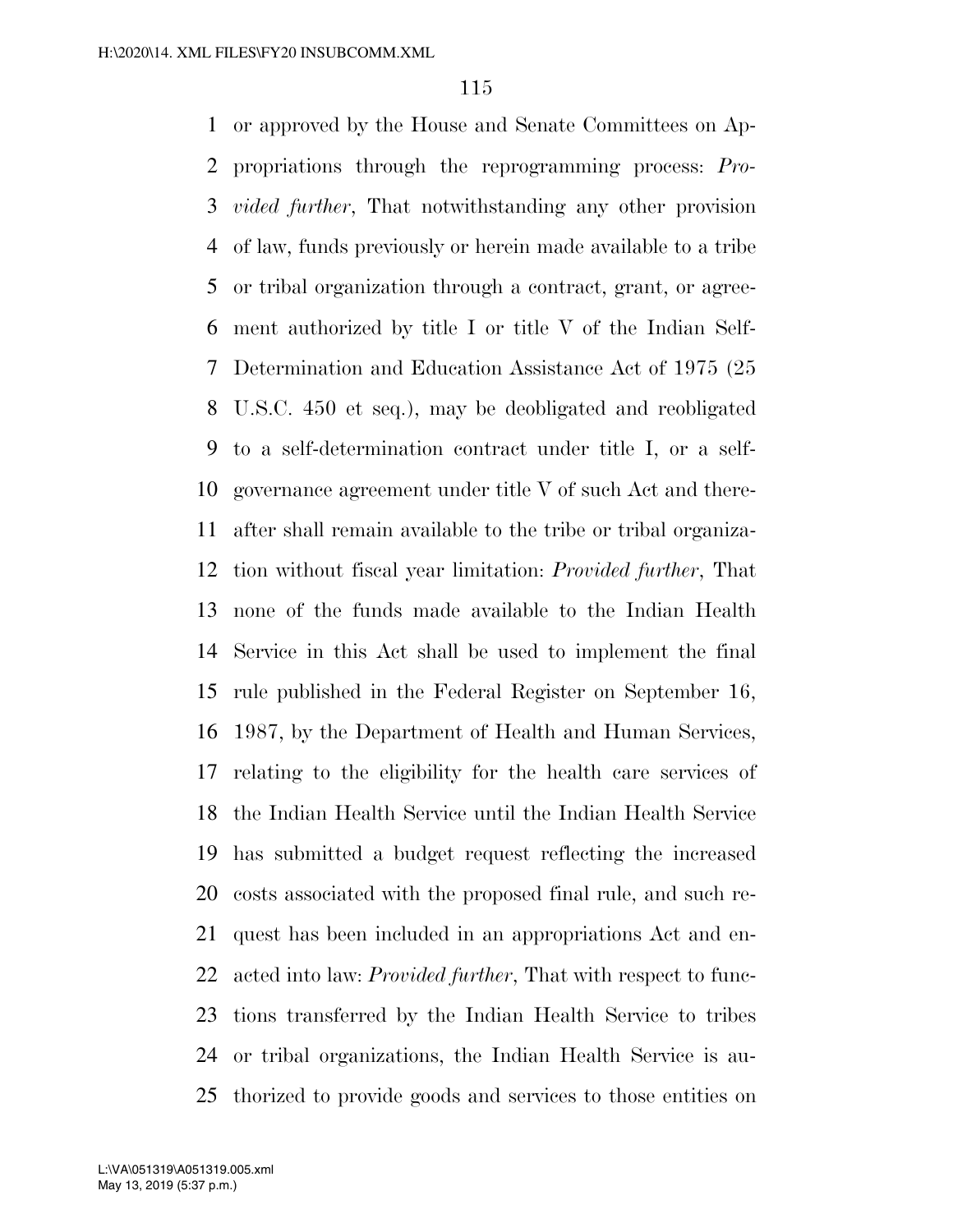or approved by the House and Senate Committees on Appropriations through the reprogramming process: *Provided further*, That notwithstanding any other provision of law, funds previously or herein made available to a tribe or tribal organization through a contract, grant, or agreement authorized by title I or title V of the Indian Self-Determination and Education Assistance Act of 1975 (25 U.S.C. 450 et seq.), may be deobligated and reobligated to a self-determination contract under title I, or a self-governance agreement under title V of such Act and thereafter shall remain available to the tribe or tribal organization without fiscal year limitation: *Provided further*, That none of the funds made available to the Indian Health Service in this Act shall be used to implement the final rule published in the Federal Register on September 16, 1987, by the Department of Health and Human Services, relating to the eligibility for the health care services of the Indian Health Service until the Indian Health Service has submitted a budget request reflecting the increased costs associated with the proposed final rule, and such request has been included in an appropriations Act and enacted into law: *Provided further*, That with respect to functions transferred by the Indian Health Service to tribes or tribal organizations, the Indian Health Service is authorized to provide goods and services to those entities on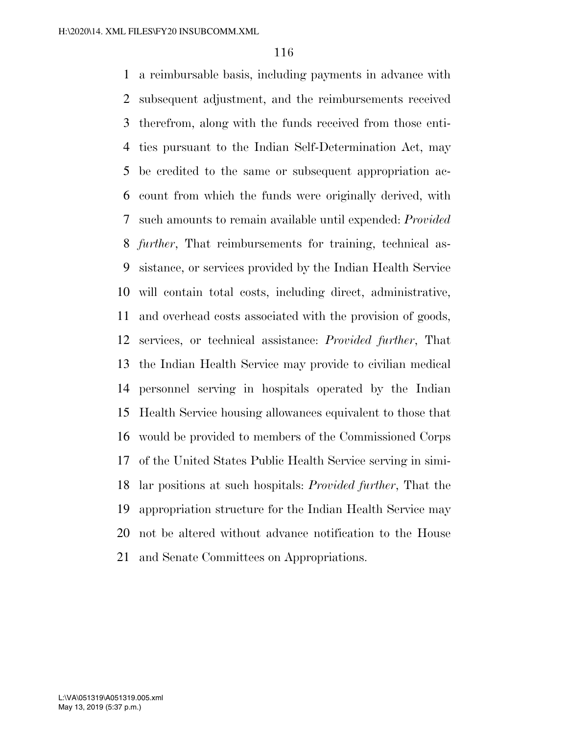a reimbursable basis, including payments in advance with subsequent adjustment, and the reimbursements received therefrom, along with the funds received from those entities pursuant to the Indian Self-Determination Act, may be credited to the same or subsequent appropriation account from which the funds were originally derived, with such amounts to remain available until expended: *Provided further*, That reimbursements for training, technical assistance, or services provided by the Indian Health Service will contain total costs, including direct, administrative, and overhead costs associated with the provision of goods, services, or technical assistance: *Provided further*, That the Indian Health Service may provide to civilian medical personnel serving in hospitals operated by the Indian Health Service housing allowances equivalent to those that would be provided to members of the Commissioned Corps of the United States Public Health Service serving in similar positions at such hospitals: *Provided further*, That the appropriation structure for the Indian Health Service may not be altered without advance notification to the House and Senate Committees on Appropriations.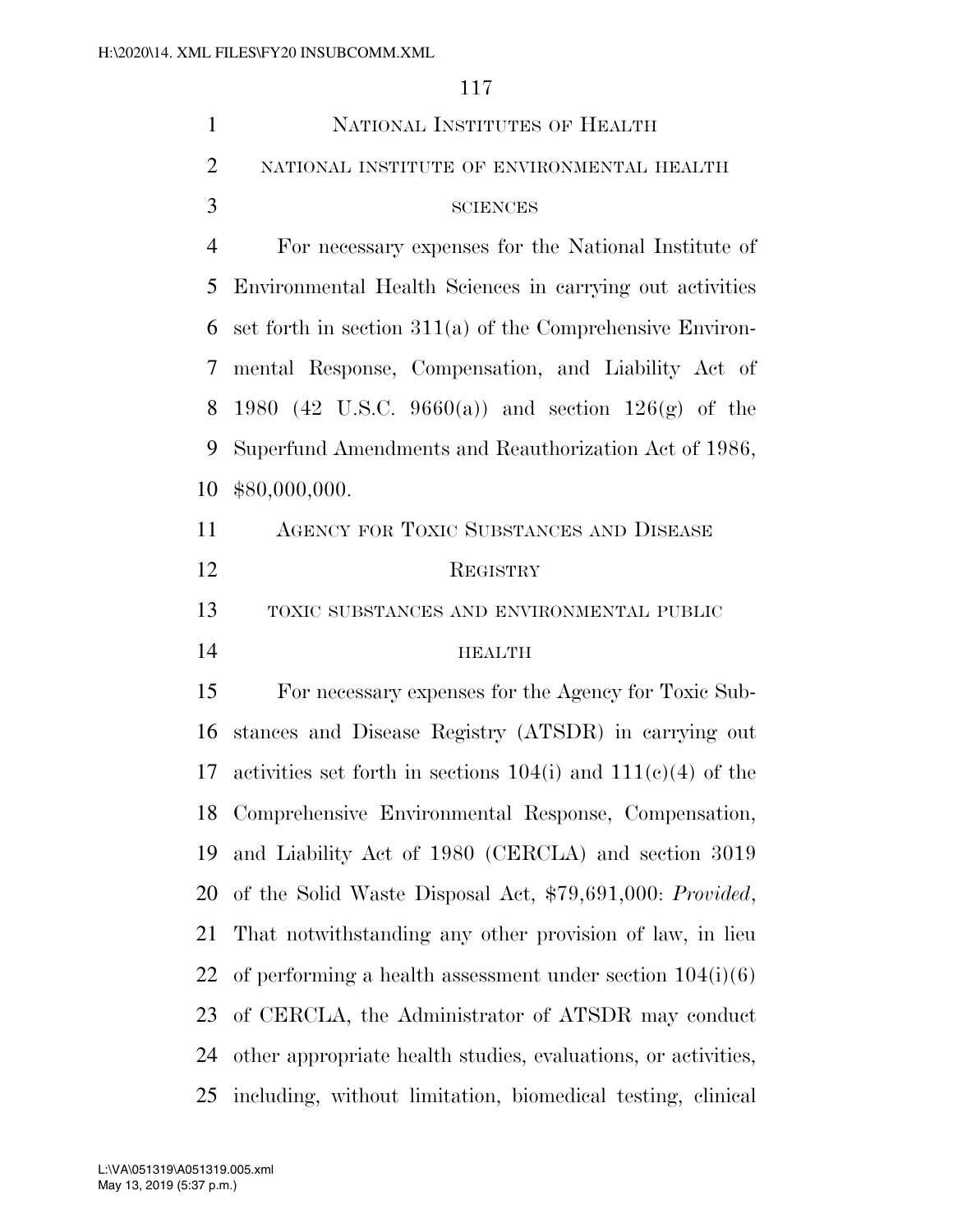## NATIONAL INSTITUTES OF HEALTH

### NATIONAL INSTITUTE OF ENVIRONMENTAL HEALTH SCIENCES

For necessary expenses for the National Institute of Environmental Health Sciences in carrying out activities set forth in section 311(a) of the Comprehensive Environmental Response, Compensation, and Liability Act of 1980 (42 U.S.C. 9660(a)) and section 126(g) of the Superfund Amendments and Reauthorization Act of 1986, $80,000,000.

## AGENCY FOR TOXIC SUBSTANCES AND DISEASE REGISTRY

### TOXIC SUBSTANCES AND ENVIRONMENTAL PUBLIC HEALTH

For necessary expenses for the Agency for Toxic Substances and Disease Registry (ATSDR) in carrying out activities set forth in sections 104(i) and 111(c)(4) of the Comprehensive Environmental Response, Compensation, and Liability Act of 1980 (CERCLA) and section 3019 of the Solid Waste Disposal Act, $79,691,000: *Provided*, That notwithstanding any other provision of law, in lieu of performing a health assessment under section 104(i)(6) of CERCLA, the Administrator of ATSDR may conduct other appropriate health studies, evaluations, or activities, including, without limitation, biomedical testing, clinical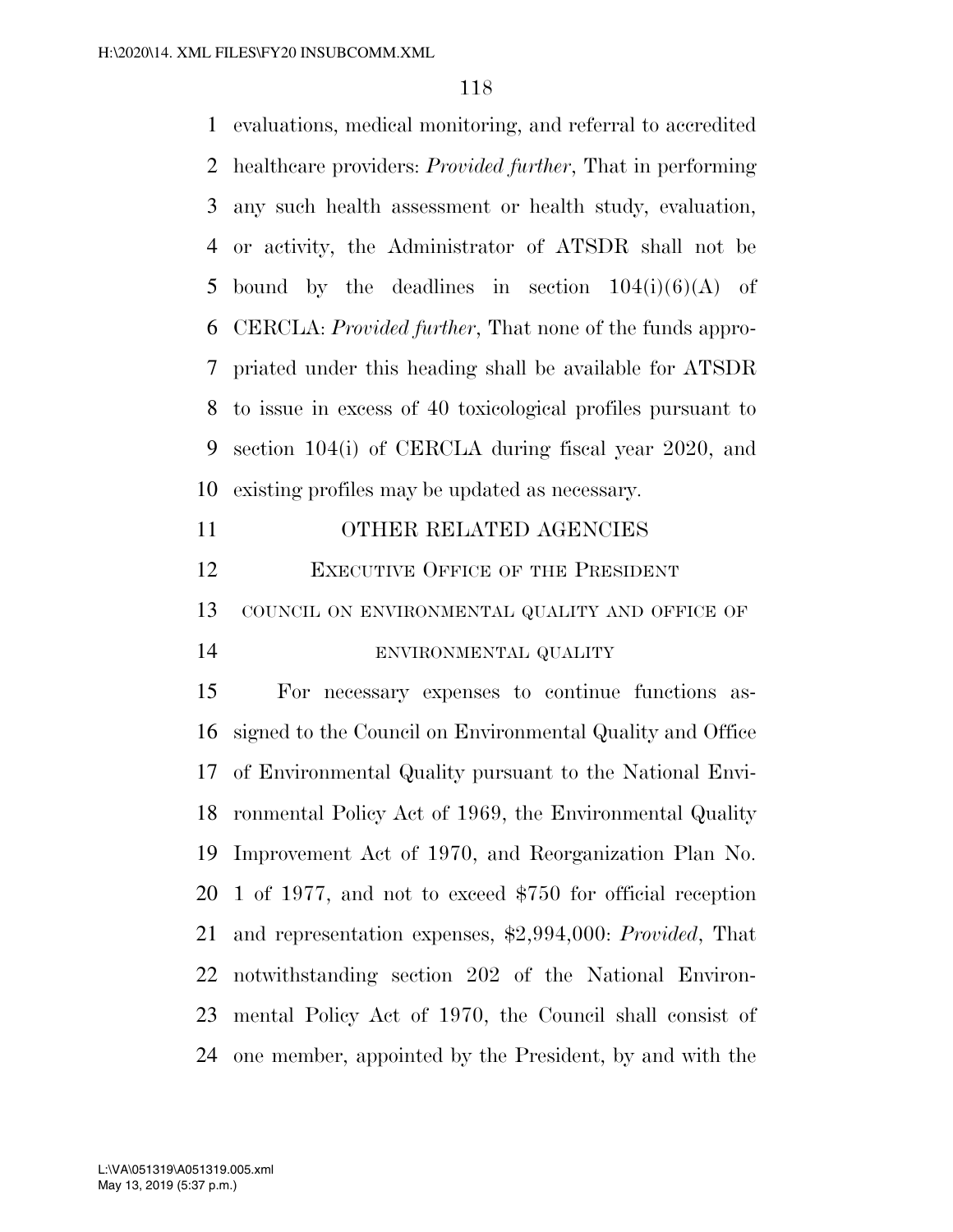evaluations, medical monitoring, and referral to accredited healthcare providers: *Provided further*, That in performing any such health assessment or health study, evaluation, or activity, the Administrator of ATSDR shall not be bound by the deadlines in section 104(i)(6)(A) of CERCLA: *Provided further*, That none of the funds appropriated under this heading shall be available for ATSDR to issue in excess of 40 toxicological profiles pursuant to section 104(i) of CERCLA during fiscal year 2020, and existing profiles may be updated as necessary.

# OTHER RELATED AGENCIES

## EXECUTIVE OFFICE OF THE PRESIDENT

### COUNCIL ON ENVIRONMENTAL QUALITY AND OFFICE OF ENVIRONMENTAL QUALITY

For necessary expenses to continue functions assigned to the Council on Environmental Quality and Office of Environmental Quality pursuant to the National Environmental Policy Act of 1969, the Environmental Quality Improvement Act of 1970, and Reorganization Plan No. 1 of 1977, and not to exceed $750 for official reception and representation expenses, $2,994,000: *Provided*, That notwithstanding section 202 of the National Environmental Policy Act of 1970, the Council shall consist of one member, appointed by the President, by and with the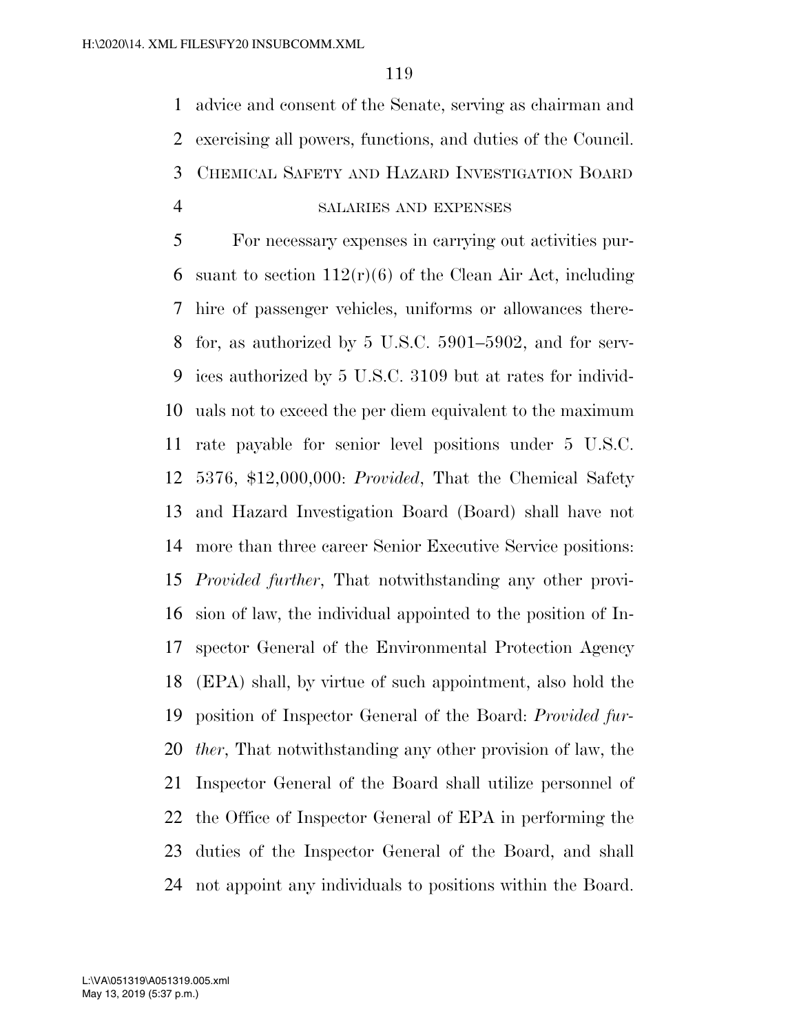advice and consent of the Senate, serving as chairman and exercising all powers, functions, and duties of the Council.

## CHEMICAL SAFETY AND HAZARD INVESTIGATION BOARD

### SALARIES AND EXPENSES

For necessary expenses in carrying out activities pursuant to section 112(r)(6) of the Clean Air Act, including hire of passenger vehicles, uniforms or allowances therefor, as authorized by 5 U.S.C. 5901–5902, and for services authorized by 5 U.S.C. 3109 but at rates for individuals not to exceed the per diem equivalent to the maximum rate payable for senior level positions under 5 U.S.C. 5376, $12,000,000: *Provided*, That the Chemical Safety and Hazard Investigation Board (Board) shall have not more than three career Senior Executive Service positions: *Provided further*, That notwithstanding any other provision of law, the individual appointed to the position of Inspector General of the Environmental Protection Agency (EPA) shall, by virtue of such appointment, also hold the position of Inspector General of the Board: *Provided further*, That notwithstanding any other provision of law, the Inspector General of the Board shall utilize personnel of the Office of Inspector General of EPA in performing the duties of the Inspector General of the Board, and shall not appoint any individuals to positions within the Board.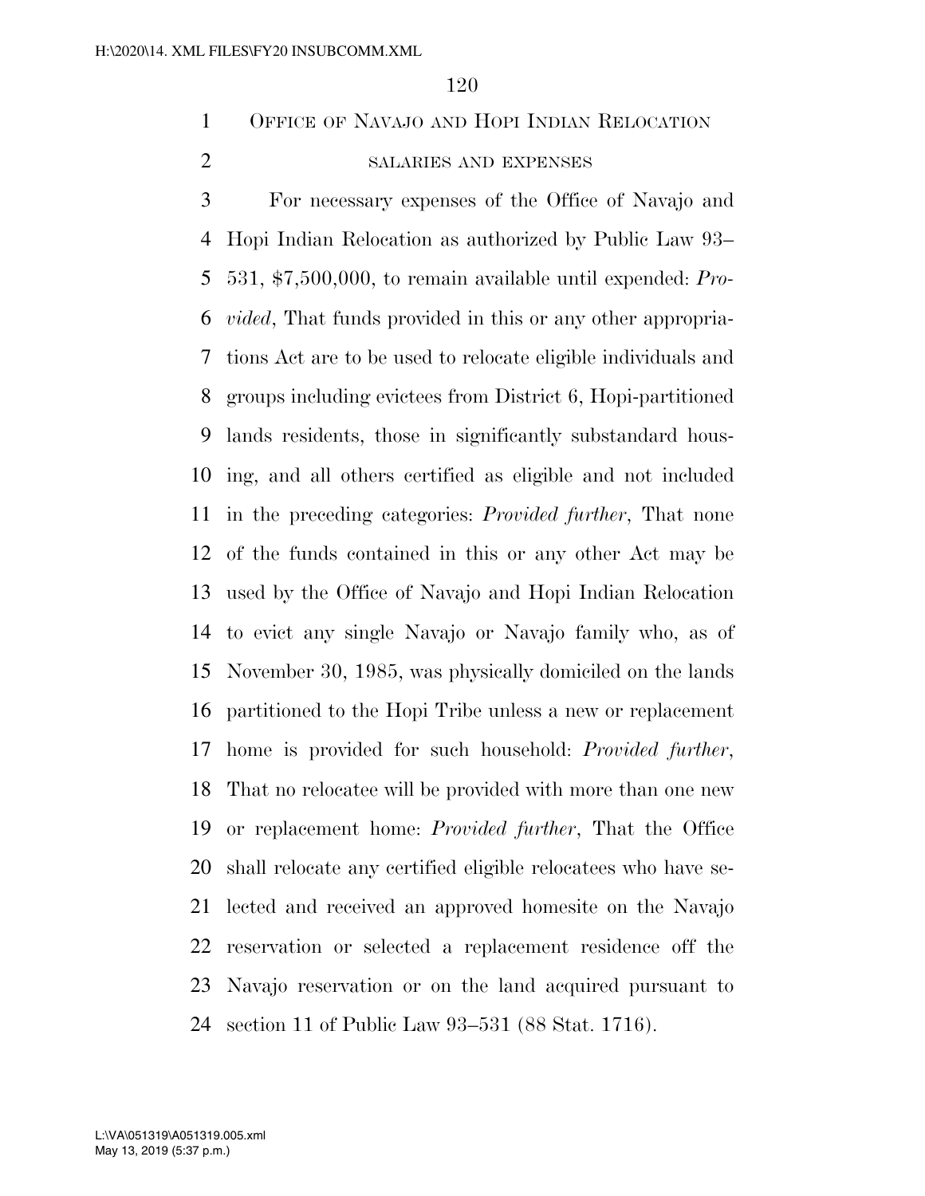OFFICE OF NAVAJO AND HOPI INDIAN RELOCATION

SALARIES AND EXPENSES

For necessary expenses of the Office of Navajo and Hopi Indian Relocation as authorized by Public Law 93–531, $7,500,000, to remain available until expended: *Provided*, That funds provided in this or any other appropriations Act are to be used to relocate eligible individuals and groups including evictees from District 6, Hopi-partitioned lands residents, those in significantly substandard housing, and all others certified as eligible and not included in the preceding categories: *Provided further*, That none of the funds contained in this or any other Act may be used by the Office of Navajo and Hopi Indian Relocation to evict any single Navajo or Navajo family who, as of November 30, 1985, was physically domiciled on the lands partitioned to the Hopi Tribe unless a new or replacement home is provided for such household: *Provided further*, That no relocatee will be provided with more than one new or replacement home: *Provided further*, That the Office shall relocate any certified eligible relocatees who have selected and received an approved homesite on the Navajo reservation or selected a replacement residence off the Navajo reservation or on the land acquired pursuant to section 11 of Public Law 93–531 (88 Stat. 1716).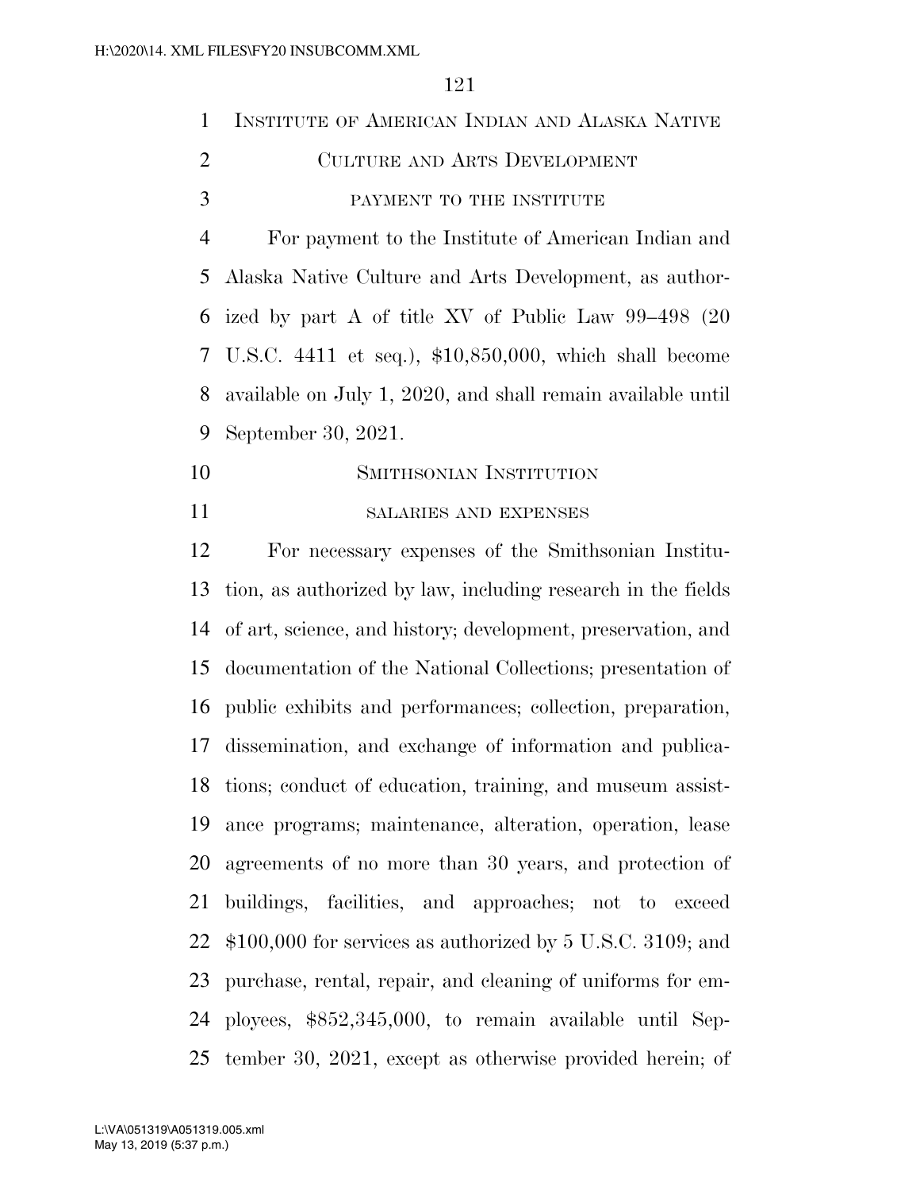INSTITUTE OF AMERICAN INDIAN AND ALASKA NATIVE CULTURE AND ARTS DEVELOPMENT

PAYMENT TO THE INSTITUTE

For payment to the Institute of American Indian and Alaska Native Culture and Arts Development, as authorized by part A of title XV of Public Law 99–498 (20 U.S.C. 4411 et seq.), $10,850,000, which shall become available on July 1, 2020, and shall remain available until September 30, 2021.

SMITHSONIAN INSTITUTION

SALARIES AND EXPENSES

For necessary expenses of the Smithsonian Institution, as authorized by law, including research in the fields of art, science, and history; development, preservation, and documentation of the National Collections; presentation of public exhibits and performances; collection, preparation, dissemination, and exchange of information and publications; conduct of education, training, and museum assistance programs; maintenance, alteration, operation, lease agreements of no more than 30 years, and protection of buildings, facilities, and approaches; not to exceed $100,000 for services as authorized by 5 U.S.C. 3109; and purchase, rental, repair, and cleaning of uniforms for employees, $852,345,000, to remain available until September 30, 2021, except as otherwise provided herein; of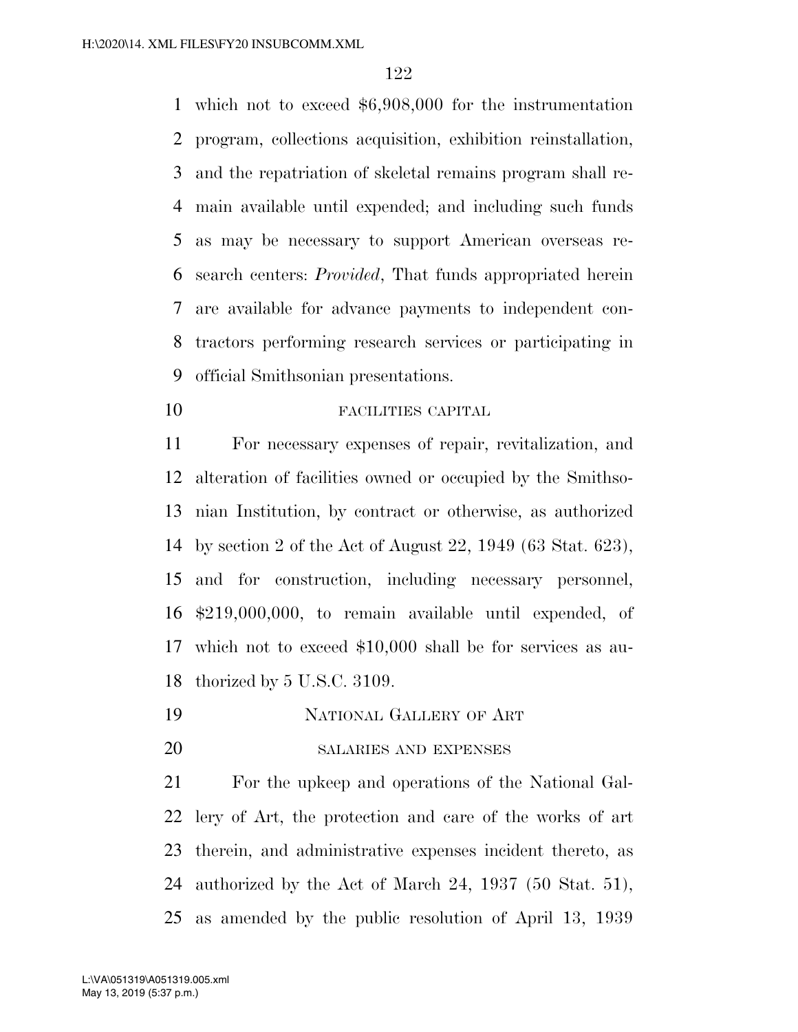which not to exceed $6,908,000 for the instrumentation program, collections acquisition, exhibition reinstallation, and the repatriation of skeletal remains program shall remain available until expended; and including such funds as may be necessary to support American overseas research centers: *Provided*, That funds appropriated herein are available for advance payments to independent contractors performing research services or participating in official Smithsonian presentations.

FACILITIES CAPITAL

For necessary expenses of repair, revitalization, and alteration of facilities owned or occupied by the Smithsonian Institution, by contract or otherwise, as authorized by section 2 of the Act of August 22, 1949 (63 Stat. 623), and for construction, including necessary personnel, $219,000,000, to remain available until expended, of which not to exceed $10,000 shall be for services as authorized by 5 U.S.C. 3109.

NATIONAL GALLERY OF ART

SALARIES AND EXPENSES

For the upkeep and operations of the National Gallery of Art, the protection and care of the works of art therein, and administrative expenses incident thereto, as authorized by the Act of March 24, 1937 (50 Stat. 51), as amended by the public resolution of April 13, 1939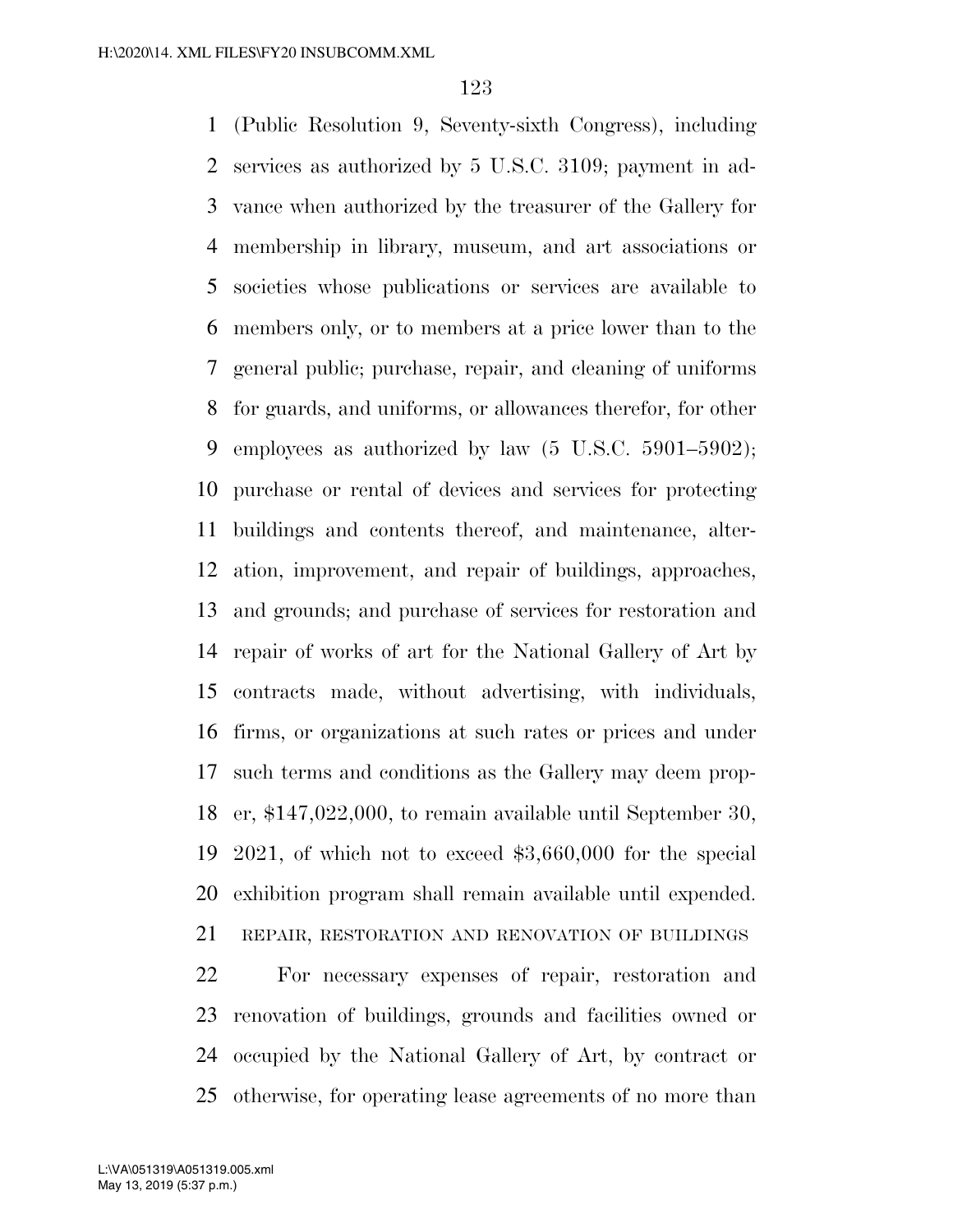(Public Resolution 9, Seventy-sixth Congress), including services as authorized by 5 U.S.C. 3109; payment in advance when authorized by the treasurer of the Gallery for membership in library, museum, and art associations or societies whose publications or services are available to members only, or to members at a price lower than to the general public; purchase, repair, and cleaning of uniforms for guards, and uniforms, or allowances therefor, for other employees as authorized by law (5 U.S.C. 5901–5902); purchase or rental of devices and services for protecting buildings and contents thereof, and maintenance, alteration, improvement, and repair of buildings, approaches, and grounds; and purchase of services for restoration and repair of works of art for the National Gallery of Art by contracts made, without advertising, with individuals, firms, or organizations at such rates or prices and under such terms and conditions as the Gallery may deem proper, $147,022,000, to remain available until September 30, 2021, of which not to exceed $3,660,000 for the special exhibition program shall remain available until expended.

REPAIR, RESTORATION AND RENOVATION OF BUILDINGS

For necessary expenses of repair, restoration and renovation of buildings, grounds and facilities owned or occupied by the National Gallery of Art, by contract or otherwise, for operating lease agreements of no more than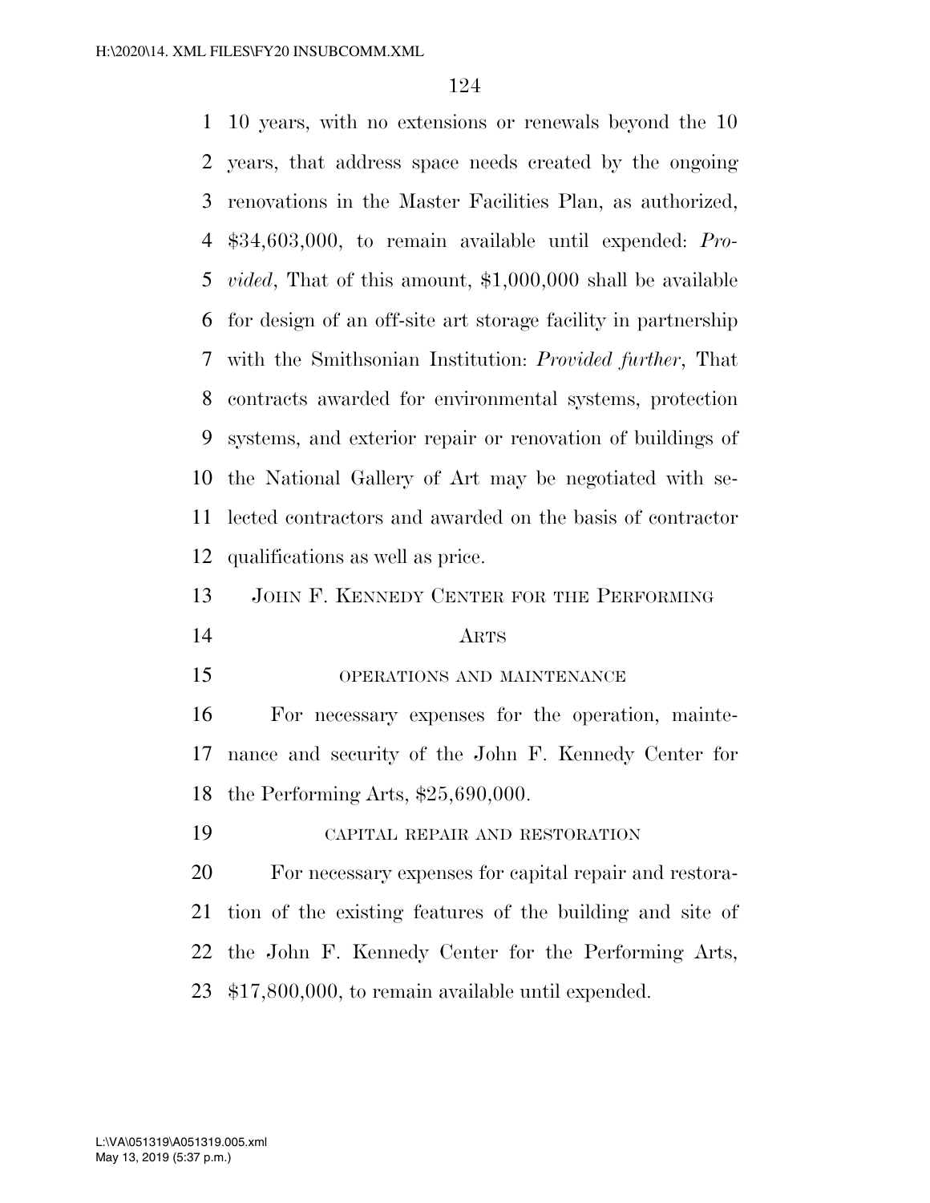10 years, with no extensions or renewals beyond the 10 years, that address space needs created by the ongoing renovations in the Master Facilities Plan, as authorized, $34,603,000, to remain available until expended: *Provided*, That of this amount, $1,000,000 shall be available for design of an off-site art storage facility in partnership with the Smithsonian Institution: *Provided further*, That contracts awarded for environmental systems, protection systems, and exterior repair or renovation of buildings of the National Gallery of Art may be negotiated with selected contractors and awarded on the basis of contractor qualifications as well as price.

## JOHN F. KENNEDY CENTER FOR THE PERFORMING ARTS

### OPERATIONS AND MAINTENANCE

For necessary expenses for the operation, maintenance and security of the John F. Kennedy Center for the Performing Arts, $25,690,000.

### CAPITAL REPAIR AND RESTORATION

For necessary expenses for capital repair and restoration of the existing features of the building and site of the John F. Kennedy Center for the Performing Arts, $17,800,000, to remain available until expended.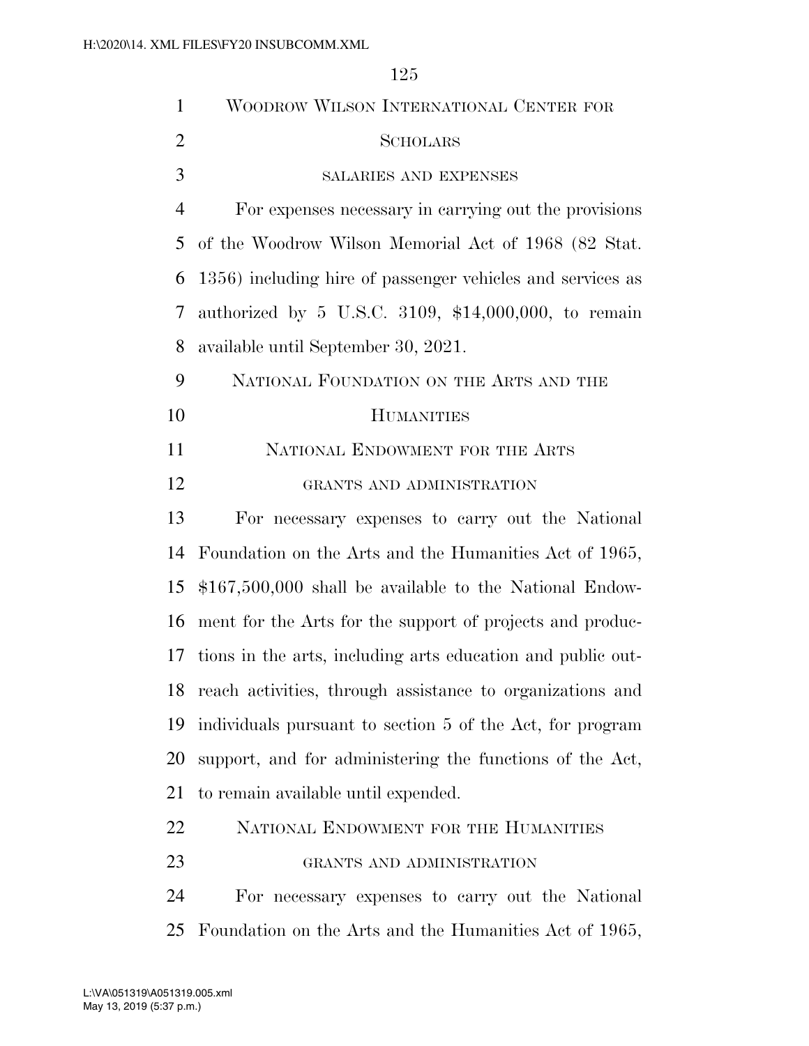## WOODROW WILSON INTERNATIONAL CENTER FOR SCHOLARS

### SALARIES AND EXPENSES

For expenses necessary in carrying out the provisions of the Woodrow Wilson Memorial Act of 1968 (82 Stat. 1356) including hire of passenger vehicles and services as authorized by 5 U.S.C. 3109, $14,000,000, to remain available until September 30, 2021.

## NATIONAL FOUNDATION ON THE ARTS AND THE HUMANITIES

### NATIONAL ENDOWMENT FOR THE ARTS

#### GRANTS AND ADMINISTRATION

For necessary expenses to carry out the National Foundation on the Arts and the Humanities Act of 1965, $167,500,000 shall be available to the National Endowment for the Arts for the support of projects and productions in the arts, including arts education and public outreach activities, through assistance to organizations and individuals pursuant to section 5 of the Act, for program support, and for administering the functions of the Act, to remain available until expended.

### NATIONAL ENDOWMENT FOR THE HUMANITIES

#### GRANTS AND ADMINISTRATION

For necessary expenses to carry out the National Foundation on the Arts and the Humanities Act of 1965,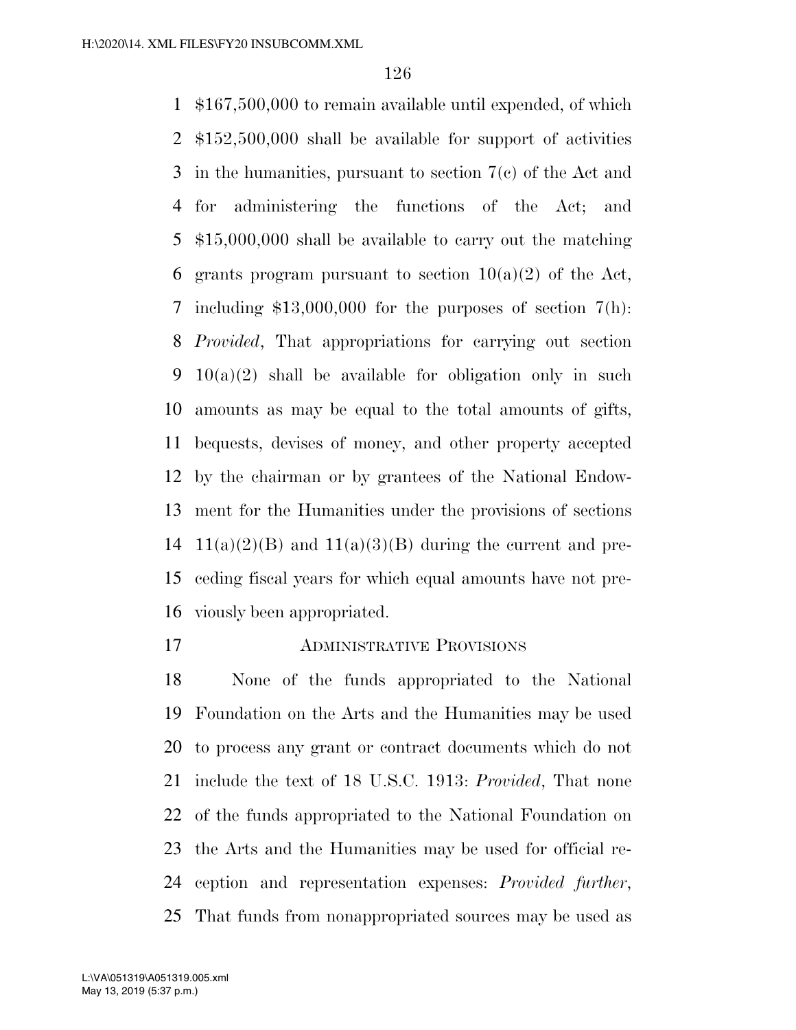$167,500,000 to remain available until expended, of which $152,500,000 shall be available for support of activities in the humanities, pursuant to section 7(c) of the Act and for administering the functions of the Act; and $15,000,000 shall be available to carry out the matching grants program pursuant to section 10(a)(2) of the Act, including $13,000,000 for the purposes of section 7(h): *Provided*, That appropriations for carrying out section 10(a)(2) shall be available for obligation only in such amounts as may be equal to the total amounts of gifts, bequests, devises of money, and other property accepted by the chairman or by grantees of the National Endowment for the Humanities under the provisions of sections 11(a)(2)(B) and 11(a)(3)(B) during the current and preceding fiscal years for which equal amounts have not previously been appropriated.

## Administrative Provisions

None of the funds appropriated to the National Foundation on the Arts and the Humanities may be used to process any grant or contract documents which do not include the text of 18 U.S.C. 1913: *Provided*, That none of the funds appropriated to the National Foundation on the Arts and the Humanities may be used for official reception and representation expenses: *Provided further*, That funds from nonappropriated sources may be used as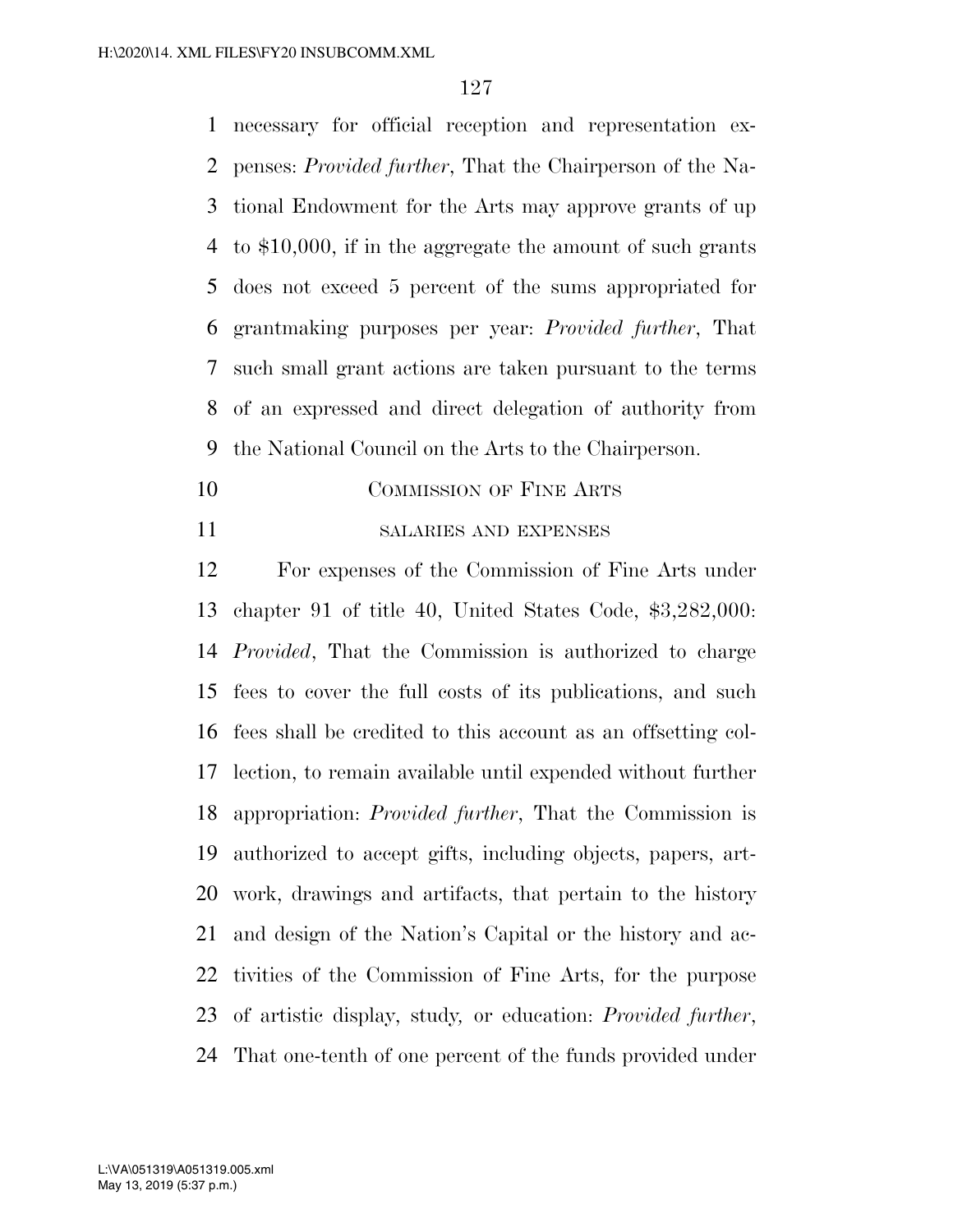necessary for official reception and representation expenses: *Provided further*, That the Chairperson of the National Endowment for the Arts may approve grants of up to $10,000, if in the aggregate the amount of such grants does not exceed 5 percent of the sums appropriated for grantmaking purposes per year: *Provided further*, That such small grant actions are taken pursuant to the terms of an expressed and direct delegation of authority from the National Council on the Arts to the Chairperson.

## COMMISSION OF FINE ARTS

### SALARIES AND EXPENSES

For expenses of the Commission of Fine Arts under chapter 91 of title 40, United States Code, $3,282,000: *Provided*, That the Commission is authorized to charge fees to cover the full costs of its publications, and such fees shall be credited to this account as an offsetting collection, to remain available until expended without further appropriation: *Provided further*, That the Commission is authorized to accept gifts, including objects, papers, artwork, drawings and artifacts, that pertain to the history and design of the Nation's Capital or the history and activities of the Commission of Fine Arts, for the purpose of artistic display, study, or education: *Provided further*, That one-tenth of one percent of the funds provided under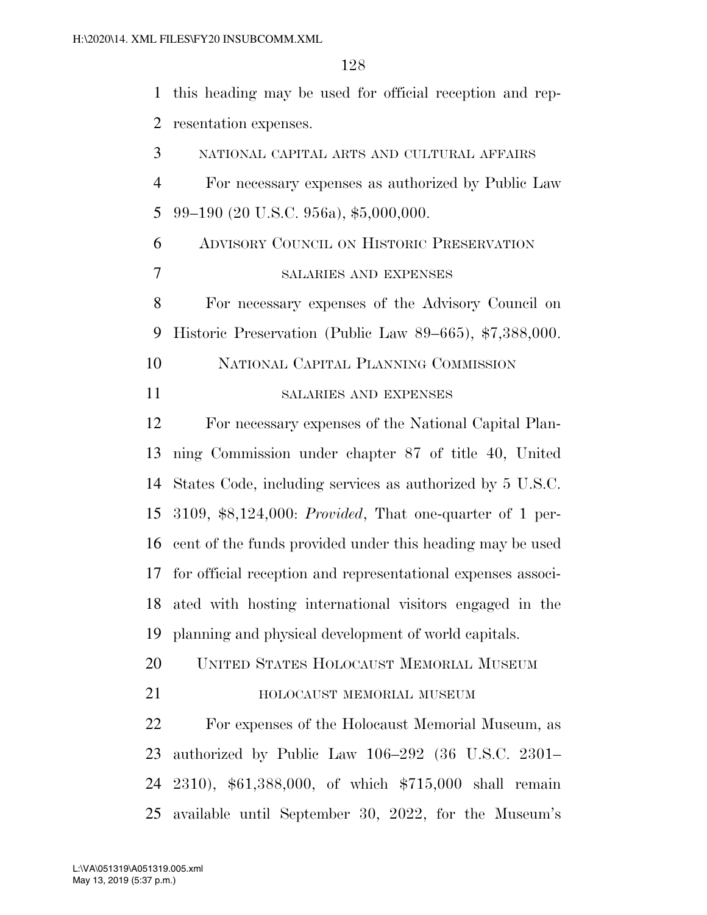this heading may be used for official reception and representation expenses.

NATIONAL CAPITAL ARTS AND CULTURAL AFFAIRS

For necessary expenses as authorized by Public Law 99–190 (20 U.S.C. 956a), $5,000,000.

## ADVISORY COUNCIL ON HISTORIC PRESERVATION

SALARIES AND EXPENSES

For necessary expenses of the Advisory Council on Historic Preservation (Public Law 89–665), $7,388,000.

## NATIONAL CAPITAL PLANNING COMMISSION

SALARIES AND EXPENSES

For necessary expenses of the National Capital Planning Commission under chapter 87 of title 40, United States Code, including services as authorized by 5 U.S.C. 3109, $8,124,000: *Provided*, That one-quarter of 1 percent of the funds provided under this heading may be used for official reception and representational expenses associated with hosting international visitors engaged in the planning and physical development of world capitals.

## UNITED STATES HOLOCAUST MEMORIAL MUSEUM

HOLOCAUST MEMORIAL MUSEUM

For expenses of the Holocaust Memorial Museum, as authorized by Public Law 106–292 (36 U.S.C. 2301–2310), $61,388,000, of which $715,000 shall remain available until September 30, 2022, for the Museum's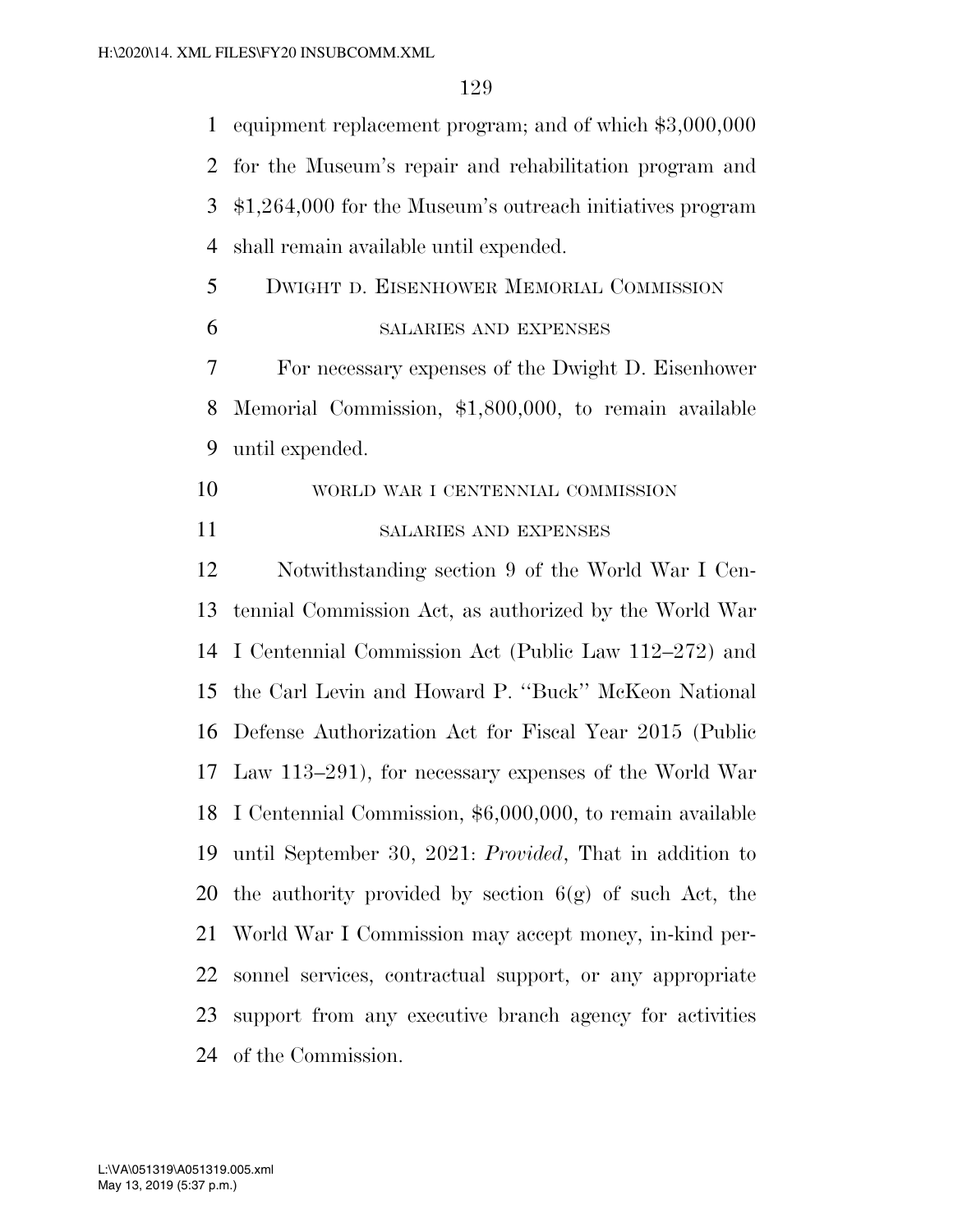equipment replacement program; and of which $3,000,000 for the Museum's repair and rehabilitation program and $1,264,000 for the Museum's outreach initiatives program shall remain available until expended.

DWIGHT D. EISENHOWER MEMORIAL COMMISSION

SALARIES AND EXPENSES

For necessary expenses of the Dwight D. Eisenhower Memorial Commission, $1,800,000, to remain available until expended.

WORLD WAR I CENTENNIAL COMMISSION

SALARIES AND EXPENSES

Notwithstanding section 9 of the World War I Centennial Commission Act, as authorized by the World War I Centennial Commission Act (Public Law 112–272) and the Carl Levin and Howard P. ''Buck'' McKeon National Defense Authorization Act for Fiscal Year 2015 (Public Law 113–291), for necessary expenses of the World War I Centennial Commission, $6,000,000, to remain available until September 30, 2021: *Provided*, That in addition to the authority provided by section 6(g) of such Act, the World War I Commission may accept money, in-kind personnel services, contractual support, or any appropriate support from any executive branch agency for activities of the Commission.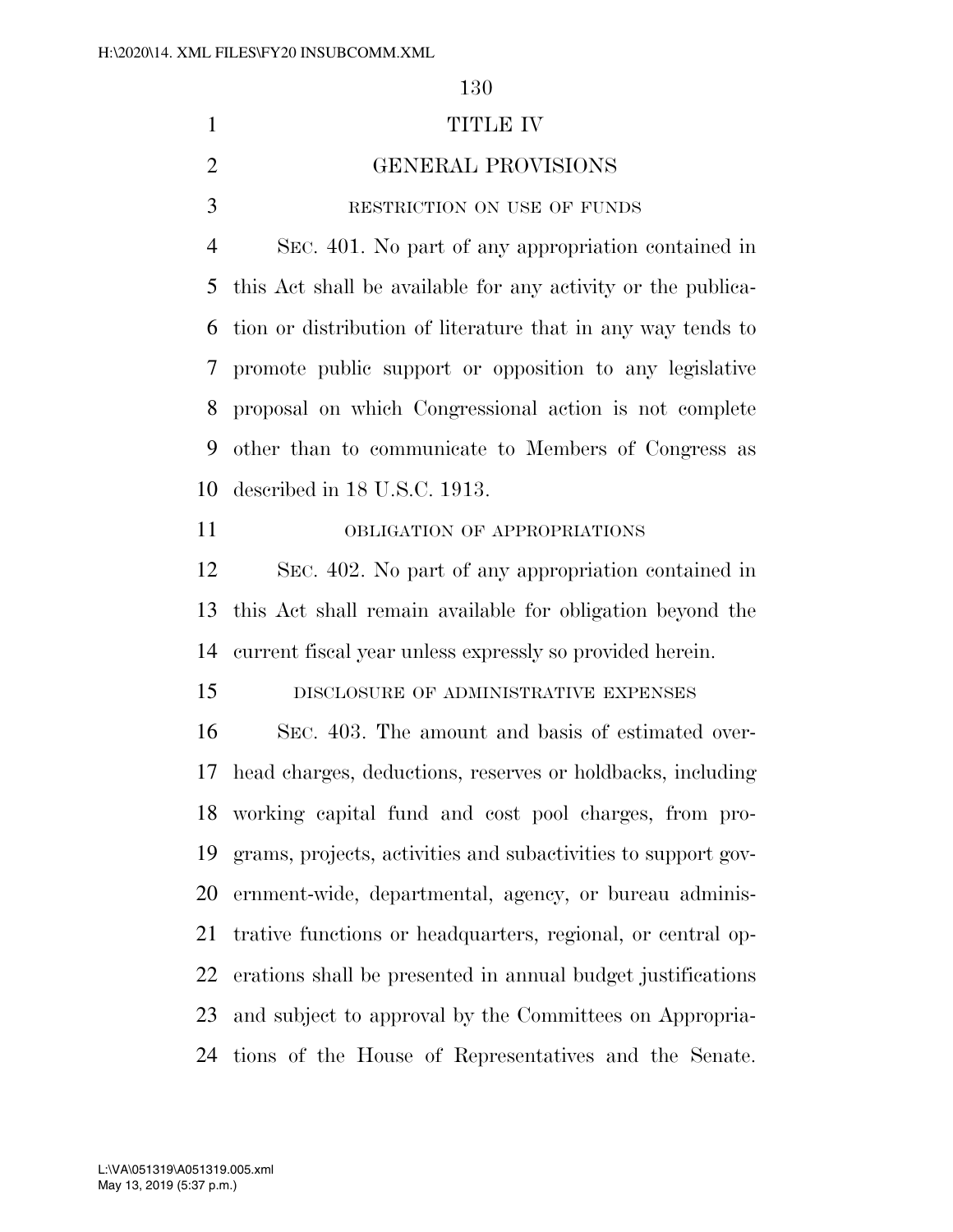# TITLE IV

## GENERAL PROVISIONS

RESTRICTION ON USE OF FUNDS

SEC. 401. No part of any appropriation contained in this Act shall be available for any activity or the publication or distribution of literature that in any way tends to promote public support or opposition to any legislative proposal on which Congressional action is not complete other than to communicate to Members of Congress as described in 18 U.S.C. 1913.

OBLIGATION OF APPROPRIATIONS

SEC. 402. No part of any appropriation contained in this Act shall remain available for obligation beyond the current fiscal year unless expressly so provided herein.

DISCLOSURE OF ADMINISTRATIVE EXPENSES

SEC. 403. The amount and basis of estimated overhead charges, deductions, reserves or holdbacks, including working capital fund and cost pool charges, from programs, projects, activities and subactivities to support government-wide, departmental, agency, or bureau administrative functions or headquarters, regional, or central operations shall be presented in annual budget justifications and subject to approval by the Committees on Appropriations of the House of Representatives and the Senate.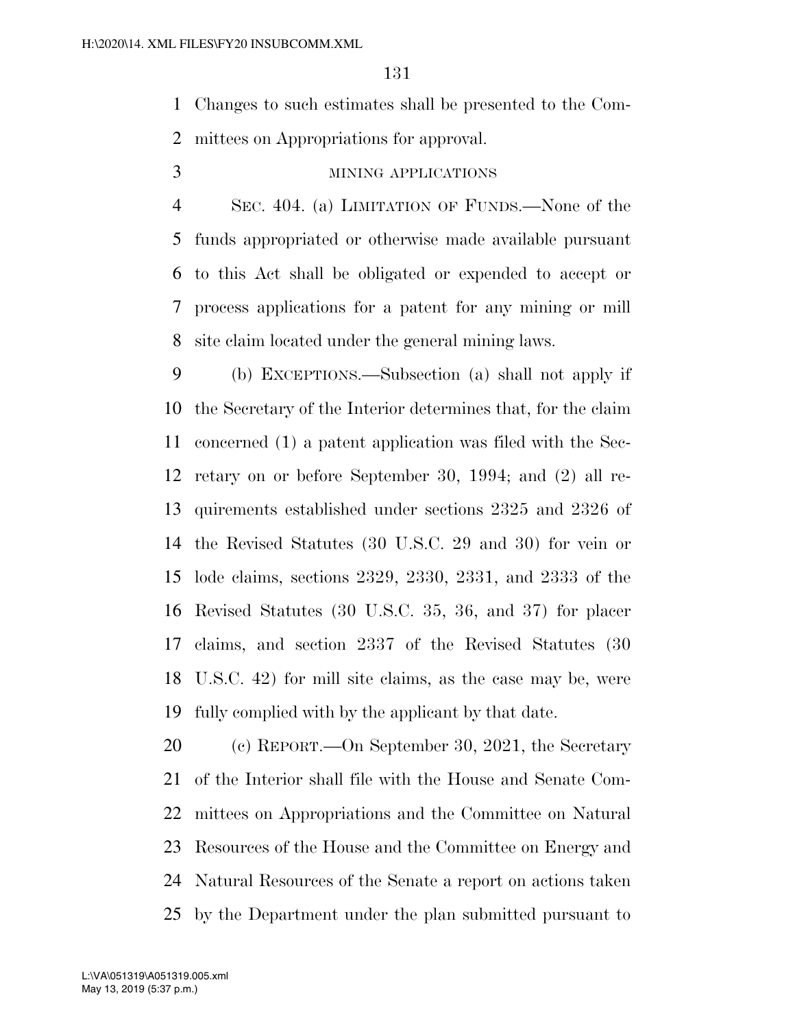Changes to such estimates shall be presented to the Committees on Appropriations for approval.

MINING APPLICATIONS

SEC. 404. (a) LIMITATION OF FUNDS.—None of the funds appropriated or otherwise made available pursuant to this Act shall be obligated or expended to accept or process applications for a patent for any mining or mill site claim located under the general mining laws.

(b) EXCEPTIONS.—Subsection (a) shall not apply if the Secretary of the Interior determines that, for the claim concerned (1) a patent application was filed with the Secretary on or before September 30, 1994; and (2) all requirements established under sections 2325 and 2326 of the Revised Statutes (30 U.S.C. 29 and 30) for vein or lode claims, sections 2329, 2330, 2331, and 2333 of the Revised Statutes (30 U.S.C. 35, 36, and 37) for placer claims, and section 2337 of the Revised Statutes (30 U.S.C. 42) for mill site claims, as the case may be, were fully complied with by the applicant by that date.

(c) REPORT.—On September 30, 2021, the Secretary of the Interior shall file with the House and Senate Committees on Appropriations and the Committee on Natural Resources of the House and the Committee on Energy and Natural Resources of the Senate a report on actions taken by the Department under the plan submitted pursuant to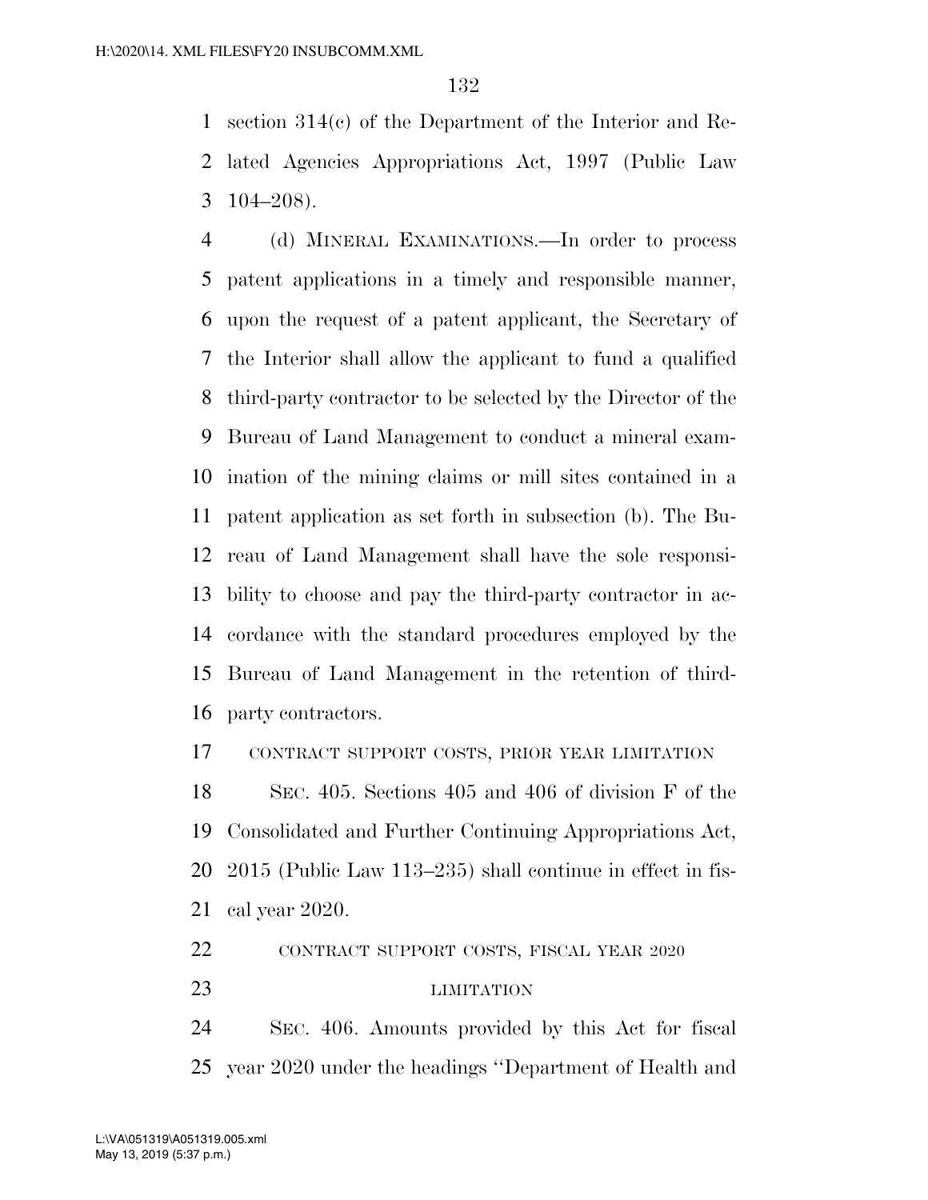section 314(c) of the Department of the Interior and Related Agencies Appropriations Act, 1997 (Public Law 104–208).

(d) MINERAL EXAMINATIONS.—In order to process patent applications in a timely and responsible manner, upon the request of a patent applicant, the Secretary of the Interior shall allow the applicant to fund a qualified third-party contractor to be selected by the Director of the Bureau of Land Management to conduct a mineral examination of the mining claims or mill sites contained in a patent application as set forth in subsection (b). The Bureau of Land Management shall have the sole responsibility to choose and pay the third-party contractor in accordance with the standard procedures employed by the Bureau of Land Management in the retention of third-party contractors.

CONTRACT SUPPORT COSTS, PRIOR YEAR LIMITATION

SEC. 405. Sections 405 and 406 of division F of the Consolidated and Further Continuing Appropriations Act, 2015 (Public Law 113–235) shall continue in effect in fiscal year 2020.

CONTRACT SUPPORT COSTS, FISCAL YEAR 2020 LIMITATION

SEC. 406. Amounts provided by this Act for fiscal year 2020 under the headings ''Department of Health and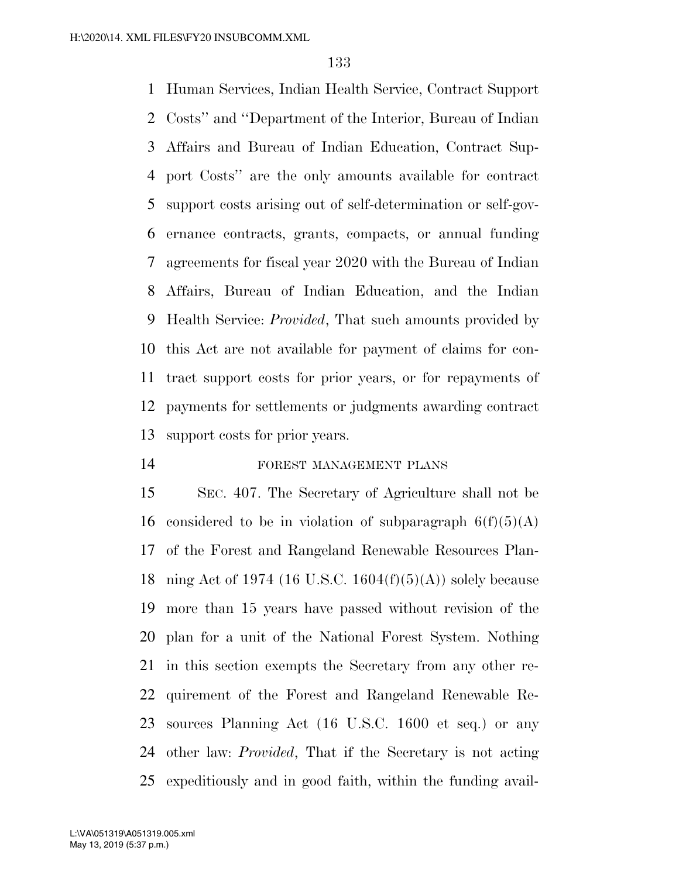Human Services, Indian Health Service, Contract Support Costs'' and ''Department of the Interior, Bureau of Indian Affairs and Bureau of Indian Education, Contract Support Costs'' are the only amounts available for contract support costs arising out of self-determination or self-governance contracts, grants, compacts, or annual funding agreements for fiscal year 2020 with the Bureau of Indian Affairs, Bureau of Indian Education, and the Indian Health Service: *Provided*, That such amounts provided by this Act are not available for payment of claims for contract support costs for prior years, or for repayments of payments for settlements or judgments awarding contract support costs for prior years.

FOREST MANAGEMENT PLANS

SEC. 407. The Secretary of Agriculture shall not be considered to be in violation of subparagraph 6(f)(5)(A) of the Forest and Rangeland Renewable Resources Planning Act of 1974 (16 U.S.C. 1604(f)(5)(A)) solely because more than 15 years have passed without revision of the plan for a unit of the National Forest System. Nothing in this section exempts the Secretary from any other requirement of the Forest and Rangeland Renewable Resources Planning Act (16 U.S.C. 1600 et seq.) or any other law: *Provided*, That if the Secretary is not acting expeditiously and in good faith, within the funding avail-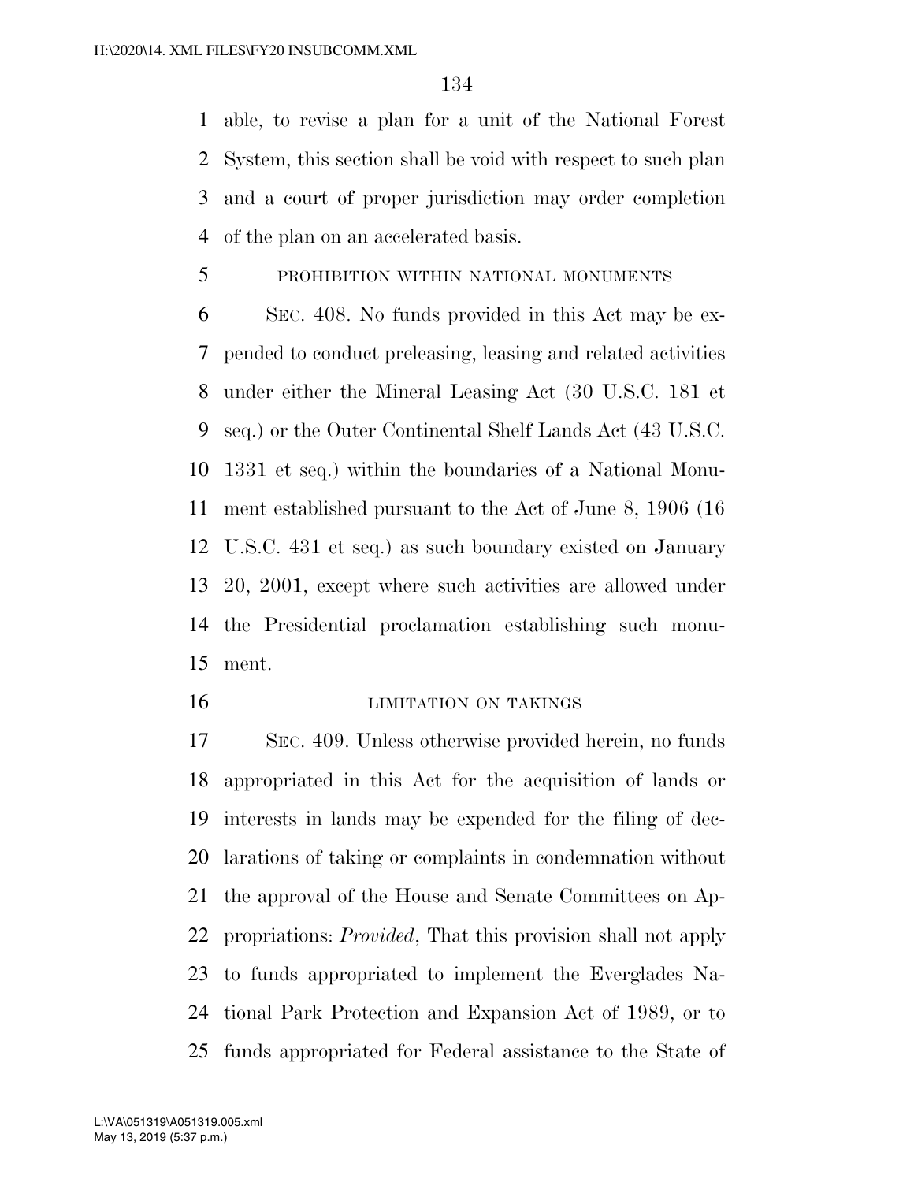able, to revise a plan for a unit of the National Forest System, this section shall be void with respect to such plan and a court of proper jurisdiction may order completion of the plan on an accelerated basis.

PROHIBITION WITHIN NATIONAL MONUMENTS

SEC. 408. No funds provided in this Act may be expended to conduct preleasing, leasing and related activities under either the Mineral Leasing Act (30 U.S.C. 181 et seq.) or the Outer Continental Shelf Lands Act (43 U.S.C. 1331 et seq.) within the boundaries of a National Monument established pursuant to the Act of June 8, 1906 (16 U.S.C. 431 et seq.) as such boundary existed on January 20, 2001, except where such activities are allowed under the Presidential proclamation establishing such monument.

LIMITATION ON TAKINGS

SEC. 409. Unless otherwise provided herein, no funds appropriated in this Act for the acquisition of lands or interests in lands may be expended for the filing of declarations of taking or complaints in condemnation without the approval of the House and Senate Committees on Appropriations: *Provided*, That this provision shall not apply to funds appropriated to implement the Everglades National Park Protection and Expansion Act of 1989, or to funds appropriated for Federal assistance to the State of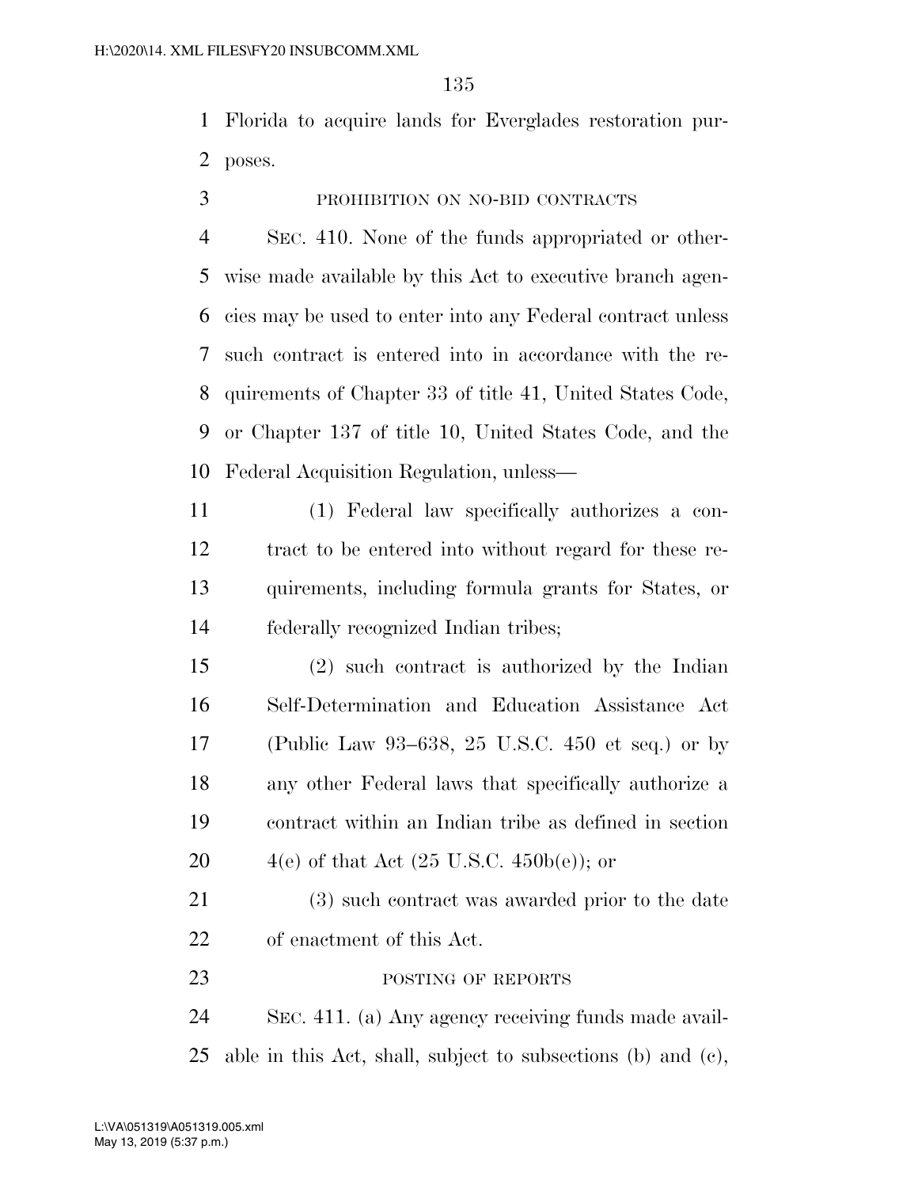Florida to acquire lands for Everglades restoration purposes.

PROHIBITION ON NO-BID CONTRACTS

SEC. 410. None of the funds appropriated or otherwise made available by this Act to executive branch agencies may be used to enter into any Federal contract unless such contract is entered into in accordance with the requirements of Chapter 33 of title 41, United States Code, or Chapter 137 of title 10, United States Code, and the Federal Acquisition Regulation, unless—

(1) Federal law specifically authorizes a contract to be entered into without regard for these requirements, including formula grants for States, or federally recognized Indian tribes;

(2) such contract is authorized by the Indian Self-Determination and Education Assistance Act (Public Law 93–638, 25 U.S.C. 450 et seq.) or by any other Federal laws that specifically authorize a contract within an Indian tribe as defined in section 4(e) of that Act (25 U.S.C. 450b(e)); or

(3) such contract was awarded prior to the date of enactment of this Act.

POSTING OF REPORTS

SEC. 411. (a) Any agency receiving funds made available in this Act, shall, subject to subsections (b) and (c),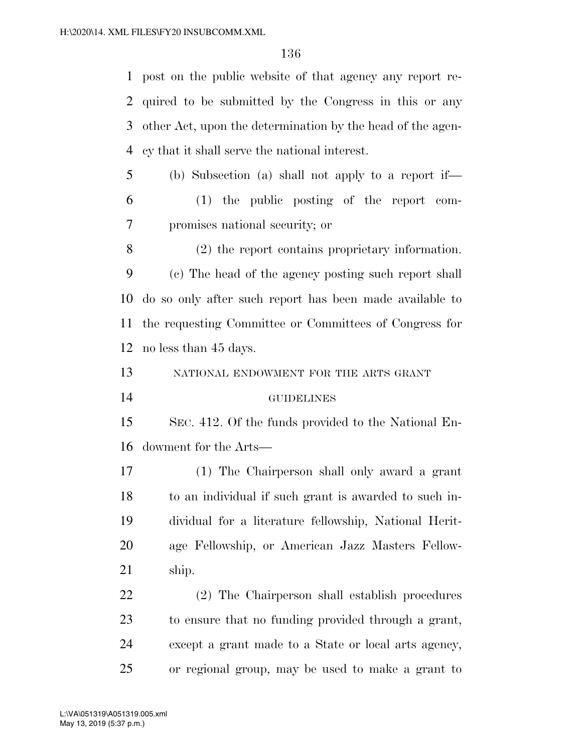post on the public website of that agency any report required to be submitted by the Congress in this or any other Act, upon the determination by the head of the agency that it shall serve the national interest.

(b) Subsection (a) shall not apply to a report if—

(1) the public posting of the report compromises national security; or

(2) the report contains proprietary information.

(c) The head of the agency posting such report shall do so only after such report has been made available to the requesting Committee or Committees of Congress for no less than 45 days.

NATIONAL ENDOWMENT FOR THE ARTS GRANT GUIDELINES

SEC. 412. Of the funds provided to the National Endowment for the Arts—

(1) The Chairperson shall only award a grant to an individual if such grant is awarded to such individual for a literature fellowship, National Heritage Fellowship, or American Jazz Masters Fellowship.

(2) The Chairperson shall establish procedures to ensure that no funding provided through a grant, except a grant made to a State or local arts agency, or regional group, may be used to make a grant to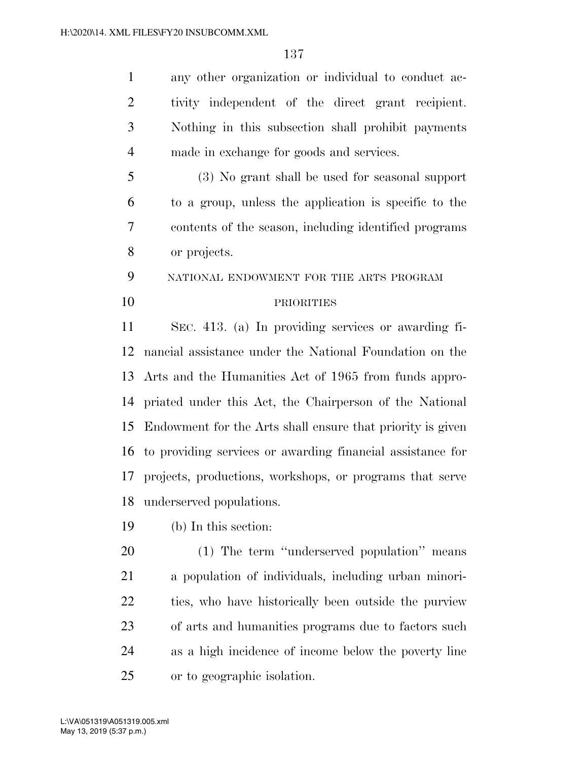any other organization or individual to conduct activity independent of the direct grant recipient. Nothing in this subsection shall prohibit payments made in exchange for goods and services.

(3) No grant shall be used for seasonal support to a group, unless the application is specific to the contents of the season, including identified programs or projects.

NATIONAL ENDOWMENT FOR THE ARTS PROGRAM PRIORITIES

SEC. 413. (a) In providing services or awarding financial assistance under the National Foundation on the Arts and the Humanities Act of 1965 from funds appropriated under this Act, the Chairperson of the National Endowment for the Arts shall ensure that priority is given to providing services or awarding financial assistance for projects, productions, workshops, or programs that serve underserved populations.

(b) In this section:

(1) The term ''underserved population'' means a population of individuals, including urban minorities, who have historically been outside the purview of arts and humanities programs due to factors such as a high incidence of income below the poverty line or to geographic isolation.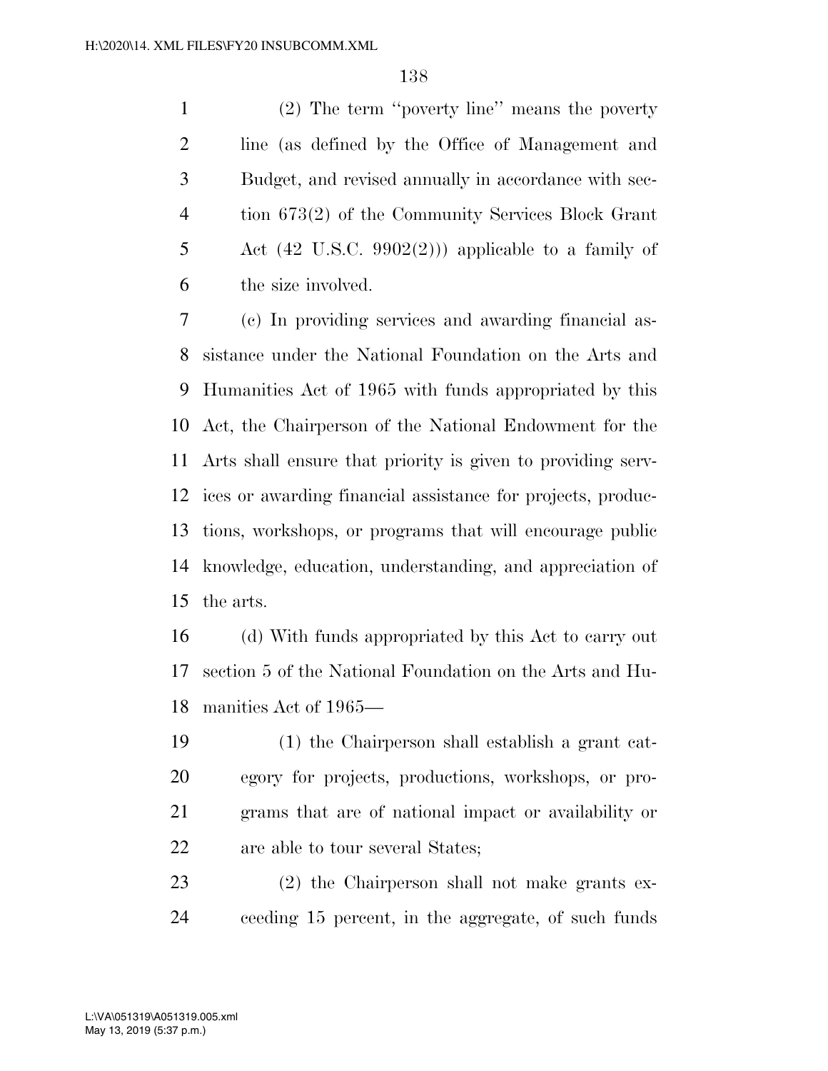(2) The term ''poverty line'' means the poverty line (as defined by the Office of Management and Budget, and revised annually in accordance with section 673(2) of the Community Services Block Grant Act (42 U.S.C. 9902(2))) applicable to a family of the size involved.

(c) In providing services and awarding financial assistance under the National Foundation on the Arts and Humanities Act of 1965 with funds appropriated by this Act, the Chairperson of the National Endowment for the Arts shall ensure that priority is given to providing services or awarding financial assistance for projects, productions, workshops, or programs that will encourage public knowledge, education, understanding, and appreciation of the arts.

(d) With funds appropriated by this Act to carry out section 5 of the National Foundation on the Arts and Humanities Act of 1965—

(1) the Chairperson shall establish a grant category for projects, productions, workshops, or programs that are of national impact or availability or are able to tour several States;

(2) the Chairperson shall not make grants exceeding 15 percent, in the aggregate, of such funds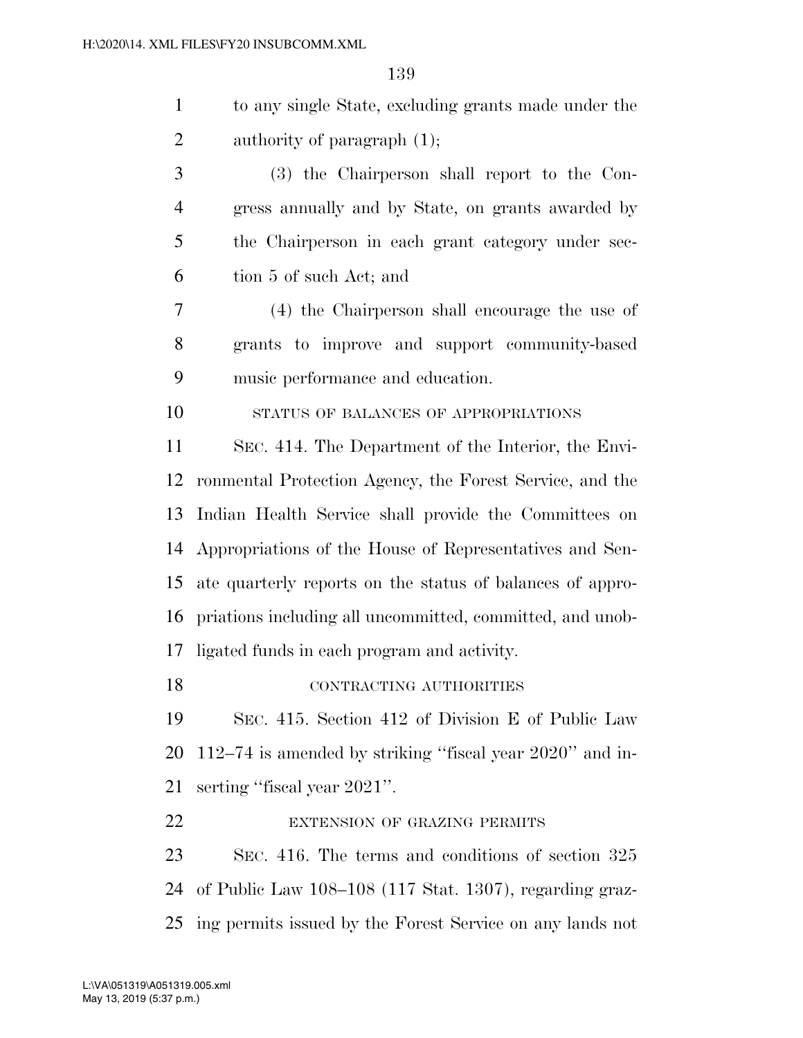to any single State, excluding grants made under the authority of paragraph (1);

(3) the Chairperson shall report to the Congress annually and by State, on grants awarded by the Chairperson in each grant category under section 5 of such Act; and

(4) the Chairperson shall encourage the use of grants to improve and support community-based music performance and education.

STATUS OF BALANCES OF APPROPRIATIONS

SEC. 414. The Department of the Interior, the Environmental Protection Agency, the Forest Service, and the Indian Health Service shall provide the Committees on Appropriations of the House of Representatives and Senate quarterly reports on the status of balances of appropriations including all uncommitted, committed, and unobligated funds in each program and activity.

CONTRACTING AUTHORITIES

SEC. 415. Section 412 of Division E of Public Law 112–74 is amended by striking ''fiscal year 2020'' and inserting ''fiscal year 2021''.

EXTENSION OF GRAZING PERMITS

SEC. 416. The terms and conditions of section 325 of Public Law 108–108 (117 Stat. 1307), regarding grazing permits issued by the Forest Service on any lands not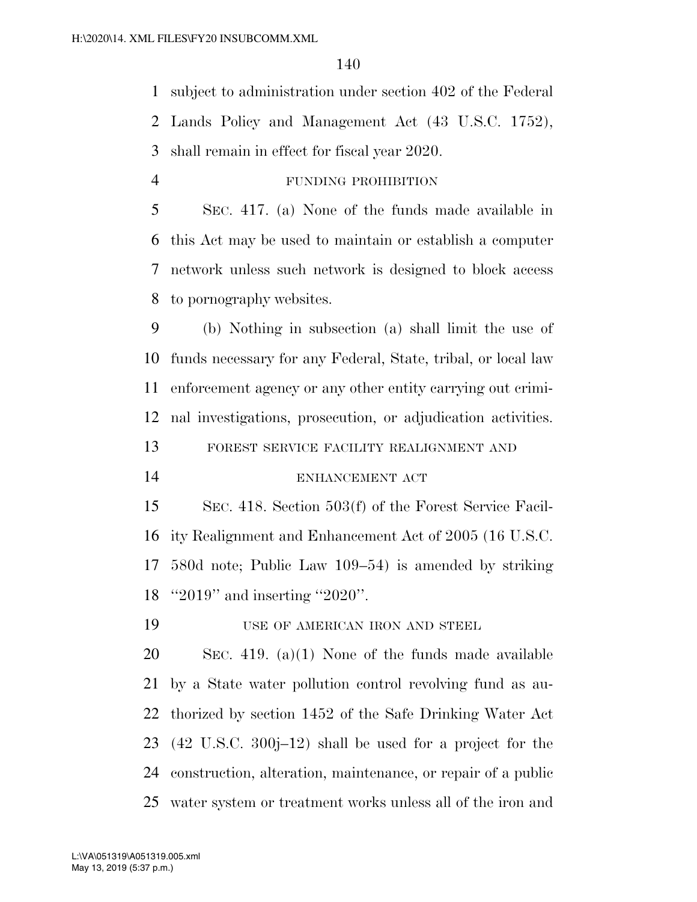subject to administration under section 402 of the Federal Lands Policy and Management Act (43 U.S.C. 1752), shall remain in effect for fiscal year 2020.

FUNDING PROHIBITION

SEC. 417. (a) None of the funds made available in this Act may be used to maintain or establish a computer network unless such network is designed to block access to pornography websites.

(b) Nothing in subsection (a) shall limit the use of funds necessary for any Federal, State, tribal, or local law enforcement agency or any other entity carrying out criminal investigations, prosecution, or adjudication activities.

FOREST SERVICE FACILITY REALIGNMENT AND ENHANCEMENT ACT

SEC. 418. Section 503(f) of the Forest Service Facility Realignment and Enhancement Act of 2005 (16 U.S.C. 580d note; Public Law 109–54) is amended by striking ''2019'' and inserting ''2020''.

USE OF AMERICAN IRON AND STEEL

SEC. 419. (a)(1) None of the funds made available by a State water pollution control revolving fund as authorized by section 1452 of the Safe Drinking Water Act (42 U.S.C. 300j–12) shall be used for a project for the construction, alteration, maintenance, or repair of a public water system or treatment works unless all of the iron and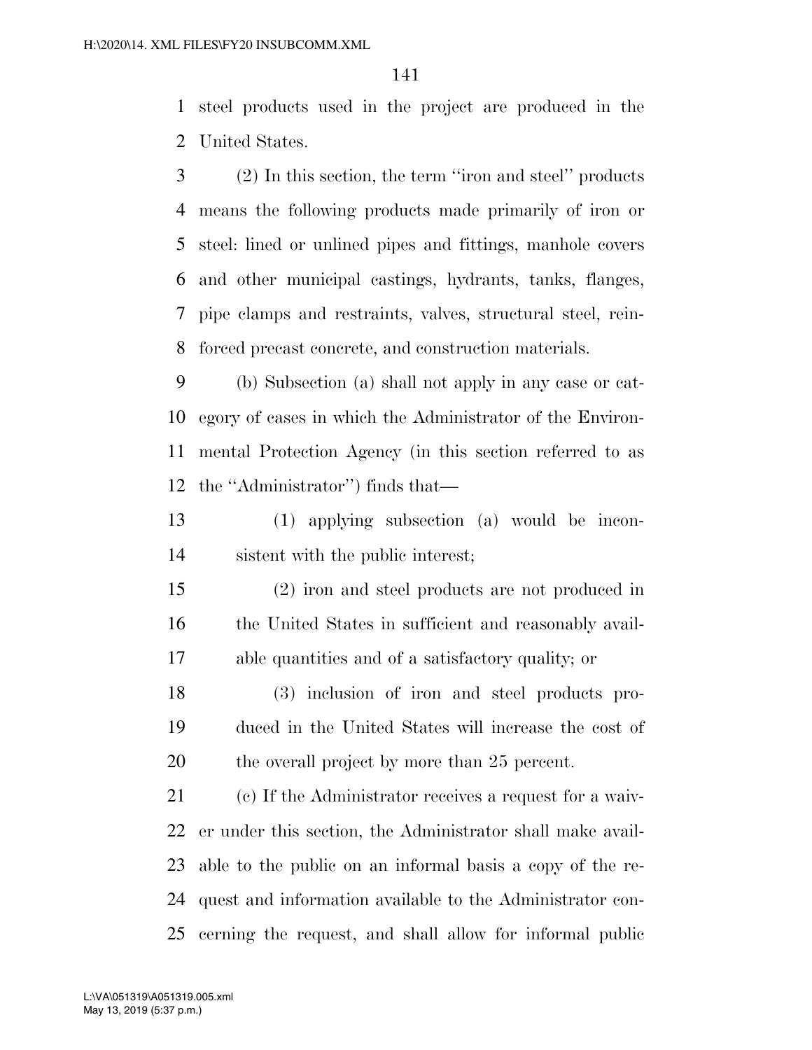steel products used in the project are produced in the United States.

(2) In this section, the term ''iron and steel'' products means the following products made primarily of iron or steel: lined or unlined pipes and fittings, manhole covers and other municipal castings, hydrants, tanks, flanges, pipe clamps and restraints, valves, structural steel, reinforced precast concrete, and construction materials.

(b) Subsection (a) shall not apply in any case or category of cases in which the Administrator of the Environmental Protection Agency (in this section referred to as the ''Administrator'') finds that—

(1) applying subsection (a) would be inconsistent with the public interest;

(2) iron and steel products are not produced in the United States in sufficient and reasonably available quantities and of a satisfactory quality; or

(3) inclusion of iron and steel products produced in the United States will increase the cost of the overall project by more than 25 percent.

(c) If the Administrator receives a request for a waiver under this section, the Administrator shall make available to the public on an informal basis a copy of the request and information available to the Administrator concerning the request, and shall allow for informal public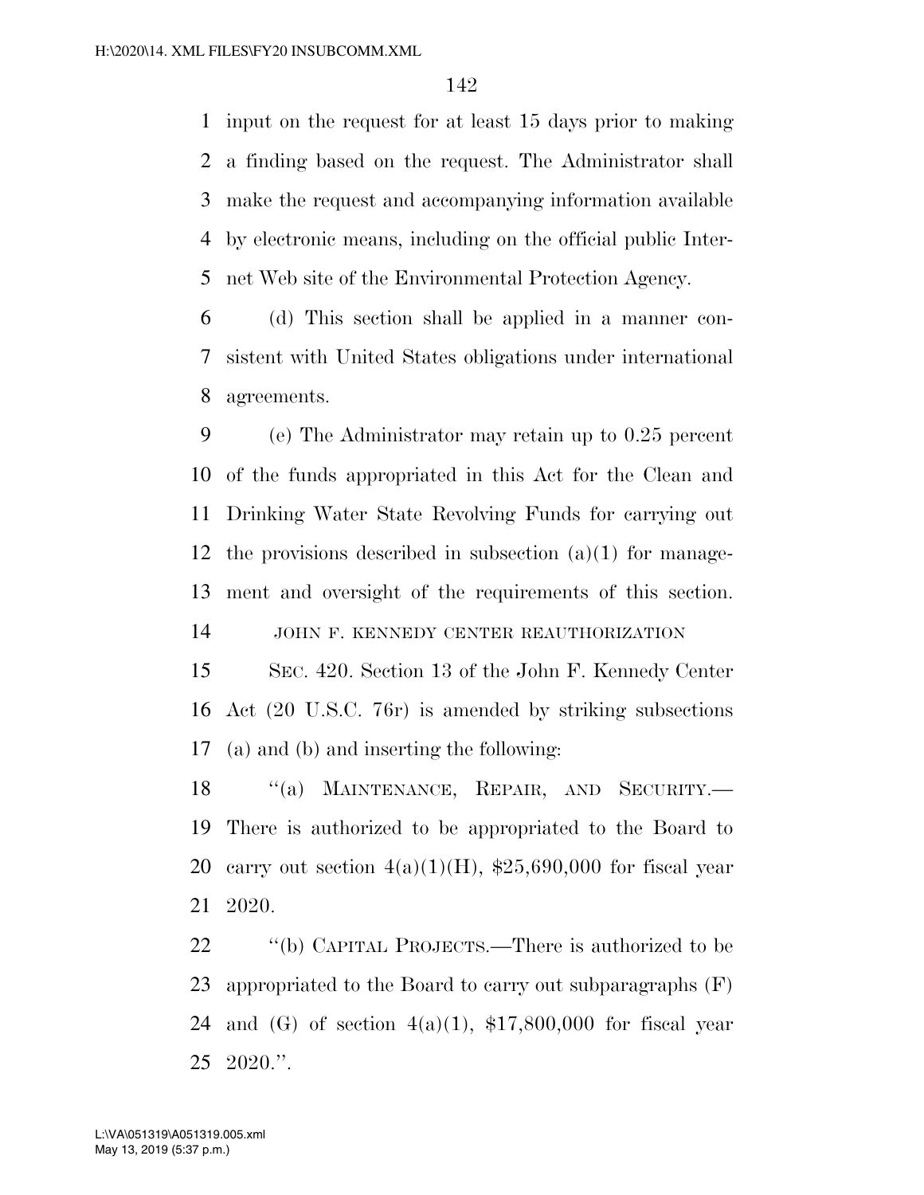input on the request for at least 15 days prior to making a finding based on the request. The Administrator shall make the request and accompanying information available by electronic means, including on the official public Internet Web site of the Environmental Protection Agency.

(d) This section shall be applied in a manner consistent with United States obligations under international agreements.

(e) The Administrator may retain up to 0.25 percent of the funds appropriated in this Act for the Clean and Drinking Water State Revolving Funds for carrying out the provisions described in subsection (a)(1) for management and oversight of the requirements of this section.

JOHN F. KENNEDY CENTER REAUTHORIZATION

SEC. 420. Section 13 of the John F. Kennedy Center Act (20 U.S.C. 76r) is amended by striking subsections (a) and (b) and inserting the following:

''(a) MAINTENANCE, REPAIR, AND SECURITY.— There is authorized to be appropriated to the Board to carry out section 4(a)(1)(H), $25,690,000 for fiscal year 2020.

''(b) CAPITAL PROJECTS.—There is authorized to be appropriated to the Board to carry out subparagraphs (F) and (G) of section 4(a)(1), $17,800,000 for fiscal year 2020.''.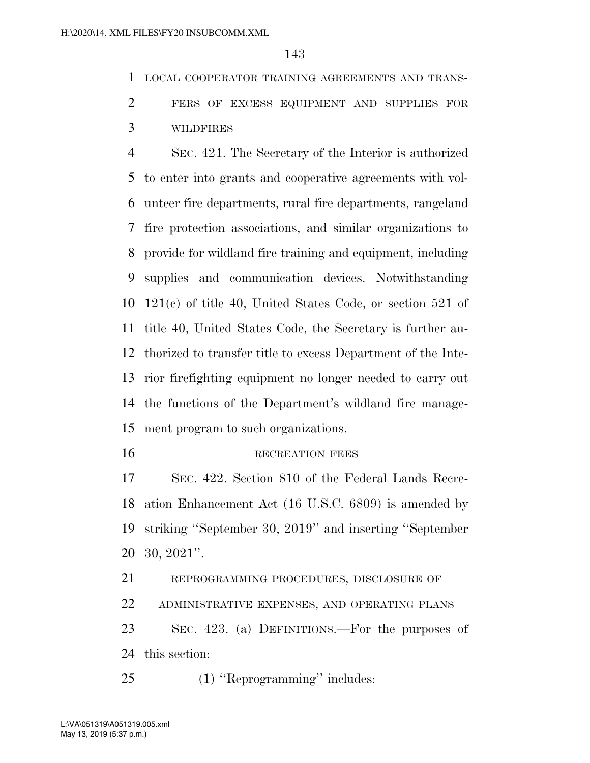LOCAL COOPERATOR TRAINING AGREEMENTS AND TRANSFERS OF EXCESS EQUIPMENT AND SUPPLIES FOR WILDFIRES

SEC. 421. The Secretary of the Interior is authorized to enter into grants and cooperative agreements with volunteer fire departments, rural fire departments, rangeland fire protection associations, and similar organizations to provide for wildland fire training and equipment, including supplies and communication devices. Notwithstanding 121(c) of title 40, United States Code, or section 521 of title 40, United States Code, the Secretary is further authorized to transfer title to excess Department of the Interior firefighting equipment no longer needed to carry out the functions of the Department's wildland fire management program to such organizations.

RECREATION FEES

SEC. 422. Section 810 of the Federal Lands Recreation Enhancement Act (16 U.S.C. 6809) is amended by striking "September 30, 2019" and inserting "September 30, 2021".

REPROGRAMMING PROCEDURES, DISCLOSURE OF ADMINISTRATIVE EXPENSES, AND OPERATING PLANS

SEC. 423. (a) DEFINITIONS.—For the purposes of this section:

(1) "Reprogramming" includes: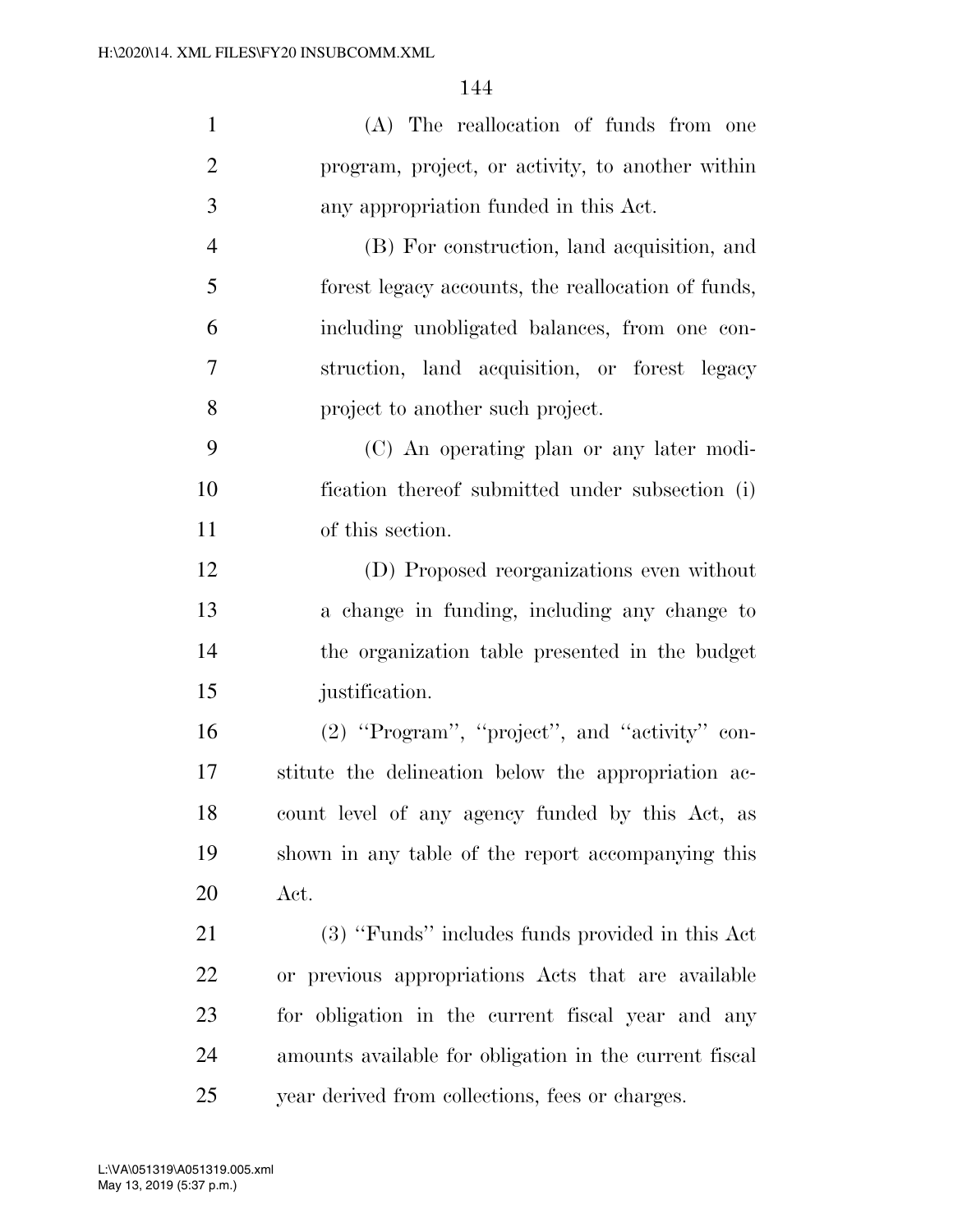(A) The reallocation of funds from one program, project, or activity, to another within any appropriation funded in this Act.

(B) For construction, land acquisition, and forest legacy accounts, the reallocation of funds, including unobligated balances, from one construction, land acquisition, or forest legacy project to another such project.

(C) An operating plan or any later modification thereof submitted under subsection (i) of this section.

(D) Proposed reorganizations even without a change in funding, including any change to the organization table presented in the budget justification.

(2) ''Program'', ''project'', and ''activity'' constitute the delineation below the appropriation account level of any agency funded by this Act, as shown in any table of the report accompanying this Act.

(3) ''Funds'' includes funds provided in this Act or previous appropriations Acts that are available for obligation in the current fiscal year and any amounts available for obligation in the current fiscal year derived from collections, fees or charges.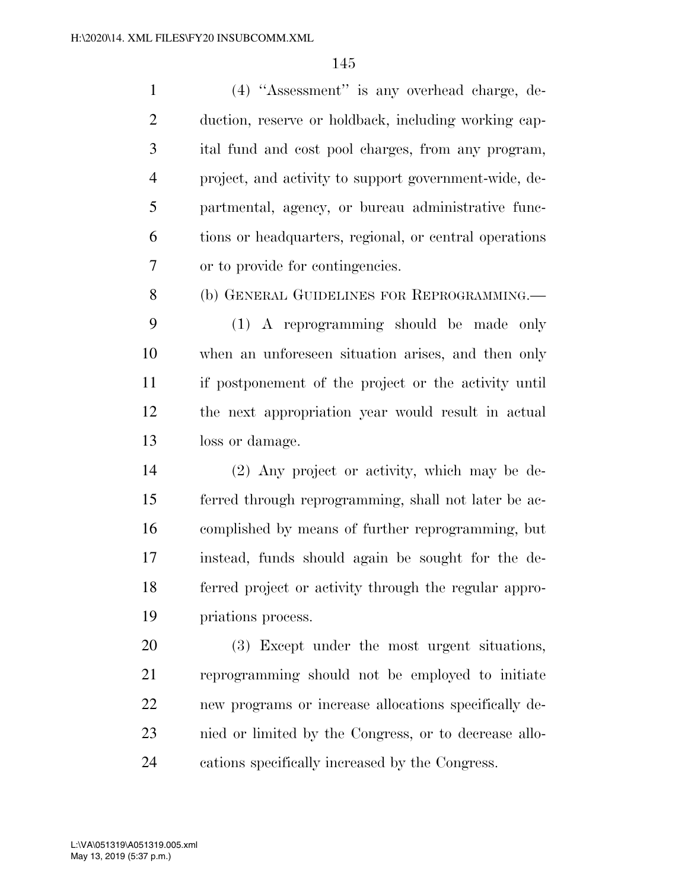(4) "Assessment" is any overhead charge, deduction, reserve or holdback, including working capital fund and cost pool charges, from any program, project, and activity to support government-wide, departmental, agency, or bureau administrative functions or headquarters, regional, or central operations or to provide for contingencies.

(b) GENERAL GUIDELINES FOR REPROGRAMMING.—

(1) A reprogramming should be made only when an unforeseen situation arises, and then only if postponement of the project or the activity until the next appropriation year would result in actual loss or damage.

(2) Any project or activity, which may be deferred through reprogramming, shall not later be accomplished by means of further reprogramming, but instead, funds should again be sought for the deferred project or activity through the regular appropriations process.

(3) Except under the most urgent situations, reprogramming should not be employed to initiate new programs or increase allocations specifically denied or limited by the Congress, or to decrease allocations specifically increased by the Congress.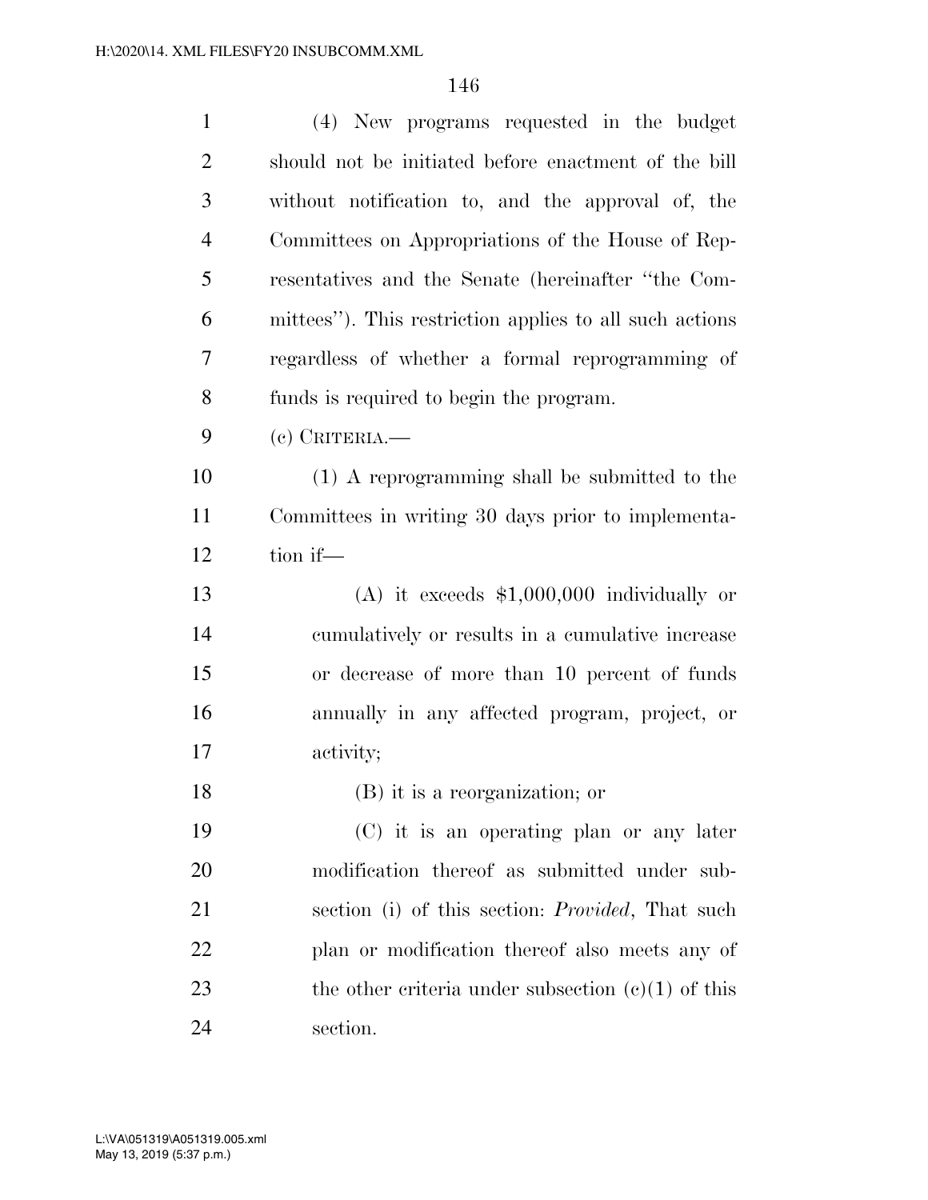(4) New programs requested in the budget should not be initiated before enactment of the bill without notification to, and the approval of, the Committees on Appropriations of the House of Representatives and the Senate (hereinafter "the Committees"). This restriction applies to all such actions regardless of whether a formal reprogramming of funds is required to begin the program.

(c) CRITERIA.—

(1) A reprogramming shall be submitted to the Committees in writing 30 days prior to implementation if—

(A) it exceeds $1,000,000 individually or cumulatively or results in a cumulative increase or decrease of more than 10 percent of funds annually in any affected program, project, or activity;

(B) it is a reorganization; or

(C) it is an operating plan or any later modification thereof as submitted under subsection (i) of this section: *Provided*, That such plan or modification thereof also meets any of the other criteria under subsection (c)(1) of this section.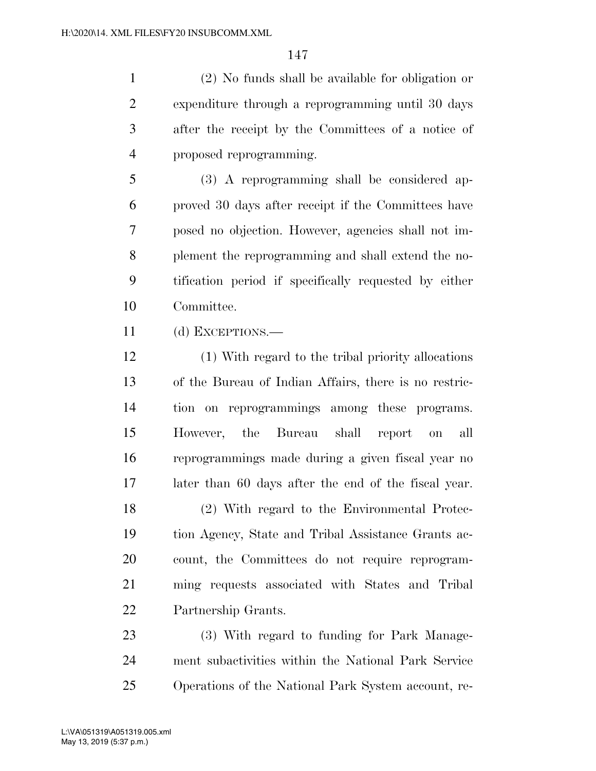(2) No funds shall be available for obligation or expenditure through a reprogramming until 30 days after the receipt by the Committees of a notice of proposed reprogramming.

(3) A reprogramming shall be considered approved 30 days after receipt if the Committees have posed no objection. However, agencies shall not implement the reprogramming and shall extend the notification period if specifically requested by either Committee.

(d) EXCEPTIONS.—

(1) With regard to the tribal priority allocations of the Bureau of Indian Affairs, there is no restriction on reprogrammings among these programs. However, the Bureau shall report on all reprogrammings made during a given fiscal year no later than 60 days after the end of the fiscal year.

(2) With regard to the Environmental Protection Agency, State and Tribal Assistance Grants account, the Committees do not require reprogramming requests associated with States and Tribal Partnership Grants.

(3) With regard to funding for Park Management subactivities within the National Park Service Operations of the National Park System account, re-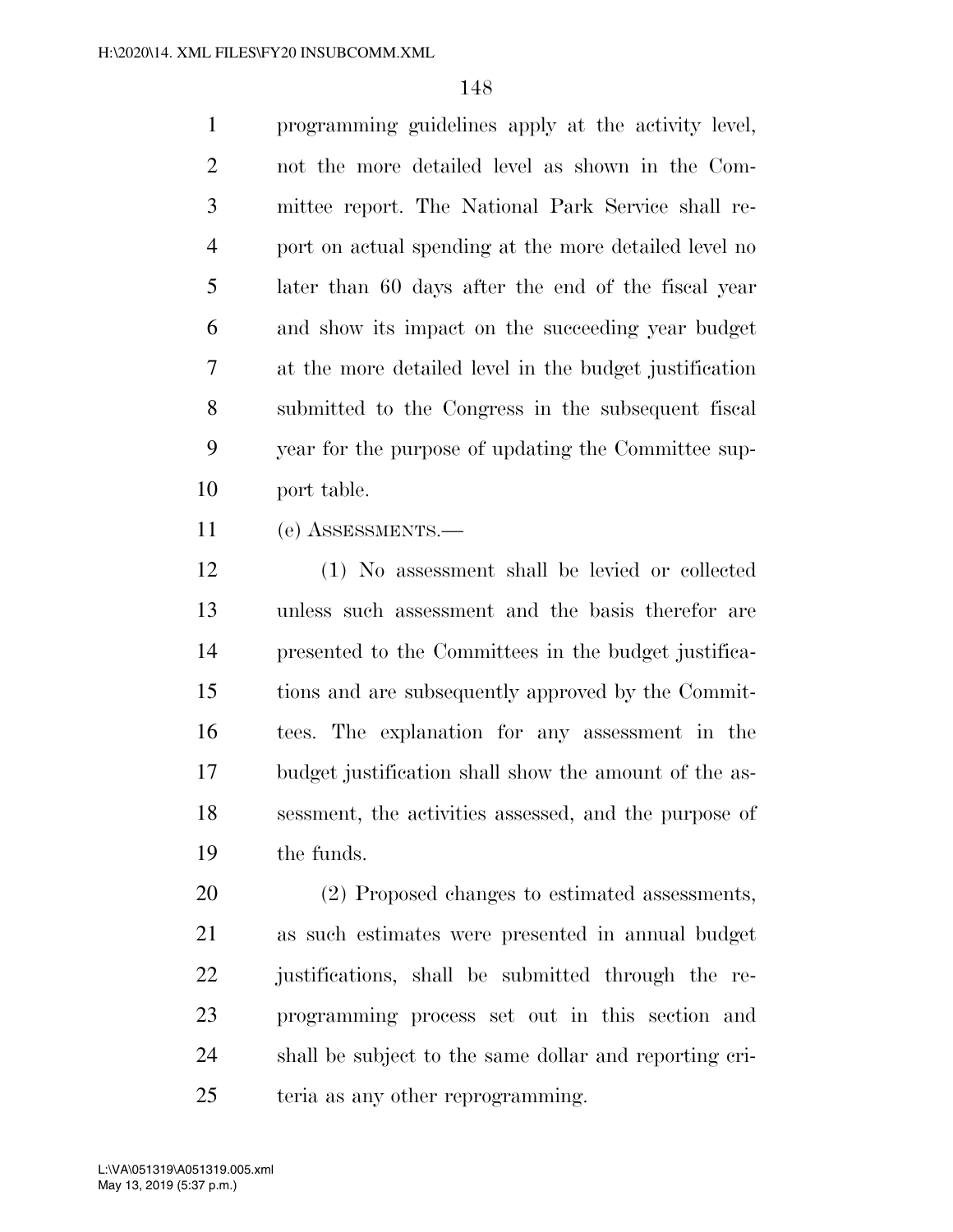programming guidelines apply at the activity level, not the more detailed level as shown in the Committee report. The National Park Service shall report on actual spending at the more detailed level no later than 60 days after the end of the fiscal year and show its impact on the succeeding year budget at the more detailed level in the budget justification submitted to the Congress in the subsequent fiscal year for the purpose of updating the Committee support table.

(e) ASSESSMENTS.—

(1) No assessment shall be levied or collected unless such assessment and the basis therefor are presented to the Committees in the budget justifications and are subsequently approved by the Committees. The explanation for any assessment in the budget justification shall show the amount of the assessment, the activities assessed, and the purpose of the funds.

(2) Proposed changes to estimated assessments, as such estimates were presented in annual budget justifications, shall be submitted through the reprogramming process set out in this section and shall be subject to the same dollar and reporting criteria as any other reprogramming.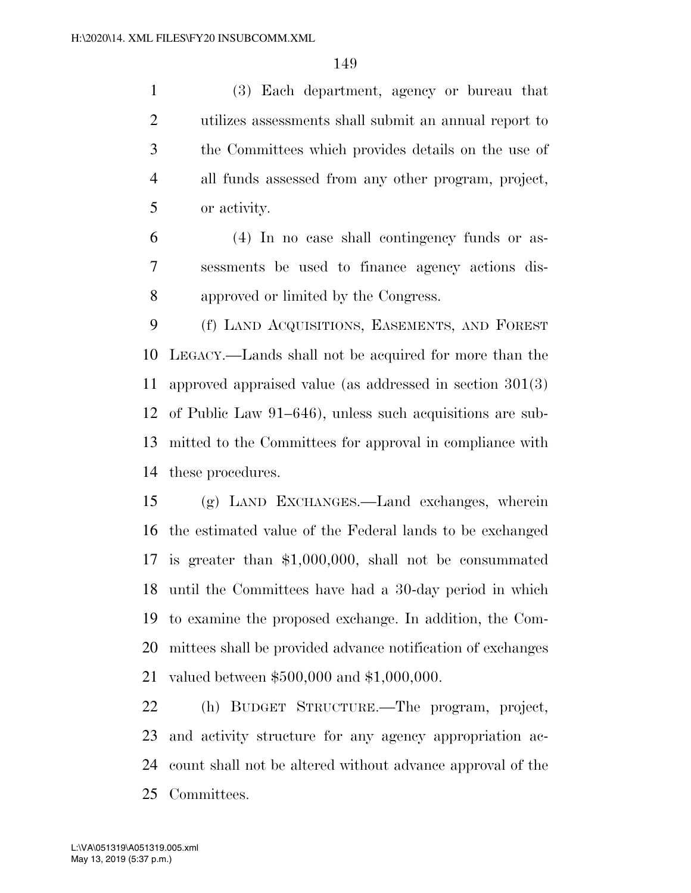(3) Each department, agency or bureau that utilizes assessments shall submit an annual report to the Committees which provides details on the use of all funds assessed from any other program, project, or activity.

(4) In no case shall contingency funds or assessments be used to finance agency actions disapproved or limited by the Congress.

(f) LAND ACQUISITIONS, EASEMENTS, AND FOREST LEGACY.—Lands shall not be acquired for more than the approved appraised value (as addressed in section 301(3) of Public Law 91–646), unless such acquisitions are submitted to the Committees for approval in compliance with these procedures.

(g) LAND EXCHANGES.—Land exchanges, wherein the estimated value of the Federal lands to be exchanged is greater than $1,000,000, shall not be consummated until the Committees have had a 30-day period in which to examine the proposed exchange. In addition, the Committees shall be provided advance notification of exchanges valued between $500,000 and $1,000,000.

(h) BUDGET STRUCTURE.—The program, project, and activity structure for any agency appropriation account shall not be altered without advance approval of the Committees.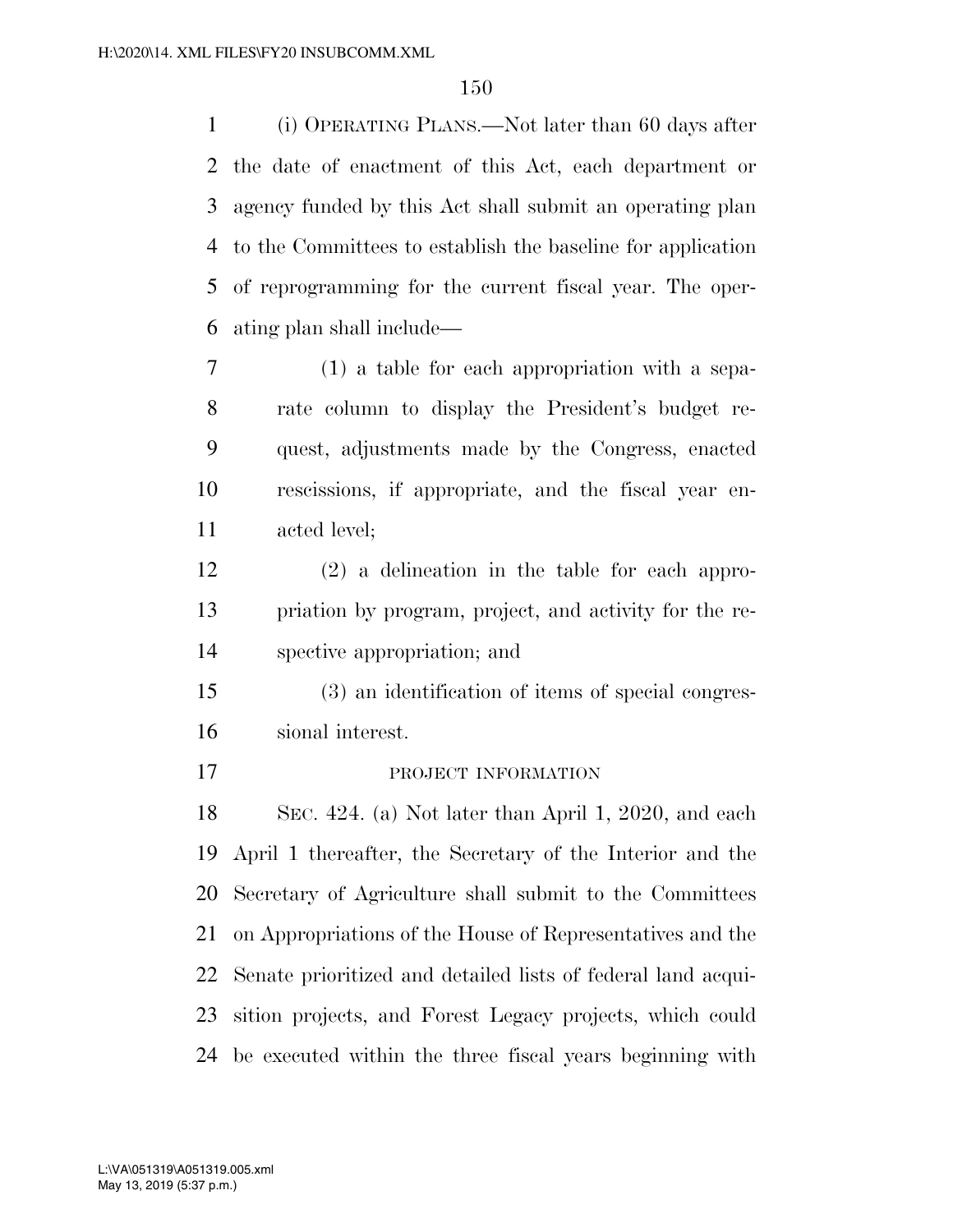(i) OPERATING PLANS.—Not later than 60 days after the date of enactment of this Act, each department or agency funded by this Act shall submit an operating plan to the Committees to establish the baseline for application of reprogramming for the current fiscal year. The operating plan shall include—

(1) a table for each appropriation with a separate column to display the President's budget request, adjustments made by the Congress, enacted rescissions, if appropriate, and the fiscal year enacted level;

(2) a delineation in the table for each appropriation by program, project, and activity for the respective appropriation; and

(3) an identification of items of special congressional interest.

PROJECT INFORMATION

SEC. 424. (a) Not later than April 1, 2020, and each April 1 thereafter, the Secretary of the Interior and the Secretary of Agriculture shall submit to the Committees on Appropriations of the House of Representatives and the Senate prioritized and detailed lists of federal land acquisition projects, and Forest Legacy projects, which could be executed within the three fiscal years beginning with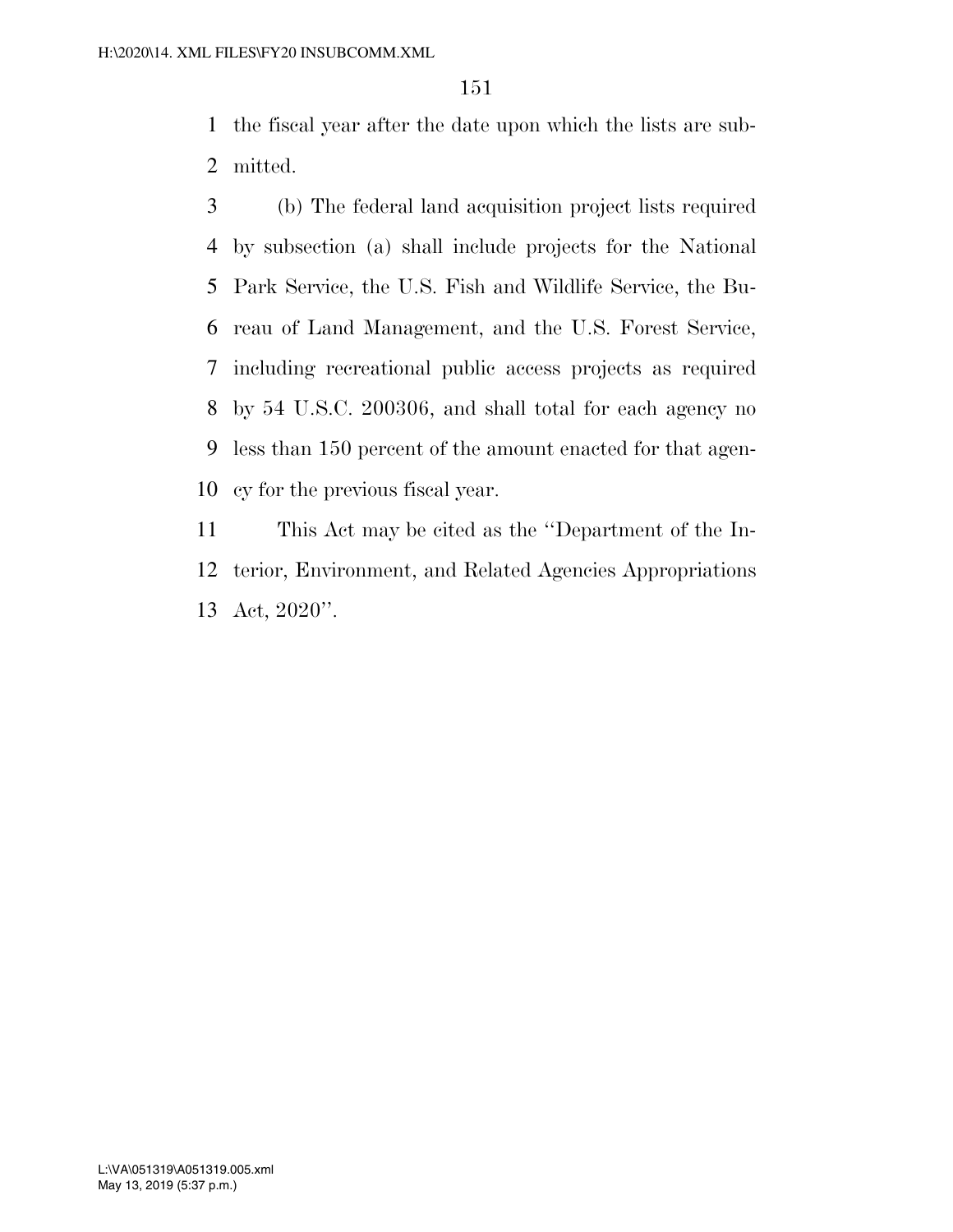the fiscal year after the date upon which the lists are submitted.

(b) The federal land acquisition project lists required by subsection (a) shall include projects for the National Park Service, the U.S. Fish and Wildlife Service, the Bureau of Land Management, and the U.S. Forest Service, including recreational public access projects as required by 54 U.S.C. 200306, and shall total for each agency no less than 150 percent of the amount enacted for that agency for the previous fiscal year.

This Act may be cited as the ''Department of the Interior, Environment, and Related Agencies Appropriations Act, 2020''.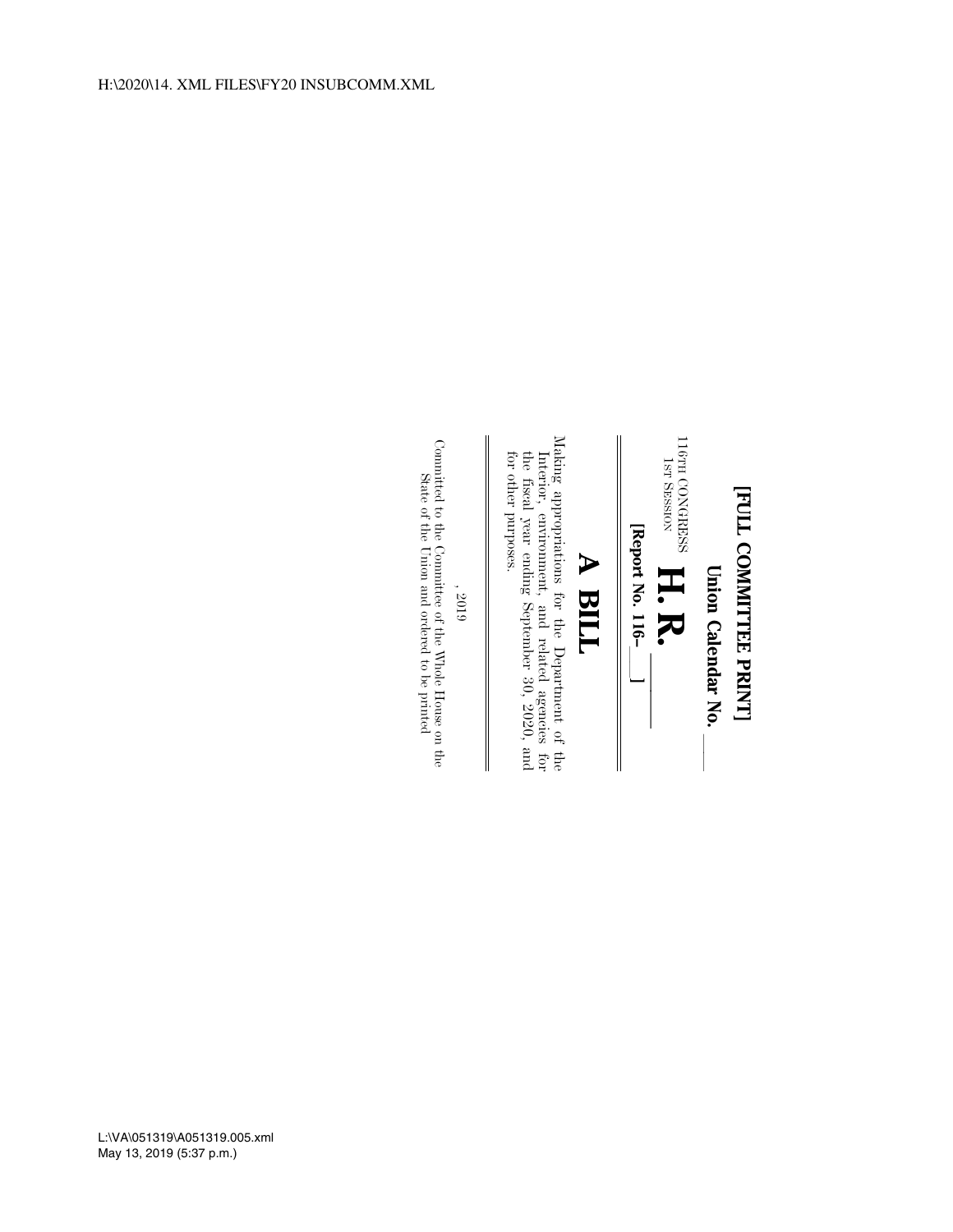**[FULL COMMITTEE PRINT]**

**Union Calendar No. \_\_\_\_**

116TH CONGRESS
1ST SESSION

# H. R. \_\_\_\_\_\_

**[Report No. 116–\_\_\_]**

---

# A BILL

Making appropriations for the Department of the Interior, environment, and related agencies for the fiscal year ending September 30, 2020, and for other purposes.

---

, 2019

Committed to the Committee of the Whole House on the State of the Union and ordered to be printed